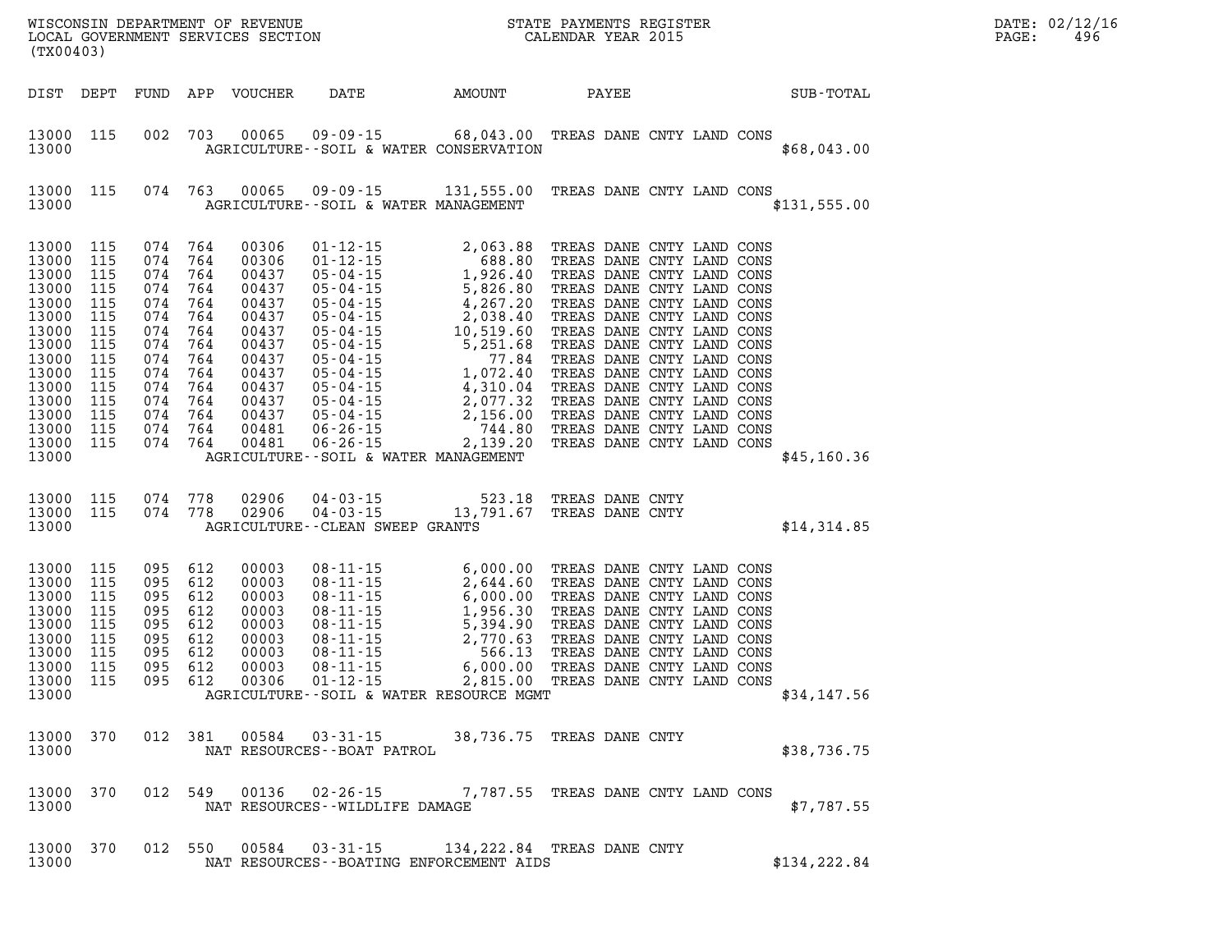WISCONSIN DEPARTMENT OF REVENUE
LOCAL GOVERNMENT SERVICES SECTION
(TX00403)

STATE PAYMENTS REGISTER
CALENDAR YEAR 2015

DATE: 02/12/16

| DIST | DEPT | FUND | APP | VOUCHER | DATE | AMOUNT | PAYEE | SUB-TOTAL |
|---|---|---|---|---|---|---|---|---|
| 13000 | 115 | 002 | 703 | 00065 | 09-09-15 | 68,043.00 | TREAS DANE CNTY LAND CONS | |
| 13000 | | | | | AGRICULTURE--SOIL & WATER CONSERVATION | | | $68,043.00 |
| 13000 | 115 | 074 | 763 | 00065 | 09-09-15 | 131,555.00 | TREAS DANE CNTY LAND CONS | |
| 13000 | | | | | AGRICULTURE--SOIL & WATER MANAGEMENT | | | $131,555.00 |
| 13000 | 115 | 074 | 764 | 00306 | 01-12-15 | 2,063.88 | TREAS DANE CNTY LAND CONS | |
| 13000 | 115 | 074 | 764 | 00306 | 01-12-15 | 688.80 | TREAS DANE CNTY LAND CONS | |
| 13000 | 115 | 074 | 764 | 00437 | 05-04-15 | 1,926.40 | TREAS DANE CNTY LAND CONS | |
| 13000 | 115 | 074 | 764 | 00437 | 05-04-15 | 5,826.80 | TREAS DANE CNTY LAND CONS | |
| 13000 | 115 | 074 | 764 | 00437 | 05-04-15 | 4,267.20 | TREAS DANE CNTY LAND CONS | |
| 13000 | 115 | 074 | 764 | 00437 | 05-04-15 | 2,038.40 | TREAS DANE CNTY LAND CONS | |
| 13000 | 115 | 074 | 764 | 00437 | 05-04-15 | 10,519.60 | TREAS DANE CNTY LAND CONS | |
| 13000 | 115 | 074 | 764 | 00437 | 05-04-15 | 5,251.68 | TREAS DANE CNTY LAND CONS | |
| 13000 | 115 | 074 | 764 | 00437 | 05-04-15 | 77.84 | TREAS DANE CNTY LAND CONS | |
| 13000 | 115 | 074 | 764 | 00437 | 05-04-15 | 1,072.40 | TREAS DANE CNTY LAND CONS | |
| 13000 | 115 | 074 | 764 | 00437 | 05-04-15 | 4,310.04 | TREAS DANE CNTY LAND CONS | |
| 13000 | 115 | 074 | 764 | 00437 | 05-04-15 | 2,077.32 | TREAS DANE CNTY LAND CONS | |
| 13000 | 115 | 074 | 764 | 00437 | 05-04-15 | 2,156.00 | TREAS DANE CNTY LAND CONS | |
| 13000 | 115 | 074 | 764 | 00481 | 06-26-15 | 744.80 | TREAS DANE CNTY LAND CONS | |
| 13000 | 115 | 074 | 764 | 00481 | 06-26-15 | 2,139.20 | TREAS DANE CNTY LAND CONS | |
| 13000 | | | | | AGRICULTURE--SOIL & WATER MANAGEMENT | | | $45,160.36 |
| 13000 | 115 | 074 | 778 | 02906 | 04-03-15 | 523.18 | TREAS DANE CNTY | |
| 13000 | 115 | 074 | 778 | 02906 | 04-03-15 | 13,791.67 | TREAS DANE CNTY | |
| 13000 | | | | | AGRICULTURE--CLEAN SWEEP GRANTS | | | $14,314.85 |
| 13000 | 115 | 095 | 612 | 00003 | 08-11-15 | 6,000.00 | TREAS DANE CNTY LAND CONS | |
| 13000 | 115 | 095 | 612 | 00003 | 08-11-15 | 2,644.60 | TREAS DANE CNTY LAND CONS | |
| 13000 | 115 | 095 | 612 | 00003 | 08-11-15 | 6,000.00 | TREAS DANE CNTY LAND CONS | |
| 13000 | 115 | 095 | 612 | 00003 | 08-11-15 | 1,956.30 | TREAS DANE CNTY LAND CONS | |
| 13000 | 115 | 095 | 612 | 00003 | 08-11-15 | 5,394.90 | TREAS DANE CNTY LAND CONS | |
| 13000 | 115 | 095 | 612 | 00003 | 08-11-15 | 2,770.63 | TREAS DANE CNTY LAND CONS | |
| 13000 | 115 | 095 | 612 | 00003 | 08-11-15 | 566.13 | TREAS DANE CNTY LAND CONS | |
| 13000 | 115 | 095 | 612 | 00003 | 08-11-15 | 6,000.00 | TREAS DANE CNTY LAND CONS | |
| 13000 | 115 | 095 | 612 | 00306 | 01-12-15 | 2,815.00 | TREAS DANE CNTY LAND CONS | |
| 13000 | | | | | AGRICULTURE--SOIL & WATER RESOURCE MGMT | | | $34,147.56 |
| 13000 | 370 | 012 | 381 | 00584 | 03-31-15 | 38,736.75 | TREAS DANE CNTY | |
| 13000 | | | | | NAT RESOURCES--BOAT PATROL | | | $38,736.75 |
| 13000 | 370 | 012 | 549 | 00136 | 02-26-15 | 7,787.55 | TREAS DANE CNTY LAND CONS | |
| 13000 | | | | | NAT RESOURCES--WILDLIFE DAMAGE | | | $7,787.55 |
| 13000 | 370 | 012 | 550 | 00584 | 03-31-15 | 134,222.84 | TREAS DANE CNTY | |
| 13000 | | | | | NAT RESOURCES--BOATING ENFORCEMENT AIDS | | | $134,222.84 |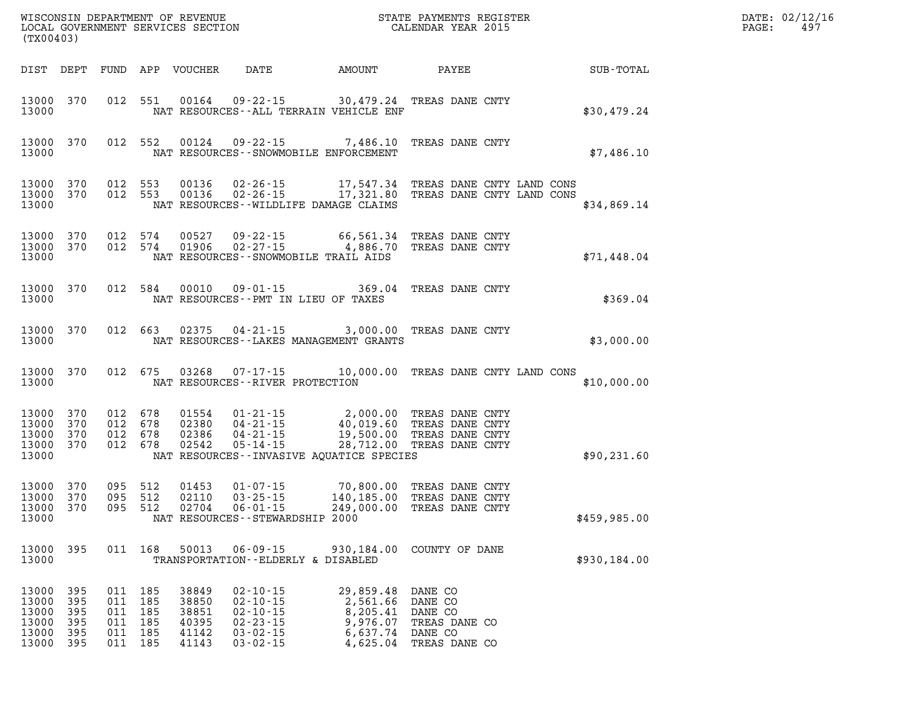WISCONSIN DEPARTMENT OF REVENUE
LOCAL GOVERNMENT SERVICES SECTION
(TX00403)

STATE PAYMENTS REGISTER
CALENDAR YEAR 2015

DATE: 02/12/16
PAGE: 497

| DIST | DEPT | FUND | APP | VOUCHER | DATE | AMOUNT | PAYEE | SUB-TOTAL |
|---|---|---|---|---|---|---|---|---|
| 13000 | 370 | 012 | 551 | 00164 | 09-22-15 | 30,479.24 | TREAS DANE CNTY | |
| 13000 | | | | | NAT RESOURCES--ALL TERRAIN VEHICLE ENF | | | $30,479.24 |
| 13000 | 370 | 012 | 552 | 00124 | 09-22-15 | 7,486.10 | TREAS DANE CNTY | |
| 13000 | | | | | NAT RESOURCES--SNOWMOBILE ENFORCEMENT | | | $7,486.10 |
| 13000 | 370 | 012 | 553 | 00136 | 02-26-15 | 17,547.34 | TREAS DANE CNTY LAND CONS | |
| 13000 | 370 | 012 | 553 | 00136 | 02-26-15 | 17,321.80 | TREAS DANE CNTY LAND CONS | |
| 13000 | | | | | NAT RESOURCES--WILDLIFE DAMAGE CLAIMS | | | $34,869.14 |
| 13000 | 370 | 012 | 574 | 00527 | 09-22-15 | 66,561.34 | TREAS DANE CNTY | |
| 13000 | 370 | 012 | 574 | 01906 | 02-27-15 | 4,886.70 | TREAS DANE CNTY | |
| 13000 | | | | | NAT RESOURCES--SNOWMOBILE TRAIL AIDS | | | $71,448.04 |
| 13000 | 370 | 012 | 584 | 00010 | 09-01-15 | 369.04 | TREAS DANE CNTY | |
| 13000 | | | | | NAT RESOURCES--PMT IN LIEU OF TAXES | | | $369.04 |
| 13000 | 370 | 012 | 663 | 02375 | 04-21-15 | 3,000.00 | TREAS DANE CNTY | |
| 13000 | | | | | NAT RESOURCES--LAKES MANAGEMENT GRANTS | | | $3,000.00 |
| 13000 | 370 | 012 | 675 | 03268 | 07-17-15 | 10,000.00 | TREAS DANE CNTY LAND CONS | |
| 13000 | | | | | NAT RESOURCES--RIVER PROTECTION | | | $10,000.00 |
| 13000 | 370 | 012 | 678 | 01554 | 01-21-15 | 2,000.00 | TREAS DANE CNTY | |
| 13000 | 370 | 012 | 678 | 02380 | 04-21-15 | 40,019.60 | TREAS DANE CNTY | |
| 13000 | 370 | 012 | 678 | 02386 | 04-21-15 | 19,500.00 | TREAS DANE CNTY | |
| 13000 | 370 | 012 | 678 | 02542 | 05-14-15 | 28,712.00 | TREAS DANE CNTY | |
| 13000 | | | | | NAT RESOURCES--INVASIVE AQUATICE SPECIES | | | $90,231.60 |
| 13000 | 370 | 095 | 512 | 01453 | 01-07-15 | 70,800.00 | TREAS DANE CNTY | |
| 13000 | 370 | 095 | 512 | 02110 | 03-25-15 | 140,185.00 | TREAS DANE CNTY | |
| 13000 | 370 | 095 | 512 | 02704 | 06-01-15 | 249,000.00 | TREAS DANE CNTY | |
| 13000 | | | | | NAT RESOURCES--STEWARDSHIP 2000 | | | $459,985.00 |
| 13000 | 395 | 011 | 168 | 50013 | 06-09-15 | 930,184.00 | COUNTY OF DANE | |
| 13000 | | | | | TRANSPORTATION--ELDERLY & DISABLED | | | $930,184.00 |
| 13000 | 395 | 011 | 185 | 38849 | 02-10-15 | 29,859.48 | DANE CO | |
| 13000 | 395 | 011 | 185 | 38850 | 02-10-15 | 2,561.66 | DANE CO | |
| 13000 | 395 | 011 | 185 | 38851 | 02-10-15 | 8,205.41 | DANE CO | |
| 13000 | 395 | 011 | 185 | 40395 | 02-23-15 | 9,976.07 | TREAS DANE CO | |
| 13000 | 395 | 011 | 185 | 41142 | 03-02-15 | 6,637.74 | DANE CO | |
| 13000 | 395 | 011 | 185 | 41143 | 03-02-15 | 4,625.04 | TREAS DANE CO | |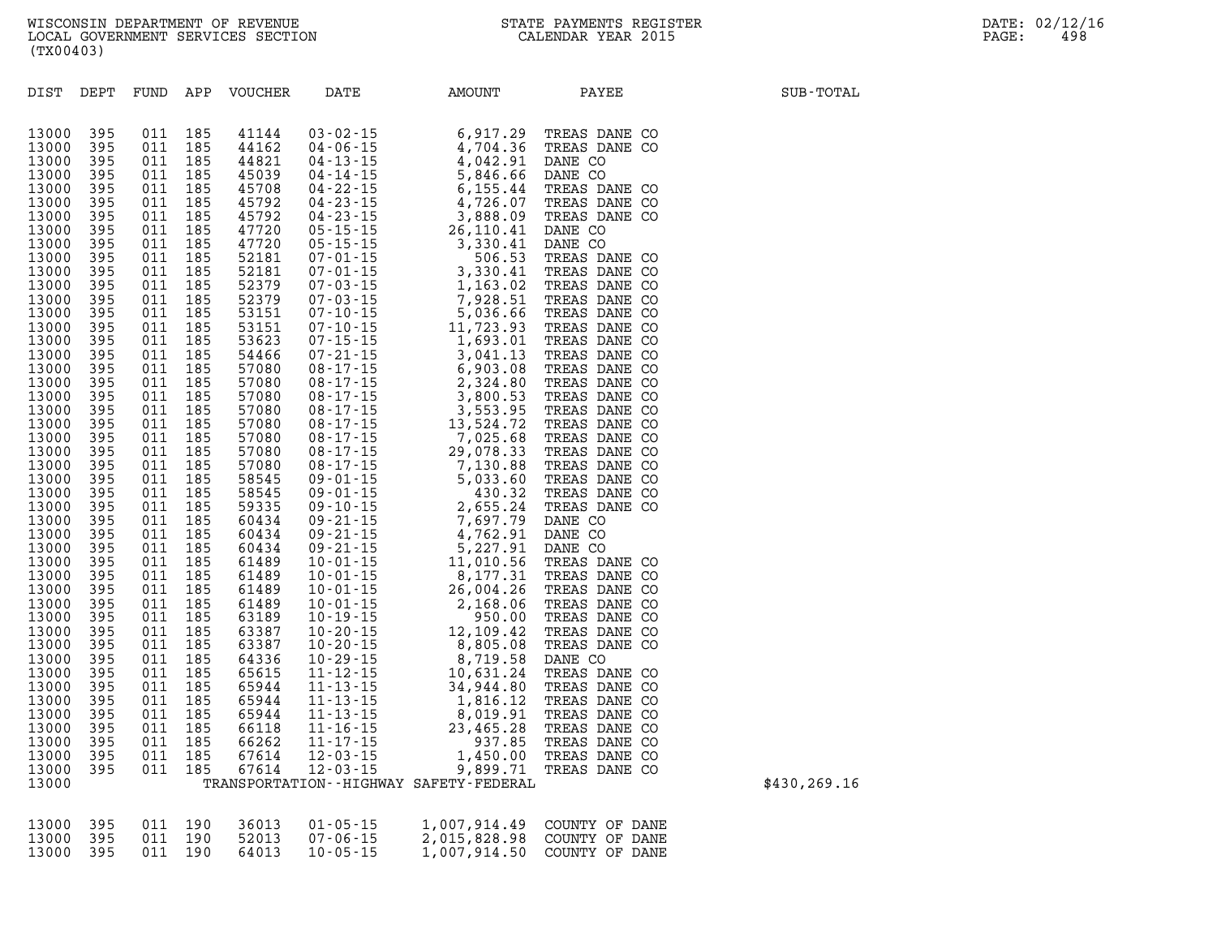WISCONSIN DEPARTMENT OF REVENUE
LOCAL GOVERNMENT SERVICES SECTION
(TX00403)

STATE PAYMENTS REGISTER
CALENDAR YEAR 2015

DATE: 02/12/16
PAGE: 498

| DIST | DEPT | FUND | APP | VOUCHER | DATE | AMOUNT | PAYEE | SUB-TOTAL |
|---|---|---|---|---|---|---|---|---|
| 13000 | 395 | 011 | 185 | 41144 | 03-02-15 | 6,917.29 | TREAS DANE CO | |
| 13000 | 395 | 011 | 185 | 44162 | 04-06-15 | 4,704.36 | TREAS DANE CO | |
| 13000 | 395 | 011 | 185 | 44821 | 04-13-15 | 4,042.91 | DANE CO | |
| 13000 | 395 | 011 | 185 | 45039 | 04-14-15 | 5,846.66 | DANE CO | |
| 13000 | 395 | 011 | 185 | 45708 | 04-22-15 | 6,155.44 | TREAS DANE CO | |
| 13000 | 395 | 011 | 185 | 45792 | 04-23-15 | 4,726.07 | TREAS DANE CO | |
| 13000 | 395 | 011 | 185 | 45792 | 04-23-15 | 3,888.09 | TREAS DANE CO | |
| 13000 | 395 | 011 | 185 | 47720 | 05-15-15 | 26,110.41 | DANE CO | |
| 13000 | 395 | 011 | 185 | 47720 | 05-15-15 | 3,330.41 | DANE CO | |
| 13000 | 395 | 011 | 185 | 52181 | 07-01-15 | 506.53 | TREAS DANE CO | |
| 13000 | 395 | 011 | 185 | 52181 | 07-01-15 | 3,330.41 | TREAS DANE CO | |
| 13000 | 395 | 011 | 185 | 52379 | 07-03-15 | 1,163.02 | TREAS DANE CO | |
| 13000 | 395 | 011 | 185 | 52379 | 07-03-15 | 7,928.51 | TREAS DANE CO | |
| 13000 | 395 | 011 | 185 | 53151 | 07-10-15 | 5,036.66 | TREAS DANE CO | |
| 13000 | 395 | 011 | 185 | 53151 | 07-10-15 | 11,723.93 | TREAS DANE CO | |
| 13000 | 395 | 011 | 185 | 53623 | 07-15-15 | 1,693.01 | TREAS DANE CO | |
| 13000 | 395 | 011 | 185 | 54466 | 07-21-15 | 3,041.13 | TREAS DANE CO | |
| 13000 | 395 | 011 | 185 | 57080 | 08-17-15 | 6,903.08 | TREAS DANE CO | |
| 13000 | 395 | 011 | 185 | 57080 | 08-17-15 | 2,324.80 | TREAS DANE CO | |
| 13000 | 395 | 011 | 185 | 57080 | 08-17-15 | 3,800.53 | TREAS DANE CO | |
| 13000 | 395 | 011 | 185 | 57080 | 08-17-15 | 3,553.95 | TREAS DANE CO | |
| 13000 | 395 | 011 | 185 | 57080 | 08-17-15 | 13,524.72 | TREAS DANE CO | |
| 13000 | 395 | 011 | 185 | 57080 | 08-17-15 | 7,025.68 | TREAS DANE CO | |
| 13000 | 395 | 011 | 185 | 57080 | 08-17-15 | 29,078.33 | TREAS DANE CO | |
| 13000 | 395 | 011 | 185 | 57080 | 08-17-15 | 7,130.88 | TREAS DANE CO | |
| 13000 | 395 | 011 | 185 | 58545 | 09-01-15 | 5,033.60 | TREAS DANE CO | |
| 13000 | 395 | 011 | 185 | 58545 | 09-01-15 | 430.32 | TREAS DANE CO | |
| 13000 | 395 | 011 | 185 | 59335 | 09-10-15 | 2,655.24 | TREAS DANE CO | |
| 13000 | 395 | 011 | 185 | 60434 | 09-21-15 | 7,697.79 | DANE CO | |
| 13000 | 395 | 011 | 185 | 60434 | 09-21-15 | 4,762.91 | DANE CO | |
| 13000 | 395 | 011 | 185 | 60434 | 09-21-15 | 5,227.91 | DANE CO | |
| 13000 | 395 | 011 | 185 | 61489 | 10-01-15 | 11,010.56 | TREAS DANE CO | |
| 13000 | 395 | 011 | 185 | 61489 | 10-01-15 | 8,177.31 | TREAS DANE CO | |
| 13000 | 395 | 011 | 185 | 61489 | 10-01-15 | 26,004.26 | TREAS DANE CO | |
| 13000 | 395 | 011 | 185 | 61489 | 10-01-15 | 2,168.06 | TREAS DANE CO | |
| 13000 | 395 | 011 | 185 | 63189 | 10-19-15 | 950.00 | TREAS DANE CO | |
| 13000 | 395 | 011 | 185 | 63387 | 10-20-15 | 12,109.42 | TREAS DANE CO | |
| 13000 | 395 | 011 | 185 | 63387 | 10-20-15 | 8,805.08 | TREAS DANE CO | |
| 13000 | 395 | 011 | 185 | 64336 | 10-29-15 | 8,719.58 | DANE CO | |
| 13000 | 395 | 011 | 185 | 65615 | 11-12-15 | 10,631.24 | TREAS DANE CO | |
| 13000 | 395 | 011 | 185 | 65944 | 11-13-15 | 34,944.80 | TREAS DANE CO | |
| 13000 | 395 | 011 | 185 | 65944 | 11-13-15 | 1,816.12 | TREAS DANE CO | |
| 13000 | 395 | 011 | 185 | 65944 | 11-13-15 | 8,019.91 | TREAS DANE CO | |
| 13000 | 395 | 011 | 185 | 66118 | 11-16-15 | 23,465.28 | TREAS DANE CO | |
| 13000 | 395 | 011 | 185 | 66262 | 11-17-15 | 937.85 | TREAS DANE CO | |
| 13000 | 395 | 011 | 185 | 67614 | 12-03-15 | 1,450.00 | TREAS DANE CO | |
| 13000 | 395 | 011 | 185 | 67614 | 12-03-15 | 9,899.71 | TREAS DANE CO | |
| 13000 | | | | | TRANSPORTATION--HIGHWAY SAFETY-FEDERAL | | | $430,269.16 |
| 13000 | 395 | 011 | 190 | 36013 | 01-05-15 | 1,007,914.49 | COUNTY OF DANE | |
| 13000 | 395 | 011 | 190 | 52013 | 07-06-15 | 2,015,828.98 | COUNTY OF DANE | |
| 13000 | 395 | 011 | 190 | 64013 | 10-05-15 | 1,007,914.50 | COUNTY OF DANE | |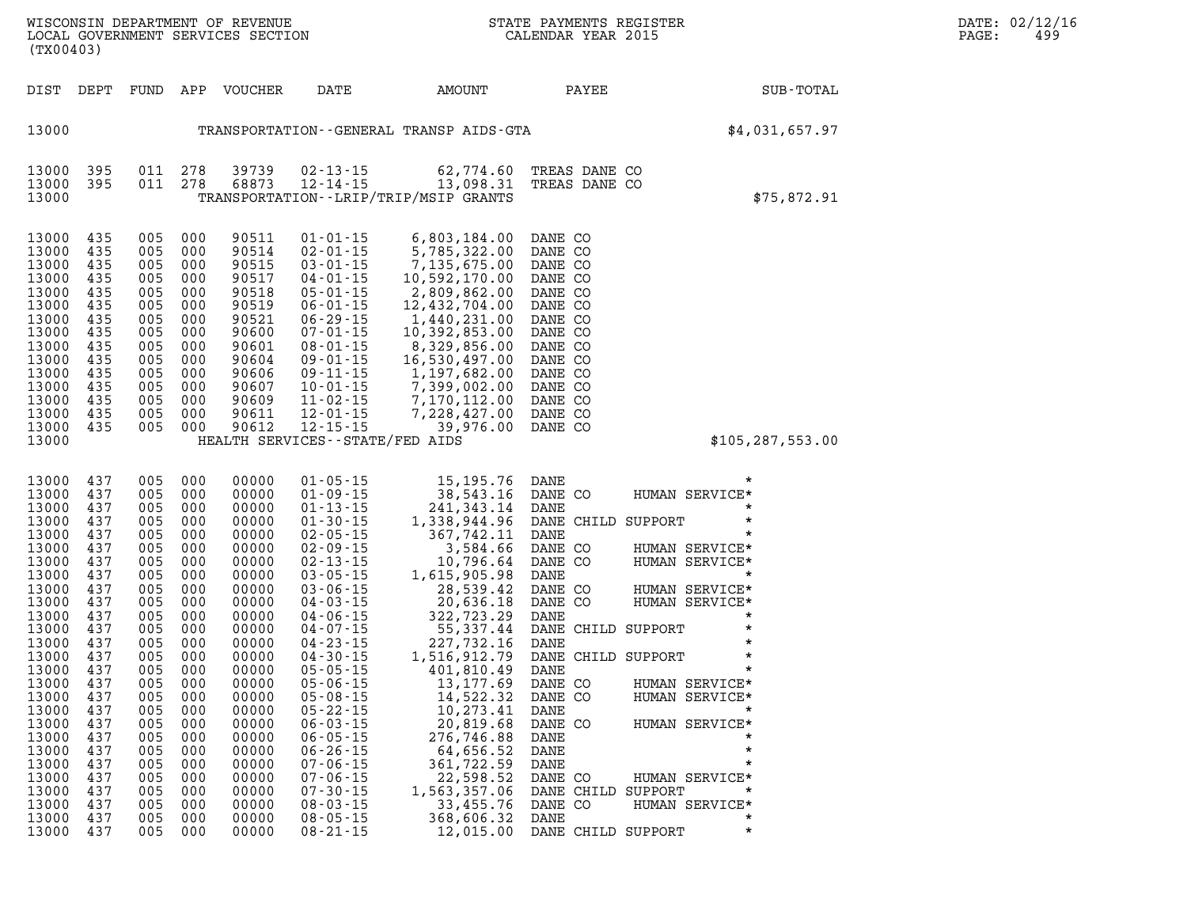WISCONSIN DEPARTMENT OF REVENUE
LOCAL GOVERNMENT SERVICES SECTION
(TX00403)

STATE PAYMENTS REGISTER
CALENDAR YEAR 2015

DATE: 02/12/16

| DIST | DEPT | FUND | APP | VOUCHER | DATE | AMOUNT | PAYEE | SUB-TOTAL |
|---|---|---|---|---|---|---|---|---|
| 13000 | | | | | TRANSPORTATION--GENERAL TRANSP AIDS-GTA | | | $4,031,657.97 |
| 13000 | 395 | 011 | 278 | 39739 | 02-13-15 | 62,774.60 | TREAS DANE CO | |
| 13000 | 395 | 011 | 278 | 68873 | 12-14-15 | 13,098.31 | TREAS DANE CO | |
| 13000 | | | | | TRANSPORTATION--LRIP/TRIP/MSIP GRANTS | | | $75,872.91 |
| 13000 | 435 | 005 | 000 | 90511 | 01-01-15 | 6,803,184.00 | DANE CO | |
| 13000 | 435 | 005 | 000 | 90514 | 02-01-15 | 5,785,322.00 | DANE CO | |
| 13000 | 435 | 005 | 000 | 90515 | 03-01-15 | 7,135,675.00 | DANE CO | |
| 13000 | 435 | 005 | 000 | 90517 | 04-01-15 | 10,592,170.00 | DANE CO | |
| 13000 | 435 | 005 | 000 | 90518 | 05-01-15 | 2,809,862.00 | DANE CO | |
| 13000 | 435 | 005 | 000 | 90519 | 06-01-15 | 12,432,704.00 | DANE CO | |
| 13000 | 435 | 005 | 000 | 90521 | 06-29-15 | 1,440,231.00 | DANE CO | |
| 13000 | 435 | 005 | 000 | 90600 | 07-01-15 | 10,392,853.00 | DANE CO | |
| 13000 | 435 | 005 | 000 | 90601 | 08-01-15 | 8,329,856.00 | DANE CO | |
| 13000 | 435 | 005 | 000 | 90604 | 09-01-15 | 16,530,497.00 | DANE CO | |
| 13000 | 435 | 005 | 000 | 90606 | 09-11-15 | 1,197,682.00 | DANE CO | |
| 13000 | 435 | 005 | 000 | 90607 | 10-01-15 | 7,399,002.00 | DANE CO | |
| 13000 | 435 | 005 | 000 | 90609 | 11-02-15 | 7,170,112.00 | DANE CO | |
| 13000 | 435 | 005 | 000 | 90611 | 12-01-15 | 7,228,427.00 | DANE CO | |
| 13000 | 435 | 005 | 000 | 90612 | 12-15-15 | 39,976.00 | DANE CO | |
| 13000 | | | | | HEALTH SERVICES--STATE/FED AIDS | | | $105,287,553.00 |
| 13000 | 437 | 005 | 000 | 00000 | 01-05-15 | 15,195.76 | DANE * | |
| 13000 | 437 | 005 | 000 | 00000 | 01-09-15 | 38,543.16 | DANE CO HUMAN SERVICE* | |
| 13000 | 437 | 005 | 000 | 00000 | 01-13-15 | 241,343.14 | DANE * | |
| 13000 | 437 | 005 | 000 | 00000 | 01-30-15 | 1,338,944.96 | DANE CHILD SUPPORT * | |
| 13000 | 437 | 005 | 000 | 00000 | 02-05-15 | 367,742.11 | DANE * | |
| 13000 | 437 | 005 | 000 | 00000 | 02-09-15 | 3,584.66 | DANE CO HUMAN SERVICE* | |
| 13000 | 437 | 005 | 000 | 00000 | 02-13-15 | 10,796.64 | DANE CO HUMAN SERVICE* | |
| 13000 | 437 | 005 | 000 | 00000 | 03-05-15 | 1,615,905.98 | DANE * | |
| 13000 | 437 | 005 | 000 | 00000 | 03-06-15 | 28,539.42 | DANE CO HUMAN SERVICE* | |
| 13000 | 437 | 005 | 000 | 00000 | 04-03-15 | 20,636.18 | DANE CO HUMAN SERVICE* | |
| 13000 | 437 | 005 | 000 | 00000 | 04-06-15 | 322,723.29 | DANE * | |
| 13000 | 437 | 005 | 000 | 00000 | 04-07-15 | 55,337.44 | DANE CHILD SUPPORT * | |
| 13000 | 437 | 005 | 000 | 00000 | 04-23-15 | 227,732.16 | DANE * | |
| 13000 | 437 | 005 | 000 | 00000 | 04-30-15 | 1,516,912.79 | DANE CHILD SUPPORT * | |
| 13000 | 437 | 005 | 000 | 00000 | 05-05-15 | 401,810.49 | DANE * | |
| 13000 | 437 | 005 | 000 | 00000 | 05-06-15 | 13,177.69 | DANE CO HUMAN SERVICE* | |
| 13000 | 437 | 005 | 000 | 00000 | 05-08-15 | 14,522.32 | DANE CO HUMAN SERVICE* | |
| 13000 | 437 | 005 | 000 | 00000 | 05-22-15 | 10,273.41 | DANE * | |
| 13000 | 437 | 005 | 000 | 00000 | 06-03-15 | 20,819.68 | DANE CO HUMAN SERVICE* | |
| 13000 | 437 | 005 | 000 | 00000 | 06-05-15 | 276,746.88 | DANE * | |
| 13000 | 437 | 005 | 000 | 00000 | 06-26-15 | 64,656.52 | DANE * | |
| 13000 | 437 | 005 | 000 | 00000 | 07-06-15 | 361,722.59 | DANE * | |
| 13000 | 437 | 005 | 000 | 00000 | 07-06-15 | 22,598.52 | DANE CO HUMAN SERVICE* | |
| 13000 | 437 | 005 | 000 | 00000 | 07-30-15 | 1,563,357.06 | DANE CHILD SUPPORT * | |
| 13000 | 437 | 005 | 000 | 00000 | 08-03-15 | 33,455.76 | DANE CO HUMAN SERVICE* | |
| 13000 | 437 | 005 | 000 | 00000 | 08-05-15 | 368,606.32 | DANE * | |
| 13000 | 437 | 005 | 000 | 00000 | 08-21-15 | 12,015.00 | DANE CHILD SUPPORT * | |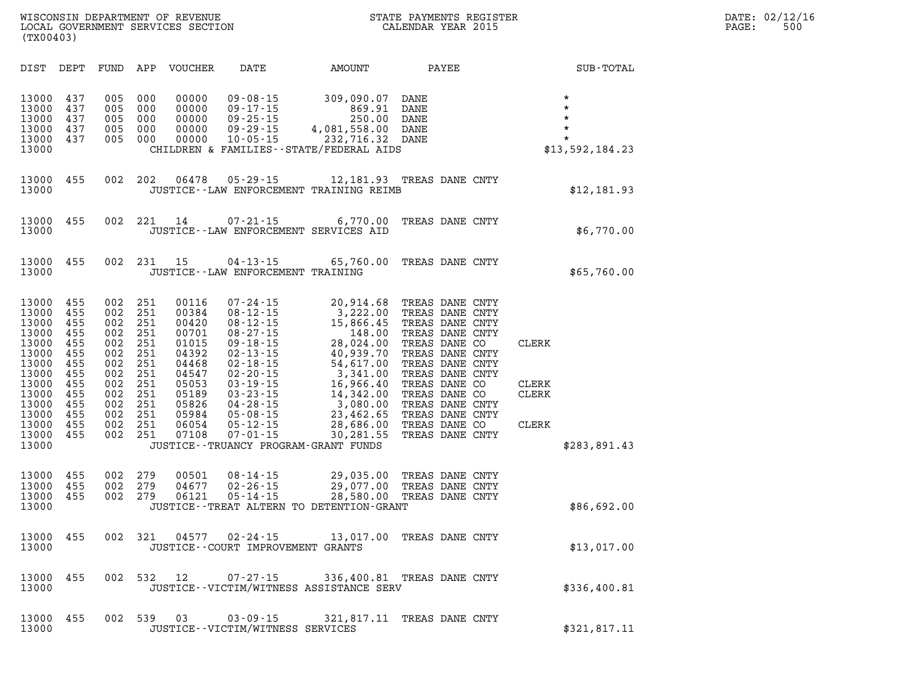WISCONSIN DEPARTMENT OF REVENUE
LOCAL GOVERNMENT SERVICES SECTION
(TX00403)

STATE PAYMENTS REGISTER
CALENDAR YEAR 2015

DATE: 02/12/16
PAGE: 500

| DIST | DEPT | FUND | APP | VOUCHER | DATE | AMOUNT | PAYEE | | SUB-TOTAL |
|---|---|---|---|---|---|---|---|---|---|
| 13000 | 437 | 005 | 000 | 00000 | 09-08-15 | 309,090.07 | DANE | | * |
| 13000 | 437 | 005 | 000 | 00000 | 09-17-15 | 869.91 | DANE | | * |
| 13000 | 437 | 005 | 000 | 00000 | 09-25-15 | 250.00 | DANE | | * |
| 13000 | 437 | 005 | 000 | 00000 | 09-29-15 | 4,081,558.00 | DANE | | * |
| 13000 | 437 | 005 | 000 | 00000 | 10-05-15 | 232,716.32 | DANE | | * |
| 13000 | | | | | CHILDREN & FAMILIES--STATE/FEDERAL AIDS | | | | $13,592,184.23 |
| 13000 | 455 | 002 | 202 | 06478 | 05-29-15 | 12,181.93 | TREAS DANE CNTY | | |
| 13000 | | | | | JUSTICE--LAW ENFORCEMENT TRAINING REIMB | | | | $12,181.93 |
| 13000 | 455 | 002 | 221 | 14 | 07-21-15 | 6,770.00 | TREAS DANE CNTY | | |
| 13000 | | | | | JUSTICE--LAW ENFORCEMENT SERVICES AID | | | | $6,770.00 |
| 13000 | 455 | 002 | 231 | 15 | 04-13-15 | 65,760.00 | TREAS DANE CNTY | | |
| 13000 | | | | | JUSTICE--LAW ENFORCEMENT TRAINING | | | | $65,760.00 |
| 13000 | 455 | 002 | 251 | 00116 | 07-24-15 | 20,914.68 | TREAS DANE CNTY | | |
| 13000 | 455 | 002 | 251 | 00384 | 08-12-15 | 3,222.00 | TREAS DANE CNTY | | |
| 13000 | 455 | 002 | 251 | 00420 | 08-12-15 | 15,866.45 | TREAS DANE CNTY | | |
| 13000 | 455 | 002 | 251 | 00701 | 08-27-15 | 148.00 | TREAS DANE CNTY | | |
| 13000 | 455 | 002 | 251 | 01015 | 09-18-15 | 28,024.00 | TREAS DANE CO | CLERK | |
| 13000 | 455 | 002 | 251 | 04392 | 02-13-15 | 40,939.70 | TREAS DANE CNTY | | |
| 13000 | 455 | 002 | 251 | 04468 | 02-18-15 | 54,617.00 | TREAS DANE CNTY | | |
| 13000 | 455 | 002 | 251 | 04547 | 02-20-15 | 3,341.00 | TREAS DANE CNTY | | |
| 13000 | 455 | 002 | 251 | 05053 | 03-19-15 | 16,966.40 | TREAS DANE CO | CLERK | |
| 13000 | 455 | 002 | 251 | 05189 | 03-23-15 | 14,342.00 | TREAS DANE CO | CLERK | |
| 13000 | 455 | 002 | 251 | 05826 | 04-28-15 | 3,080.00 | TREAS DANE CNTY | | |
| 13000 | 455 | 002 | 251 | 05984 | 05-08-15 | 23,462.65 | TREAS DANE CNTY | | |
| 13000 | 455 | 002 | 251 | 06054 | 05-12-15 | 28,686.00 | TREAS DANE CO | CLERK | |
| 13000 | 455 | 002 | 251 | 07108 | 07-01-15 | 30,281.55 | TREAS DANE CNTY | | |
| 13000 | | | | | JUSTICE--TRUANCY PROGRAM-GRANT FUNDS | | | | $283,891.43 |
| 13000 | 455 | 002 | 279 | 00501 | 08-14-15 | 29,035.00 | TREAS DANE CNTY | | |
| 13000 | 455 | 002 | 279 | 04677 | 02-26-15 | 29,077.00 | TREAS DANE CNTY | | |
| 13000 | 455 | 002 | 279 | 06121 | 05-14-15 | 28,580.00 | TREAS DANE CNTY | | |
| 13000 | | | | | JUSTICE--TREAT ALTERN TO DETENTION-GRANT | | | | $86,692.00 |
| 13000 | 455 | 002 | 321 | 04577 | 02-24-15 | 13,017.00 | TREAS DANE CNTY | | |
| 13000 | | | | | JUSTICE--COURT IMPROVEMENT GRANTS | | | | $13,017.00 |
| 13000 | 455 | 002 | 532 | 12 | 07-27-15 | 336,400.81 | TREAS DANE CNTY | | |
| 13000 | | | | | JUSTICE--VICTIM/WITNESS ASSISTANCE SERV | | | | $336,400.81 |
| 13000 | 455 | 002 | 539 | 03 | 03-09-15 | 321,817.11 | TREAS DANE CNTY | | |
| 13000 | | | | | JUSTICE--VICTIM/WITNESS SERVICES | | | | $321,817.11 |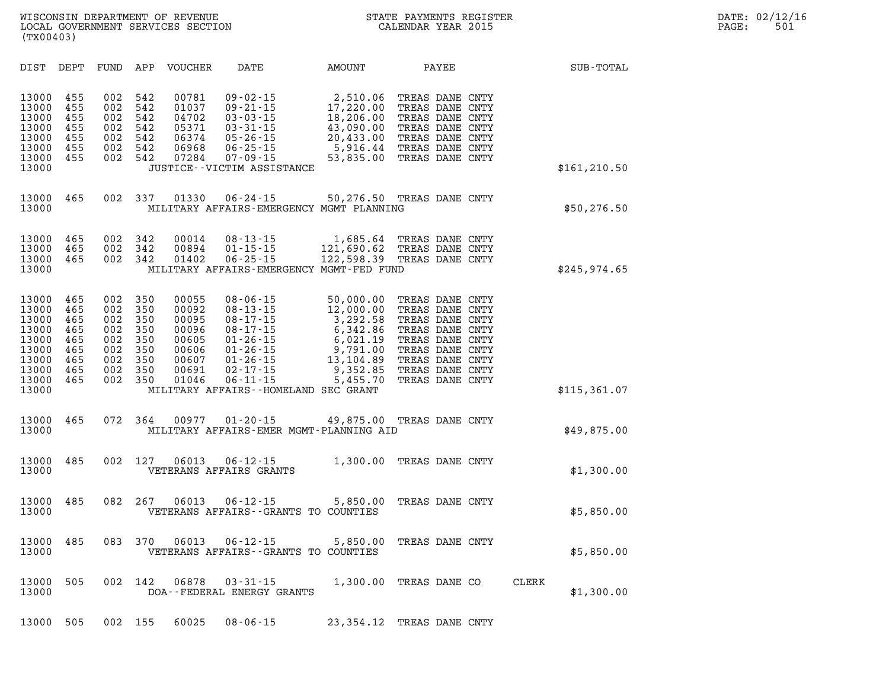WISCONSIN DEPARTMENT OF REVENUE
LOCAL GOVERNMENT SERVICES SECTION
(TX00403)

STATE PAYMENTS REGISTER
CALENDAR YEAR 2015

DATE: 02/12/16
PAGE: 501

| DIST | DEPT | FUND | APP | VOUCHER | DATE | AMOUNT | PAYEE | SUB-TOTAL |
|---|---|---|---|---|---|---|---|---|
| 13000 | 455 | 002 | 542 | 00781 | 09-02-15 | 2,510.06 | TREAS DANE CNTY | |
| 13000 | 455 | 002 | 542 | 01037 | 09-21-15 | 17,220.00 | TREAS DANE CNTY | |
| 13000 | 455 | 002 | 542 | 04702 | 03-03-15 | 18,206.00 | TREAS DANE CNTY | |
| 13000 | 455 | 002 | 542 | 05371 | 03-31-15 | 43,090.00 | TREAS DANE CNTY | |
| 13000 | 455 | 002 | 542 | 06374 | 05-26-15 | 20,433.00 | TREAS DANE CNTY | |
| 13000 | 455 | 002 | 542 | 06968 | 06-25-15 | 5,916.44 | TREAS DANE CNTY | |
| 13000 | 455 | 002 | 542 | 07284 | 07-09-15 | 53,835.00 | TREAS DANE CNTY | |
| 13000 | | | | JUSTICE--VICTIM ASSISTANCE | | | | $161,210.50 |
| 13000 | 465 | 002 | 337 | 01330 | 06-24-15 | 50,276.50 | TREAS DANE CNTY | |
| 13000 | | | | MILITARY AFFAIRS-EMERGENCY MGMT PLANNING | | | | $50,276.50 |
| 13000 | 465 | 002 | 342 | 00014 | 08-13-15 | 1,685.64 | TREAS DANE CNTY | |
| 13000 | 465 | 002 | 342 | 00894 | 01-15-15 | 121,690.62 | TREAS DANE CNTY | |
| 13000 | 465 | 002 | 342 | 01402 | 06-25-15 | 122,598.39 | TREAS DANE CNTY | |
| 13000 | | | | MILITARY AFFAIRS-EMERGENCY MGMT-FED FUND | | | | $245,974.65 |
| 13000 | 465 | 002 | 350 | 00055 | 08-06-15 | 50,000.00 | TREAS DANE CNTY | |
| 13000 | 465 | 002 | 350 | 00092 | 08-13-15 | 12,000.00 | TREAS DANE CNTY | |
| 13000 | 465 | 002 | 350 | 00095 | 08-17-15 | 3,292.58 | TREAS DANE CNTY | |
| 13000 | 465 | 002 | 350 | 00096 | 08-17-15 | 6,342.86 | TREAS DANE CNTY | |
| 13000 | 465 | 002 | 350 | 00605 | 01-26-15 | 6,021.19 | TREAS DANE CNTY | |
| 13000 | 465 | 002 | 350 | 00606 | 01-26-15 | 9,791.00 | TREAS DANE CNTY | |
| 13000 | 465 | 002 | 350 | 00607 | 01-26-15 | 13,104.89 | TREAS DANE CNTY | |
| 13000 | 465 | 002 | 350 | 00691 | 02-17-15 | 9,352.85 | TREAS DANE CNTY | |
| 13000 | 465 | 002 | 350 | 01046 | 06-11-15 | 5,455.70 | TREAS DANE CNTY | |
| 13000 | | | | MILITARY AFFAIRS--HOMELAND SEC GRANT | | | | $115,361.07 |
| 13000 | 465 | 072 | 364 | 00977 | 01-20-15 | 49,875.00 | TREAS DANE CNTY | |
| 13000 | | | | MILITARY AFFAIRS-EMER MGMT-PLANNING AID | | | | $49,875.00 |
| 13000 | 485 | 002 | 127 | 06013 | 06-12-15 | 1,300.00 | TREAS DANE CNTY | |
| 13000 | | | | VETERANS AFFAIRS GRANTS | | | | $1,300.00 |
| 13000 | 485 | 082 | 267 | 06013 | 06-12-15 | 5,850.00 | TREAS DANE CNTY | |
| 13000 | | | | VETERANS AFFAIRS--GRANTS TO COUNTIES | | | | $5,850.00 |
| 13000 | 485 | 083 | 370 | 06013 | 06-12-15 | 5,850.00 | TREAS DANE CNTY | |
| 13000 | | | | VETERANS AFFAIRS--GRANTS TO COUNTIES | | | | $5,850.00 |
| 13000 | 505 | 002 | 142 | 06878 | 03-31-15 | 1,300.00 | TREAS DANE CO CLERK | |
| 13000 | | | | DOA--FEDERAL ENERGY GRANTS | | | | $1,300.00 |
| 13000 | 505 | 002 | 155 | 60025 | 08-06-15 | 23,354.12 | TREAS DANE CNTY | |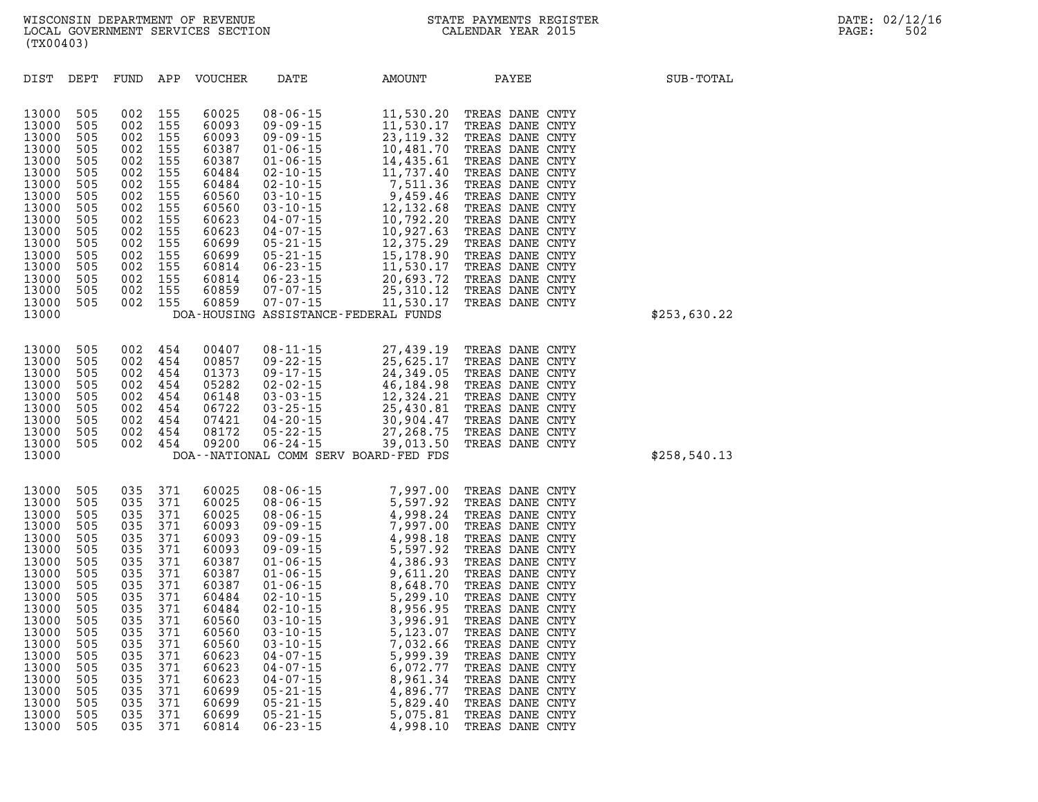WISCONSIN DEPARTMENT OF REVENUE
LOCAL GOVERNMENT SERVICES SECTION
(TX00403)

STATE PAYMENTS REGISTER
CALENDAR YEAR 2015

DATE: 02/12/16

| DIST | DEPT | FUND | APP | VOUCHER | DATE | AMOUNT | PAYEE | SUB-TOTAL |
|---|---|---|---|---|---|---|---|---|
| 13000 | 505 | 002 | 155 | 60025 | 08-06-15 | 11,530.20 | TREAS DANE CNTY | |
| 13000 | 505 | 002 | 155 | 60093 | 09-09-15 | 11,530.17 | TREAS DANE CNTY | |
| 13000 | 505 | 002 | 155 | 60093 | 09-09-15 | 23,119.32 | TREAS DANE CNTY | |
| 13000 | 505 | 002 | 155 | 60387 | 01-06-15 | 10,481.70 | TREAS DANE CNTY | |
| 13000 | 505 | 002 | 155 | 60387 | 01-06-15 | 14,435.61 | TREAS DANE CNTY | |
| 13000 | 505 | 002 | 155 | 60484 | 02-10-15 | 11,737.40 | TREAS DANE CNTY | |
| 13000 | 505 | 002 | 155 | 60484 | 02-10-15 | 7,511.36 | TREAS DANE CNTY | |
| 13000 | 505 | 002 | 155 | 60560 | 03-10-15 | 9,459.46 | TREAS DANE CNTY | |
| 13000 | 505 | 002 | 155 | 60560 | 03-10-15 | 12,132.68 | TREAS DANE CNTY | |
| 13000 | 505 | 002 | 155 | 60623 | 04-07-15 | 10,792.20 | TREAS DANE CNTY | |
| 13000 | 505 | 002 | 155 | 60623 | 04-07-15 | 10,927.63 | TREAS DANE CNTY | |
| 13000 | 505 | 002 | 155 | 60699 | 05-21-15 | 12,375.29 | TREAS DANE CNTY | |
| 13000 | 505 | 002 | 155 | 60699 | 05-21-15 | 15,178.90 | TREAS DANE CNTY | |
| 13000 | 505 | 002 | 155 | 60814 | 06-23-15 | 11,530.17 | TREAS DANE CNTY | |
| 13000 | 505 | 002 | 155 | 60814 | 06-23-15 | 20,693.72 | TREAS DANE CNTY | |
| 13000 | 505 | 002 | 155 | 60859 | 07-07-15 | 25,310.12 | TREAS DANE CNTY | |
| 13000 | 505 | 002 | 155 | 60859 | 07-07-15 | 11,530.17 | TREAS DANE CNTY | |
| 13000 | | | | | DOA-HOUSING ASSISTANCE-FEDERAL FUNDS | | | $253,630.22 |
| 13000 | 505 | 002 | 454 | 00407 | 08-11-15 | 27,439.19 | TREAS DANE CNTY | |
| 13000 | 505 | 002 | 454 | 00857 | 09-22-15 | 25,625.17 | TREAS DANE CNTY | |
| 13000 | 505 | 002 | 454 | 01373 | 09-17-15 | 24,349.05 | TREAS DANE CNTY | |
| 13000 | 505 | 002 | 454 | 05282 | 02-02-15 | 46,184.98 | TREAS DANE CNTY | |
| 13000 | 505 | 002 | 454 | 06148 | 03-03-15 | 12,324.21 | TREAS DANE CNTY | |
| 13000 | 505 | 002 | 454 | 06722 | 03-25-15 | 25,430.81 | TREAS DANE CNTY | |
| 13000 | 505 | 002 | 454 | 07421 | 04-20-15 | 30,904.47 | TREAS DANE CNTY | |
| 13000 | 505 | 002 | 454 | 08172 | 05-22-15 | 27,268.75 | TREAS DANE CNTY | |
| 13000 | 505 | 002 | 454 | 09200 | 06-24-15 | 39,013.50 | TREAS DANE CNTY | |
| 13000 | | | | | DOA--NATIONAL COMM SERV BOARD-FED FDS | | | $258,540.13 |
| 13000 | 505 | 035 | 371 | 60025 | 08-06-15 | 7,997.00 | TREAS DANE CNTY | |
| 13000 | 505 | 035 | 371 | 60025 | 08-06-15 | 5,597.92 | TREAS DANE CNTY | |
| 13000 | 505 | 035 | 371 | 60025 | 08-06-15 | 4,998.24 | TREAS DANE CNTY | |
| 13000 | 505 | 035 | 371 | 60093 | 09-09-15 | 7,997.00 | TREAS DANE CNTY | |
| 13000 | 505 | 035 | 371 | 60093 | 09-09-15 | 4,998.18 | TREAS DANE CNTY | |
| 13000 | 505 | 035 | 371 | 60093 | 09-09-15 | 5,597.92 | TREAS DANE CNTY | |
| 13000 | 505 | 035 | 371 | 60387 | 01-06-15 | 4,386.93 | TREAS DANE CNTY | |
| 13000 | 505 | 035 | 371 | 60387 | 01-06-15 | 9,611.20 | TREAS DANE CNTY | |
| 13000 | 505 | 035 | 371 | 60387 | 01-06-15 | 8,648.70 | TREAS DANE CNTY | |
| 13000 | 505 | 035 | 371 | 60484 | 02-10-15 | 5,299.10 | TREAS DANE CNTY | |
| 13000 | 505 | 035 | 371 | 60484 | 02-10-15 | 8,956.95 | TREAS DANE CNTY | |
| 13000 | 505 | 035 | 371 | 60560 | 03-10-15 | 3,996.91 | TREAS DANE CNTY | |
| 13000 | 505 | 035 | 371 | 60560 | 03-10-15 | 5,123.07 | TREAS DANE CNTY | |
| 13000 | 505 | 035 | 371 | 60560 | 03-10-15 | 7,032.66 | TREAS DANE CNTY | |
| 13000 | 505 | 035 | 371 | 60623 | 04-07-15 | 5,999.39 | TREAS DANE CNTY | |
| 13000 | 505 | 035 | 371 | 60623 | 04-07-15 | 6,072.77 | TREAS DANE CNTY | |
| 13000 | 505 | 035 | 371 | 60623 | 04-07-15 | 8,961.34 | TREAS DANE CNTY | |
| 13000 | 505 | 035 | 371 | 60699 | 05-21-15 | 4,896.77 | TREAS DANE CNTY | |
| 13000 | 505 | 035 | 371 | 60699 | 05-21-15 | 5,829.40 | TREAS DANE CNTY | |
| 13000 | 505 | 035 | 371 | 60699 | 05-21-15 | 5,075.81 | TREAS DANE CNTY | |
| 13000 | 505 | 035 | 371 | 60814 | 06-23-15 | 4,998.10 | TREAS DANE CNTY | |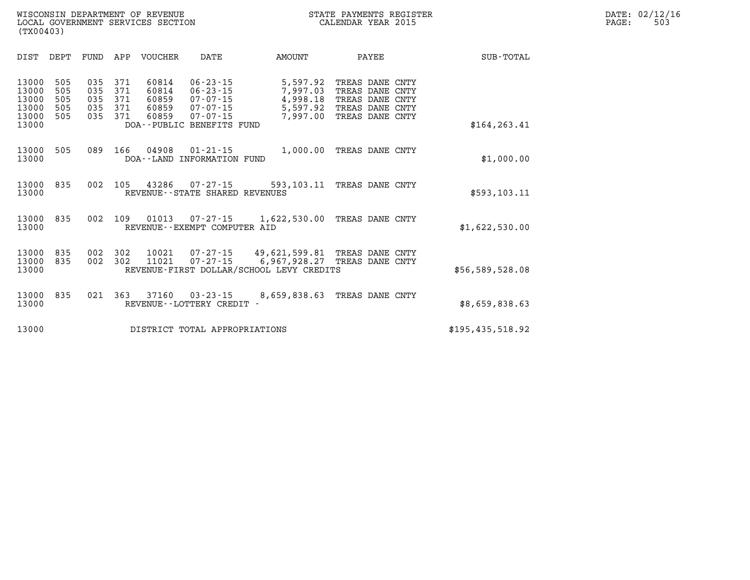WISCONSIN DEPARTMENT OF REVENUE
LOCAL GOVERNMENT SERVICES SECTION
(TX00403)

STATE PAYMENTS REGISTER
CALENDAR YEAR 2015

DATE: 02/12/16

| DIST | DEPT | FUND | APP | VOUCHER | DATE | AMOUNT | PAYEE | SUB-TOTAL |
|---|---|---|---|---|---|---|---|---|
| 13000 | 505 | 035 | 371 | 60814 | 06-23-15 | 5,597.92 | TREAS DANE CNTY | |
| 13000 | 505 | 035 | 371 | 60814 | 06-23-15 | 7,997.03 | TREAS DANE CNTY | |
| 13000 | 505 | 035 | 371 | 60859 | 07-07-15 | 4,998.18 | TREAS DANE CNTY | |
| 13000 | 505 | 035 | 371 | 60859 | 07-07-15 | 5,597.92 | TREAS DANE CNTY | |
| 13000 | 505 | 035 | 371 | 60859 | 07-07-15 | 7,997.00 | TREAS DANE CNTY | |
| 13000 | | | | DOA--PUBLIC BENEFITS FUND | | | | $164,263.41 |
| 13000 | 505 | 089 | 166 | 04908 | 01-21-15 | 1,000.00 | TREAS DANE CNTY | |
| 13000 | | | | DOA--LAND INFORMATION FUND | | | | $1,000.00 |
| 13000 | 835 | 002 | 105 | 43286 | 07-27-15 | 593,103.11 | TREAS DANE CNTY | |
| 13000 | | | | REVENUE--STATE SHARED REVENUES | | | | $593,103.11 |
| 13000 | 835 | 002 | 109 | 01013 | 07-27-15 | 1,622,530.00 | TREAS DANE CNTY | |
| 13000 | | | | REVENUE--EXEMPT COMPUTER AID | | | | $1,622,530.00 |
| 13000 | 835 | 002 | 302 | 10021 | 07-27-15 | 49,621,599.81 | TREAS DANE CNTY | |
| 13000 | 835 | 002 | 302 | 11021 | 07-27-15 | 6,967,928.27 | TREAS DANE CNTY | |
| 13000 | | | | REVENUE-FIRST DOLLAR/SCHOOL LEVY CREDITS | | | | $56,589,528.08 |
| 13000 | 835 | 021 | 363 | 37160 | 03-23-15 | 8,659,838.63 | TREAS DANE CNTY | |
| 13000 | | | | REVENUE--LOTTERY CREDIT - | | | | $8,659,838.63 |
| 13000 | | | | DISTRICT TOTAL APPROPRIATIONS | | | | $195,435,518.92 |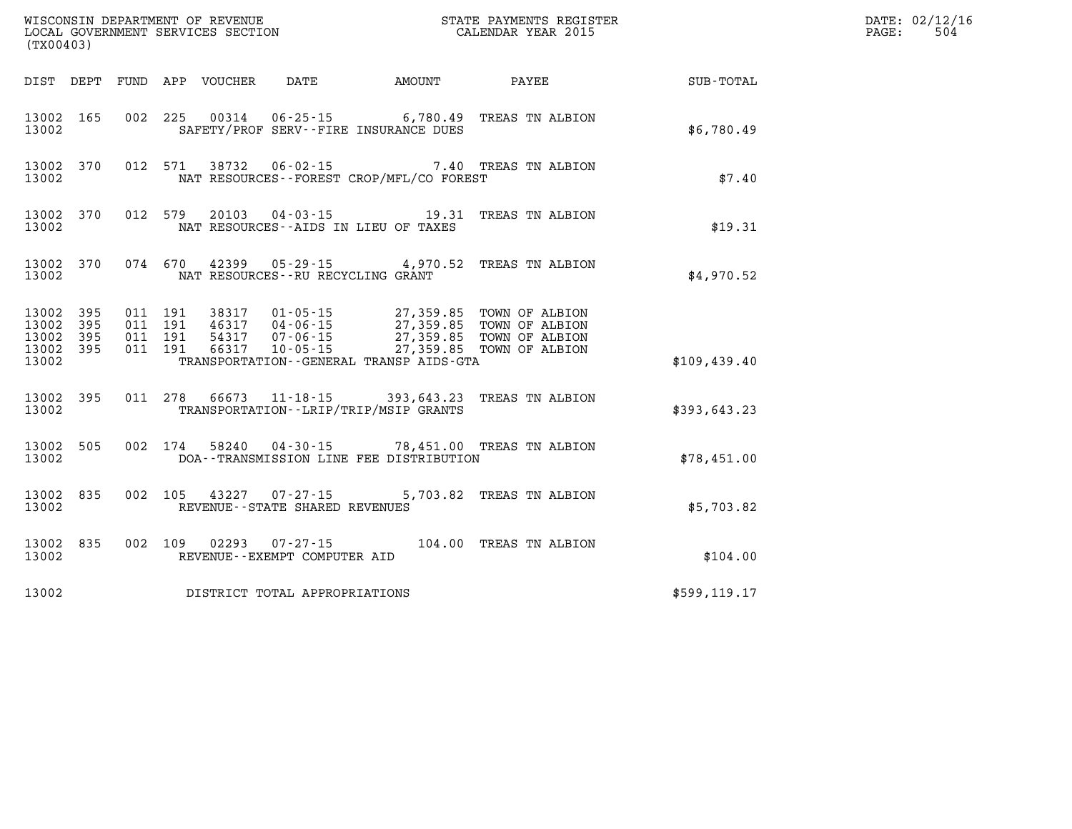WISCONSIN DEPARTMENT OF REVENUE
LOCAL GOVERNMENT SERVICES SECTION
(TX00403)

STATE PAYMENTS REGISTER
CALENDAR YEAR 2015

DATE: 02/12/16
PAGE: 504

| DIST | DEPT | FUND | APP | VOUCHER | DATE | AMOUNT | PAYEE | SUB-TOTAL |
|---|---|---|---|---|---|---|---|---|
| 13002 | 165 | 002 | 225 | 00314 | 06-25-15 | 6,780.49 | TREAS TN ALBION | |
| 13002 | | | | SAFETY/PROF SERV--FIRE INSURANCE DUES | | | | $6,780.49 |
| 13002 | 370 | 012 | 571 | 38732 | 06-02-15 | 7.40 | TREAS TN ALBION | |
| 13002 | | | | NAT RESOURCES--FOREST CROP/MFL/CO FOREST | | | | $7.40 |
| 13002 | 370 | 012 | 579 | 20103 | 04-03-15 | 19.31 | TREAS TN ALBION | |
| 13002 | | | | NAT RESOURCES--AIDS IN LIEU OF TAXES | | | | $19.31 |
| 13002 | 370 | 074 | 670 | 42399 | 05-29-15 | 4,970.52 | TREAS TN ALBION | |
| 13002 | | | | NAT RESOURCES--RU RECYCLING GRANT | | | | $4,970.52 |
| 13002 | 395 | 011 | 191 | 38317 | 01-05-15 | 27,359.85 | TOWN OF ALBION | |
| 13002 | 395 | 011 | 191 | 46317 | 04-06-15 | 27,359.85 | TOWN OF ALBION | |
| 13002 | 395 | 011 | 191 | 54317 | 07-06-15 | 27,359.85 | TOWN OF ALBION | |
| 13002 | 395 | 011 | 191 | 66317 | 10-05-15 | 27,359.85 | TOWN OF ALBION | |
| 13002 | | | | TRANSPORTATION--GENERAL TRANSP AIDS-GTA | | | | $109,439.40 |
| 13002 | 395 | 011 | 278 | 66673 | 11-18-15 | 393,643.23 | TREAS TN ALBION | |
| 13002 | | | | TRANSPORTATION--LRIP/TRIP/MSIP GRANTS | | | | $393,643.23 |
| 13002 | 505 | 002 | 174 | 58240 | 04-30-15 | 78,451.00 | TREAS TN ALBION | |
| 13002 | | | | DOA--TRANSMISSION LINE FEE DISTRIBUTION | | | | $78,451.00 |
| 13002 | 835 | 002 | 105 | 43227 | 07-27-15 | 5,703.82 | TREAS TN ALBION | |
| 13002 | | | | REVENUE--STATE SHARED REVENUES | | | | $5,703.82 |
| 13002 | 835 | 002 | 109 | 02293 | 07-27-15 | 104.00 | TREAS TN ALBION | |
| 13002 | | | | REVENUE--EXEMPT COMPUTER AID | | | | $104.00 |
| 13002 | | | | DISTRICT TOTAL APPROPRIATIONS | | | | $599,119.17 |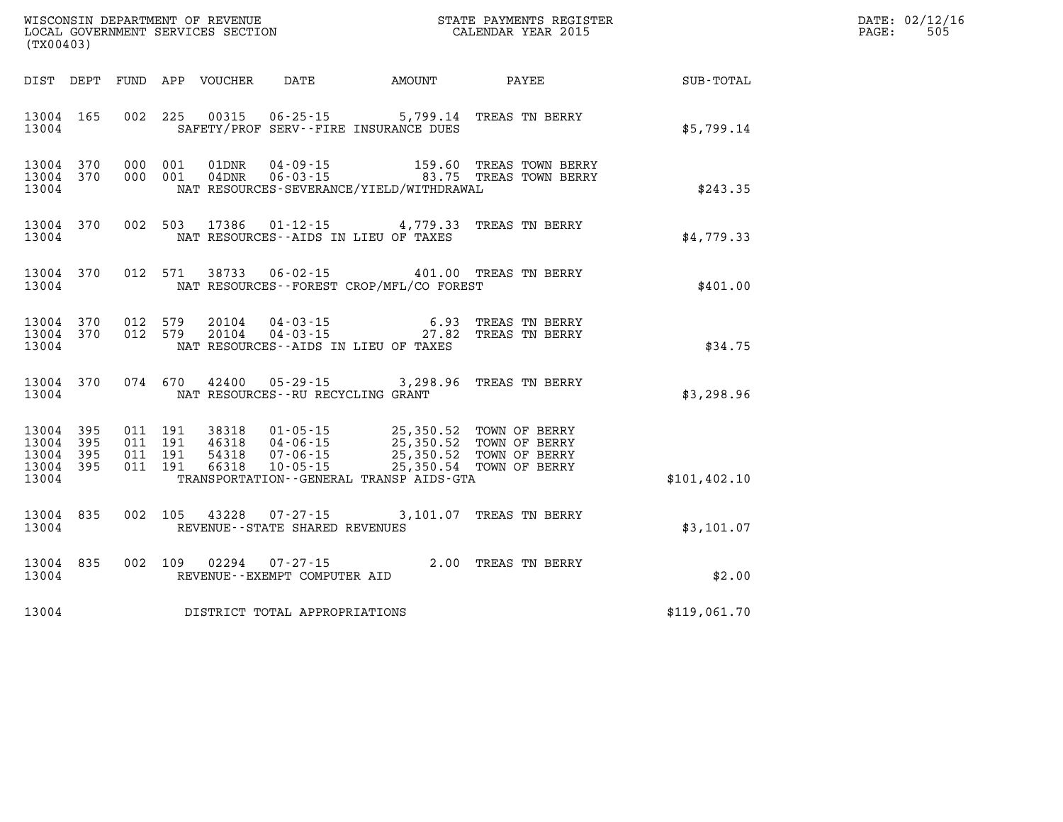WISCONSIN DEPARTMENT OF REVENUE
LOCAL GOVERNMENT SERVICES SECTION
(TX00403)

STATE PAYMENTS REGISTER
CALENDAR YEAR 2015

DATE: 02/12/16
PAGE: 505

| DIST | DEPT | FUND | APP | VOUCHER | DATE | AMOUNT | PAYEE | SUB-TOTAL |
|---|---|---|---|---|---|---|---|---|
| 13004 | 165 | 002 | 225 | 00315 | 06-25-15 | 5,799.14 | TREAS TN BERRY | |
| 13004 | | | | SAFETY/PROF SERV--FIRE INSURANCE DUES | | | | $5,799.14 |
| 13004 | 370 | 000 | 001 | 01DNR | 04-09-15 | 159.60 | TREAS TOWN BERRY | |
| 13004 | 370 | 000 | 001 | 04DNR | 06-03-15 | 83.75 | TREAS TOWN BERRY | |
| 13004 | | | | NAT RESOURCES-SEVERANCE/YIELD/WITHDRAWAL | | | | $243.35 |
| 13004 | 370 | 002 | 503 | 17386 | 01-12-15 | 4,779.33 | TREAS TN BERRY | |
| 13004 | | | | NAT RESOURCES--AIDS IN LIEU OF TAXES | | | | $4,779.33 |
| 13004 | 370 | 012 | 571 | 38733 | 06-02-15 | 401.00 | TREAS TN BERRY | |
| 13004 | | | | NAT RESOURCES--FOREST CROP/MFL/CO FOREST | | | | $401.00 |
| 13004 | 370 | 012 | 579 | 20104 | 04-03-15 | 6.93 | TREAS TN BERRY | |
| 13004 | 370 | 012 | 579 | 20104 | 04-03-15 | 27.82 | TREAS TN BERRY | |
| 13004 | | | | NAT RESOURCES--AIDS IN LIEU OF TAXES | | | | $34.75 |
| 13004 | 370 | 074 | 670 | 42400 | 05-29-15 | 3,298.96 | TREAS TN BERRY | |
| 13004 | | | | NAT RESOURCES--RU RECYCLING GRANT | | | | $3,298.96 |
| 13004 | 395 | 011 | 191 | 38318 | 01-05-15 | 25,350.52 | TOWN OF BERRY | |
| 13004 | 395 | 011 | 191 | 46318 | 04-06-15 | 25,350.52 | TOWN OF BERRY | |
| 13004 | 395 | 011 | 191 | 54318 | 07-06-15 | 25,350.52 | TOWN OF BERRY | |
| 13004 | 395 | 011 | 191 | 66318 | 10-05-15 | 25,350.54 | TOWN OF BERRY | |
| 13004 | | | | TRANSPORTATION--GENERAL TRANSP AIDS-GTA | | | | $101,402.10 |
| 13004 | 835 | 002 | 105 | 43228 | 07-27-15 | 3,101.07 | TREAS TN BERRY | |
| 13004 | | | | REVENUE--STATE SHARED REVENUES | | | | $3,101.07 |
| 13004 | 835 | 002 | 109 | 02294 | 07-27-15 | 2.00 | TREAS TN BERRY | |
| 13004 | | | | REVENUE--EXEMPT COMPUTER AID | | | | $2.00 |
| 13004 | | | | DISTRICT TOTAL APPROPRIATIONS | | | | $119,061.70 |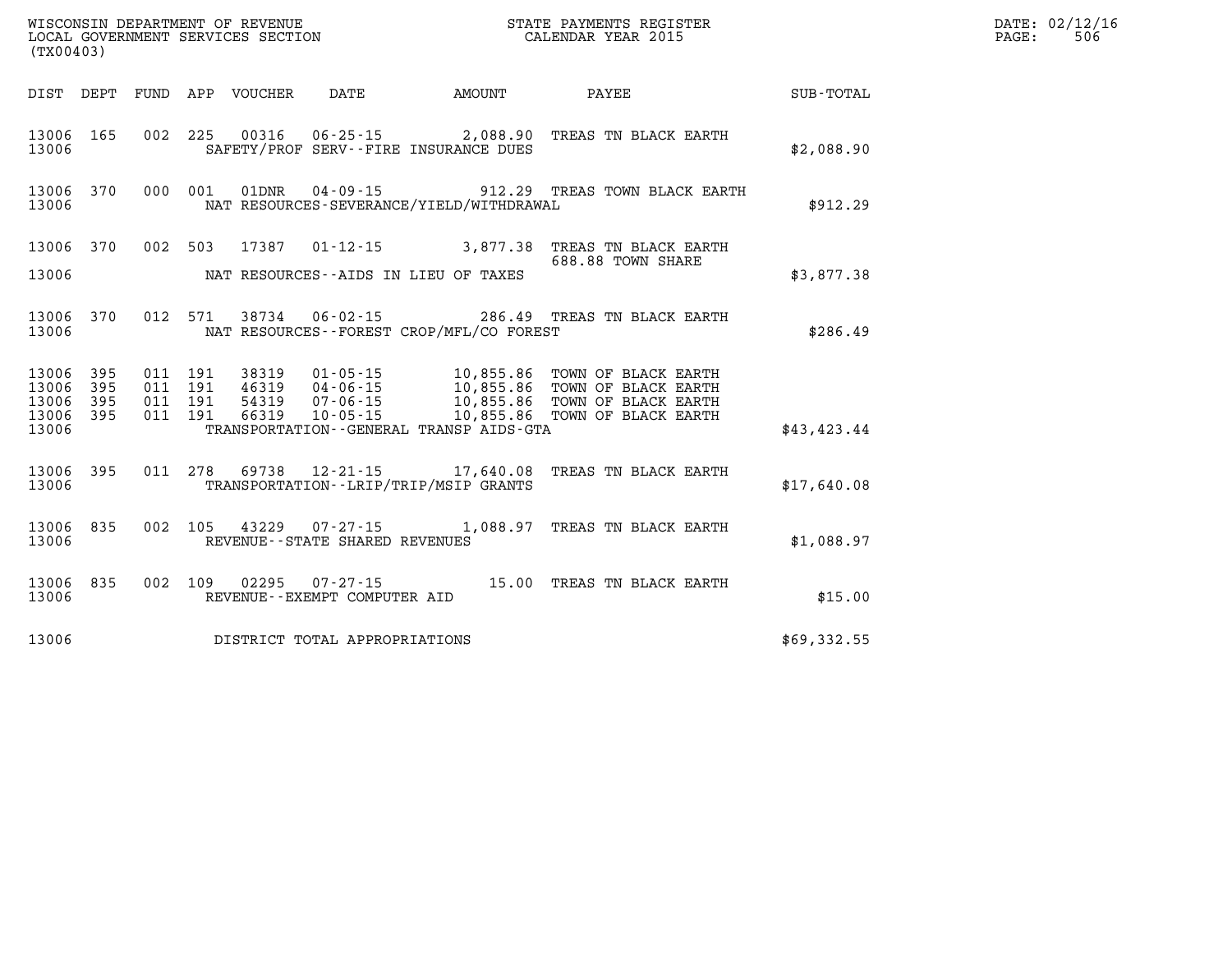WISCONSIN DEPARTMENT OF REVENUE
LOCAL GOVERNMENT SERVICES SECTION
(TX00403)

STATE PAYMENTS REGISTER
CALENDAR YEAR 2015

DATE: 02/12/16
PAGE: 506

| DIST | DEPT | FUND | APP | VOUCHER | DATE | AMOUNT | PAYEE | SUB-TOTAL |
|---|---|---|---|---|---|---|---|---|
| 13006 | 165 | 002 | 225 | 00316 | 06-25-15 | 2,088.90 | TREAS TN BLACK EARTH | |
| 13006 | | | | SAFETY/PROF SERV--FIRE INSURANCE DUES | | | | $2,088.90 |
| 13006 | 370 | 000 | 001 | 01DNR | 04-09-15 | 912.29 | TREAS TOWN BLACK EARTH | |
| 13006 | | | | NAT RESOURCES-SEVERANCE/YIELD/WITHDRAWAL | | | | $912.29 |
| 13006 | 370 | 002 | 503 | 17387 | 01-12-15 | 3,877.38 | TREAS TN BLACK EARTH 688.88 TOWN SHARE | |
| 13006 | | | | NAT RESOURCES--AIDS IN LIEU OF TAXES | | | | $3,877.38 |
| 13006 | 370 | 012 | 571 | 38734 | 06-02-15 | 286.49 | TREAS TN BLACK EARTH | |
| 13006 | | | | NAT RESOURCES--FOREST CROP/MFL/CO FOREST | | | | $286.49 |
| 13006 | 395 | 011 | 191 | 38319 | 01-05-15 | 10,855.86 | TOWN OF BLACK EARTH | |
| 13006 | 395 | 011 | 191 | 46319 | 04-06-15 | 10,855.86 | TOWN OF BLACK EARTH | |
| 13006 | 395 | 011 | 191 | 54319 | 07-06-15 | 10,855.86 | TOWN OF BLACK EARTH | |
| 13006 | 395 | 011 | 191 | 66319 | 10-05-15 | 10,855.86 | TOWN OF BLACK EARTH | |
| 13006 | | | | TRANSPORTATION--GENERAL TRANSP AIDS-GTA | | | | $43,423.44 |
| 13006 | 395 | 011 | 278 | 69738 | 12-21-15 | 17,640.08 | TREAS TN BLACK EARTH | |
| 13006 | | | | TRANSPORTATION--LRIP/TRIP/MSIP GRANTS | | | | $17,640.08 |
| 13006 | 835 | 002 | 105 | 43229 | 07-27-15 | 1,088.97 | TREAS TN BLACK EARTH | |
| 13006 | | | | REVENUE--STATE SHARED REVENUES | | | | $1,088.97 |
| 13006 | 835 | 002 | 109 | 02295 | 07-27-15 | 15.00 | TREAS TN BLACK EARTH | |
| 13006 | | | | REVENUE--EXEMPT COMPUTER AID | | | | $15.00 |
| 13006 | | | | DISTRICT TOTAL APPROPRIATIONS | | | | $69,332.55 |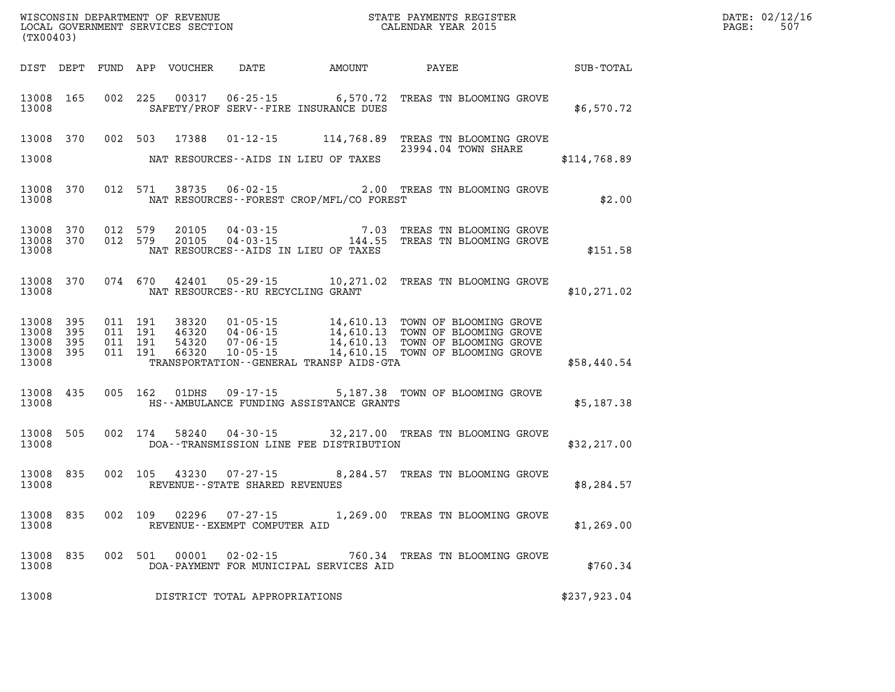WISCONSIN DEPARTMENT OF REVENUE
LOCAL GOVERNMENT SERVICES SECTION
(TX00403)

STATE PAYMENTS REGISTER
CALENDAR YEAR 2015

DATE: 02/12/16
PAGE: 507

| DIST | DEPT | FUND | APP | VOUCHER | DATE | AMOUNT | PAYEE | SUB-TOTAL |
|---|---|---|---|---|---|---|---|---|
| 13008 | 165 | 002 | 225 | 00317 | 06-25-15 | 6,570.72 | TREAS TN BLOOMING GROVE | |
| 13008 | | | | | SAFETY/PROF SERV--FIRE INSURANCE DUES | | | $6,570.72 |
| 13008 | 370 | 002 | 503 | 17388 | 01-12-15 | 114,768.89 | TREAS TN BLOOMING GROVE 23994.04 TOWN SHARE | |
| 13008 | | | | | NAT RESOURCES--AIDS IN LIEU OF TAXES | | | $114,768.89 |
| 13008 | 370 | 012 | 571 | 38735 | 06-02-15 | 2.00 | TREAS TN BLOOMING GROVE | |
| 13008 | | | | | NAT RESOURCES--FOREST CROP/MFL/CO FOREST | | | $2.00 |
| 13008 | 370 | 012 | 579 | 20105 | 04-03-15 | 7.03 | TREAS TN BLOOMING GROVE | |
| 13008 | 370 | 012 | 579 | 20105 | 04-03-15 | 144.55 | TREAS TN BLOOMING GROVE | |
| 13008 | | | | | NAT RESOURCES--AIDS IN LIEU OF TAXES | | | $151.58 |
| 13008 | 370 | 074 | 670 | 42401 | 05-29-15 | 10,271.02 | TREAS TN BLOOMING GROVE | |
| 13008 | | | | | NAT RESOURCES--RU RECYCLING GRANT | | | $10,271.02 |
| 13008 | 395 | 011 | 191 | 38320 | 01-05-15 | 14,610.13 | TOWN OF BLOOMING GROVE | |
| 13008 | 395 | 011 | 191 | 46320 | 04-06-15 | 14,610.13 | TOWN OF BLOOMING GROVE | |
| 13008 | 395 | 011 | 191 | 54320 | 07-06-15 | 14,610.13 | TOWN OF BLOOMING GROVE | |
| 13008 | 395 | 011 | 191 | 66320 | 10-05-15 | 14,610.15 | TOWN OF BLOOMING GROVE | |
| 13008 | | | | | TRANSPORTATION--GENERAL TRANSP AIDS-GTA | | | $58,440.54 |
| 13008 | 435 | 005 | 162 | 01DHS | 09-17-15 | 5,187.38 | TOWN OF BLOOMING GROVE | |
| 13008 | | | | | HS--AMBULANCE FUNDING ASSISTANCE GRANTS | | | $5,187.38 |
| 13008 | 505 | 002 | 174 | 58240 | 04-30-15 | 32,217.00 | TREAS TN BLOOMING GROVE | |
| 13008 | | | | | DOA--TRANSMISSION LINE FEE DISTRIBUTION | | | $32,217.00 |
| 13008 | 835 | 002 | 105 | 43230 | 07-27-15 | 8,284.57 | TREAS TN BLOOMING GROVE | |
| 13008 | | | | | REVENUE--STATE SHARED REVENUES | | | $8,284.57 |
| 13008 | 835 | 002 | 109 | 02296 | 07-27-15 | 1,269.00 | TREAS TN BLOOMING GROVE | |
| 13008 | | | | | REVENUE--EXEMPT COMPUTER AID | | | $1,269.00 |
| 13008 | 835 | 002 | 501 | 00001 | 02-02-15 | 760.34 | TREAS TN BLOOMING GROVE | |
| 13008 | | | | | DOA-PAYMENT FOR MUNICIPAL SERVICES AID | | | $760.34 |
| 13008 | | | | | DISTRICT TOTAL APPROPRIATIONS | | | $237,923.04 |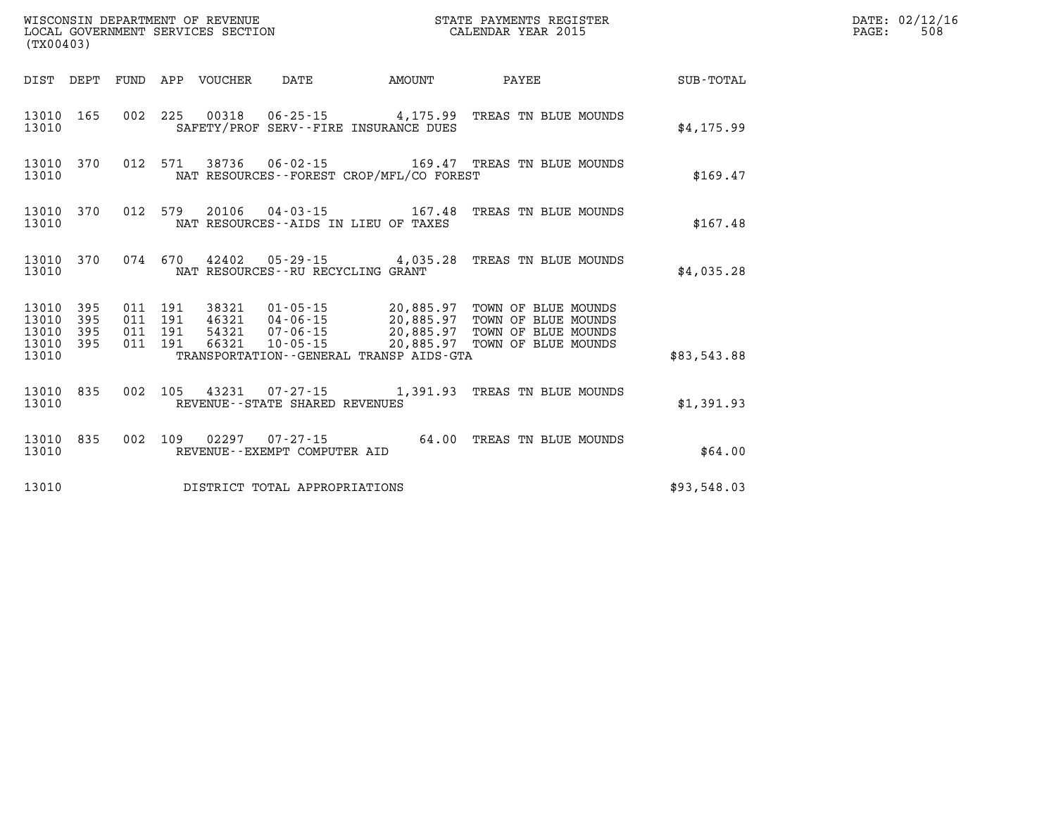WISCONSIN DEPARTMENT OF REVENUE
LOCAL GOVERNMENT SERVICES SECTION
(TX00403)

STATE PAYMENTS REGISTER
CALENDAR YEAR 2015

DATE: 02/12/16
PAGE: 508

| DIST | DEPT | FUND | APP | VOUCHER | DATE | AMOUNT | PAYEE | SUB-TOTAL |
|---|---|---|---|---|---|---|---|---|
| 13010 | 165 | 002 | 225 | 00318 | 06-25-15 | 4,175.99 | TREAS TN BLUE MOUNDS | |
| 13010 | | | | SAFETY/PROF SERV--FIRE INSURANCE DUES | | | | $4,175.99 |
| 13010 | 370 | 012 | 571 | 38736 | 06-02-15 | 169.47 | TREAS TN BLUE MOUNDS | |
| 13010 | | | | NAT RESOURCES--FOREST CROP/MFL/CO FOREST | | | | $169.47 |
| 13010 | 370 | 012 | 579 | 20106 | 04-03-15 | 167.48 | TREAS TN BLUE MOUNDS | |
| 13010 | | | | NAT RESOURCES--AIDS IN LIEU OF TAXES | | | | $167.48 |
| 13010 | 370 | 074 | 670 | 42402 | 05-29-15 | 4,035.28 | TREAS TN BLUE MOUNDS | |
| 13010 | | | | NAT RESOURCES--RU RECYCLING GRANT | | | | $4,035.28 |
| 13010 | 395 | 011 | 191 | 38321 | 01-05-15 | 20,885.97 | TOWN OF BLUE MOUNDS | |
| 13010 | 395 | 011 | 191 | 46321 | 04-06-15 | 20,885.97 | TOWN OF BLUE MOUNDS | |
| 13010 | 395 | 011 | 191 | 54321 | 07-06-15 | 20,885.97 | TOWN OF BLUE MOUNDS | |
| 13010 | 395 | 011 | 191 | 66321 | 10-05-15 | 20,885.97 | TOWN OF BLUE MOUNDS | |
| 13010 | | | | TRANSPORTATION--GENERAL TRANSP AIDS-GTA | | | | $83,543.88 |
| 13010 | 835 | 002 | 105 | 43231 | 07-27-15 | 1,391.93 | TREAS TN BLUE MOUNDS | |
| 13010 | | | | REVENUE--STATE SHARED REVENUES | | | | $1,391.93 |
| 13010 | 835 | 002 | 109 | 02297 | 07-27-15 | 64.00 | TREAS TN BLUE MOUNDS | |
| 13010 | | | | REVENUE--EXEMPT COMPUTER AID | | | | $64.00 |
| 13010 | | | | DISTRICT TOTAL APPROPRIATIONS | | | | $93,548.03 |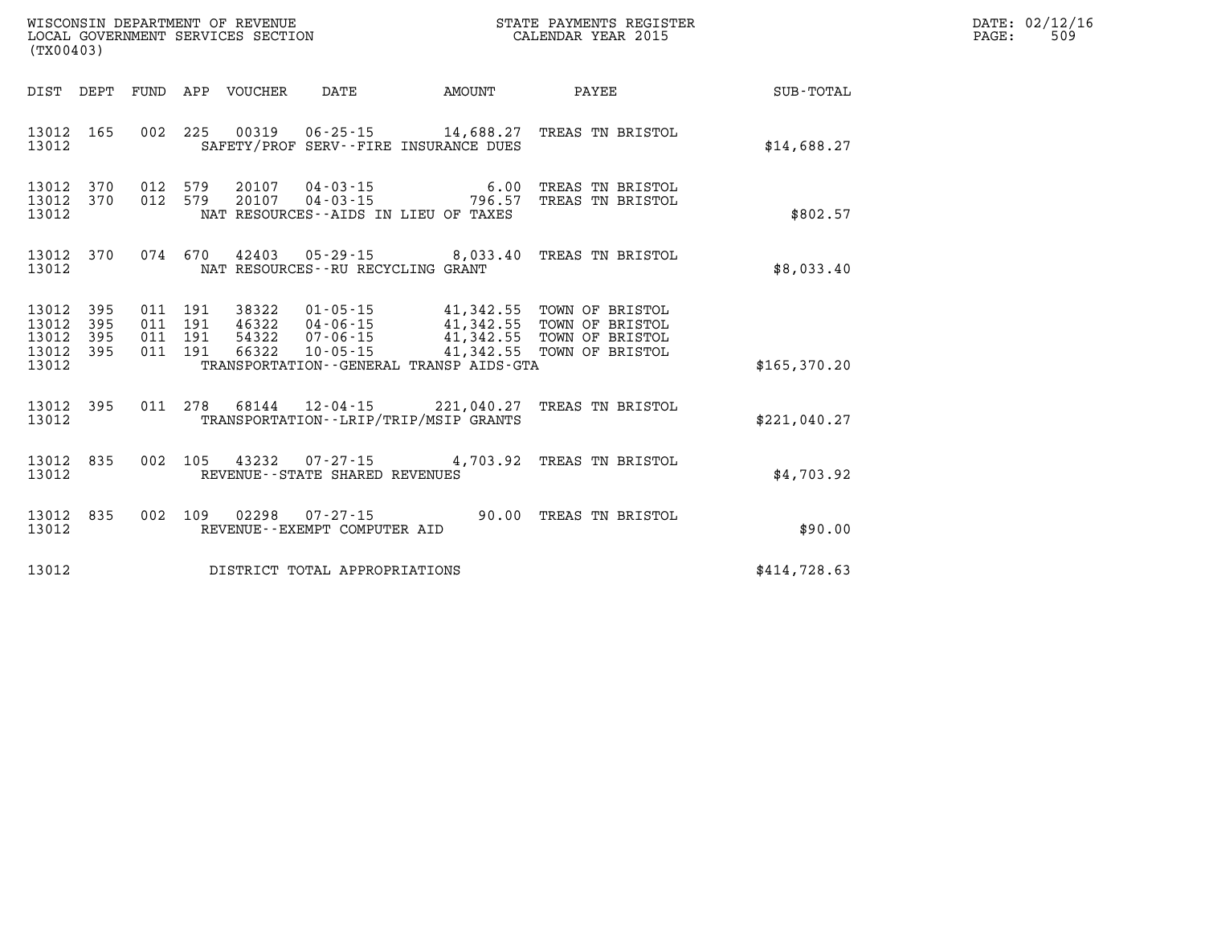WISCONSIN DEPARTMENT OF REVENUE
LOCAL GOVERNMENT SERVICES SECTION
(TX00403)

STATE PAYMENTS REGISTER
CALENDAR YEAR 2015

DATE: 02/12/16

| DIST | DEPT | FUND | APP | VOUCHER | DATE | AMOUNT | PAYEE | SUB-TOTAL |
|---|---|---|---|---|---|---|---|---|
| 13012 | 165 | 002 | 225 | 00319 | 06-25-15 | 14,688.27 | TREAS TN BRISTOL | |
| 13012 | | | | SAFETY/PROF SERV--FIRE INSURANCE DUES | | | | $14,688.27 |
| 13012 | 370 | 012 | 579 | 20107 | 04-03-15 | 6.00 | TREAS TN BRISTOL | |
| 13012 | 370 | 012 | 579 | 20107 | 04-03-15 | 796.57 | TREAS TN BRISTOL | |
| 13012 | | | | NAT RESOURCES--AIDS IN LIEU OF TAXES | | | | $802.57 |
| 13012 | 370 | 074 | 670 | 42403 | 05-29-15 | 8,033.40 | TREAS TN BRISTOL | |
| 13012 | | | | NAT RESOURCES--RU RECYCLING GRANT | | | | $8,033.40 |
| 13012 | 395 | 011 | 191 | 38322 | 01-05-15 | 41,342.55 | TOWN OF BRISTOL | |
| 13012 | 395 | 011 | 191 | 46322 | 04-06-15 | 41,342.55 | TOWN OF BRISTOL | |
| 13012 | 395 | 011 | 191 | 54322 | 07-06-15 | 41,342.55 | TOWN OF BRISTOL | |
| 13012 | 395 | 011 | 191 | 66322 | 10-05-15 | 41,342.55 | TOWN OF BRISTOL | |
| 13012 | | | | TRANSPORTATION--GENERAL TRANSP AIDS-GTA | | | | $165,370.20 |
| 13012 | 395 | 011 | 278 | 68144 | 12-04-15 | 221,040.27 | TREAS TN BRISTOL | |
| 13012 | | | | TRANSPORTATION--LRIP/TRIP/MSIP GRANTS | | | | $221,040.27 |
| 13012 | 835 | 002 | 105 | 43232 | 07-27-15 | 4,703.92 | TREAS TN BRISTOL | |
| 13012 | | | | REVENUE--STATE SHARED REVENUES | | | | $4,703.92 |
| 13012 | 835 | 002 | 109 | 02298 | 07-27-15 | 90.00 | TREAS TN BRISTOL | |
| 13012 | | | | REVENUE--EXEMPT COMPUTER AID | | | | $90.00 |
| 13012 | | | | DISTRICT TOTAL APPROPRIATIONS | | | | $414,728.63 |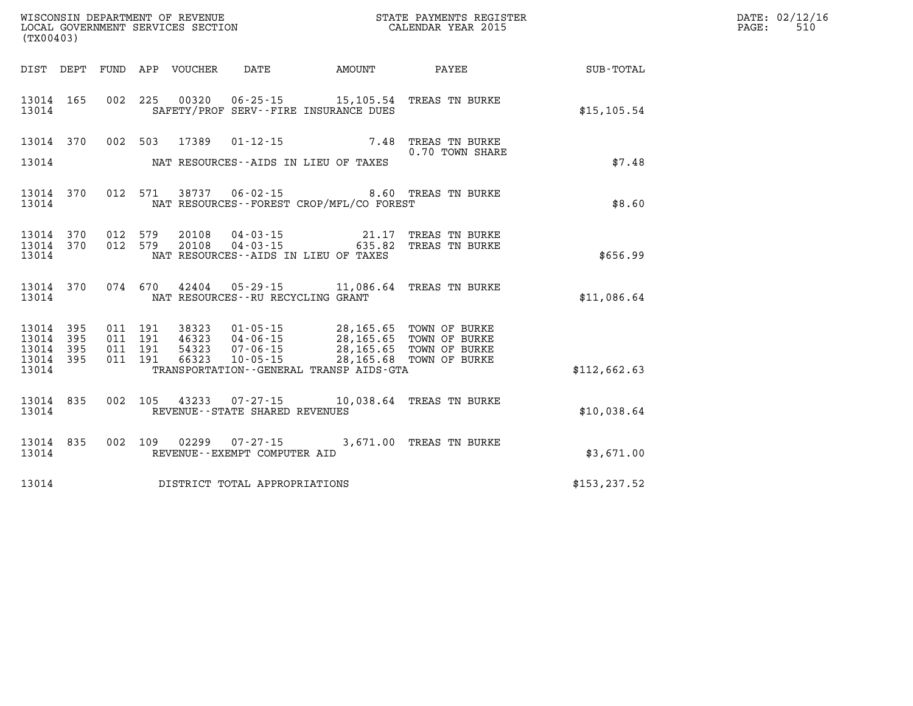WISCONSIN DEPARTMENT OF REVENUE
LOCAL GOVERNMENT SERVICES SECTION
(TX00403)

STATE PAYMENTS REGISTER
CALENDAR YEAR 2015

DATE: 02/12/16

| DIST | DEPT | FUND | APP | VOUCHER | DATE | AMOUNT | PAYEE | SUB-TOTAL |
|---|---|---|---|---|---|---|---|---|
| 13014 | 165 | 002 | 225 | 00320 | 06-25-15 | 15,105.54 | TREAS TN BURKE | |
| 13014 | | | | | SAFETY/PROF SERV--FIRE INSURANCE DUES | | | $15,105.54 |
| 13014 | 370 | 002 | 503 | 17389 | 01-12-15 | 7.48 | TREAS TN BURKE 0.70 TOWN SHARE | |
| 13014 | | | | | NAT RESOURCES--AIDS IN LIEU OF TAXES | | | $7.48 |
| 13014 | 370 | 012 | 571 | 38737 | 06-02-15 | 8.60 | TREAS TN BURKE | |
| 13014 | | | | | NAT RESOURCES--FOREST CROP/MFL/CO FOREST | | | $8.60 |
| 13014 | 370 | 012 | 579 | 20108 | 04-03-15 | 21.17 | TREAS TN BURKE | |
| 13014 | 370 | 012 | 579 | 20108 | 04-03-15 | 635.82 | TREAS TN BURKE | |
| 13014 | | | | | NAT RESOURCES--AIDS IN LIEU OF TAXES | | | $656.99 |
| 13014 | 370 | 074 | 670 | 42404 | 05-29-15 | 11,086.64 | TREAS TN BURKE | |
| 13014 | | | | | NAT RESOURCES--RU RECYCLING GRANT | | | $11,086.64 |
| 13014 | 395 | 011 | 191 | 38323 | 01-05-15 | 28,165.65 | TOWN OF BURKE | |
| 13014 | 395 | 011 | 191 | 46323 | 04-06-15 | 28,165.65 | TOWN OF BURKE | |
| 13014 | 395 | 011 | 191 | 54323 | 07-06-15 | 28,165.65 | TOWN OF BURKE | |
| 13014 | 395 | 011 | 191 | 66323 | 10-05-15 | 28,165.68 | TOWN OF BURKE | |
| 13014 | | | | | TRANSPORTATION--GENERAL TRANSP AIDS-GTA | | | $112,662.63 |
| 13014 | 835 | 002 | 105 | 43233 | 07-27-15 | 10,038.64 | TREAS TN BURKE | |
| 13014 | | | | | REVENUE--STATE SHARED REVENUES | | | $10,038.64 |
| 13014 | 835 | 002 | 109 | 02299 | 07-27-15 | 3,671.00 | TREAS TN BURKE | |
| 13014 | | | | | REVENUE--EXEMPT COMPUTER AID | | | $3,671.00 |
| 13014 | | | | | DISTRICT TOTAL APPROPRIATIONS | | | $153,237.52 |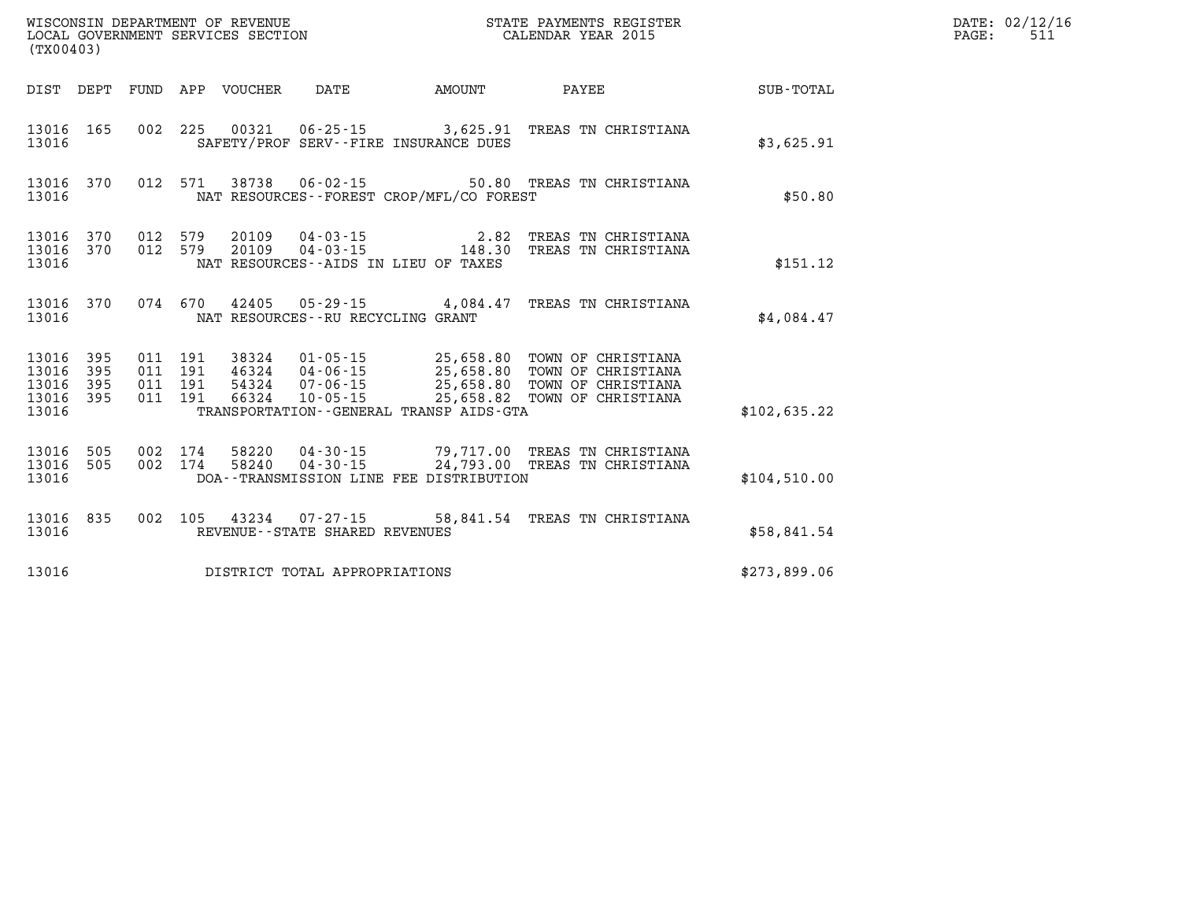WISCONSIN DEPARTMENT OF REVENUE
LOCAL GOVERNMENT SERVICES SECTION
(TX00403)

STATE PAYMENTS REGISTER
CALENDAR YEAR 2015

DATE: 02/12/16
PAGE: 511

| DIST | DEPT | FUND | APP | VOUCHER | DATE | AMOUNT | PAYEE | SUB-TOTAL |
|---|---|---|---|---|---|---|---|---|
| 13016 | 165 | 002 | 225 | 00321 | 06-25-15 | 3,625.91 | TREAS TN CHRISTIANA | |
| 13016 | | | | | SAFETY/PROF SERV--FIRE INSURANCE DUES | | | $3,625.91 |
| 13016 | 370 | 012 | 571 | 38738 | 06-02-15 | 50.80 | TREAS TN CHRISTIANA | |
| 13016 | | | | | NAT RESOURCES--FOREST CROP/MFL/CO FOREST | | | $50.80 |
| 13016 | 370 | 012 | 579 | 20109 | 04-03-15 | 2.82 | TREAS TN CHRISTIANA | |
| 13016 | 370 | 012 | 579 | 20109 | 04-03-15 | 148.30 | TREAS TN CHRISTIANA | |
| 13016 | | | | | NAT RESOURCES--AIDS IN LIEU OF TAXES | | | $151.12 |
| 13016 | 370 | 074 | 670 | 42405 | 05-29-15 | 4,084.47 | TREAS TN CHRISTIANA | |
| 13016 | | | | | NAT RESOURCES--RU RECYCLING GRANT | | | $4,084.47 |
| 13016 | 395 | 011 | 191 | 38324 | 01-05-15 | 25,658.80 | TOWN OF CHRISTIANA | |
| 13016 | 395 | 011 | 191 | 46324 | 04-06-15 | 25,658.80 | TOWN OF CHRISTIANA | |
| 13016 | 395 | 011 | 191 | 54324 | 07-06-15 | 25,658.80 | TOWN OF CHRISTIANA | |
| 13016 | 395 | 011 | 191 | 66324 | 10-05-15 | 25,658.82 | TOWN OF CHRISTIANA | |
| 13016 | | | | | TRANSPORTATION--GENERAL TRANSP AIDS-GTA | | | $102,635.22 |
| 13016 | 505 | 002 | 174 | 58220 | 04-30-15 | 79,717.00 | TREAS TN CHRISTIANA | |
| 13016 | 505 | 002 | 174 | 58240 | 04-30-15 | 24,793.00 | TREAS TN CHRISTIANA | |
| 13016 | | | | | DOA--TRANSMISSION LINE FEE DISTRIBUTION | | | $104,510.00 |
| 13016 | 835 | 002 | 105 | 43234 | 07-27-15 | 58,841.54 | TREAS TN CHRISTIANA | |
| 13016 | | | | | REVENUE--STATE SHARED REVENUES | | | $58,841.54 |
| 13016 | | | | | DISTRICT TOTAL APPROPRIATIONS | | | $273,899.06 |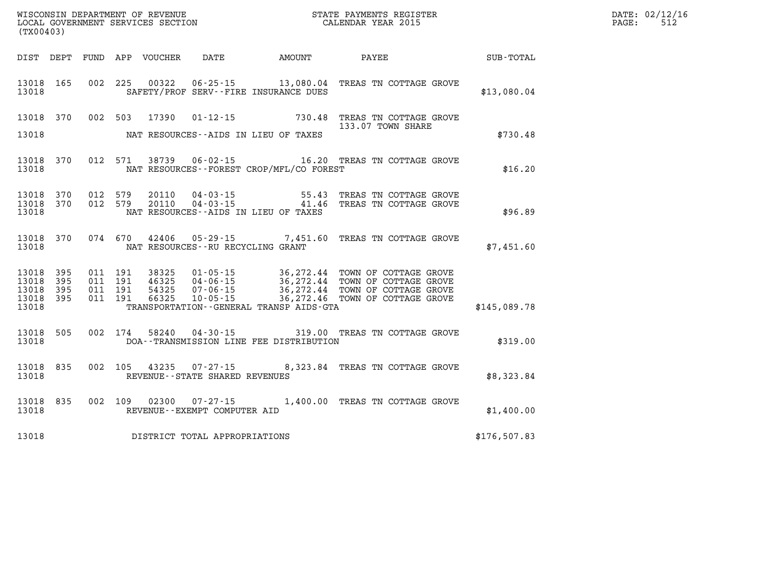WISCONSIN DEPARTMENT OF REVENUE
LOCAL GOVERNMENT SERVICES SECTION
(TX00403)

STATE PAYMENTS REGISTER
CALENDAR YEAR 2015

DATE: 02/12/16
PAGE: 512

| DIST | DEPT | FUND | APP | VOUCHER | DATE | AMOUNT | PAYEE | SUB-TOTAL |
|---|---|---|---|---|---|---|---|---|
| 13018 | 165 | 002 | 225 | 00322 | 06-25-15 | 13,080.04 | TREAS TN COTTAGE GROVE | |
| 13018 | | | | | SAFETY/PROF SERV--FIRE INSURANCE DUES | | | $13,080.04 |
| 13018 | 370 | 002 | 503 | 17390 | 01-12-15 | 730.48 | TREAS TN COTTAGE GROVE 133.07 TOWN SHARE | |
| 13018 | | | | | NAT RESOURCES--AIDS IN LIEU OF TAXES | | | $730.48 |
| 13018 | 370 | 012 | 571 | 38739 | 06-02-15 | 16.20 | TREAS TN COTTAGE GROVE | |
| 13018 | | | | | NAT RESOURCES--FOREST CROP/MFL/CO FOREST | | | $16.20 |
| 13018 | 370 | 012 | 579 | 20110 | 04-03-15 | 55.43 | TREAS TN COTTAGE GROVE | |
| 13018 | 370 | 012 | 579 | 20110 | 04-03-15 | 41.46 | TREAS TN COTTAGE GROVE | |
| 13018 | | | | | NAT RESOURCES--AIDS IN LIEU OF TAXES | | | $96.89 |
| 13018 | 370 | 074 | 670 | 42406 | 05-29-15 | 7,451.60 | TREAS TN COTTAGE GROVE | |
| 13018 | | | | | NAT RESOURCES--RU RECYCLING GRANT | | | $7,451.60 |
| 13018 | 395 | 011 | 191 | 38325 | 01-05-15 | 36,272.44 | TOWN OF COTTAGE GROVE | |
| 13018 | 395 | 011 | 191 | 46325 | 04-06-15 | 36,272.44 | TOWN OF COTTAGE GROVE | |
| 13018 | 395 | 011 | 191 | 54325 | 07-06-15 | 36,272.44 | TOWN OF COTTAGE GROVE | |
| 13018 | 395 | 011 | 191 | 66325 | 10-05-15 | 36,272.46 | TOWN OF COTTAGE GROVE | |
| 13018 | | | | | TRANSPORTATION--GENERAL TRANSP AIDS-GTA | | | $145,089.78 |
| 13018 | 505 | 002 | 174 | 58240 | 04-30-15 | 319.00 | TREAS TN COTTAGE GROVE | |
| 13018 | | | | | DOA--TRANSMISSION LINE FEE DISTRIBUTION | | | $319.00 |
| 13018 | 835 | 002 | 105 | 43235 | 07-27-15 | 8,323.84 | TREAS TN COTTAGE GROVE | |
| 13018 | | | | | REVENUE--STATE SHARED REVENUES | | | $8,323.84 |
| 13018 | 835 | 002 | 109 | 02300 | 07-27-15 | 1,400.00 | TREAS TN COTTAGE GROVE | |
| 13018 | | | | | REVENUE--EXEMPT COMPUTER AID | | | $1,400.00 |
| 13018 | | | | | DISTRICT TOTAL APPROPRIATIONS | | | $176,507.83 |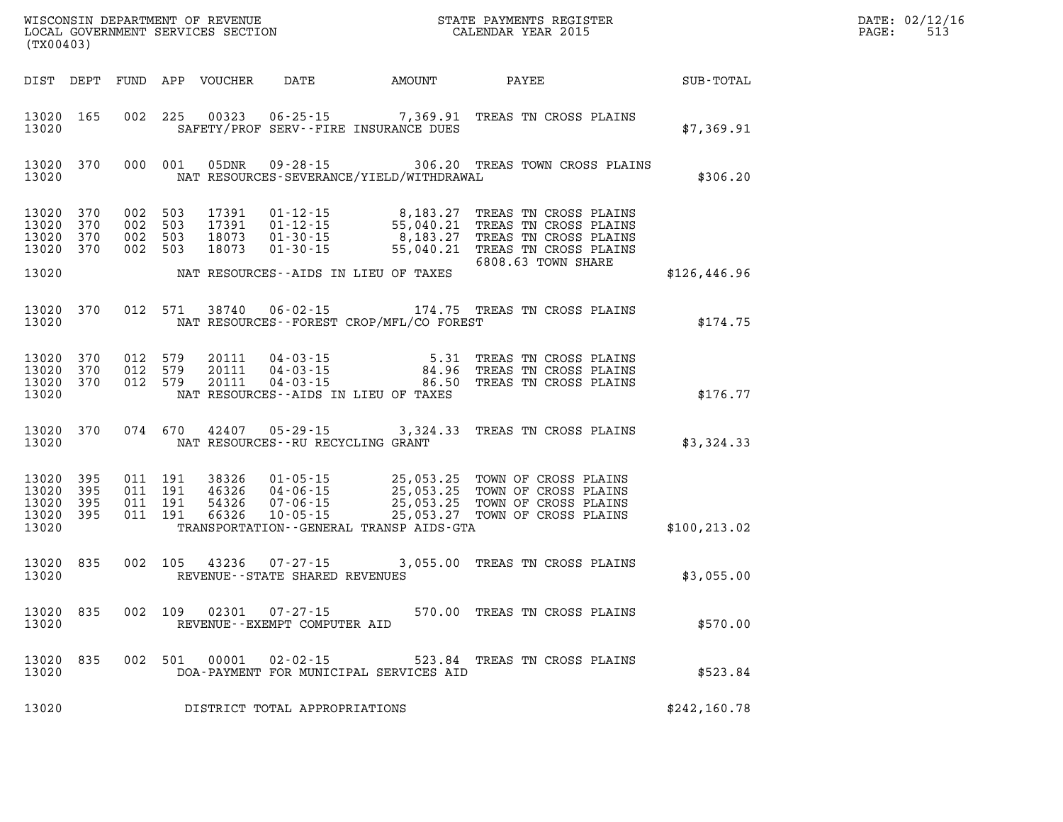WISCONSIN DEPARTMENT OF REVENUE
LOCAL GOVERNMENT SERVICES SECTION
(TX00403)

STATE PAYMENTS REGISTER
CALENDAR YEAR 2015

DATE: 02/12/16
PAGE: 513

| DIST | DEPT | FUND | APP | VOUCHER | DATE | AMOUNT | PAYEE | SUB-TOTAL |
|---|---|---|---|---|---|---|---|---|
| 13020 | 165 | 002 | 225 | 00323 | 06-25-15 | 7,369.91 | TREAS TN CROSS PLAINS | |
| 13020 | | | | | SAFETY/PROF SERV--FIRE INSURANCE DUES | | | $7,369.91 |
| 13020 | 370 | 000 | 001 | 05DNR | 09-28-15 | 306.20 | TREAS TOWN CROSS PLAINS | |
| 13020 | | | | | NAT RESOURCES-SEVERANCE/YIELD/WITHDRAWAL | | | $306.20 |
| 13020 | 370 | 002 | 503 | 17391 | 01-12-15 | 8,183.27 | TREAS TN CROSS PLAINS | |
| 13020 | 370 | 002 | 503 | 17391 | 01-12-15 | 55,040.21 | TREAS TN CROSS PLAINS | |
| 13020 | 370 | 002 | 503 | 18073 | 01-30-15 | 8,183.27 | TREAS TN CROSS PLAINS | |
| 13020 | 370 | 002 | 503 | 18073 | 01-30-15 | 55,040.21 | TREAS TN CROSS PLAINS | |
| | | | | | | | 6808.63 TOWN SHARE | |
| 13020 | | | | | NAT RESOURCES--AIDS IN LIEU OF TAXES | | | $126,446.96 |
| 13020 | 370 | 012 | 571 | 38740 | 06-02-15 | 174.75 | TREAS TN CROSS PLAINS | |
| 13020 | | | | | NAT RESOURCES--FOREST CROP/MFL/CO FOREST | | | $174.75 |
| 13020 | 370 | 012 | 579 | 20111 | 04-03-15 | 5.31 | TREAS TN CROSS PLAINS | |
| 13020 | 370 | 012 | 579 | 20111 | 04-03-15 | 84.96 | TREAS TN CROSS PLAINS | |
| 13020 | 370 | 012 | 579 | 20111 | 04-03-15 | 86.50 | TREAS TN CROSS PLAINS | |
| 13020 | | | | | NAT RESOURCES--AIDS IN LIEU OF TAXES | | | $176.77 |
| 13020 | 370 | 074 | 670 | 42407 | 05-29-15 | 3,324.33 | TREAS TN CROSS PLAINS | |
| 13020 | | | | | NAT RESOURCES--RU RECYCLING GRANT | | | $3,324.33 |
| 13020 | 395 | 011 | 191 | 38326 | 01-05-15 | 25,053.25 | TOWN OF CROSS PLAINS | |
| 13020 | 395 | 011 | 191 | 46326 | 04-06-15 | 25,053.25 | TOWN OF CROSS PLAINS | |
| 13020 | 395 | 011 | 191 | 54326 | 07-06-15 | 25,053.25 | TOWN OF CROSS PLAINS | |
| 13020 | 395 | 011 | 191 | 66326 | 10-05-15 | 25,053.27 | TOWN OF CROSS PLAINS | |
| 13020 | | | | | TRANSPORTATION--GENERAL TRANSP AIDS-GTA | | | $100,213.02 |
| 13020 | 835 | 002 | 105 | 43236 | 07-27-15 | 3,055.00 | TREAS TN CROSS PLAINS | |
| 13020 | | | | | REVENUE--STATE SHARED REVENUES | | | $3,055.00 |
| 13020 | 835 | 002 | 109 | 02301 | 07-27-15 | 570.00 | TREAS TN CROSS PLAINS | |
| 13020 | | | | | REVENUE--EXEMPT COMPUTER AID | | | $570.00 |
| 13020 | 835 | 002 | 501 | 00001 | 02-02-15 | 523.84 | TREAS TN CROSS PLAINS | |
| 13020 | | | | | DOA-PAYMENT FOR MUNICIPAL SERVICES AID | | | $523.84 |
| 13020 | | | | | DISTRICT TOTAL APPROPRIATIONS | | | $242,160.78 |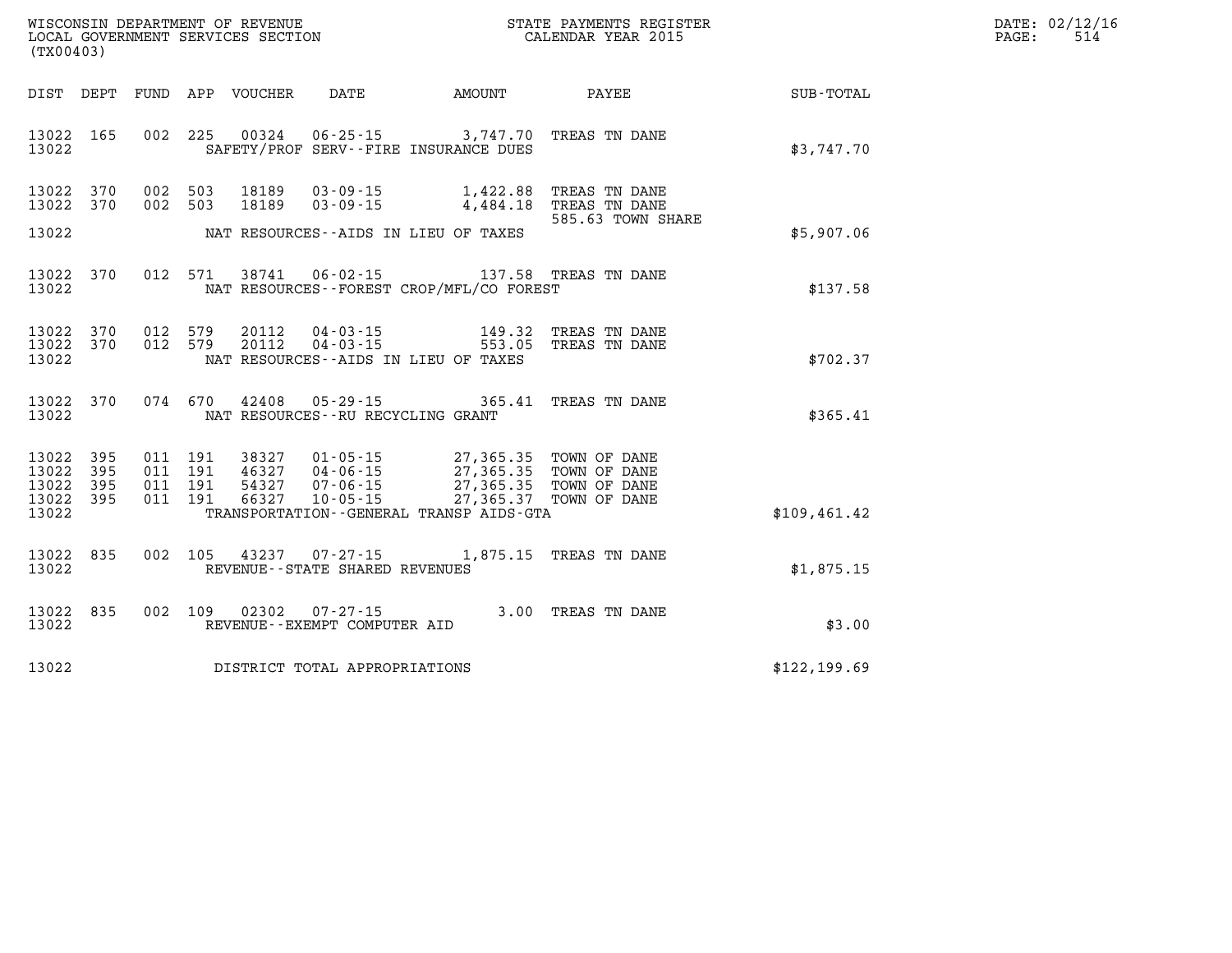WISCONSIN DEPARTMENT OF REVENUE
LOCAL GOVERNMENT SERVICES SECTION
(TX00403)

STATE PAYMENTS REGISTER
CALENDAR YEAR 2015

DATE: 02/12/16
PAGE: 514

| DIST | DEPT | FUND | APP | VOUCHER | DATE | AMOUNT | PAYEE | SUB-TOTAL |
|---|---|---|---|---|---|---|---|---|
| 13022 | 165 | 002 | 225 | 00324 | 06-25-15 | 3,747.70 | TREAS TN DANE | |
| 13022 | | | | SAFETY/PROF SERV--FIRE INSURANCE DUES | | | | $3,747.70 |
| 13022 | 370 | 002 | 503 | 18189 | 03-09-15 | 1,422.88 | TREAS TN DANE | |
| 13022 | 370 | 002 | 503 | 18189 | 03-09-15 | 4,484.18 | TREAS TN DANE | |
| | | | | | | | 585.63 TOWN SHARE | |
| 13022 | | | | NAT RESOURCES--AIDS IN LIEU OF TAXES | | | | $5,907.06 |
| 13022 | 370 | 012 | 571 | 38741 | 06-02-15 | 137.58 | TREAS TN DANE | |
| 13022 | | | | NAT RESOURCES--FOREST CROP/MFL/CO FOREST | | | | $137.58 |
| 13022 | 370 | 012 | 579 | 20112 | 04-03-15 | 149.32 | TREAS TN DANE | |
| 13022 | 370 | 012 | 579 | 20112 | 04-03-15 | 553.05 | TREAS TN DANE | |
| 13022 | | | | NAT RESOURCES--AIDS IN LIEU OF TAXES | | | | $702.37 |
| 13022 | 370 | 074 | 670 | 42408 | 05-29-15 | 365.41 | TREAS TN DANE | |
| 13022 | | | | NAT RESOURCES--RU RECYCLING GRANT | | | | $365.41 |
| 13022 | 395 | 011 | 191 | 38327 | 01-05-15 | 27,365.35 | TOWN OF DANE | |
| 13022 | 395 | 011 | 191 | 46327 | 04-06-15 | 27,365.35 | TOWN OF DANE | |
| 13022 | 395 | 011 | 191 | 54327 | 07-06-15 | 27,365.35 | TOWN OF DANE | |
| 13022 | 395 | 011 | 191 | 66327 | 10-05-15 | 27,365.37 | TOWN OF DANE | |
| 13022 | | | | TRANSPORTATION--GENERAL TRANSP AIDS-GTA | | | | $109,461.42 |
| 13022 | 835 | 002 | 105 | 43237 | 07-27-15 | 1,875.15 | TREAS TN DANE | |
| 13022 | | | | REVENUE--STATE SHARED REVENUES | | | | $1,875.15 |
| 13022 | 835 | 002 | 109 | 02302 | 07-27-15 | 3.00 | TREAS TN DANE | |
| 13022 | | | | REVENUE--EXEMPT COMPUTER AID | | | | $3.00 |
| 13022 | | | | DISTRICT TOTAL APPROPRIATIONS | | | | $122,199.69 |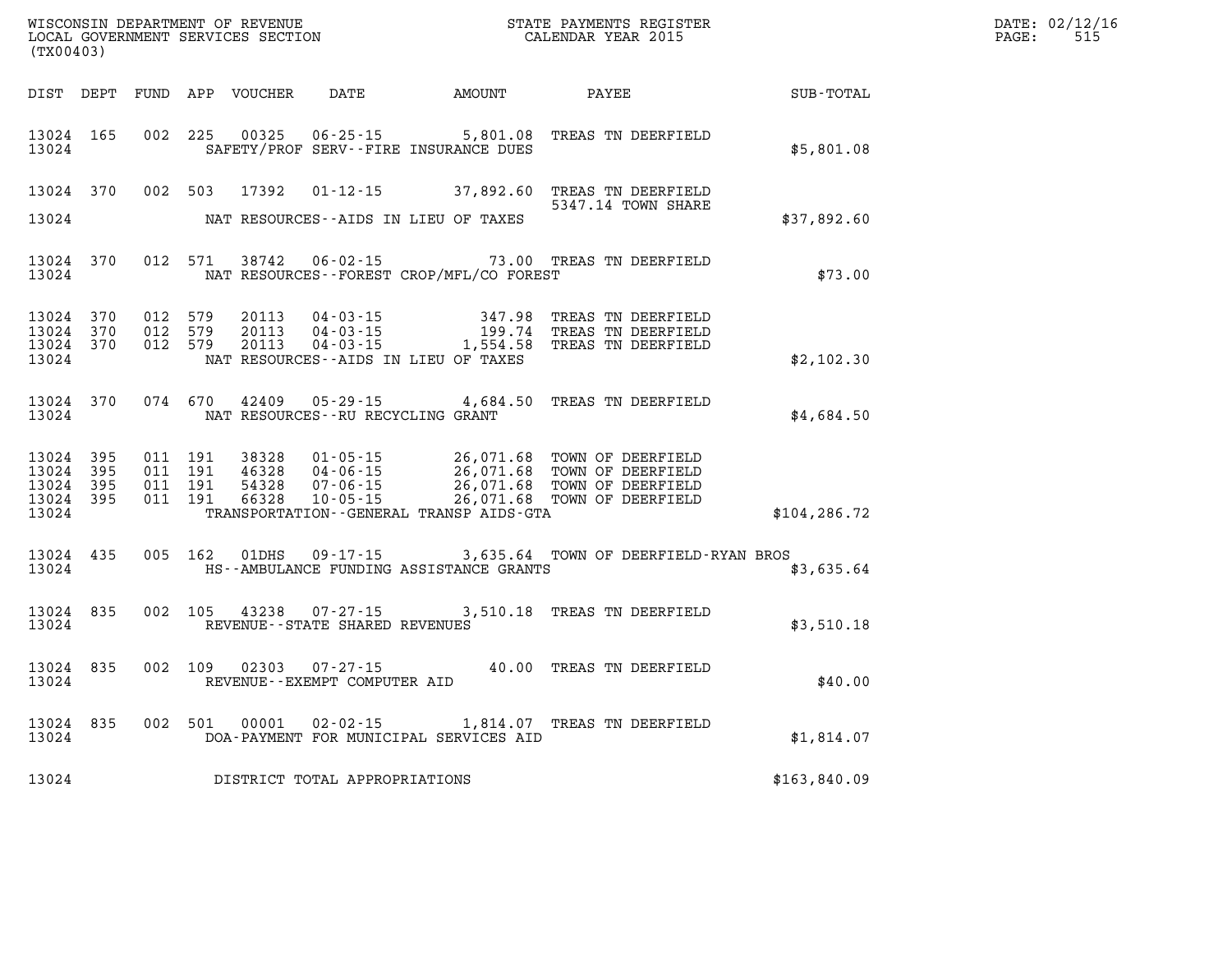WISCONSIN DEPARTMENT OF REVENUE
LOCAL GOVERNMENT SERVICES SECTION
(TX00403)

STATE PAYMENTS REGISTER
CALENDAR YEAR 2015

| DIST | DEPT | FUND | APP | VOUCHER | DATE | AMOUNT | PAYEE | SUB-TOTAL |
|---|---|---|---|---|---|---|---|---|
| 13024 | 165 | 002 | 225 | 00325 | 06-25-15 | 5,801.08 | TREAS TN DEERFIELD | |
| 13024 | | | | | SAFETY/PROF SERV--FIRE INSURANCE DUES | | | $5,801.08 |
| 13024 | 370 | 002 | 503 | 17392 | 01-12-15 | 37,892.60 | TREAS TN DEERFIELD 5347.14 TOWN SHARE | |
| 13024 | | | | | NAT RESOURCES--AIDS IN LIEU OF TAXES | | | $37,892.60 |
| 13024 | 370 | 012 | 571 | 38742 | 06-02-15 | 73.00 | TREAS TN DEERFIELD | |
| 13024 | | | | | NAT RESOURCES--FOREST CROP/MFL/CO FOREST | | | $73.00 |
| 13024 | 370 | 012 | 579 | 20113 | 04-03-15 | 347.98 | TREAS TN DEERFIELD | |
| 13024 | 370 | 012 | 579 | 20113 | 04-03-15 | 199.74 | TREAS TN DEERFIELD | |
| 13024 | 370 | 012 | 579 | 20113 | 04-03-15 | 1,554.58 | TREAS TN DEERFIELD | |
| 13024 | | | | | NAT RESOURCES--AIDS IN LIEU OF TAXES | | | $2,102.30 |
| 13024 | 370 | 074 | 670 | 42409 | 05-29-15 | 4,684.50 | TREAS TN DEERFIELD | |
| 13024 | | | | | NAT RESOURCES--RU RECYCLING GRANT | | | $4,684.50 |
| 13024 | 395 | 011 | 191 | 38328 | 01-05-15 | 26,071.68 | TOWN OF DEERFIELD | |
| 13024 | 395 | 011 | 191 | 46328 | 04-06-15 | 26,071.68 | TOWN OF DEERFIELD | |
| 13024 | 395 | 011 | 191 | 54328 | 07-06-15 | 26,071.68 | TOWN OF DEERFIELD | |
| 13024 | 395 | 011 | 191 | 66328 | 10-05-15 | 26,071.68 | TOWN OF DEERFIELD | |
| 13024 | | | | | TRANSPORTATION--GENERAL TRANSP AIDS-GTA | | | $104,286.72 |
| 13024 | 435 | 005 | 162 | 01DHS | 09-17-15 | 3,635.64 | TOWN OF DEERFIELD-RYAN BROS | |
| 13024 | | | | | HS--AMBULANCE FUNDING ASSISTANCE GRANTS | | | $3,635.64 |
| 13024 | 835 | 002 | 105 | 43238 | 07-27-15 | 3,510.18 | TREAS TN DEERFIELD | |
| 13024 | | | | | REVENUE--STATE SHARED REVENUES | | | $3,510.18 |
| 13024 | 835 | 002 | 109 | 02303 | 07-27-15 | 40.00 | TREAS TN DEERFIELD | |
| 13024 | | | | | REVENUE--EXEMPT COMPUTER AID | | | $40.00 |
| 13024 | 835 | 002 | 501 | 00001 | 02-02-15 | 1,814.07 | TREAS TN DEERFIELD | |
| 13024 | | | | | DOA-PAYMENT FOR MUNICIPAL SERVICES AID | | | $1,814.07 |
| 13024 | | | | | DISTRICT TOTAL APPROPRIATIONS | | | $163,840.09 |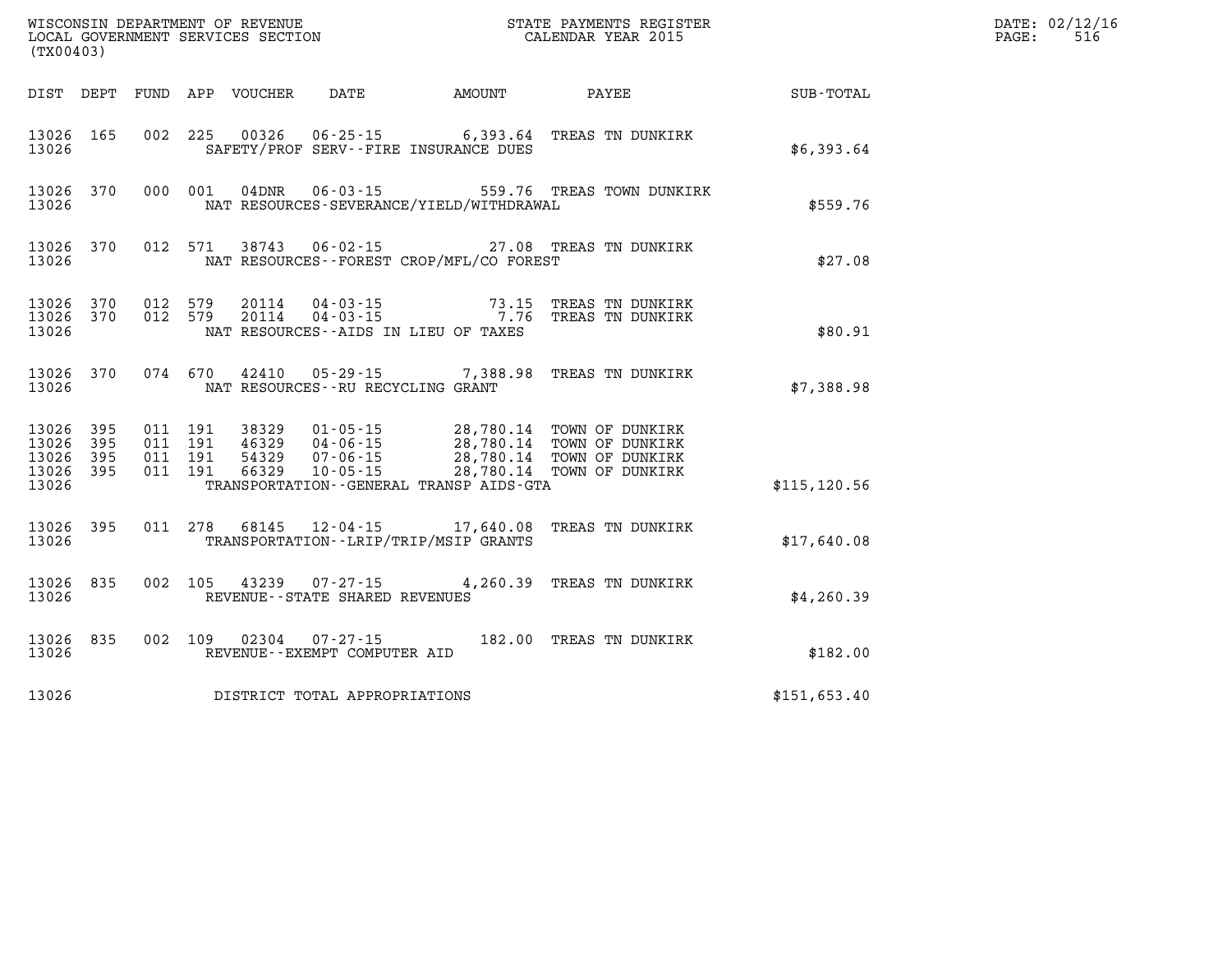WISCONSIN DEPARTMENT OF REVENUE
LOCAL GOVERNMENT SERVICES SECTION
(TX00403)

STATE PAYMENTS REGISTER
CALENDAR YEAR 2015

DATE: 02/12/16
PAGE: 516

| DIST | DEPT | FUND | APP | VOUCHER | DATE | AMOUNT | PAYEE | SUB-TOTAL |
|---|---|---|---|---|---|---|---|---|
| 13026 | 165 | 002 | 225 | 00326 | 06-25-15 | 6,393.64 | TREAS TN DUNKIRK | |
| 13026 | | | | SAFETY/PROF SERV--FIRE INSURANCE DUES | | | | $6,393.64 |
| 13026 | 370 | 000 | 001 | 04DNR | 06-03-15 | 559.76 | TREAS TOWN DUNKIRK | |
| 13026 | | | | NAT RESOURCES-SEVERANCE/YIELD/WITHDRAWAL | | | | $559.76 |
| 13026 | 370 | 012 | 571 | 38743 | 06-02-15 | 27.08 | TREAS TN DUNKIRK | |
| 13026 | | | | NAT RESOURCES--FOREST CROP/MFL/CO FOREST | | | | $27.08 |
| 13026 | 370 | 012 | 579 | 20114 | 04-03-15 | 73.15 | TREAS TN DUNKIRK | |
| 13026 | 370 | 012 | 579 | 20114 | 04-03-15 | 7.76 | TREAS TN DUNKIRK | |
| 13026 | | | | NAT RESOURCES--AIDS IN LIEU OF TAXES | | | | $80.91 |
| 13026 | 370 | 074 | 670 | 42410 | 05-29-15 | 7,388.98 | TREAS TN DUNKIRK | |
| 13026 | | | | NAT RESOURCES--RU RECYCLING GRANT | | | | $7,388.98 |
| 13026 | 395 | 011 | 191 | 38329 | 01-05-15 | 28,780.14 | TOWN OF DUNKIRK | |
| 13026 | 395 | 011 | 191 | 46329 | 04-06-15 | 28,780.14 | TOWN OF DUNKIRK | |
| 13026 | 395 | 011 | 191 | 54329 | 07-06-15 | 28,780.14 | TOWN OF DUNKIRK | |
| 13026 | 395 | 011 | 191 | 66329 | 10-05-15 | 28,780.14 | TOWN OF DUNKIRK | |
| 13026 | | | | TRANSPORTATION--GENERAL TRANSP AIDS-GTA | | | | $115,120.56 |
| 13026 | 395 | 011 | 278 | 68145 | 12-04-15 | 17,640.08 | TREAS TN DUNKIRK | |
| 13026 | | | | TRANSPORTATION--LRIP/TRIP/MSIP GRANTS | | | | $17,640.08 |
| 13026 | 835 | 002 | 105 | 43239 | 07-27-15 | 4,260.39 | TREAS TN DUNKIRK | |
| 13026 | | | | REVENUE--STATE SHARED REVENUES | | | | $4,260.39 |
| 13026 | 835 | 002 | 109 | 02304 | 07-27-15 | 182.00 | TREAS TN DUNKIRK | |
| 13026 | | | | REVENUE--EXEMPT COMPUTER AID | | | | $182.00 |
| 13026 | | | | DISTRICT TOTAL APPROPRIATIONS | | | | $151,653.40 |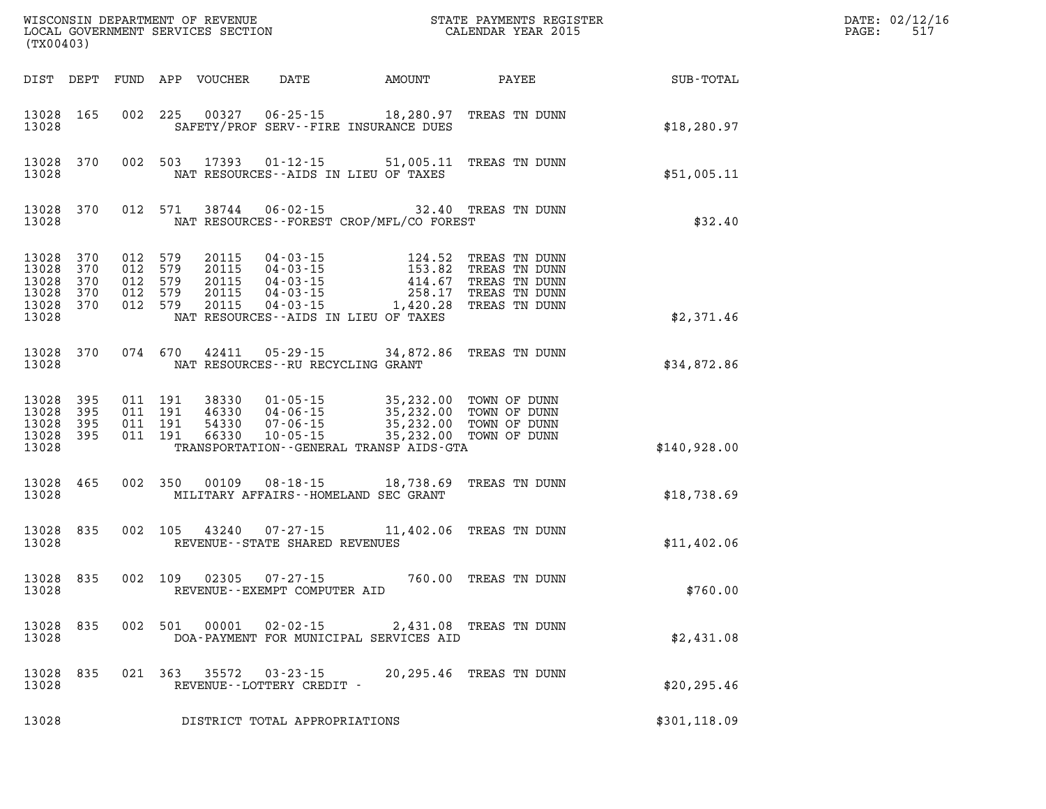WISCONSIN DEPARTMENT OF REVENUE
LOCAL GOVERNMENT SERVICES SECTION
(TX00403)

STATE PAYMENTS REGISTER
CALENDAR YEAR 2015

DATE: 02/12/16

| DIST | DEPT | FUND | APP | VOUCHER | DATE | AMOUNT | PAYEE | SUB-TOTAL |
|---|---|---|---|---|---|---|---|---|
| 13028 | 165 | 002 | 225 | 00327 | 06-25-15 | 18,280.97 | TREAS TN DUNN | |
| 13028 | | | | | SAFETY/PROF SERV--FIRE INSURANCE DUES | | | $18,280.97 |
| 13028 | 370 | 002 | 503 | 17393 | 01-12-15 | 51,005.11 | TREAS TN DUNN | |
| 13028 | | | | | NAT RESOURCES--AIDS IN LIEU OF TAXES | | | $51,005.11 |
| 13028 | 370 | 012 | 571 | 38744 | 06-02-15 | 32.40 | TREAS TN DUNN | |
| 13028 | | | | | NAT RESOURCES--FOREST CROP/MFL/CO FOREST | | | $32.40 |
| 13028 | 370 | 012 | 579 | 20115 | 04-03-15 | 124.52 | TREAS TN DUNN | |
| 13028 | 370 | 012 | 579 | 20115 | 04-03-15 | 153.82 | TREAS TN DUNN | |
| 13028 | 370 | 012 | 579 | 20115 | 04-03-15 | 414.67 | TREAS TN DUNN | |
| 13028 | 370 | 012 | 579 | 20115 | 04-03-15 | 258.17 | TREAS TN DUNN | |
| 13028 | 370 | 012 | 579 | 20115 | 04-03-15 | 1,420.28 | TREAS TN DUNN | |
| 13028 | | | | | NAT RESOURCES--AIDS IN LIEU OF TAXES | | | $2,371.46 |
| 13028 | 370 | 074 | 670 | 42411 | 05-29-15 | 34,872.86 | TREAS TN DUNN | |
| 13028 | | | | | NAT RESOURCES--RU RECYCLING GRANT | | | $34,872.86 |
| 13028 | 395 | 011 | 191 | 38330 | 01-05-15 | 35,232.00 | TOWN OF DUNN | |
| 13028 | 395 | 011 | 191 | 46330 | 04-06-15 | 35,232.00 | TOWN OF DUNN | |
| 13028 | 395 | 011 | 191 | 54330 | 07-06-15 | 35,232.00 | TOWN OF DUNN | |
| 13028 | 395 | 011 | 191 | 66330 | 10-05-15 | 35,232.00 | TOWN OF DUNN | |
| 13028 | | | | | TRANSPORTATION--GENERAL TRANSP AIDS-GTA | | | $140,928.00 |
| 13028 | 465 | 002 | 350 | 00109 | 08-18-15 | 18,738.69 | TREAS TN DUNN | |
| 13028 | | | | | MILITARY AFFAIRS--HOMELAND SEC GRANT | | | $18,738.69 |
| 13028 | 835 | 002 | 105 | 43240 | 07-27-15 | 11,402.06 | TREAS TN DUNN | |
| 13028 | | | | | REVENUE--STATE SHARED REVENUES | | | $11,402.06 |
| 13028 | 835 | 002 | 109 | 02305 | 07-27-15 | 760.00 | TREAS TN DUNN | |
| 13028 | | | | | REVENUE--EXEMPT COMPUTER AID | | | $760.00 |
| 13028 | 835 | 002 | 501 | 00001 | 02-02-15 | 2,431.08 | TREAS TN DUNN | |
| 13028 | | | | | DOA-PAYMENT FOR MUNICIPAL SERVICES AID | | | $2,431.08 |
| 13028 | 835 | 021 | 363 | 35572 | 03-23-15 | 20,295.46 | TREAS TN DUNN | |
| 13028 | | | | | REVENUE--LOTTERY CREDIT - | | | $20,295.46 |
| 13028 | | | | | DISTRICT TOTAL APPROPRIATIONS | | | $301,118.09 |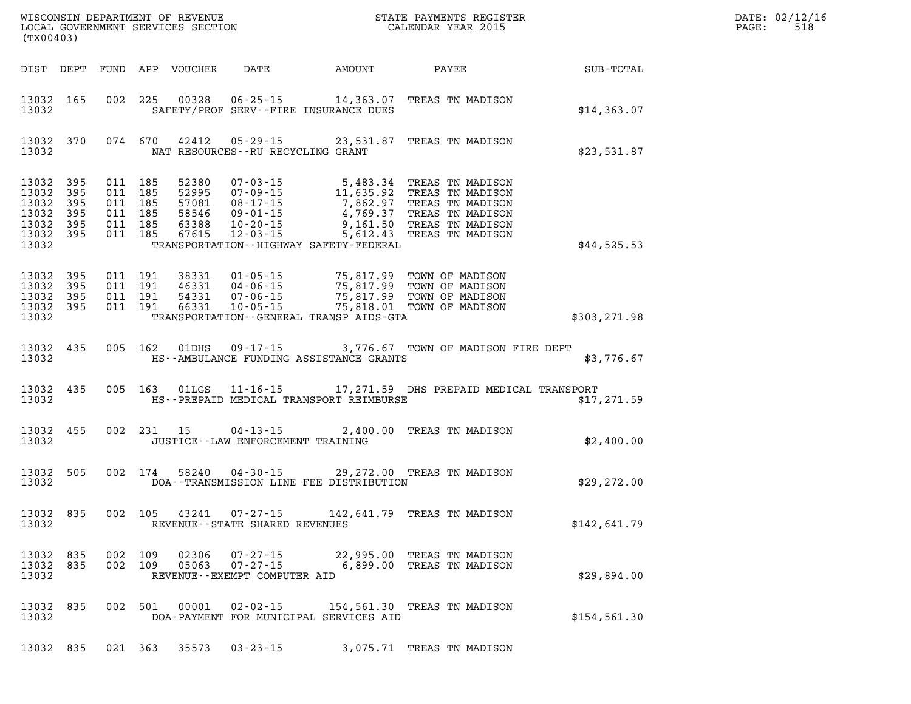WISCONSIN DEPARTMENT OF REVENUE
LOCAL GOVERNMENT SERVICES SECTION
(TX00403)

STATE PAYMENTS REGISTER
CALENDAR YEAR 2015

DATE: 02/12/16
PAGE: 518

| DIST | DEPT | FUND | APP | VOUCHER | DATE | AMOUNT | PAYEE | SUB-TOTAL |
|---|---|---|---|---|---|---|---|---|
| 13032 | 165 | 002 | 225 | 00328 | 06-25-15 | 14,363.07 | TREAS TN MADISON | |
| 13032 | | | | | SAFETY/PROF SERV--FIRE INSURANCE DUES | | | $14,363.07 |
| 13032 | 370 | 074 | 670 | 42412 | 05-29-15 | 23,531.87 | TREAS TN MADISON | |
| 13032 | | | | | NAT RESOURCES--RU RECYCLING GRANT | | | $23,531.87 |
| 13032 | 395 | 011 | 185 | 52380 | 07-03-15 | 5,483.34 | TREAS TN MADISON | |
| 13032 | 395 | 011 | 185 | 52995 | 07-09-15 | 11,635.92 | TREAS TN MADISON | |
| 13032 | 395 | 011 | 185 | 57081 | 08-17-15 | 7,862.97 | TREAS TN MADISON | |
| 13032 | 395 | 011 | 185 | 58546 | 09-01-15 | 4,769.37 | TREAS TN MADISON | |
| 13032 | 395 | 011 | 185 | 63388 | 10-20-15 | 9,161.50 | TREAS TN MADISON | |
| 13032 | 395 | 011 | 185 | 67615 | 12-03-15 | 5,612.43 | TREAS TN MADISON | |
| 13032 | | | | | TRANSPORTATION--HIGHWAY SAFETY-FEDERAL | | | $44,525.53 |
| 13032 | 395 | 011 | 191 | 38331 | 01-05-15 | 75,817.99 | TOWN OF MADISON | |
| 13032 | 395 | 011 | 191 | 46331 | 04-06-15 | 75,817.99 | TOWN OF MADISON | |
| 13032 | 395 | 011 | 191 | 54331 | 07-06-15 | 75,817.99 | TOWN OF MADISON | |
| 13032 | 395 | 011 | 191 | 66331 | 10-05-15 | 75,818.01 | TOWN OF MADISON | |
| 13032 | | | | | TRANSPORTATION--GENERAL TRANSP AIDS-GTA | | | $303,271.98 |
| 13032 | 435 | 005 | 162 | 01DHS | 09-17-15 | 3,776.67 | TOWN OF MADISON FIRE DEPT | |
| 13032 | | | | | HS--AMBULANCE FUNDING ASSISTANCE GRANTS | | | $3,776.67 |
| 13032 | 435 | 005 | 163 | 01LGS | 11-16-15 | 17,271.59 | DHS PREPAID MEDICAL TRANSPORT | |
| 13032 | | | | | HS--PREPAID MEDICAL TRANSPORT REIMBURSE | | | $17,271.59 |
| 13032 | 455 | 002 | 231 | 15 | 04-13-15 | 2,400.00 | TREAS TN MADISON | |
| 13032 | | | | | JUSTICE--LAW ENFORCEMENT TRAINING | | | $2,400.00 |
| 13032 | 505 | 002 | 174 | 58240 | 04-30-15 | 29,272.00 | TREAS TN MADISON | |
| 13032 | | | | | DOA--TRANSMISSION LINE FEE DISTRIBUTION | | | $29,272.00 |
| 13032 | 835 | 002 | 105 | 43241 | 07-27-15 | 142,641.79 | TREAS TN MADISON | |
| 13032 | | | | | REVENUE--STATE SHARED REVENUES | | | $142,641.79 |
| 13032 | 835 | 002 | 109 | 02306 | 07-27-15 | 22,995.00 | TREAS TN MADISON | |
| 13032 | 835 | 002 | 109 | 05063 | 07-27-15 | 6,899.00 | TREAS TN MADISON | |
| 13032 | | | | | REVENUE--EXEMPT COMPUTER AID | | | $29,894.00 |
| 13032 | 835 | 002 | 501 | 00001 | 02-02-15 | 154,561.30 | TREAS TN MADISON | |
| 13032 | | | | | DOA-PAYMENT FOR MUNICIPAL SERVICES AID | | | $154,561.30 |
| 13032 | 835 | 021 | 363 | 35573 | 03-23-15 | 3,075.71 | TREAS TN MADISON | |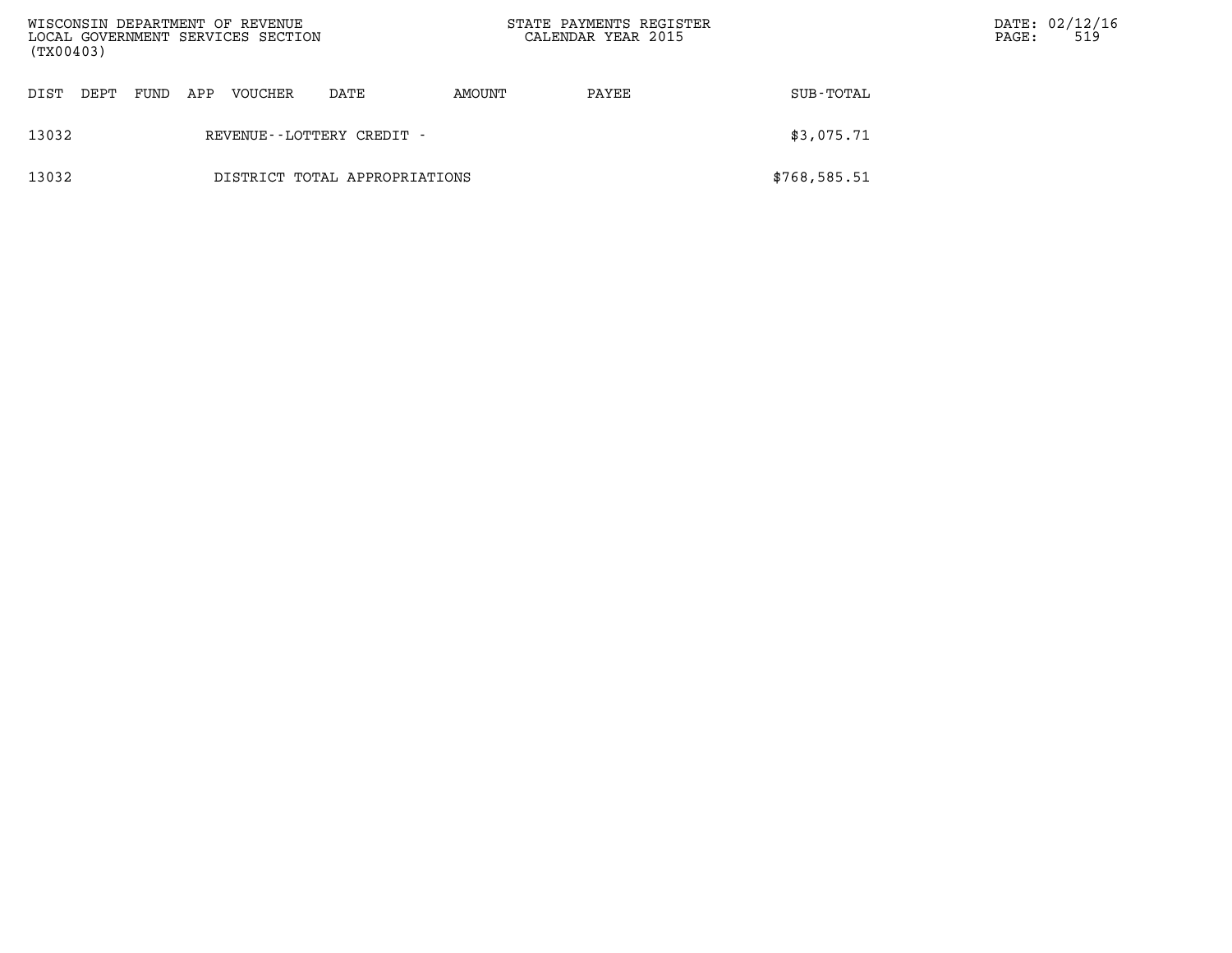| DIST | DEPT | FUND | APP | VOUCHER | DATE | AMOUNT | PAYEE | SUB-TOTAL |
|---|---|---|---|---|---|---|---|---|
| 13032 | | | | REVENUE--LOTTERY CREDIT - | | | | $3,075.71 |
| 13032 | | | | DISTRICT TOTAL APPROPRIATIONS | | | | $768,585.51 |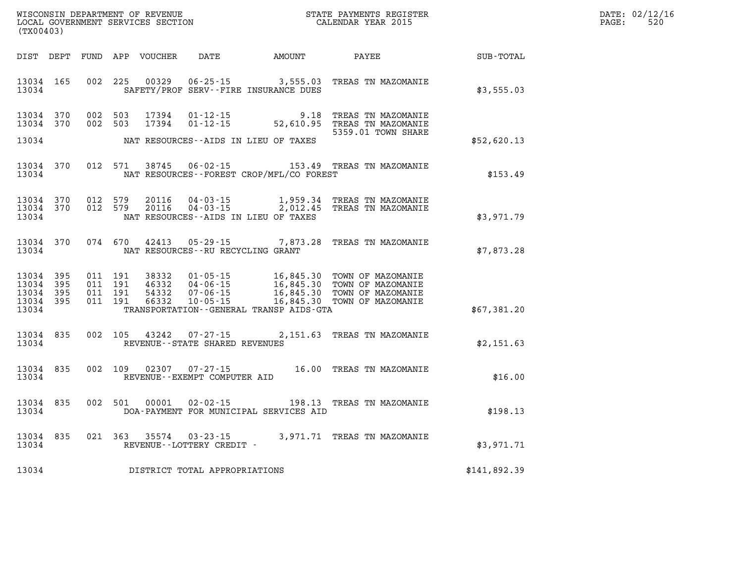WISCONSIN DEPARTMENT OF REVENUE
LOCAL GOVERNMENT SERVICES SECTION
(TX00403)

STATE PAYMENTS REGISTER
CALENDAR YEAR 2015

DATE: 02/12/16
PAGE: 520

| DIST | DEPT | FUND | APP | VOUCHER | DATE | AMOUNT | PAYEE | SUB-TOTAL |
|---|---|---|---|---|---|---|---|---|
| 13034 | 165 | 002 | 225 | 00329 | 06-25-15 | 3,555.03 | TREAS TN MAZOMANIE | |
| 13034 | | | | | SAFETY/PROF SERV--FIRE INSURANCE DUES | | | $3,555.03 |
| 13034 | 370 | 002 | 503 | 17394 | 01-12-15 | 9.18 | TREAS TN MAZOMANIE | |
| 13034 | 370 | 002 | 503 | 17394 | 01-12-15 | 52,610.95 | TREAS TN MAZOMANIE | |
| | | | | | | | 5359.01 TOWN SHARE | |
| 13034 | | | | | NAT RESOURCES--AIDS IN LIEU OF TAXES | | | $52,620.13 |
| 13034 | 370 | 012 | 571 | 38745 | 06-02-15 | 153.49 | TREAS TN MAZOMANIE | |
| 13034 | | | | | NAT RESOURCES--FOREST CROP/MFL/CO FOREST | | | $153.49 |
| 13034 | 370 | 012 | 579 | 20116 | 04-03-15 | 1,959.34 | TREAS TN MAZOMANIE | |
| 13034 | 370 | 012 | 579 | 20116 | 04-03-15 | 2,012.45 | TREAS TN MAZOMANIE | |
| 13034 | | | | | NAT RESOURCES--AIDS IN LIEU OF TAXES | | | $3,971.79 |
| 13034 | 370 | 074 | 670 | 42413 | 05-29-15 | 7,873.28 | TREAS TN MAZOMANIE | |
| 13034 | | | | | NAT RESOURCES--RU RECYCLING GRANT | | | $7,873.28 |
| 13034 | 395 | 011 | 191 | 38332 | 01-05-15 | 16,845.30 | TOWN OF MAZOMANIE | |
| 13034 | 395 | 011 | 191 | 46332 | 04-06-15 | 16,845.30 | TOWN OF MAZOMANIE | |
| 13034 | 395 | 011 | 191 | 54332 | 07-06-15 | 16,845.30 | TOWN OF MAZOMANIE | |
| 13034 | 395 | 011 | 191 | 66332 | 10-05-15 | 16,845.30 | TOWN OF MAZOMANIE | |
| 13034 | | | | | TRANSPORTATION--GENERAL TRANSP AIDS-GTA | | | $67,381.20 |
| 13034 | 835 | 002 | 105 | 43242 | 07-27-15 | 2,151.63 | TREAS TN MAZOMANIE | |
| 13034 | | | | | REVENUE--STATE SHARED REVENUES | | | $2,151.63 |
| 13034 | 835 | 002 | 109 | 02307 | 07-27-15 | 16.00 | TREAS TN MAZOMANIE | |
| 13034 | | | | | REVENUE--EXEMPT COMPUTER AID | | | $16.00 |
| 13034 | 835 | 002 | 501 | 00001 | 02-02-15 | 198.13 | TREAS TN MAZOMANIE | |
| 13034 | | | | | DOA-PAYMENT FOR MUNICIPAL SERVICES AID | | | $198.13 |
| 13034 | 835 | 021 | 363 | 35574 | 03-23-15 | 3,971.71 | TREAS TN MAZOMANIE | |
| 13034 | | | | | REVENUE--LOTTERY CREDIT - | | | $3,971.71 |
| 13034 | | | | | DISTRICT TOTAL APPROPRIATIONS | | | $141,892.39 |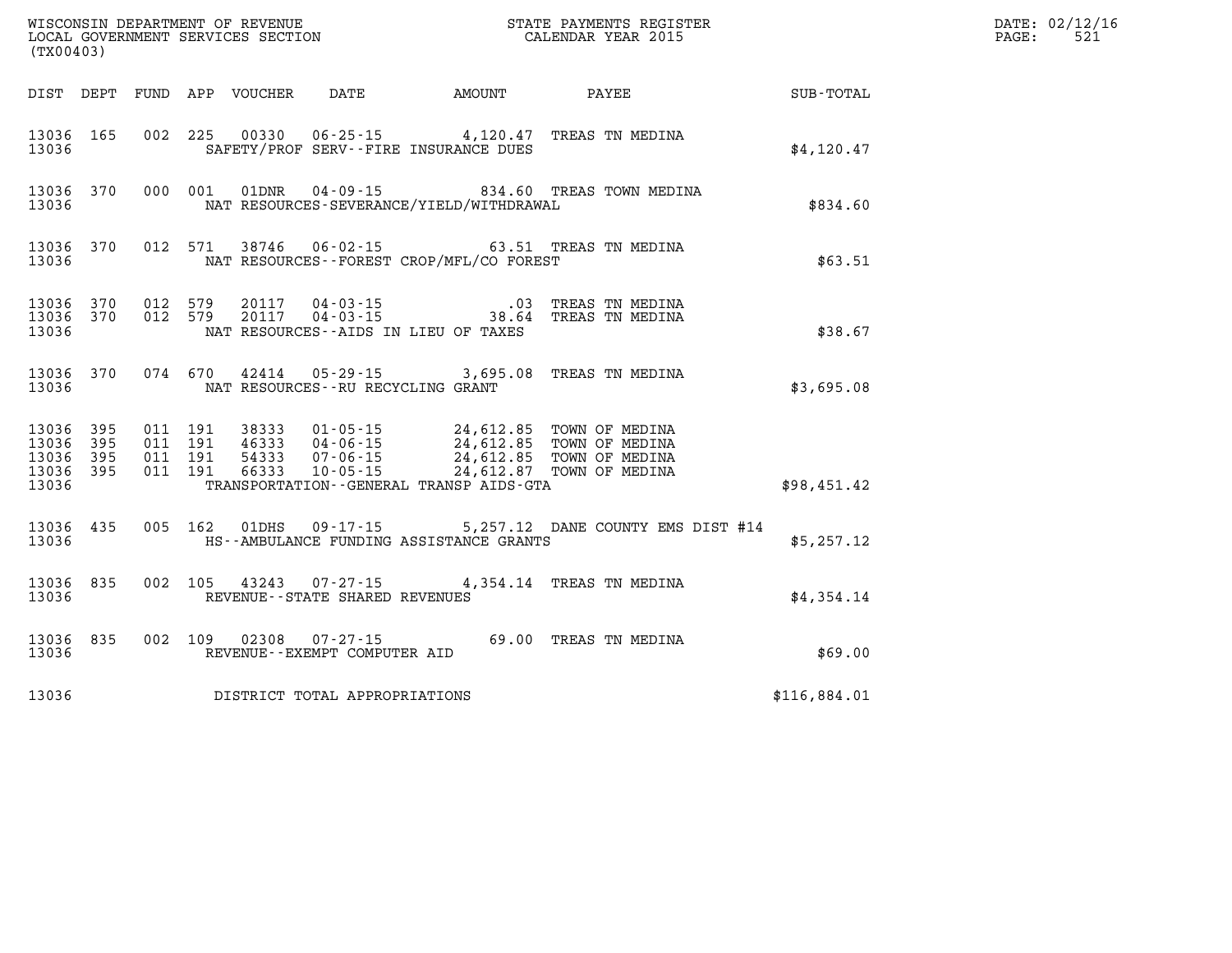WISCONSIN DEPARTMENT OF REVENUE
LOCAL GOVERNMENT SERVICES SECTION
(TX00403)

STATE PAYMENTS REGISTER
CALENDAR YEAR 2015

DATE: 02/12/16
PAGE: 521

| DIST | DEPT | FUND | APP | VOUCHER | DATE | AMOUNT | PAYEE | SUB-TOTAL |
|---|---|---|---|---|---|---|---|---|
| 13036 | 165 | 002 | 225 | 00330 | 06-25-15 | 4,120.47 | TREAS TN MEDINA | |
| 13036 | | | | | SAFETY/PROF SERV--FIRE INSURANCE DUES | | | $4,120.47 |
| 13036 | 370 | 000 | 001 | 01DNR | 04-09-15 | 834.60 | TREAS TOWN MEDINA | |
| 13036 | | | | | NAT RESOURCES-SEVERANCE/YIELD/WITHDRAWAL | | | $834.60 |
| 13036 | 370 | 012 | 571 | 38746 | 06-02-15 | 63.51 | TREAS TN MEDINA | |
| 13036 | | | | | NAT RESOURCES--FOREST CROP/MFL/CO FOREST | | | $63.51 |
| 13036 | 370 | 012 | 579 | 20117 | 04-03-15 | .03 | TREAS TN MEDINA | |
| 13036 | 370 | 012 | 579 | 20117 | 04-03-15 | 38.64 | TREAS TN MEDINA | |
| 13036 | | | | | NAT RESOURCES--AIDS IN LIEU OF TAXES | | | $38.67 |
| 13036 | 370 | 074 | 670 | 42414 | 05-29-15 | 3,695.08 | TREAS TN MEDINA | |
| 13036 | | | | | NAT RESOURCES--RU RECYCLING GRANT | | | $3,695.08 |
| 13036 | 395 | 011 | 191 | 38333 | 01-05-15 | 24,612.85 | TOWN OF MEDINA | |
| 13036 | 395 | 011 | 191 | 46333 | 04-06-15 | 24,612.85 | TOWN OF MEDINA | |
| 13036 | 395 | 011 | 191 | 54333 | 07-06-15 | 24,612.85 | TOWN OF MEDINA | |
| 13036 | 395 | 011 | 191 | 66333 | 10-05-15 | 24,612.87 | TOWN OF MEDINA | |
| 13036 | | | | | TRANSPORTATION--GENERAL TRANSP AIDS-GTA | | | $98,451.42 |
| 13036 | 435 | 005 | 162 | 01DHS | 09-17-15 | 5,257.12 | DANE COUNTY EMS DIST #14 | |
| 13036 | | | | | HS--AMBULANCE FUNDING ASSISTANCE GRANTS | | | $5,257.12 |
| 13036 | 835 | 002 | 105 | 43243 | 07-27-15 | 4,354.14 | TREAS TN MEDINA | |
| 13036 | | | | | REVENUE--STATE SHARED REVENUES | | | $4,354.14 |
| 13036 | 835 | 002 | 109 | 02308 | 07-27-15 | 69.00 | TREAS TN MEDINA | |
| 13036 | | | | | REVENUE--EXEMPT COMPUTER AID | | | $69.00 |
| 13036 | | | | | DISTRICT TOTAL APPROPRIATIONS | | | $116,884.01 |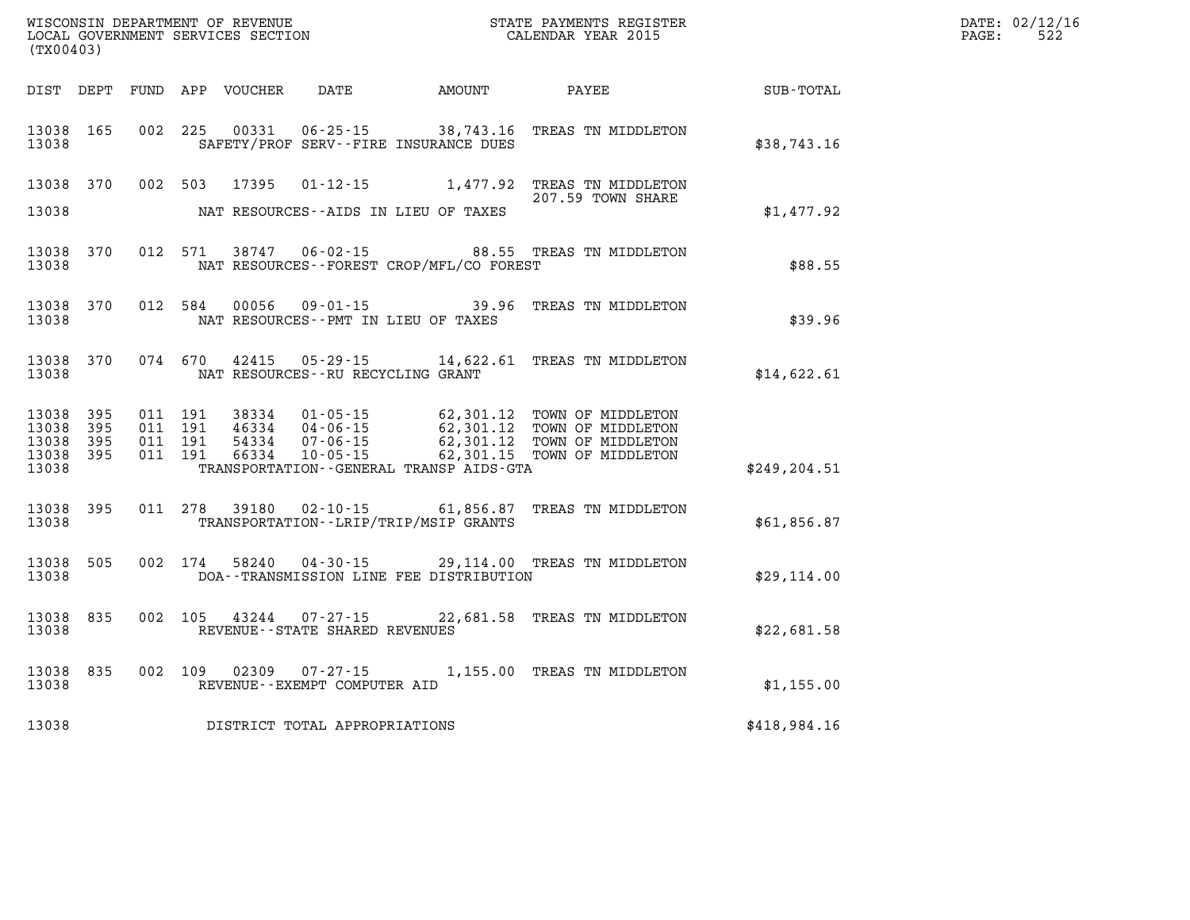WISCONSIN DEPARTMENT OF REVENUE
LOCAL GOVERNMENT SERVICES SECTION
(TX00403)

STATE PAYMENTS REGISTER
CALENDAR YEAR 2015

DATE: 02/12/16

| DIST | DEPT | FUND | APP | VOUCHER | DATE | AMOUNT | PAYEE | SUB-TOTAL |
|---|---|---|---|---|---|---|---|---|
| 13038 | 165 | 002 | 225 | 00331 | 06-25-15 | 38,743.16 | TREAS TN MIDDLETON | |
| 13038 | | | | | SAFETY/PROF SERV--FIRE INSURANCE DUES | | | $38,743.16 |
| 13038 | 370 | 002 | 503 | 17395 | 01-12-15 | 1,477.92 | TREAS TN MIDDLETON 207.59 TOWN SHARE | |
| 13038 | | | | | NAT RESOURCES--AIDS IN LIEU OF TAXES | | | $1,477.92 |
| 13038 | 370 | 012 | 571 | 38747 | 06-02-15 | 88.55 | TREAS TN MIDDLETON | |
| 13038 | | | | | NAT RESOURCES--FOREST CROP/MFL/CO FOREST | | | $88.55 |
| 13038 | 370 | 012 | 584 | 00056 | 09-01-15 | 39.96 | TREAS TN MIDDLETON | |
| 13038 | | | | | NAT RESOURCES--PMT IN LIEU OF TAXES | | | $39.96 |
| 13038 | 370 | 074 | 670 | 42415 | 05-29-15 | 14,622.61 | TREAS TN MIDDLETON | |
| 13038 | | | | | NAT RESOURCES--RU RECYCLING GRANT | | | $14,622.61 |
| 13038 | 395 | 011 | 191 | 38334 | 01-05-15 | 62,301.12 | TOWN OF MIDDLETON | |
| 13038 | 395 | 011 | 191 | 46334 | 04-06-15 | 62,301.12 | TOWN OF MIDDLETON | |
| 13038 | 395 | 011 | 191 | 54334 | 07-06-15 | 62,301.12 | TOWN OF MIDDLETON | |
| 13038 | 395 | 011 | 191 | 66334 | 10-05-15 | 62,301.15 | TOWN OF MIDDLETON | |
| 13038 | | | | | TRANSPORTATION--GENERAL TRANSP AIDS-GTA | | | $249,204.51 |
| 13038 | 395 | 011 | 278 | 39180 | 02-10-15 | 61,856.87 | TREAS TN MIDDLETON | |
| 13038 | | | | | TRANSPORTATION--LRIP/TRIP/MSIP GRANTS | | | $61,856.87 |
| 13038 | 505 | 002 | 174 | 58240 | 04-30-15 | 29,114.00 | TREAS TN MIDDLETON | |
| 13038 | | | | | DOA--TRANSMISSION LINE FEE DISTRIBUTION | | | $29,114.00 |
| 13038 | 835 | 002 | 105 | 43244 | 07-27-15 | 22,681.58 | TREAS TN MIDDLETON | |
| 13038 | | | | | REVENUE--STATE SHARED REVENUES | | | $22,681.58 |
| 13038 | 835 | 002 | 109 | 02309 | 07-27-15 | 1,155.00 | TREAS TN MIDDLETON | |
| 13038 | | | | | REVENUE--EXEMPT COMPUTER AID | | | $1,155.00 |
| 13038 | | | | | DISTRICT TOTAL APPROPRIATIONS | | | $418,984.16 |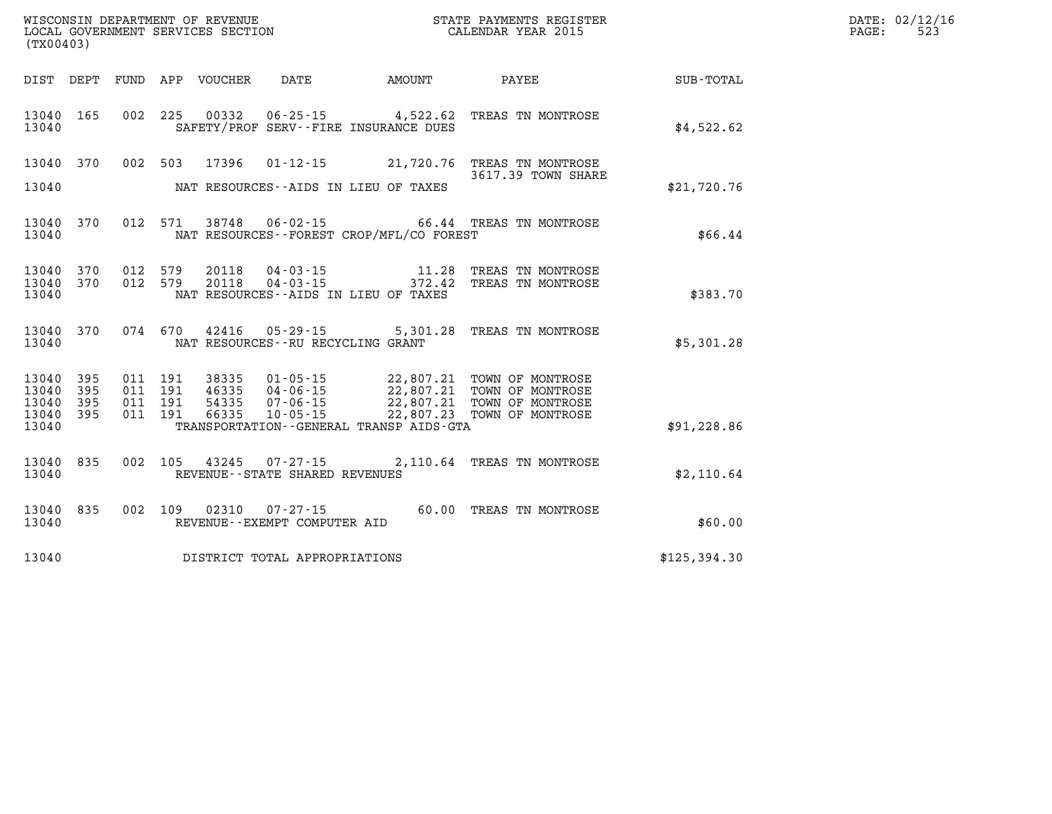WISCONSIN DEPARTMENT OF REVENUE
LOCAL GOVERNMENT SERVICES SECTION
(TX00403)

STATE PAYMENTS REGISTER
CALENDAR YEAR 2015

| DIST | DEPT | FUND | APP | VOUCHER | DATE | AMOUNT | PAYEE | SUB-TOTAL |
|---|---|---|---|---|---|---|---|---|
| 13040 | 165 | 002 | 225 | 00332 | 06-25-15 | 4,522.62 | TREAS TN MONTROSE | |
| 13040 | | | | | SAFETY/PROF SERV--FIRE INSURANCE DUES | | | $4,522.62 |
| 13040 | 370 | 002 | 503 | 17396 | 01-12-15 | 21,720.76 | TREAS TN MONTROSE 3617.39 TOWN SHARE | |
| 13040 | | | | | NAT RESOURCES--AIDS IN LIEU OF TAXES | | | $21,720.76 |
| 13040 | 370 | 012 | 571 | 38748 | 06-02-15 | 66.44 | TREAS TN MONTROSE | |
| 13040 | | | | | NAT RESOURCES--FOREST CROP/MFL/CO FOREST | | | $66.44 |
| 13040 | 370 | 012 | 579 | 20118 | 04-03-15 | 11.28 | TREAS TN MONTROSE | |
| 13040 | 370 | 012 | 579 | 20118 | 04-03-15 | 372.42 | TREAS TN MONTROSE | |
| 13040 | | | | | NAT RESOURCES--AIDS IN LIEU OF TAXES | | | $383.70 |
| 13040 | 370 | 074 | 670 | 42416 | 05-29-15 | 5,301.28 | TREAS TN MONTROSE | |
| 13040 | | | | | NAT RESOURCES--RU RECYCLING GRANT | | | $5,301.28 |
| 13040 | 395 | 011 | 191 | 38335 | 01-05-15 | 22,807.21 | TOWN OF MONTROSE | |
| 13040 | 395 | 011 | 191 | 46335 | 04-06-15 | 22,807.21 | TOWN OF MONTROSE | |
| 13040 | 395 | 011 | 191 | 54335 | 07-06-15 | 22,807.21 | TOWN OF MONTROSE | |
| 13040 | 395 | 011 | 191 | 66335 | 10-05-15 | 22,807.23 | TOWN OF MONTROSE | |
| 13040 | | | | | TRANSPORTATION--GENERAL TRANSP AIDS-GTA | | | $91,228.86 |
| 13040 | 835 | 002 | 105 | 43245 | 07-27-15 | 2,110.64 | TREAS TN MONTROSE | |
| 13040 | | | | | REVENUE--STATE SHARED REVENUES | | | $2,110.64 |
| 13040 | 835 | 002 | 109 | 02310 | 07-27-15 | 60.00 | TREAS TN MONTROSE | |
| 13040 | | | | | REVENUE--EXEMPT COMPUTER AID | | | $60.00 |
| 13040 | | | | | DISTRICT TOTAL APPROPRIATIONS | | | $125,394.30 |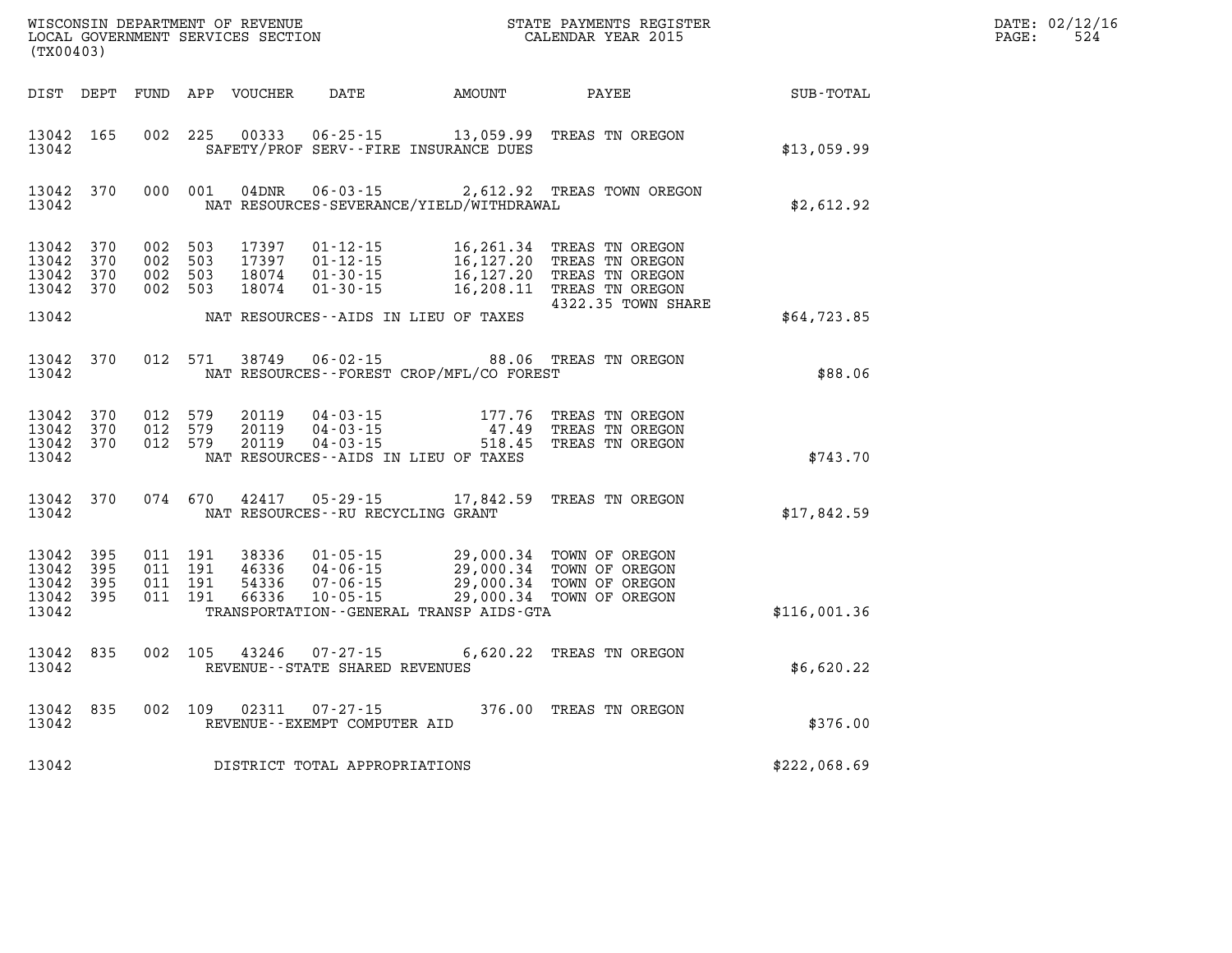WISCONSIN DEPARTMENT OF REVENUE
LOCAL GOVERNMENT SERVICES SECTION
(TX00403)

STATE PAYMENTS REGISTER
CALENDAR YEAR 2015

DATE: 02/12/16
PAGE: 524

| DIST | DEPT | FUND | APP | VOUCHER | DATE | AMOUNT | PAYEE | SUB-TOTAL |
|---|---|---|---|---|---|---|---|---|
| 13042 | 165 | 002 | 225 | 00333 | 06-25-15 | 13,059.99 | TREAS TN OREGON | |
| 13042 | | | | | SAFETY/PROF SERV--FIRE INSURANCE DUES | | | $13,059.99 |
| 13042 | 370 | 000 | 001 | 04DNR | 06-03-15 | 2,612.92 | TREAS TOWN OREGON | |
| 13042 | | | | | NAT RESOURCES-SEVERANCE/YIELD/WITHDRAWAL | | | $2,612.92 |
| 13042 | 370 | 002 | 503 | 17397 | 01-12-15 | 16,261.34 | TREAS TN OREGON | |
| 13042 | 370 | 002 | 503 | 17397 | 01-12-15 | 16,127.20 | TREAS TN OREGON | |
| 13042 | 370 | 002 | 503 | 18074 | 01-30-15 | 16,127.20 | TREAS TN OREGON | |
| 13042 | 370 | 002 | 503 | 18074 | 01-30-15 | 16,208.11 | TREAS TN OREGON 4322.35 TOWN SHARE | |
| 13042 | | | | | NAT RESOURCES--AIDS IN LIEU OF TAXES | | | $64,723.85 |
| 13042 | 370 | 012 | 571 | 38749 | 06-02-15 | 88.06 | TREAS TN OREGON | |
| 13042 | | | | | NAT RESOURCES--FOREST CROP/MFL/CO FOREST | | | $88.06 |
| 13042 | 370 | 012 | 579 | 20119 | 04-03-15 | 177.76 | TREAS TN OREGON | |
| 13042 | 370 | 012 | 579 | 20119 | 04-03-15 | 47.49 | TREAS TN OREGON | |
| 13042 | 370 | 012 | 579 | 20119 | 04-03-15 | 518.45 | TREAS TN OREGON | |
| 13042 | | | | | NAT RESOURCES--AIDS IN LIEU OF TAXES | | | $743.70 |
| 13042 | 370 | 074 | 670 | 42417 | 05-29-15 | 17,842.59 | TREAS TN OREGON | |
| 13042 | | | | | NAT RESOURCES--RU RECYCLING GRANT | | | $17,842.59 |
| 13042 | 395 | 011 | 191 | 38336 | 01-05-15 | 29,000.34 | TOWN OF OREGON | |
| 13042 | 395 | 011 | 191 | 46336 | 04-06-15 | 29,000.34 | TOWN OF OREGON | |
| 13042 | 395 | 011 | 191 | 54336 | 07-06-15 | 29,000.34 | TOWN OF OREGON | |
| 13042 | 395 | 011 | 191 | 66336 | 10-05-15 | 29,000.34 | TOWN OF OREGON | |
| 13042 | | | | | TRANSPORTATION--GENERAL TRANSP AIDS-GTA | | | $116,001.36 |
| 13042 | 835 | 002 | 105 | 43246 | 07-27-15 | 6,620.22 | TREAS TN OREGON | |
| 13042 | | | | | REVENUE--STATE SHARED REVENUES | | | $6,620.22 |
| 13042 | 835 | 002 | 109 | 02311 | 07-27-15 | 376.00 | TREAS TN OREGON | |
| 13042 | | | | | REVENUE--EXEMPT COMPUTER AID | | | $376.00 |
| 13042 | | | | | DISTRICT TOTAL APPROPRIATIONS | | | $222,068.69 |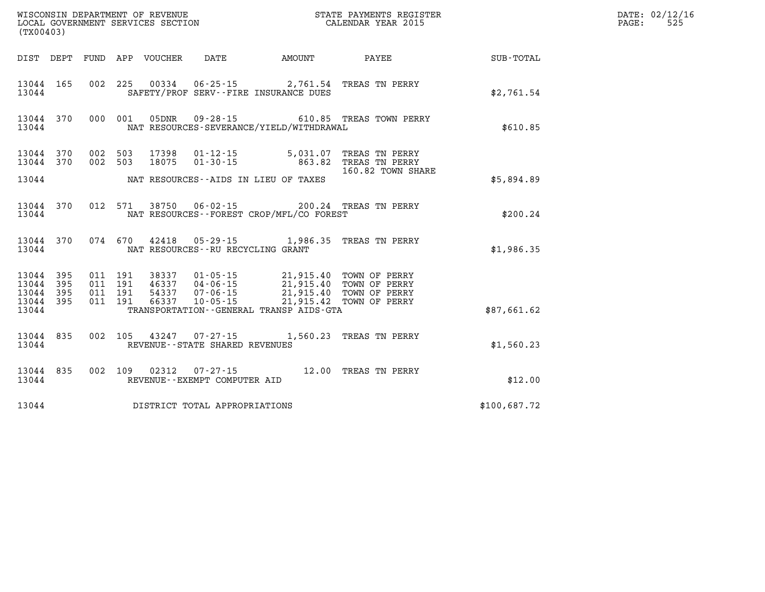WISCONSIN DEPARTMENT OF REVENUE
LOCAL GOVERNMENT SERVICES SECTION
(TX00403)

STATE PAYMENTS REGISTER
CALENDAR YEAR 2015

DATE: 02/12/16
PAGE: 525

| DIST | DEPT | FUND | APP | VOUCHER | DATE | AMOUNT | PAYEE | SUB-TOTAL |
|---|---|---|---|---|---|---|---|---|
| 13044 | 165 | 002 | 225 | 00334 | 06-25-15 | 2,761.54 | TREAS TN PERRY | |
| 13044 | | | | | SAFETY/PROF SERV--FIRE INSURANCE DUES | | | $2,761.54 |
| 13044 | 370 | 000 | 001 | 05DNR | 09-28-15 | 610.85 | TREAS TOWN PERRY | |
| 13044 | | | | | NAT RESOURCES-SEVERANCE/YIELD/WITHDRAWAL | | | $610.85 |
| 13044 | 370 | 002 | 503 | 17398 | 01-12-15 | 5,031.07 | TREAS TN PERRY | |
| 13044 | 370 | 002 | 503 | 18075 | 01-30-15 | 863.82 | TREAS TN PERRY 160.82 TOWN SHARE | |
| 13044 | | | | | NAT RESOURCES--AIDS IN LIEU OF TAXES | | | $5,894.89 |
| 13044 | 370 | 012 | 571 | 38750 | 06-02-15 | 200.24 | TREAS TN PERRY | |
| 13044 | | | | | NAT RESOURCES--FOREST CROP/MFL/CO FOREST | | | $200.24 |
| 13044 | 370 | 074 | 670 | 42418 | 05-29-15 | 1,986.35 | TREAS TN PERRY | |
| 13044 | | | | | NAT RESOURCES--RU RECYCLING GRANT | | | $1,986.35 |
| 13044 | 395 | 011 | 191 | 38337 | 01-05-15 | 21,915.40 | TOWN OF PERRY | |
| 13044 | 395 | 011 | 191 | 46337 | 04-06-15 | 21,915.40 | TOWN OF PERRY | |
| 13044 | 395 | 011 | 191 | 54337 | 07-06-15 | 21,915.40 | TOWN OF PERRY | |
| 13044 | 395 | 011 | 191 | 66337 | 10-05-15 | 21,915.42 | TOWN OF PERRY | |
| 13044 | | | | | TRANSPORTATION--GENERAL TRANSP AIDS-GTA | | | $87,661.62 |
| 13044 | 835 | 002 | 105 | 43247 | 07-27-15 | 1,560.23 | TREAS TN PERRY | |
| 13044 | | | | | REVENUE--STATE SHARED REVENUES | | | $1,560.23 |
| 13044 | 835 | 002 | 109 | 02312 | 07-27-15 | 12.00 | TREAS TN PERRY | |
| 13044 | | | | | REVENUE--EXEMPT COMPUTER AID | | | $12.00 |
| 13044 | | | | | DISTRICT TOTAL APPROPRIATIONS | | | $100,687.72 |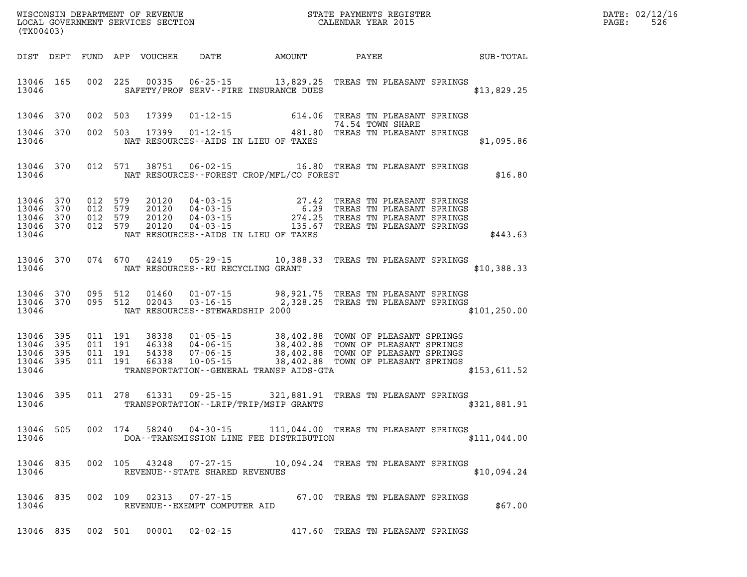WISCONSIN DEPARTMENT OF REVENUE
LOCAL GOVERNMENT SERVICES SECTION
(TX00403)

STATE PAYMENTS REGISTER
CALENDAR YEAR 2015

DATE: 02/12/16
PAGE: 526

| DIST | DEPT | FUND | APP | VOUCHER | DATE | AMOUNT | PAYEE | SUB-TOTAL |
|---|---|---|---|---|---|---|---|---|
| 13046 | 165 | 002 | 225 | 00335 | 06-25-15 | 13,829.25 | TREAS TN PLEASANT SPRINGS | |
| 13046 | | | | | SAFETY/PROF SERV--FIRE INSURANCE DUES | | | $13,829.25 |
| 13046 | 370 | 002 | 503 | 17399 | 01-12-15 | 614.06 | TREAS TN PLEASANT SPRINGS | |
| | | | | | | | 74.54 TOWN SHARE | |
| 13046 | 370 | 002 | 503 | 17399 | 01-12-15 | 481.80 | TREAS TN PLEASANT SPRINGS | |
| 13046 | | | | | NAT RESOURCES--AIDS IN LIEU OF TAXES | | | $1,095.86 |
| 13046 | 370 | 012 | 571 | 38751 | 06-02-15 | 16.80 | TREAS TN PLEASANT SPRINGS | |
| 13046 | | | | | NAT RESOURCES--FOREST CROP/MFL/CO FOREST | | | $16.80 |
| 13046 | 370 | 012 | 579 | 20120 | 04-03-15 | 27.42 | TREAS TN PLEASANT SPRINGS | |
| 13046 | 370 | 012 | 579 | 20120 | 04-03-15 | 6.29 | TREAS TN PLEASANT SPRINGS | |
| 13046 | 370 | 012 | 579 | 20120 | 04-03-15 | 274.25 | TREAS TN PLEASANT SPRINGS | |
| 13046 | 370 | 012 | 579 | 20120 | 04-03-15 | 135.67 | TREAS TN PLEASANT SPRINGS | |
| 13046 | | | | | NAT RESOURCES--AIDS IN LIEU OF TAXES | | | $443.63 |
| 13046 | 370 | 074 | 670 | 42419 | 05-29-15 | 10,388.33 | TREAS TN PLEASANT SPRINGS | |
| 13046 | | | | | NAT RESOURCES--RU RECYCLING GRANT | | | $10,388.33 |
| 13046 | 370 | 095 | 512 | 01460 | 01-07-15 | 98,921.75 | TREAS TN PLEASANT SPRINGS | |
| 13046 | 370 | 095 | 512 | 02043 | 03-16-15 | 2,328.25 | TREAS TN PLEASANT SPRINGS | |
| 13046 | | | | | NAT RESOURCES--STEWARDSHIP 2000 | | | $101,250.00 |
| 13046 | 395 | 011 | 191 | 38338 | 01-05-15 | 38,402.88 | TOWN OF PLEASANT SPRINGS | |
| 13046 | 395 | 011 | 191 | 46338 | 04-06-15 | 38,402.88 | TOWN OF PLEASANT SPRINGS | |
| 13046 | 395 | 011 | 191 | 54338 | 07-06-15 | 38,402.88 | TOWN OF PLEASANT SPRINGS | |
| 13046 | 395 | 011 | 191 | 66338 | 10-05-15 | 38,402.88 | TOWN OF PLEASANT SPRINGS | |
| 13046 | | | | | TRANSPORTATION--GENERAL TRANSP AIDS-GTA | | | $153,611.52 |
| 13046 | 395 | 011 | 278 | 61331 | 09-25-15 | 321,881.91 | TREAS TN PLEASANT SPRINGS | |
| 13046 | | | | | TRANSPORTATION--LRIP/TRIP/MSIP GRANTS | | | $321,881.91 |
| 13046 | 505 | 002 | 174 | 58240 | 04-30-15 | 111,044.00 | TREAS TN PLEASANT SPRINGS | |
| 13046 | | | | | DOA--TRANSMISSION LINE FEE DISTRIBUTION | | | $111,044.00 |
| 13046 | 835 | 002 | 105 | 43248 | 07-27-15 | 10,094.24 | TREAS TN PLEASANT SPRINGS | |
| 13046 | | | | | REVENUE--STATE SHARED REVENUES | | | $10,094.24 |
| 13046 | 835 | 002 | 109 | 02313 | 07-27-15 | 67.00 | TREAS TN PLEASANT SPRINGS | |
| 13046 | | | | | REVENUE--EXEMPT COMPUTER AID | | | $67.00 |
| 13046 | 835 | 002 | 501 | 00001 | 02-02-15 | 417.60 | TREAS TN PLEASANT SPRINGS | |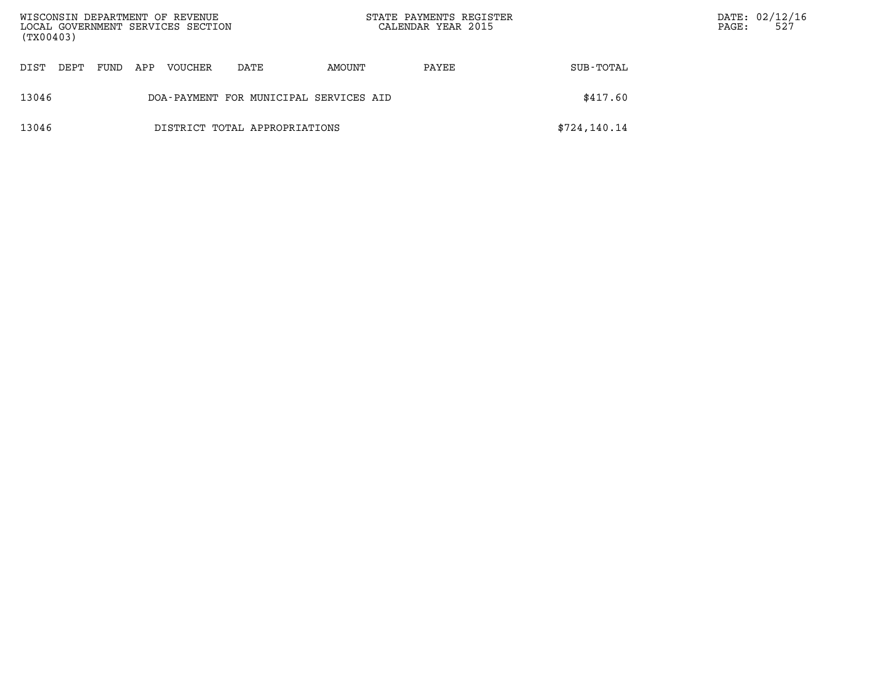| DIST | DEPT | FUND | APP | VOUCHER | DATE | AMOUNT | PAYEE | SUB-TOTAL |
|---|---|---|---|---|---|---|---|---|
| 13046 | | | | DOA-PAYMENT FOR MUNICIPAL SERVICES AID | | | | $417.60 |
| 13046 | | | | DISTRICT TOTAL APPROPRIATIONS | | | | $724,140.14 |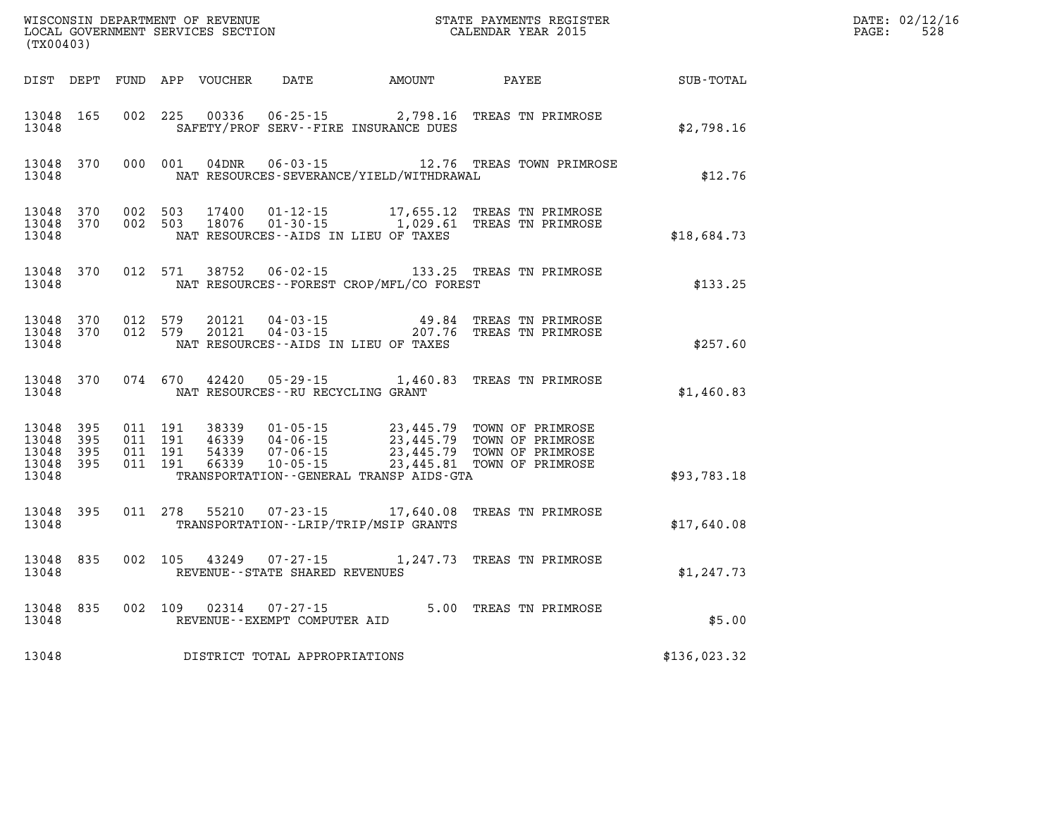WISCONSIN DEPARTMENT OF REVENUE
LOCAL GOVERNMENT SERVICES SECTION
(TX00403)

STATE PAYMENTS REGISTER
CALENDAR YEAR 2015

DATE: 02/12/16
PAGE: 528

| DIST | DEPT | FUND | APP | VOUCHER | DATE | AMOUNT | PAYEE | SUB-TOTAL |
|---|---|---|---|---|---|---|---|---|
| 13048 | 165 | 002 | 225 | 00336 | 06-25-15 | 2,798.16 | TREAS TN PRIMROSE | |
| 13048 | | | | SAFETY/PROF SERV--FIRE INSURANCE DUES | | | | $2,798.16 |
| 13048 | 370 | 000 | 001 | 04DNR | 06-03-15 | 12.76 | TREAS TOWN PRIMROSE | |
| 13048 | | | | NAT RESOURCES-SEVERANCE/YIELD/WITHDRAWAL | | | | $12.76 |
| 13048 | 370 | 002 | 503 | 17400 | 01-12-15 | 17,655.12 | TREAS TN PRIMROSE | |
| 13048 | 370 | 002 | 503 | 18076 | 01-30-15 | 1,029.61 | TREAS TN PRIMROSE | |
| 13048 | | | | NAT RESOURCES--AIDS IN LIEU OF TAXES | | | | $18,684.73 |
| 13048 | 370 | 012 | 571 | 38752 | 06-02-15 | 133.25 | TREAS TN PRIMROSE | |
| 13048 | | | | NAT RESOURCES--FOREST CROP/MFL/CO FOREST | | | | $133.25 |
| 13048 | 370 | 012 | 579 | 20121 | 04-03-15 | 49.84 | TREAS TN PRIMROSE | |
| 13048 | 370 | 012 | 579 | 20121 | 04-03-15 | 207.76 | TREAS TN PRIMROSE | |
| 13048 | | | | NAT RESOURCES--AIDS IN LIEU OF TAXES | | | | $257.60 |
| 13048 | 370 | 074 | 670 | 42420 | 05-29-15 | 1,460.83 | TREAS TN PRIMROSE | |
| 13048 | | | | NAT RESOURCES--RU RECYCLING GRANT | | | | $1,460.83 |
| 13048 | 395 | 011 | 191 | 38339 | 01-05-15 | 23,445.79 | TOWN OF PRIMROSE | |
| 13048 | 395 | 011 | 191 | 46339 | 04-06-15 | 23,445.79 | TOWN OF PRIMROSE | |
| 13048 | 395 | 011 | 191 | 54339 | 07-06-15 | 23,445.79 | TOWN OF PRIMROSE | |
| 13048 | 395 | 011 | 191 | 66339 | 10-05-15 | 23,445.81 | TOWN OF PRIMROSE | |
| 13048 | | | | TRANSPORTATION--GENERAL TRANSP AIDS-GTA | | | | $93,783.18 |
| 13048 | 395 | 011 | 278 | 55210 | 07-23-15 | 17,640.08 | TREAS TN PRIMROSE | |
| 13048 | | | | TRANSPORTATION--LRIP/TRIP/MSIP GRANTS | | | | $17,640.08 |
| 13048 | 835 | 002 | 105 | 43249 | 07-27-15 | 1,247.73 | TREAS TN PRIMROSE | |
| 13048 | | | | REVENUE--STATE SHARED REVENUES | | | | $1,247.73 |
| 13048 | 835 | 002 | 109 | 02314 | 07-27-15 | 5.00 | TREAS TN PRIMROSE | |
| 13048 | | | | REVENUE--EXEMPT COMPUTER AID | | | | $5.00 |
| 13048 | | | | DISTRICT TOTAL APPROPRIATIONS | | | | $136,023.32 |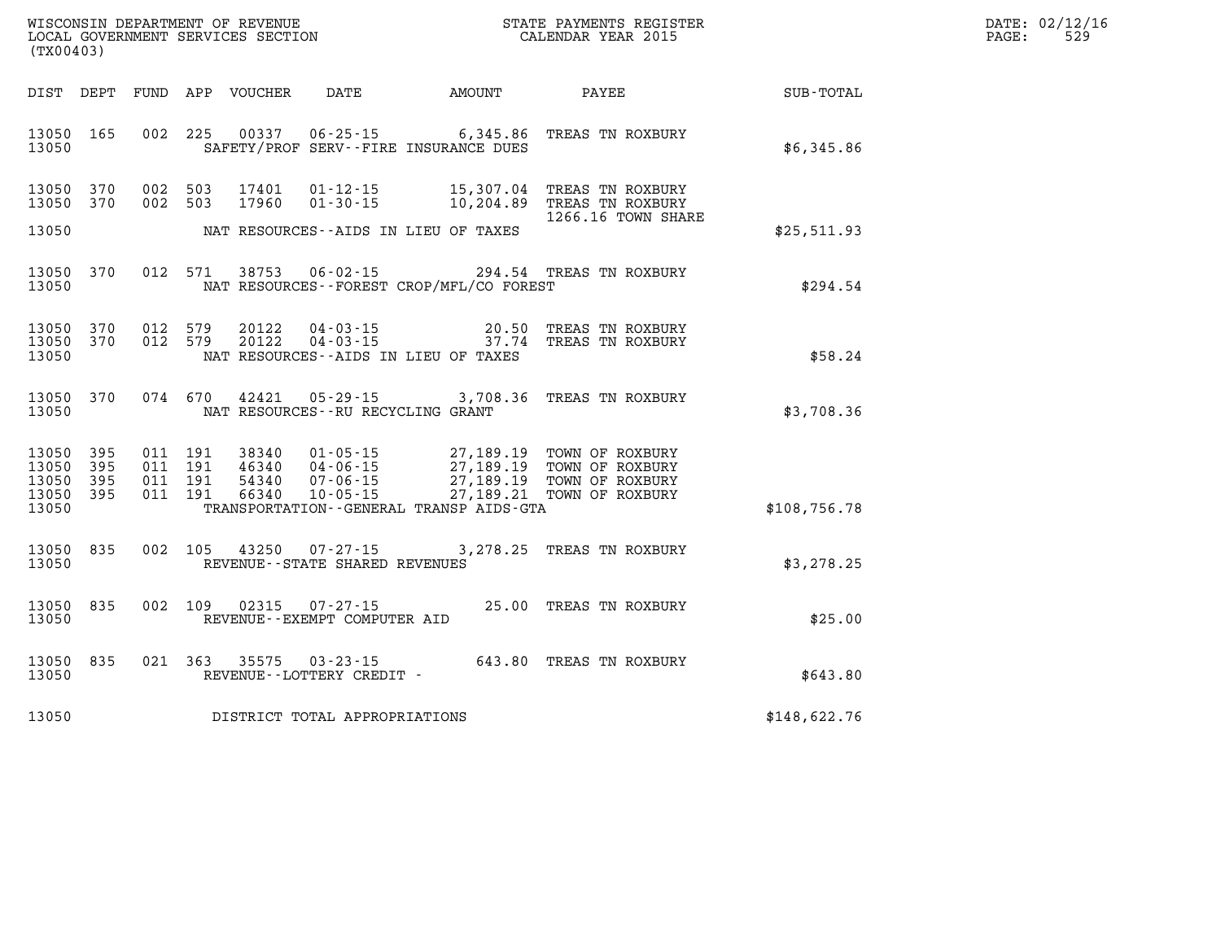WISCONSIN DEPARTMENT OF REVENUE
LOCAL GOVERNMENT SERVICES SECTION
(TX00403)

STATE PAYMENTS REGISTER
CALENDAR YEAR 2015

DATE: 02/12/16
PAGE: 529

| DIST | DEPT | FUND | APP | VOUCHER | DATE | AMOUNT | PAYEE | SUB-TOTAL |
|---|---|---|---|---|---|---|---|---|
| 13050 | 165 | 002 | 225 | 00337 | 06-25-15 | 6,345.86 | TREAS TN ROXBURY | |
| 13050 | | | | | SAFETY/PROF SERV--FIRE INSURANCE DUES | | | $6,345.86 |
| 13050 | 370 | 002 | 503 | 17401 | 01-12-15 | 15,307.04 | TREAS TN ROXBURY | |
| 13050 | 370 | 002 | 503 | 17960 | 01-30-15 | 10,204.89 | TREAS TN ROXBURY 1266.16 TOWN SHARE | |
| 13050 | | | | | NAT RESOURCES--AIDS IN LIEU OF TAXES | | | $25,511.93 |
| 13050 | 370 | 012 | 571 | 38753 | 06-02-15 | 294.54 | TREAS TN ROXBURY | |
| 13050 | | | | | NAT RESOURCES--FOREST CROP/MFL/CO FOREST | | | $294.54 |
| 13050 | 370 | 012 | 579 | 20122 | 04-03-15 | 20.50 | TREAS TN ROXBURY | |
| 13050 | 370 | 012 | 579 | 20122 | 04-03-15 | 37.74 | TREAS TN ROXBURY | |
| 13050 | | | | | NAT RESOURCES--AIDS IN LIEU OF TAXES | | | $58.24 |
| 13050 | 370 | 074 | 670 | 42421 | 05-29-15 | 3,708.36 | TREAS TN ROXBURY | |
| 13050 | | | | | NAT RESOURCES--RU RECYCLING GRANT | | | $3,708.36 |
| 13050 | 395 | 011 | 191 | 38340 | 01-05-15 | 27,189.19 | TOWN OF ROXBURY | |
| 13050 | 395 | 011 | 191 | 46340 | 04-06-15 | 27,189.19 | TOWN OF ROXBURY | |
| 13050 | 395 | 011 | 191 | 54340 | 07-06-15 | 27,189.19 | TOWN OF ROXBURY | |
| 13050 | 395 | 011 | 191 | 66340 | 10-05-15 | 27,189.21 | TOWN OF ROXBURY | |
| 13050 | | | | | TRANSPORTATION--GENERAL TRANSP AIDS-GTA | | | $108,756.78 |
| 13050 | 835 | 002 | 105 | 43250 | 07-27-15 | 3,278.25 | TREAS TN ROXBURY | |
| 13050 | | | | | REVENUE--STATE SHARED REVENUES | | | $3,278.25 |
| 13050 | 835 | 002 | 109 | 02315 | 07-27-15 | 25.00 | TREAS TN ROXBURY | |
| 13050 | | | | | REVENUE--EXEMPT COMPUTER AID | | | $25.00 |
| 13050 | 835 | 021 | 363 | 35575 | 03-23-15 | 643.80 | TREAS TN ROXBURY | |
| 13050 | | | | | REVENUE--LOTTERY CREDIT - | | | $643.80 |
| 13050 | | | | | DISTRICT TOTAL APPROPRIATIONS | | | $148,622.76 |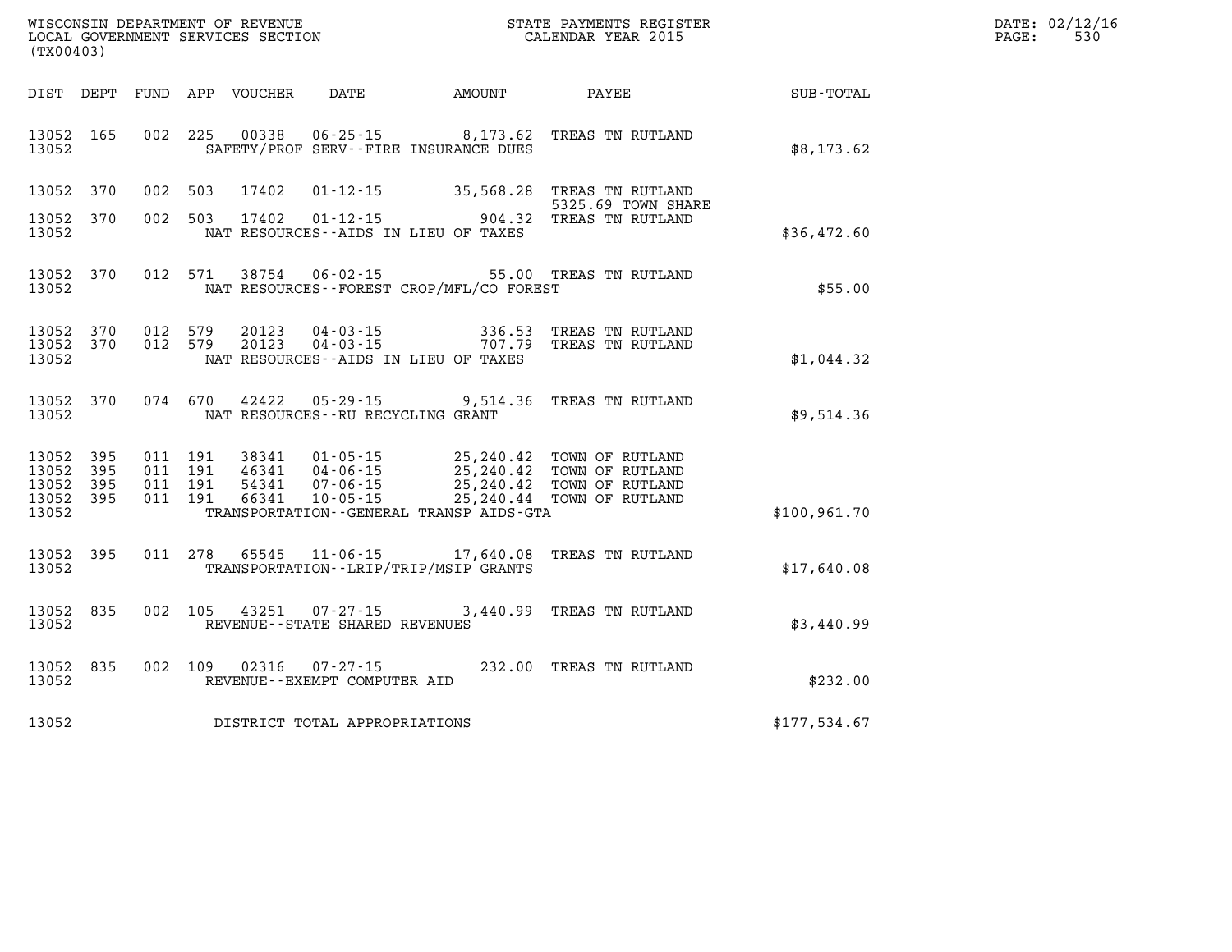WISCONSIN DEPARTMENT OF REVENUE
LOCAL GOVERNMENT SERVICES SECTION
(TX00403)

STATE PAYMENTS REGISTER
CALENDAR YEAR 2015

DATE: 02/12/16
PAGE: 530

| DIST | DEPT | FUND | APP | VOUCHER | DATE | AMOUNT | PAYEE | SUB-TOTAL |
|---|---|---|---|---|---|---|---|---|
| 13052 | 165 | 002 | 225 | 00338 | 06-25-15 | 8,173.62 | TREAS TN RUTLAND | |
| 13052 | | | | | SAFETY/PROF SERV--FIRE INSURANCE DUES | | | $8,173.62 |
| 13052 | 370 | 002 | 503 | 17402 | 01-12-15 | 35,568.28 | TREAS TN RUTLAND 5325.69 TOWN SHARE | |
| 13052 | 370 | 002 | 503 | 17402 | 01-12-15 | 904.32 | TREAS TN RUTLAND | |
| 13052 | | | | | NAT RESOURCES--AIDS IN LIEU OF TAXES | | | $36,472.60 |
| 13052 | 370 | 012 | 571 | 38754 | 06-02-15 | 55.00 | TREAS TN RUTLAND | |
| 13052 | | | | | NAT RESOURCES--FOREST CROP/MFL/CO FOREST | | | $55.00 |
| 13052 | 370 | 012 | 579 | 20123 | 04-03-15 | 336.53 | TREAS TN RUTLAND | |
| 13052 | 370 | 012 | 579 | 20123 | 04-03-15 | 707.79 | TREAS TN RUTLAND | |
| 13052 | | | | | NAT RESOURCES--AIDS IN LIEU OF TAXES | | | $1,044.32 |
| 13052 | 370 | 074 | 670 | 42422 | 05-29-15 | 9,514.36 | TREAS TN RUTLAND | |
| 13052 | | | | | NAT RESOURCES--RU RECYCLING GRANT | | | $9,514.36 |
| 13052 | 395 | 011 | 191 | 38341 | 01-05-15 | 25,240.42 | TOWN OF RUTLAND | |
| 13052 | 395 | 011 | 191 | 46341 | 04-06-15 | 25,240.42 | TOWN OF RUTLAND | |
| 13052 | 395 | 011 | 191 | 54341 | 07-06-15 | 25,240.42 | TOWN OF RUTLAND | |
| 13052 | 395 | 011 | 191 | 66341 | 10-05-15 | 25,240.44 | TOWN OF RUTLAND | |
| 13052 | | | | | TRANSPORTATION--GENERAL TRANSP AIDS-GTA | | | $100,961.70 |
| 13052 | 395 | 011 | 278 | 65545 | 11-06-15 | 17,640.08 | TREAS TN RUTLAND | |
| 13052 | | | | | TRANSPORTATION--LRIP/TRIP/MSIP GRANTS | | | $17,640.08 |
| 13052 | 835 | 002 | 105 | 43251 | 07-27-15 | 3,440.99 | TREAS TN RUTLAND | |
| 13052 | | | | | REVENUE--STATE SHARED REVENUES | | | $3,440.99 |
| 13052 | 835 | 002 | 109 | 02316 | 07-27-15 | 232.00 | TREAS TN RUTLAND | |
| 13052 | | | | | REVENUE--EXEMPT COMPUTER AID | | | $232.00 |
| 13052 | | | | | DISTRICT TOTAL APPROPRIATIONS | | | $177,534.67 |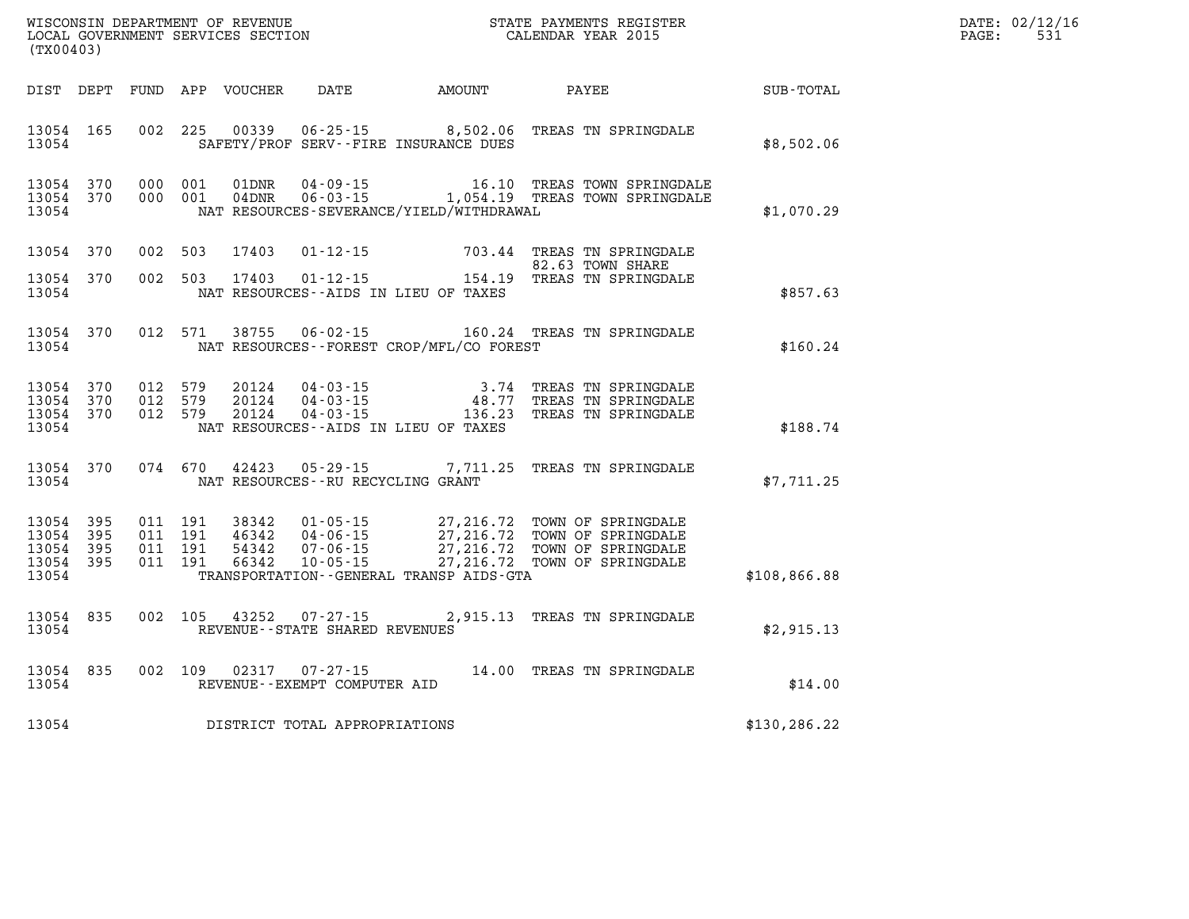WISCONSIN DEPARTMENT OF REVENUE
LOCAL GOVERNMENT SERVICES SECTION
(TX00403)

STATE PAYMENTS REGISTER
CALENDAR YEAR 2015

DATE: 02/12/16
PAGE: 531

| DIST | DEPT | FUND | APP | VOUCHER | DATE | AMOUNT | PAYEE | SUB-TOTAL |
|---|---|---|---|---|---|---|---|---|
| 13054 | 165 | 002 | 225 | 00339 | 06-25-15 | 8,502.06 | TREAS TN SPRINGDALE | |
| 13054 | | | | | SAFETY/PROF SERV--FIRE INSURANCE DUES | | | $8,502.06 |
| 13054 | 370 | 000 | 001 | 01DNR | 04-09-15 | 16.10 | TREAS TOWN SPRINGDALE | |
| 13054 | 370 | 000 | 001 | 04DNR | 06-03-15 | 1,054.19 | TREAS TOWN SPRINGDALE | |
| 13054 | | | | | NAT RESOURCES-SEVERANCE/YIELD/WITHDRAWAL | | | $1,070.29 |
| 13054 | 370 | 002 | 503 | 17403 | 01-12-15 | 703.44 | TREAS TN SPRINGDALE | |
| | | | | | | | 82.63 TOWN SHARE | |
| 13054 | 370 | 002 | 503 | 17403 | 01-12-15 | 154.19 | TREAS TN SPRINGDALE | |
| 13054 | | | | | NAT RESOURCES--AIDS IN LIEU OF TAXES | | | $857.63 |
| 13054 | 370 | 012 | 571 | 38755 | 06-02-15 | 160.24 | TREAS TN SPRINGDALE | |
| 13054 | | | | | NAT RESOURCES--FOREST CROP/MFL/CO FOREST | | | $160.24 |
| 13054 | 370 | 012 | 579 | 20124 | 04-03-15 | 3.74 | TREAS TN SPRINGDALE | |
| 13054 | 370 | 012 | 579 | 20124 | 04-03-15 | 48.77 | TREAS TN SPRINGDALE | |
| 13054 | 370 | 012 | 579 | 20124 | 04-03-15 | 136.23 | TREAS TN SPRINGDALE | |
| 13054 | | | | | NAT RESOURCES--AIDS IN LIEU OF TAXES | | | $188.74 |
| 13054 | 370 | 074 | 670 | 42423 | 05-29-15 | 7,711.25 | TREAS TN SPRINGDALE | |
| 13054 | | | | | NAT RESOURCES--RU RECYCLING GRANT | | | $7,711.25 |
| 13054 | 395 | 011 | 191 | 38342 | 01-05-15 | 27,216.72 | TOWN OF SPRINGDALE | |
| 13054 | 395 | 011 | 191 | 46342 | 04-06-15 | 27,216.72 | TOWN OF SPRINGDALE | |
| 13054 | 395 | 011 | 191 | 54342 | 07-06-15 | 27,216.72 | TOWN OF SPRINGDALE | |
| 13054 | 395 | 011 | 191 | 66342 | 10-05-15 | 27,216.72 | TOWN OF SPRINGDALE | |
| 13054 | | | | | TRANSPORTATION--GENERAL TRANSP AIDS-GTA | | | $108,866.88 |
| 13054 | 835 | 002 | 105 | 43252 | 07-27-15 | 2,915.13 | TREAS TN SPRINGDALE | |
| 13054 | | | | | REVENUE--STATE SHARED REVENUES | | | $2,915.13 |
| 13054 | 835 | 002 | 109 | 02317 | 07-27-15 | 14.00 | TREAS TN SPRINGDALE | |
| 13054 | | | | | REVENUE--EXEMPT COMPUTER AID | | | $14.00 |
| 13054 | | | | | DISTRICT TOTAL APPROPRIATIONS | | | $130,286.22 |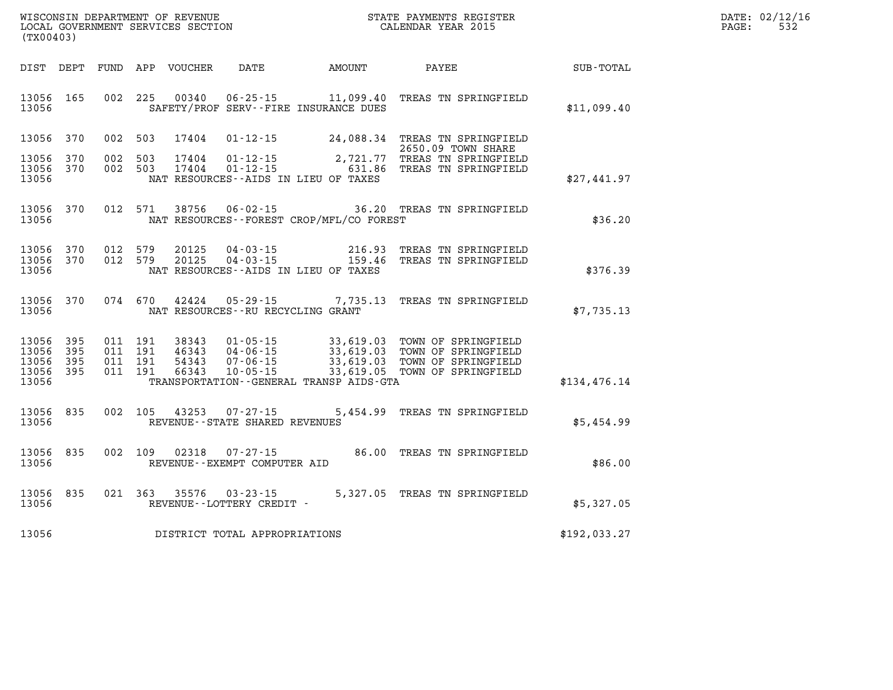WISCONSIN DEPARTMENT OF REVENUE
LOCAL GOVERNMENT SERVICES SECTION
(TX00403)

STATE PAYMENTS REGISTER
CALENDAR YEAR 2015

DATE: 02/12/16
PAGE: 532

| DIST | DEPT | FUND | APP | VOUCHER | DATE | AMOUNT | PAYEE | SUB-TOTAL |
|---|---|---|---|---|---|---|---|---|
| 13056 | 165 | 002 | 225 | 00340 | 06-25-15 | 11,099.40 | TREAS TN SPRINGFIELD | |
| 13056 | | | | | SAFETY/PROF SERV--FIRE INSURANCE DUES | | | $11,099.40 |
| 13056 | 370 | 002 | 503 | 17404 | 01-12-15 | 24,088.34 | TREAS TN SPRINGFIELD 2650.09 TOWN SHARE | |
| 13056 | 370 | 002 | 503 | 17404 | 01-12-15 | 2,721.77 | TREAS TN SPRINGFIELD | |
| 13056 | 370 | 002 | 503 | 17404 | 01-12-15 | 631.86 | TREAS TN SPRINGFIELD | |
| 13056 | | | | | NAT RESOURCES--AIDS IN LIEU OF TAXES | | | $27,441.97 |
| 13056 | 370 | 012 | 571 | 38756 | 06-02-15 | 36.20 | TREAS TN SPRINGFIELD | |
| 13056 | | | | | NAT RESOURCES--FOREST CROP/MFL/CO FOREST | | | $36.20 |
| 13056 | 370 | 012 | 579 | 20125 | 04-03-15 | 216.93 | TREAS TN SPRINGFIELD | |
| 13056 | 370 | 012 | 579 | 20125 | 04-03-15 | 159.46 | TREAS TN SPRINGFIELD | |
| 13056 | | | | | NAT RESOURCES--AIDS IN LIEU OF TAXES | | | $376.39 |
| 13056 | 370 | 074 | 670 | 42424 | 05-29-15 | 7,735.13 | TREAS TN SPRINGFIELD | |
| 13056 | | | | | NAT RESOURCES--RU RECYCLING GRANT | | | $7,735.13 |
| 13056 | 395 | 011 | 191 | 38343 | 01-05-15 | 33,619.03 | TOWN OF SPRINGFIELD | |
| 13056 | 395 | 011 | 191 | 46343 | 04-06-15 | 33,619.03 | TOWN OF SPRINGFIELD | |
| 13056 | 395 | 011 | 191 | 54343 | 07-06-15 | 33,619.03 | TOWN OF SPRINGFIELD | |
| 13056 | 395 | 011 | 191 | 66343 | 10-05-15 | 33,619.05 | TOWN OF SPRINGFIELD | |
| 13056 | | | | | TRANSPORTATION--GENERAL TRANSP AIDS-GTA | | | $134,476.14 |
| 13056 | 835 | 002 | 105 | 43253 | 07-27-15 | 5,454.99 | TREAS TN SPRINGFIELD | |
| 13056 | | | | | REVENUE--STATE SHARED REVENUES | | | $5,454.99 |
| 13056 | 835 | 002 | 109 | 02318 | 07-27-15 | 86.00 | TREAS TN SPRINGFIELD | |
| 13056 | | | | | REVENUE--EXEMPT COMPUTER AID | | | $86.00 |
| 13056 | 835 | 021 | 363 | 35576 | 03-23-15 | 5,327.05 | TREAS TN SPRINGFIELD | |
| 13056 | | | | | REVENUE--LOTTERY CREDIT - | | | $5,327.05 |
| 13056 | | | | | DISTRICT TOTAL APPROPRIATIONS | | | $192,033.27 |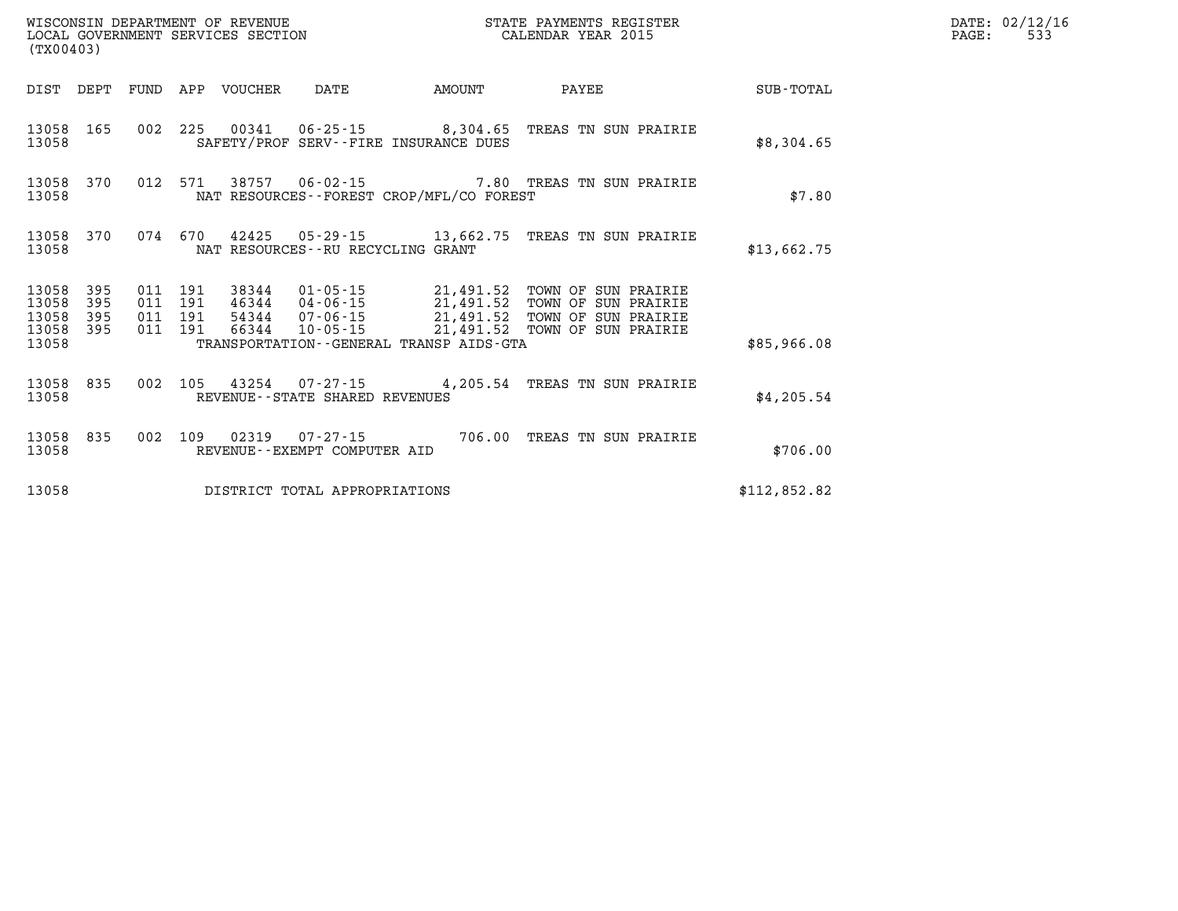WISCONSIN DEPARTMENT OF REVENUE
LOCAL GOVERNMENT SERVICES SECTION
(TX00403)

STATE PAYMENTS REGISTER
CALENDAR YEAR 2015

DATE: 02/12/16

| DIST | DEPT | FUND | APP | VOUCHER | DATE | AMOUNT | PAYEE | SUB-TOTAL |
|---|---|---|---|---|---|---|---|---|
| 13058 | 165 | 002 | 225 | 00341 | 06-25-15 | 8,304.65 | TREAS TN SUN PRAIRIE | |
| 13058 | | | | | SAFETY/PROF SERV--FIRE INSURANCE DUES | | | $8,304.65 |
| 13058 | 370 | 012 | 571 | 38757 | 06-02-15 | 7.80 | TREAS TN SUN PRAIRIE | |
| 13058 | | | | | NAT RESOURCES--FOREST CROP/MFL/CO FOREST | | | $7.80 |
| 13058 | 370 | 074 | 670 | 42425 | 05-29-15 | 13,662.75 | TREAS TN SUN PRAIRIE | |
| 13058 | | | | | NAT RESOURCES--RU RECYCLING GRANT | | | $13,662.75 |
| 13058 | 395 | 011 | 191 | 38344 | 01-05-15 | 21,491.52 | TOWN OF SUN PRAIRIE | |
| 13058 | 395 | 011 | 191 | 46344 | 04-06-15 | 21,491.52 | TOWN OF SUN PRAIRIE | |
| 13058 | 395 | 011 | 191 | 54344 | 07-06-15 | 21,491.52 | TOWN OF SUN PRAIRIE | |
| 13058 | 395 | 011 | 191 | 66344 | 10-05-15 | 21,491.52 | TOWN OF SUN PRAIRIE | |
| 13058 | | | | | TRANSPORTATION--GENERAL TRANSP AIDS-GTA | | | $85,966.08 |
| 13058 | 835 | 002 | 105 | 43254 | 07-27-15 | 4,205.54 | TREAS TN SUN PRAIRIE | |
| 13058 | | | | | REVENUE--STATE SHARED REVENUES | | | $4,205.54 |
| 13058 | 835 | 002 | 109 | 02319 | 07-27-15 | 706.00 | TREAS TN SUN PRAIRIE | |
| 13058 | | | | | REVENUE--EXEMPT COMPUTER AID | | | $706.00 |
| 13058 | | | | | DISTRICT TOTAL APPROPRIATIONS | | | $112,852.82 |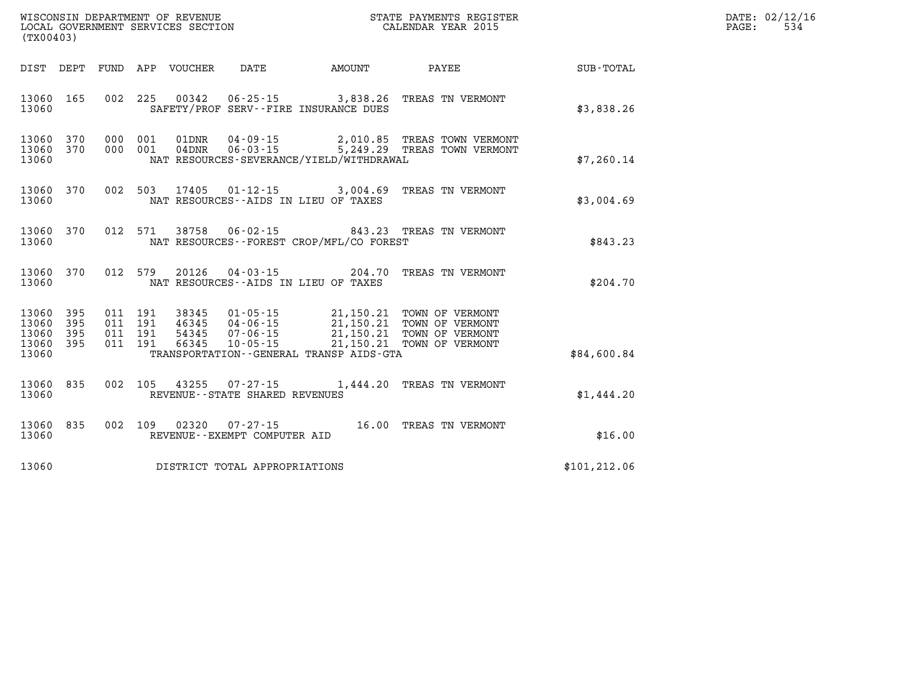WISCONSIN DEPARTMENT OF REVENUE
LOCAL GOVERNMENT SERVICES SECTION
(TX00403)

STATE PAYMENTS REGISTER
CALENDAR YEAR 2015

DATE: 02/12/16
PAGE: 534

| DIST | DEPT | FUND | APP | VOUCHER | DATE | AMOUNT | PAYEE | SUB-TOTAL |
|---|---|---|---|---|---|---|---|---|
| 13060 | 165 | 002 | 225 | 00342 | 06-25-15 | 3,838.26 | TREAS TN VERMONT | |
| 13060 | | | | SAFETY/PROF SERV--FIRE INSURANCE DUES | | | | $3,838.26 |
| 13060 | 370 | 000 | 001 | 01DNR | 04-09-15 | 2,010.85 | TREAS TOWN VERMONT | |
| 13060 | 370 | 000 | 001 | 04DNR | 06-03-15 | 5,249.29 | TREAS TOWN VERMONT | |
| 13060 | | | | NAT RESOURCES-SEVERANCE/YIELD/WITHDRAWAL | | | | $7,260.14 |
| 13060 | 370 | 002 | 503 | 17405 | 01-12-15 | 3,004.69 | TREAS TN VERMONT | |
| 13060 | | | | NAT RESOURCES--AIDS IN LIEU OF TAXES | | | | $3,004.69 |
| 13060 | 370 | 012 | 571 | 38758 | 06-02-15 | 843.23 | TREAS TN VERMONT | |
| 13060 | | | | NAT RESOURCES--FOREST CROP/MFL/CO FOREST | | | | $843.23 |
| 13060 | 370 | 012 | 579 | 20126 | 04-03-15 | 204.70 | TREAS TN VERMONT | |
| 13060 | | | | NAT RESOURCES--AIDS IN LIEU OF TAXES | | | | $204.70 |
| 13060 | 395 | 011 | 191 | 38345 | 01-05-15 | 21,150.21 | TOWN OF VERMONT | |
| 13060 | 395 | 011 | 191 | 46345 | 04-06-15 | 21,150.21 | TOWN OF VERMONT | |
| 13060 | 395 | 011 | 191 | 54345 | 07-06-15 | 21,150.21 | TOWN OF VERMONT | |
| 13060 | 395 | 011 | 191 | 66345 | 10-05-15 | 21,150.21 | TOWN OF VERMONT | |
| 13060 | | | | TRANSPORTATION--GENERAL TRANSP AIDS-GTA | | | | $84,600.84 |
| 13060 | 835 | 002 | 105 | 43255 | 07-27-15 | 1,444.20 | TREAS TN VERMONT | |
| 13060 | | | | REVENUE--STATE SHARED REVENUES | | | | $1,444.20 |
| 13060 | 835 | 002 | 109 | 02320 | 07-27-15 | 16.00 | TREAS TN VERMONT | |
| 13060 | | | | REVENUE--EXEMPT COMPUTER AID | | | | $16.00 |
| 13060 | | | | DISTRICT TOTAL APPROPRIATIONS | | | | $101,212.06 |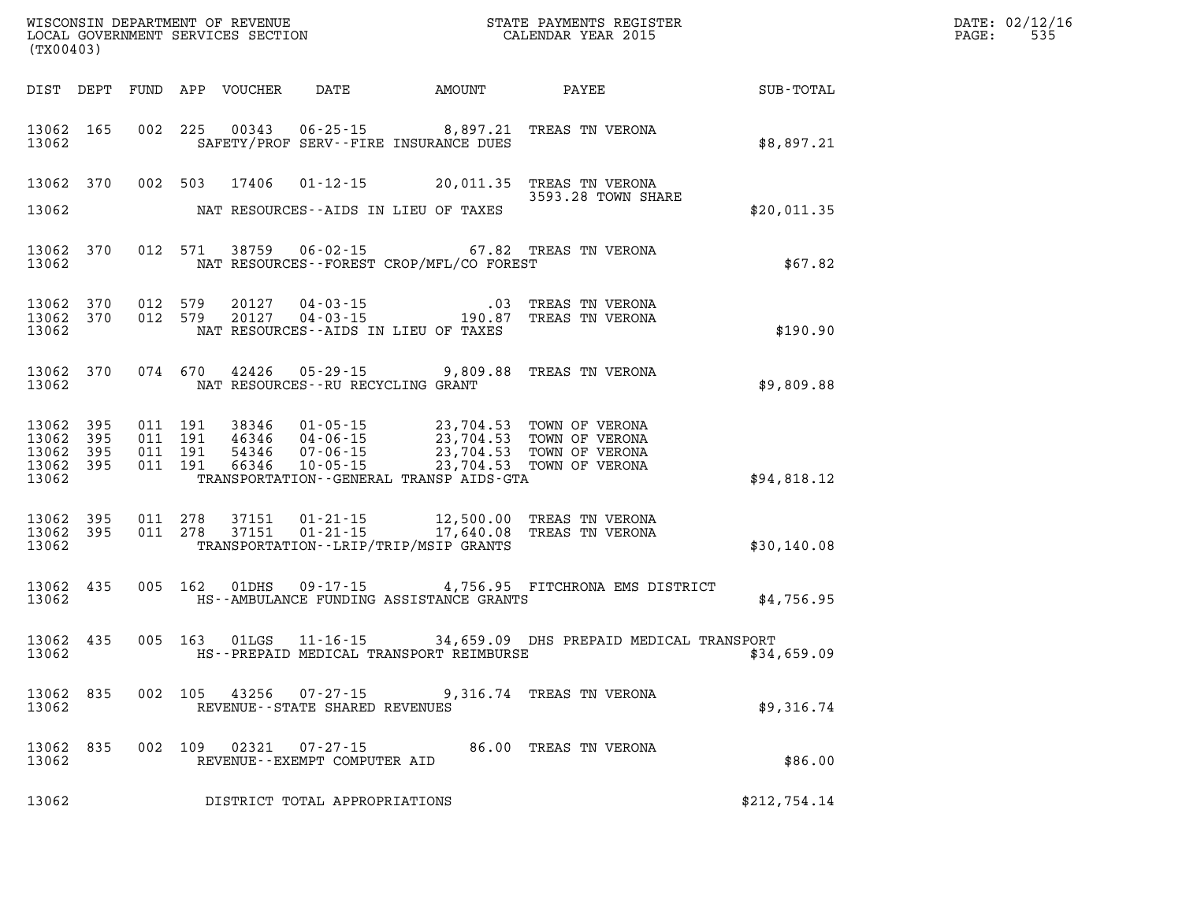WISCONSIN DEPARTMENT OF REVENUE
LOCAL GOVERNMENT SERVICES SECTION
(TX00403)

STATE PAYMENTS REGISTER
CALENDAR YEAR 2015

DATE: 02/12/16
PAGE: 535

| DIST | DEPT | FUND | APP | VOUCHER | DATE | AMOUNT | PAYEE | SUB-TOTAL |
|---|---|---|---|---|---|---|---|---|
| 13062 | 165 | 002 | 225 | 00343 | 06-25-15 | 8,897.21 | TREAS TN VERONA | |
| 13062 | | | | | SAFETY/PROF SERV--FIRE INSURANCE DUES | | | $8,897.21 |
| 13062 | 370 | 002 | 503 | 17406 | 01-12-15 | 20,011.35 | TREAS TN VERONA 3593.28 TOWN SHARE | |
| 13062 | | | | | NAT RESOURCES--AIDS IN LIEU OF TAXES | | | $20,011.35 |
| 13062 | 370 | 012 | 571 | 38759 | 06-02-15 | 67.82 | TREAS TN VERONA | |
| 13062 | | | | | NAT RESOURCES--FOREST CROP/MFL/CO FOREST | | | $67.82 |
| 13062 | 370 | 012 | 579 | 20127 | 04-03-15 | .03 | TREAS TN VERONA | |
| 13062 | 370 | 012 | 579 | 20127 | 04-03-15 | 190.87 | TREAS TN VERONA | |
| 13062 | | | | | NAT RESOURCES--AIDS IN LIEU OF TAXES | | | $190.90 |
| 13062 | 370 | 074 | 670 | 42426 | 05-29-15 | 9,809.88 | TREAS TN VERONA | |
| 13062 | | | | | NAT RESOURCES--RU RECYCLING GRANT | | | $9,809.88 |
| 13062 | 395 | 011 | 191 | 38346 | 01-05-15 | 23,704.53 | TOWN OF VERONA | |
| 13062 | 395 | 011 | 191 | 46346 | 04-06-15 | 23,704.53 | TOWN OF VERONA | |
| 13062 | 395 | 011 | 191 | 54346 | 07-06-15 | 23,704.53 | TOWN OF VERONA | |
| 13062 | 395 | 011 | 191 | 66346 | 10-05-15 | 23,704.53 | TOWN OF VERONA | |
| 13062 | | | | | TRANSPORTATION--GENERAL TRANSP AIDS-GTA | | | $94,818.12 |
| 13062 | 395 | 011 | 278 | 37151 | 01-21-15 | 12,500.00 | TREAS TN VERONA | |
| 13062 | 395 | 011 | 278 | 37151 | 01-21-15 | 17,640.08 | TREAS TN VERONA | |
| 13062 | | | | | TRANSPORTATION--LRIP/TRIP/MSIP GRANTS | | | $30,140.08 |
| 13062 | 435 | 005 | 162 | 01DHS | 09-17-15 | 4,756.95 | FITCHRONA EMS DISTRICT | |
| 13062 | | | | | HS--AMBULANCE FUNDING ASSISTANCE GRANTS | | | $4,756.95 |
| 13062 | 435 | 005 | 163 | 01LGS | 11-16-15 | 34,659.09 | DHS PREPAID MEDICAL TRANSPORT | |
| 13062 | | | | | HS--PREPAID MEDICAL TRANSPORT REIMBURSE | | | $34,659.09 |
| 13062 | 835 | 002 | 105 | 43256 | 07-27-15 | 9,316.74 | TREAS TN VERONA | |
| 13062 | | | | | REVENUE--STATE SHARED REVENUES | | | $9,316.74 |
| 13062 | 835 | 002 | 109 | 02321 | 07-27-15 | 86.00 | TREAS TN VERONA | |
| 13062 | | | | | REVENUE--EXEMPT COMPUTER AID | | | $86.00 |
| 13062 | | | | | DISTRICT TOTAL APPROPRIATIONS | | | $212,754.14 |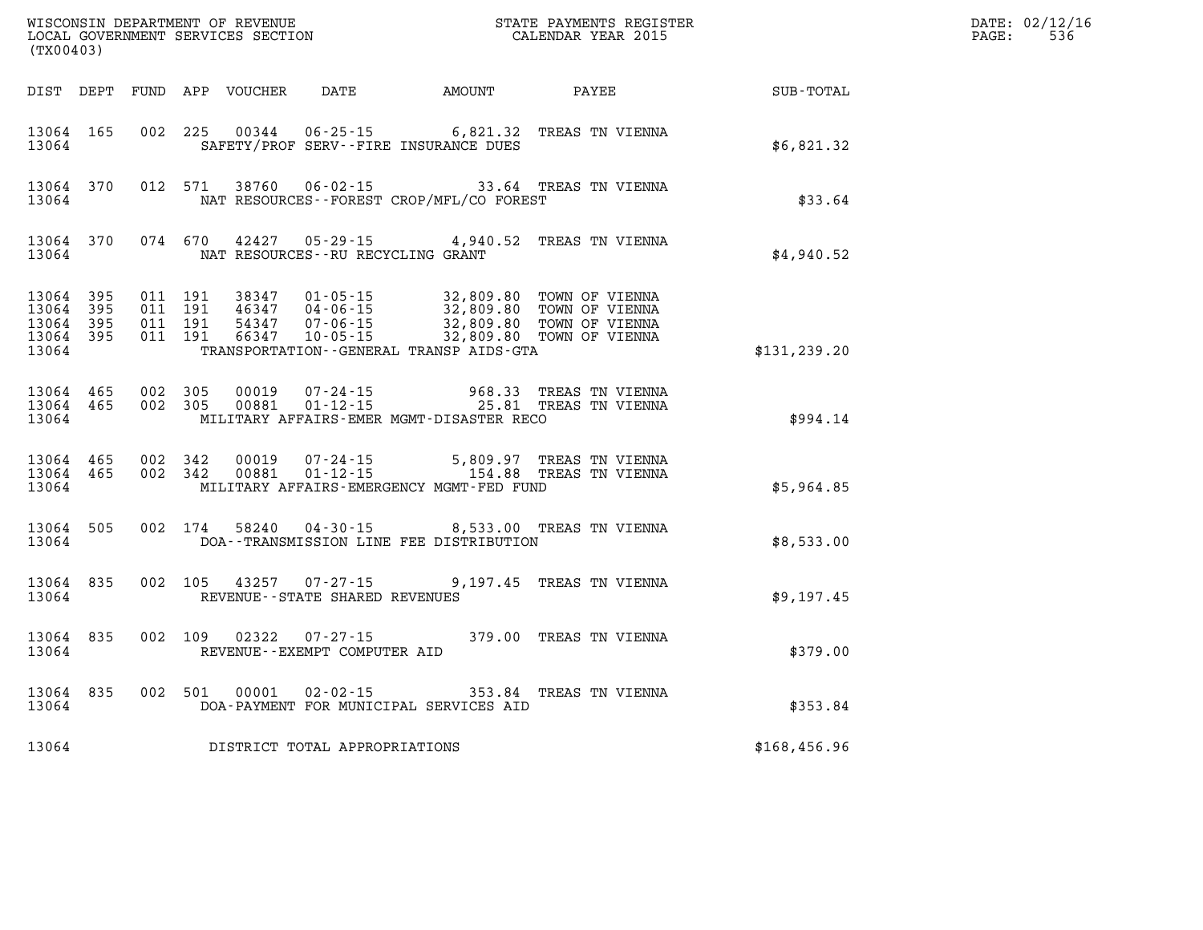WISCONSIN DEPARTMENT OF REVENUE
LOCAL GOVERNMENT SERVICES SECTION
(TX00403)

STATE PAYMENTS REGISTER
CALENDAR YEAR 2015

DATE: 02/12/16
PAGE: 536

| DIST | DEPT | FUND | APP | VOUCHER | DATE | AMOUNT | PAYEE | SUB-TOTAL |
|---|---|---|---|---|---|---|---|---|
| 13064 | 165 | 002 | 225 | 00344 | 06-25-15 | 6,821.32 | TREAS TN VIENNA | |
| 13064 | | | | | SAFETY/PROF SERV--FIRE INSURANCE DUES | | | $6,821.32 |
| 13064 | 370 | 012 | 571 | 38760 | 06-02-15 | 33.64 | TREAS TN VIENNA | |
| 13064 | | | | | NAT RESOURCES--FOREST CROP/MFL/CO FOREST | | | $33.64 |
| 13064 | 370 | 074 | 670 | 42427 | 05-29-15 | 4,940.52 | TREAS TN VIENNA | |
| 13064 | | | | | NAT RESOURCES--RU RECYCLING GRANT | | | $4,940.52 |
| 13064 | 395 | 011 | 191 | 38347 | 01-05-15 | 32,809.80 | TOWN OF VIENNA | |
| 13064 | 395 | 011 | 191 | 46347 | 04-06-15 | 32,809.80 | TOWN OF VIENNA | |
| 13064 | 395 | 011 | 191 | 54347 | 07-06-15 | 32,809.80 | TOWN OF VIENNA | |
| 13064 | 395 | 011 | 191 | 66347 | 10-05-15 | 32,809.80 | TOWN OF VIENNA | |
| 13064 | | | | | TRANSPORTATION--GENERAL TRANSP AIDS-GTA | | | $131,239.20 |
| 13064 | 465 | 002 | 305 | 00019 | 07-24-15 | 968.33 | TREAS TN VIENNA | |
| 13064 | 465 | 002 | 305 | 00881 | 01-12-15 | 25.81 | TREAS TN VIENNA | |
| 13064 | | | | | MILITARY AFFAIRS-EMER MGMT-DISASTER RECO | | | $994.14 |
| 13064 | 465 | 002 | 342 | 00019 | 07-24-15 | 5,809.97 | TREAS TN VIENNA | |
| 13064 | 465 | 002 | 342 | 00881 | 01-12-15 | 154.88 | TREAS TN VIENNA | |
| 13064 | | | | | MILITARY AFFAIRS-EMERGENCY MGMT-FED FUND | | | $5,964.85 |
| 13064 | 505 | 002 | 174 | 58240 | 04-30-15 | 8,533.00 | TREAS TN VIENNA | |
| 13064 | | | | | DOA--TRANSMISSION LINE FEE DISTRIBUTION | | | $8,533.00 |
| 13064 | 835 | 002 | 105 | 43257 | 07-27-15 | 9,197.45 | TREAS TN VIENNA | |
| 13064 | | | | | REVENUE--STATE SHARED REVENUES | | | $9,197.45 |
| 13064 | 835 | 002 | 109 | 02322 | 07-27-15 | 379.00 | TREAS TN VIENNA | |
| 13064 | | | | | REVENUE--EXEMPT COMPUTER AID | | | $379.00 |
| 13064 | 835 | 002 | 501 | 00001 | 02-02-15 | 353.84 | TREAS TN VIENNA | |
| 13064 | | | | | DOA-PAYMENT FOR MUNICIPAL SERVICES AID | | | $353.84 |
| 13064 | | | | | DISTRICT TOTAL APPROPRIATIONS | | | $168,456.96 |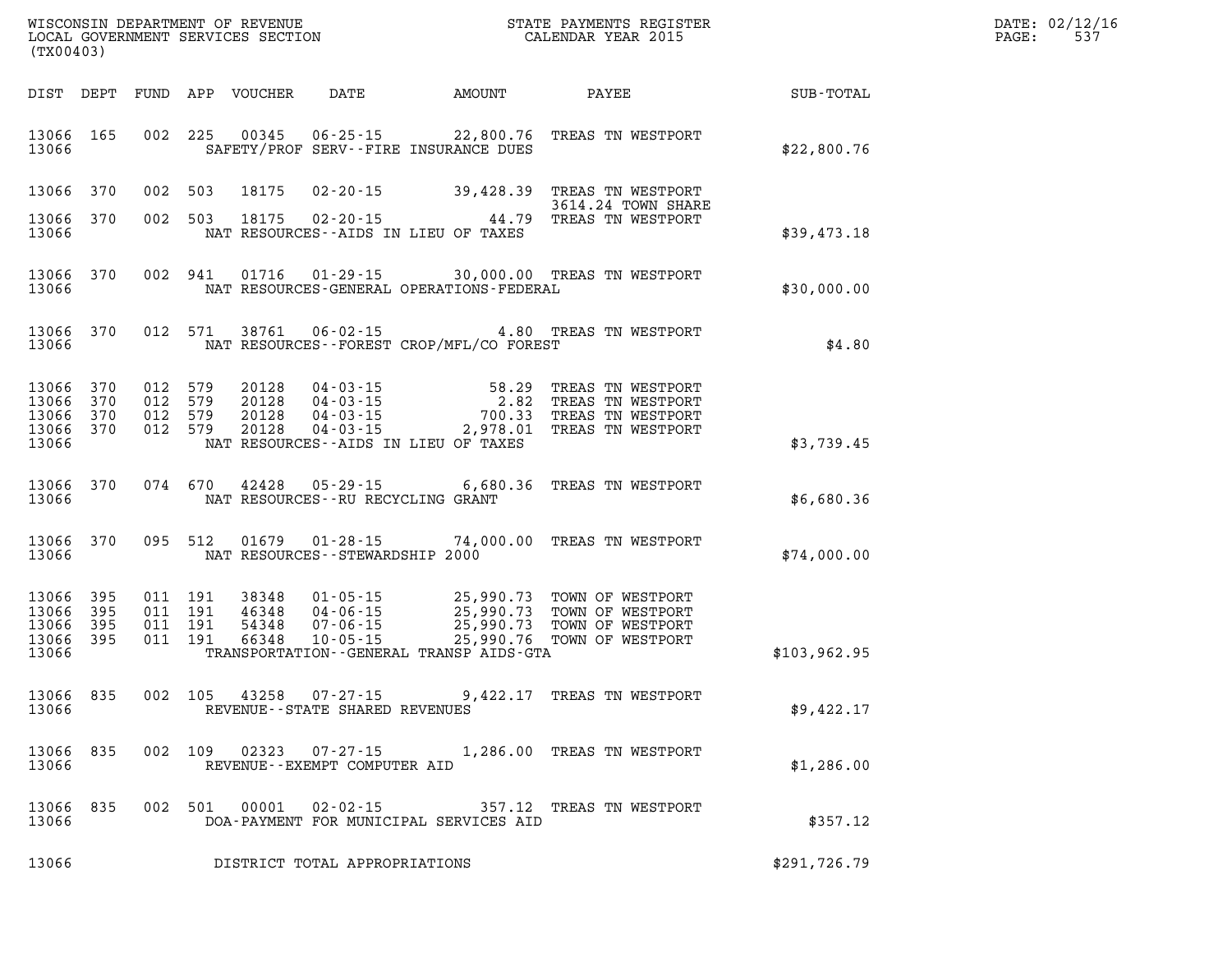WISCONSIN DEPARTMENT OF REVENUE
LOCAL GOVERNMENT SERVICES SECTION
(TX00403)

STATE PAYMENTS REGISTER
CALENDAR YEAR 2015

DATE: 02/12/16
PAGE: 537

| DIST | DEPT | FUND | APP | VOUCHER | DATE | AMOUNT | PAYEE | SUB-TOTAL |
|---|---|---|---|---|---|---|---|---|
| 13066 | 165 | 002 | 225 | 00345 | 06-25-15 | 22,800.76 | TREAS TN WESTPORT | |
| 13066 | | | | | SAFETY/PROF SERV--FIRE INSURANCE DUES | | | $22,800.76 |
| 13066 | 370 | 002 | 503 | 18175 | 02-20-15 | 39,428.39 | TREAS TN WESTPORT 3614.24 TOWN SHARE | |
| 13066 | 370 | 002 | 503 | 18175 | 02-20-15 | 44.79 | TREAS TN WESTPORT | |
| 13066 | | | | | NAT RESOURCES--AIDS IN LIEU OF TAXES | | | $39,473.18 |
| 13066 | 370 | 002 | 941 | 01716 | 01-29-15 | 30,000.00 | TREAS TN WESTPORT | |
| 13066 | | | | | NAT RESOURCES-GENERAL OPERATIONS-FEDERAL | | | $30,000.00 |
| 13066 | 370 | 012 | 571 | 38761 | 06-02-15 | 4.80 | TREAS TN WESTPORT | |
| 13066 | | | | | NAT RESOURCES--FOREST CROP/MFL/CO FOREST | | | $4.80 |
| 13066 | 370 | 012 | 579 | 20128 | 04-03-15 | 58.29 | TREAS TN WESTPORT | |
| 13066 | 370 | 012 | 579 | 20128 | 04-03-15 | 2.82 | TREAS TN WESTPORT | |
| 13066 | 370 | 012 | 579 | 20128 | 04-03-15 | 700.33 | TREAS TN WESTPORT | |
| 13066 | 370 | 012 | 579 | 20128 | 04-03-15 | 2,978.01 | TREAS TN WESTPORT | |
| 13066 | | | | | NAT RESOURCES--AIDS IN LIEU OF TAXES | | | $3,739.45 |
| 13066 | 370 | 074 | 670 | 42428 | 05-29-15 | 6,680.36 | TREAS TN WESTPORT | |
| 13066 | | | | | NAT RESOURCES--RU RECYCLING GRANT | | | $6,680.36 |
| 13066 | 370 | 095 | 512 | 01679 | 01-28-15 | 74,000.00 | TREAS TN WESTPORT | |
| 13066 | | | | | NAT RESOURCES--STEWARDSHIP 2000 | | | $74,000.00 |
| 13066 | 395 | 011 | 191 | 38348 | 01-05-15 | 25,990.73 | TOWN OF WESTPORT | |
| 13066 | 395 | 011 | 191 | 46348 | 04-06-15 | 25,990.73 | TOWN OF WESTPORT | |
| 13066 | 395 | 011 | 191 | 54348 | 07-06-15 | 25,990.73 | TOWN OF WESTPORT | |
| 13066 | 395 | 011 | 191 | 66348 | 10-05-15 | 25,990.76 | TOWN OF WESTPORT | |
| 13066 | | | | | TRANSPORTATION--GENERAL TRANSP AIDS-GTA | | | $103,962.95 |
| 13066 | 835 | 002 | 105 | 43258 | 07-27-15 | 9,422.17 | TREAS TN WESTPORT | |
| 13066 | | | | | REVENUE--STATE SHARED REVENUES | | | $9,422.17 |
| 13066 | 835 | 002 | 109 | 02323 | 07-27-15 | 1,286.00 | TREAS TN WESTPORT | |
| 13066 | | | | | REVENUE--EXEMPT COMPUTER AID | | | $1,286.00 |
| 13066 | 835 | 002 | 501 | 00001 | 02-02-15 | 357.12 | TREAS TN WESTPORT | |
| 13066 | | | | | DOA-PAYMENT FOR MUNICIPAL SERVICES AID | | | $357.12 |
| 13066 | | | | | DISTRICT TOTAL APPROPRIATIONS | | | $291,726.79 |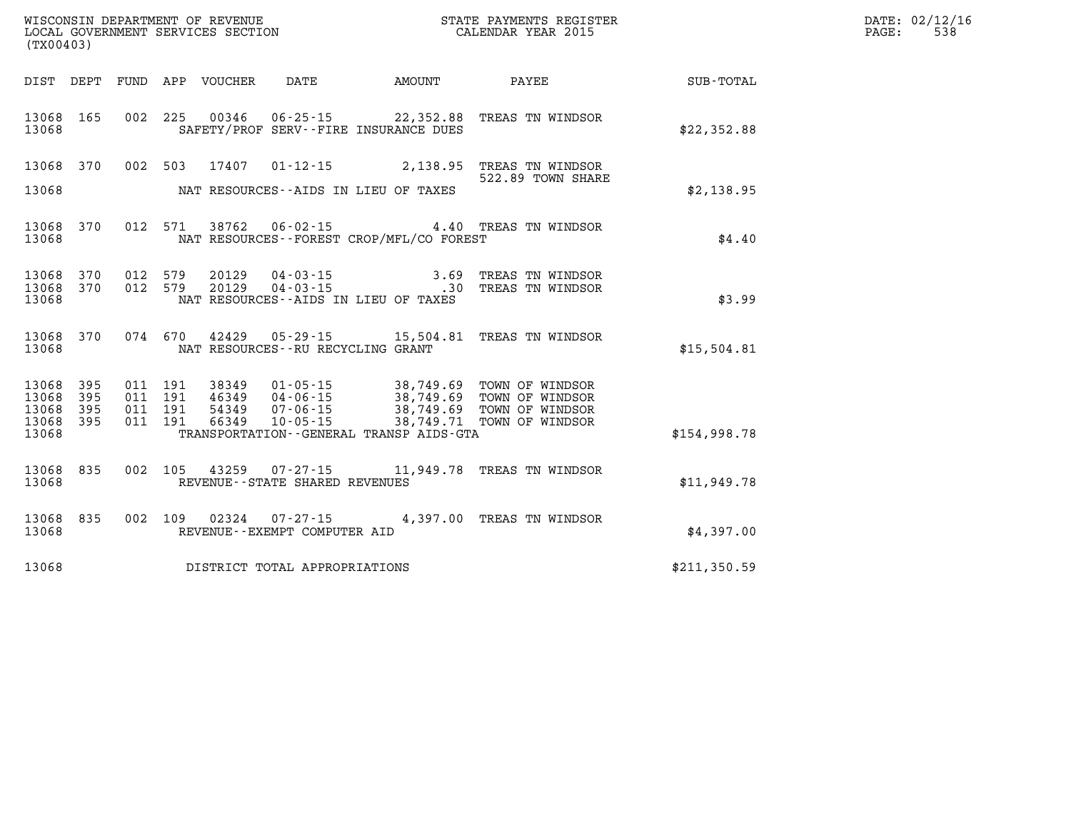WISCONSIN DEPARTMENT OF REVENUE
LOCAL GOVERNMENT SERVICES SECTION
(TX00403)

STATE PAYMENTS REGISTER
CALENDAR YEAR 2015

DATE: 02/12/16
PAGE: 538

| DIST | DEPT | FUND | APP | VOUCHER | DATE | AMOUNT | PAYEE | SUB-TOTAL |
|---|---|---|---|---|---|---|---|---|
| 13068 | 165 | 002 | 225 | 00346 | 06-25-15 | 22,352.88 | TREAS TN WINDSOR | |
| 13068 | | | | | SAFETY/PROF SERV--FIRE INSURANCE DUES | | | $22,352.88 |
| 13068 | 370 | 002 | 503 | 17407 | 01-12-15 | 2,138.95 | TREAS TN WINDSOR 522.89 TOWN SHARE | |
| 13068 | | | | | NAT RESOURCES--AIDS IN LIEU OF TAXES | | | $2,138.95 |
| 13068 | 370 | 012 | 571 | 38762 | 06-02-15 | 4.40 | TREAS TN WINDSOR | |
| 13068 | | | | | NAT RESOURCES--FOREST CROP/MFL/CO FOREST | | | $4.40 |
| 13068 | 370 | 012 | 579 | 20129 | 04-03-15 | 3.69 | TREAS TN WINDSOR | |
| 13068 | 370 | 012 | 579 | 20129 | 04-03-15 | .30 | TREAS TN WINDSOR | |
| 13068 | | | | | NAT RESOURCES--AIDS IN LIEU OF TAXES | | | $3.99 |
| 13068 | 370 | 074 | 670 | 42429 | 05-29-15 | 15,504.81 | TREAS TN WINDSOR | |
| 13068 | | | | | NAT RESOURCES--RU RECYCLING GRANT | | | $15,504.81 |
| 13068 | 395 | 011 | 191 | 38349 | 01-05-15 | 38,749.69 | TOWN OF WINDSOR | |
| 13068 | 395 | 011 | 191 | 46349 | 04-06-15 | 38,749.69 | TOWN OF WINDSOR | |
| 13068 | 395 | 011 | 191 | 54349 | 07-06-15 | 38,749.69 | TOWN OF WINDSOR | |
| 13068 | 395 | 011 | 191 | 66349 | 10-05-15 | 38,749.71 | TOWN OF WINDSOR | |
| 13068 | | | | | TRANSPORTATION--GENERAL TRANSP AIDS-GTA | | | $154,998.78 |
| 13068 | 835 | 002 | 105 | 43259 | 07-27-15 | 11,949.78 | TREAS TN WINDSOR | |
| 13068 | | | | | REVENUE--STATE SHARED REVENUES | | | $11,949.78 |
| 13068 | 835 | 002 | 109 | 02324 | 07-27-15 | 4,397.00 | TREAS TN WINDSOR | |
| 13068 | | | | | REVENUE--EXEMPT COMPUTER AID | | | $4,397.00 |
| 13068 | | | | | DISTRICT TOTAL APPROPRIATIONS | | | $211,350.59 |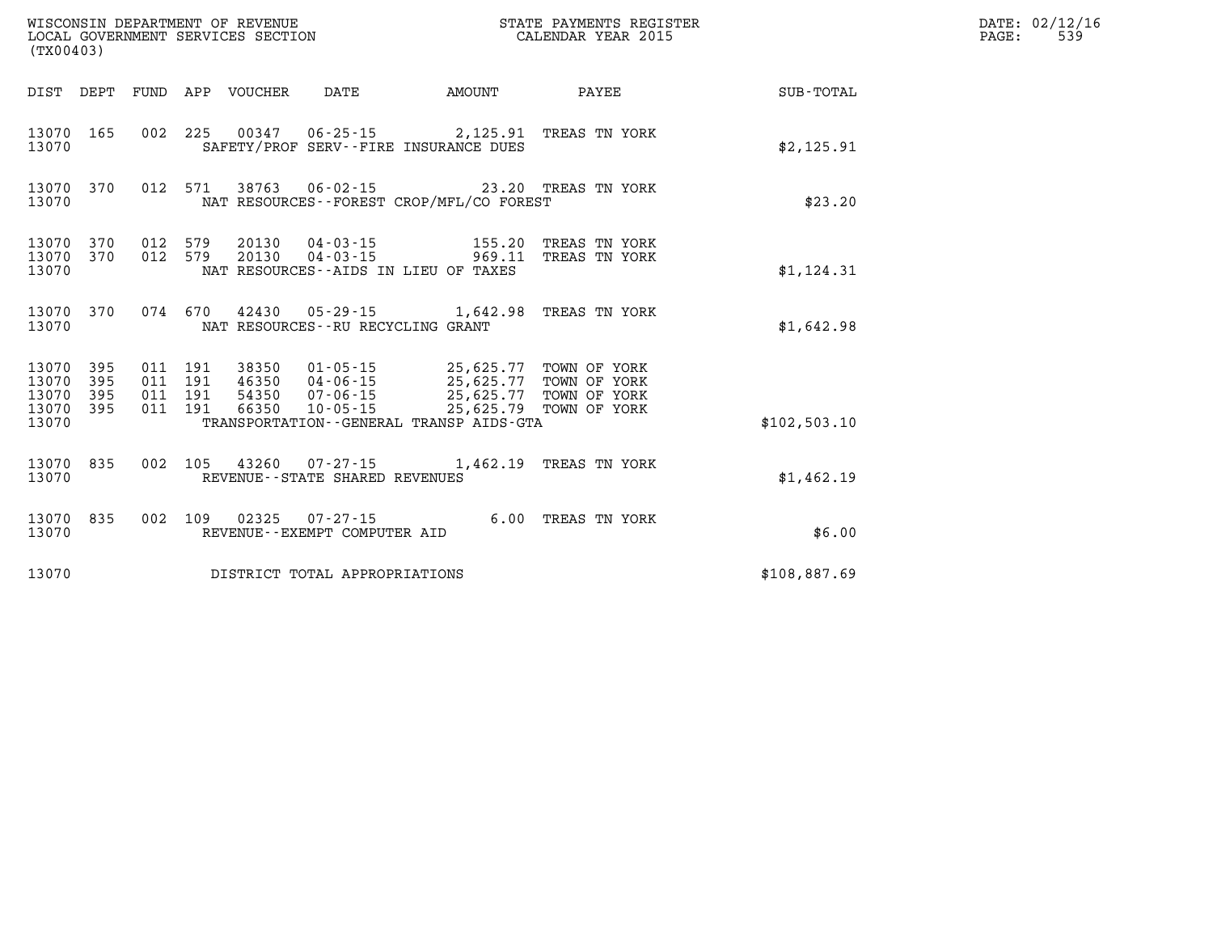WISCONSIN DEPARTMENT OF REVENUE
LOCAL GOVERNMENT SERVICES SECTION
(TX00403)

STATE PAYMENTS REGISTER
CALENDAR YEAR 2015

| DIST | DEPT | FUND | APP | VOUCHER | DATE | AMOUNT | PAYEE | SUB-TOTAL |
|---|---|---|---|---|---|---|---|---|
| 13070 | 165 | 002 | 225 | 00347 | 06-25-15 | 2,125.91 | TREAS TN YORK | |
| 13070 | | | | SAFETY/PROF SERV--FIRE INSURANCE DUES | | | | $2,125.91 |
| 13070 | 370 | 012 | 571 | 38763 | 06-02-15 | 23.20 | TREAS TN YORK | |
| 13070 | | | | NAT RESOURCES--FOREST CROP/MFL/CO FOREST | | | | $23.20 |
| 13070 | 370 | 012 | 579 | 20130 | 04-03-15 | 155.20 | TREAS TN YORK | |
| 13070 | 370 | 012 | 579 | 20130 | 04-03-15 | 969.11 | TREAS TN YORK | |
| 13070 | | | | NAT RESOURCES--AIDS IN LIEU OF TAXES | | | | $1,124.31 |
| 13070 | 370 | 074 | 670 | 42430 | 05-29-15 | 1,642.98 | TREAS TN YORK | |
| 13070 | | | | NAT RESOURCES--RU RECYCLING GRANT | | | | $1,642.98 |
| 13070 | 395 | 011 | 191 | 38350 | 01-05-15 | 25,625.77 | TOWN OF YORK | |
| 13070 | 395 | 011 | 191 | 46350 | 04-06-15 | 25,625.77 | TOWN OF YORK | |
| 13070 | 395 | 011 | 191 | 54350 | 07-06-15 | 25,625.77 | TOWN OF YORK | |
| 13070 | 395 | 011 | 191 | 66350 | 10-05-15 | 25,625.79 | TOWN OF YORK | |
| 13070 | | | | TRANSPORTATION--GENERAL TRANSP AIDS-GTA | | | | $102,503.10 |
| 13070 | 835 | 002 | 105 | 43260 | 07-27-15 | 1,462.19 | TREAS TN YORK | |
| 13070 | | | | REVENUE--STATE SHARED REVENUES | | | | $1,462.19 |
| 13070 | 835 | 002 | 109 | 02325 | 07-27-15 | 6.00 | TREAS TN YORK | |
| 13070 | | | | REVENUE--EXEMPT COMPUTER AID | | | | $6.00 |
| 13070 | | | | DISTRICT TOTAL APPROPRIATIONS | | | | $108,887.69 |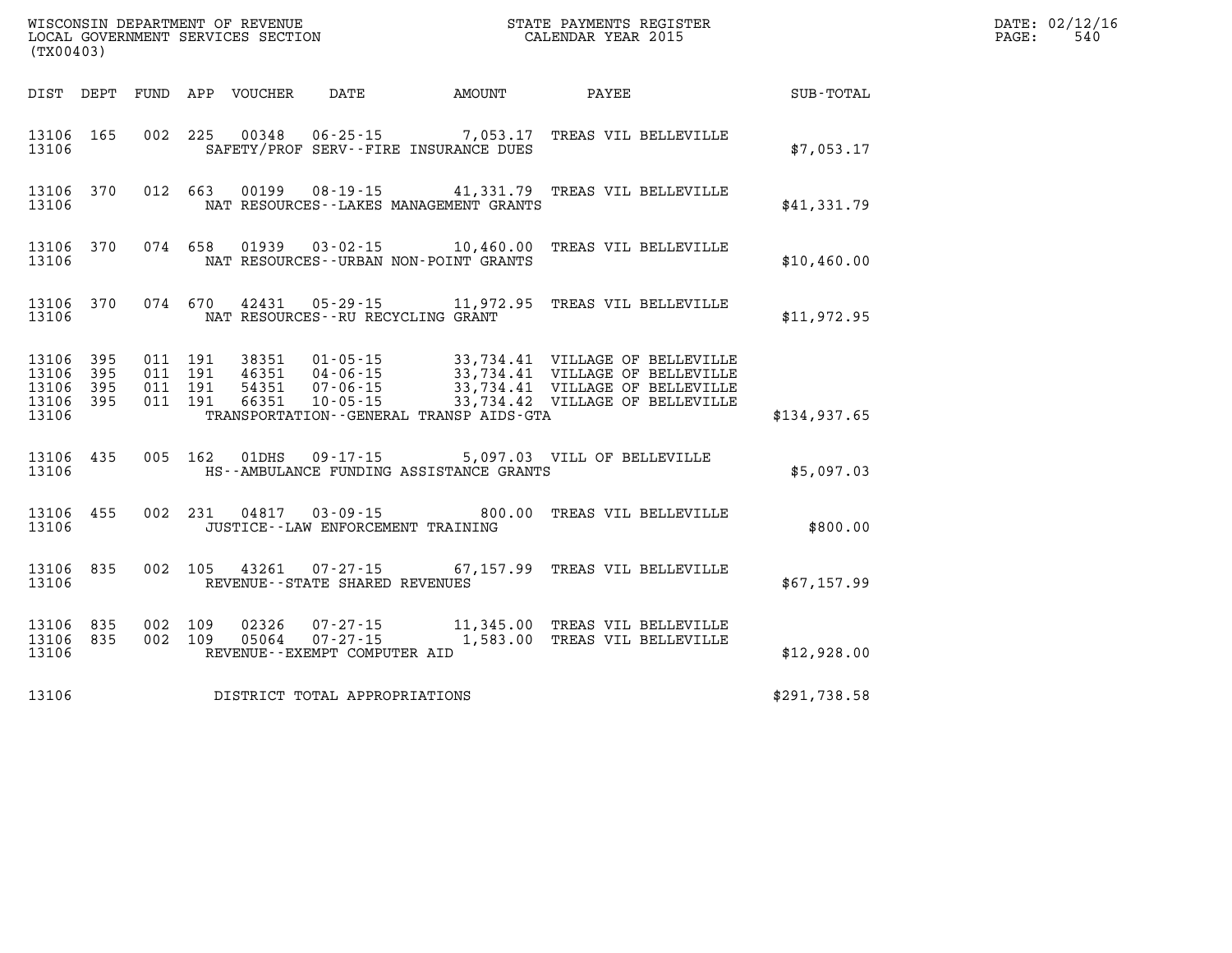WISCONSIN DEPARTMENT OF REVENUE
LOCAL GOVERNMENT SERVICES SECTION
(TX00403)

STATE PAYMENTS REGISTER
CALENDAR YEAR 2015

DATE: 02/12/16
PAGE: 540

| DIST | DEPT | FUND | APP | VOUCHER | DATE | AMOUNT | PAYEE | SUB-TOTAL |
|---|---|---|---|---|---|---|---|---|
| 13106 | 165 | 002 | 225 | 00348 | 06-25-15 | 7,053.17 | TREAS VIL BELLEVILLE | |
| 13106 | | | | | SAFETY/PROF SERV--FIRE INSURANCE DUES | | | $7,053.17 |
| 13106 | 370 | 012 | 663 | 00199 | 08-19-15 | 41,331.79 | TREAS VIL BELLEVILLE | |
| 13106 | | | | | NAT RESOURCES--LAKES MANAGEMENT GRANTS | | | $41,331.79 |
| 13106 | 370 | 074 | 658 | 01939 | 03-02-15 | 10,460.00 | TREAS VIL BELLEVILLE | |
| 13106 | | | | | NAT RESOURCES--URBAN NON-POINT GRANTS | | | $10,460.00 |
| 13106 | 370 | 074 | 670 | 42431 | 05-29-15 | 11,972.95 | TREAS VIL BELLEVILLE | |
| 13106 | | | | | NAT RESOURCES--RU RECYCLING GRANT | | | $11,972.95 |
| 13106 | 395 | 011 | 191 | 38351 | 01-05-15 | 33,734.41 | VILLAGE OF BELLEVILLE | |
| 13106 | 395 | 011 | 191 | 46351 | 04-06-15 | 33,734.41 | VILLAGE OF BELLEVILLE | |
| 13106 | 395 | 011 | 191 | 54351 | 07-06-15 | 33,734.41 | VILLAGE OF BELLEVILLE | |
| 13106 | 395 | 011 | 191 | 66351 | 10-05-15 | 33,734.42 | VILLAGE OF BELLEVILLE | |
| 13106 | | | | | TRANSPORTATION--GENERAL TRANSP AIDS-GTA | | | $134,937.65 |
| 13106 | 435 | 005 | 162 | 01DHS | 09-17-15 | 5,097.03 | VILL OF BELLEVILLE | |
| 13106 | | | | | HS--AMBULANCE FUNDING ASSISTANCE GRANTS | | | $5,097.03 |
| 13106 | 455 | 002 | 231 | 04817 | 03-09-15 | 800.00 | TREAS VIL BELLEVILLE | |
| 13106 | | | | | JUSTICE--LAW ENFORCEMENT TRAINING | | | $800.00 |
| 13106 | 835 | 002 | 105 | 43261 | 07-27-15 | 67,157.99 | TREAS VIL BELLEVILLE | |
| 13106 | | | | | REVENUE--STATE SHARED REVENUES | | | $67,157.99 |
| 13106 | 835 | 002 | 109 | 02326 | 07-27-15 | 11,345.00 | TREAS VIL BELLEVILLE | |
| 13106 | 835 | 002 | 109 | 05064 | 07-27-15 | 1,583.00 | TREAS VIL BELLEVILLE | |
| 13106 | | | | | REVENUE--EXEMPT COMPUTER AID | | | $12,928.00 |
| 13106 | | | | | DISTRICT TOTAL APPROPRIATIONS | | | $291,738.58 |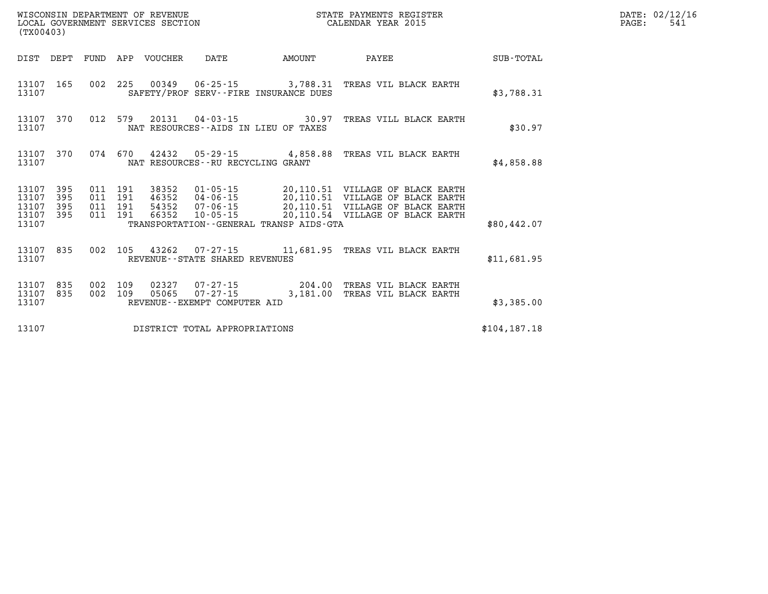WISCONSIN DEPARTMENT OF REVENUE
LOCAL GOVERNMENT SERVICES SECTION
(TX00403)

STATE PAYMENTS REGISTER
CALENDAR YEAR 2015

DATE: 02/12/16
PAGE: 541

| DIST | DEPT | FUND | APP | VOUCHER | DATE | AMOUNT | PAYEE | SUB-TOTAL |
|---|---|---|---|---|---|---|---|---|
| 13107 | 165 | 002 | 225 | 00349 | 06-25-15 | 3,788.31 | TREAS VIL BLACK EARTH | |
| 13107 | | | | | SAFETY/PROF SERV--FIRE INSURANCE DUES | | | $3,788.31 |
| 13107 | 370 | 012 | 579 | 20131 | 04-03-15 | 30.97 | TREAS VILL BLACK EARTH | |
| 13107 | | | | | NAT RESOURCES--AIDS IN LIEU OF TAXES | | | $30.97 |
| 13107 | 370 | 074 | 670 | 42432 | 05-29-15 | 4,858.88 | TREAS VIL BLACK EARTH | |
| 13107 | | | | | NAT RESOURCES--RU RECYCLING GRANT | | | $4,858.88 |
| 13107 | 395 | 011 | 191 | 38352 | 01-05-15 | 20,110.51 | VILLAGE OF BLACK EARTH | |
| 13107 | 395 | 011 | 191 | 46352 | 04-06-15 | 20,110.51 | VILLAGE OF BLACK EARTH | |
| 13107 | 395 | 011 | 191 | 54352 | 07-06-15 | 20,110.51 | VILLAGE OF BLACK EARTH | |
| 13107 | 395 | 011 | 191 | 66352 | 10-05-15 | 20,110.54 | VILLAGE OF BLACK EARTH | |
| 13107 | | | | | TRANSPORTATION--GENERAL TRANSP AIDS-GTA | | | $80,442.07 |
| 13107 | 835 | 002 | 105 | 43262 | 07-27-15 | 11,681.95 | TREAS VIL BLACK EARTH | |
| 13107 | | | | | REVENUE--STATE SHARED REVENUES | | | $11,681.95 |
| 13107 | 835 | 002 | 109 | 02327 | 07-27-15 | 204.00 | TREAS VIL BLACK EARTH | |
| 13107 | 835 | 002 | 109 | 05065 | 07-27-15 | 3,181.00 | TREAS VIL BLACK EARTH | |
| 13107 | | | | | REVENUE--EXEMPT COMPUTER AID | | | $3,385.00 |
| 13107 | | | | | DISTRICT TOTAL APPROPRIATIONS | | | $104,187.18 |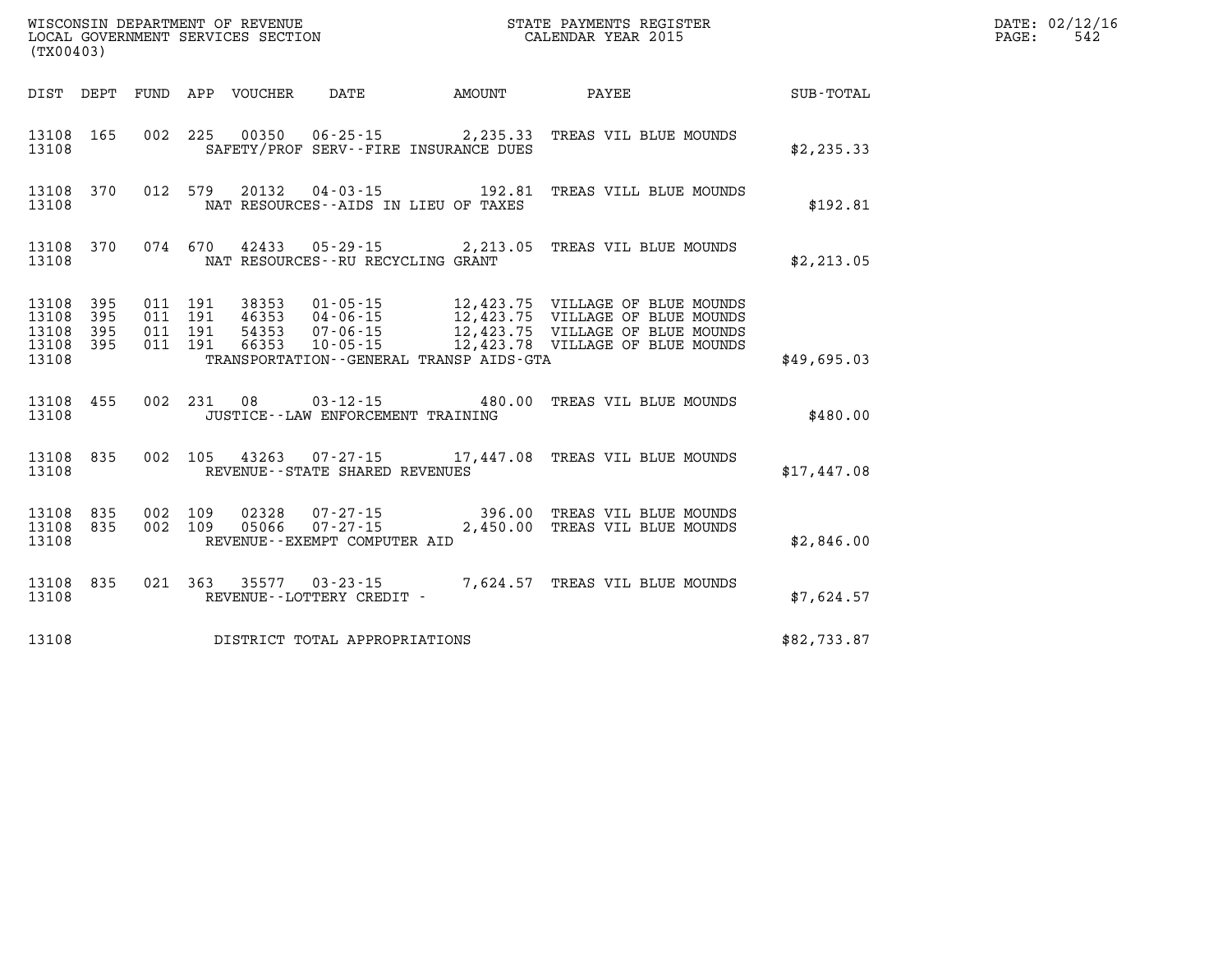WISCONSIN DEPARTMENT OF REVENUE
LOCAL GOVERNMENT SERVICES SECTION
(TX00403)

STATE PAYMENTS REGISTER
CALENDAR YEAR 2015

DATE: 02/12/16

| DIST | DEPT | FUND | APP | VOUCHER | DATE | AMOUNT | PAYEE | SUB-TOTAL |
|---|---|---|---|---|---|---|---|---|
| 13108 | 165 | 002 | 225 | 00350 | 06-25-15 | 2,235.33 | TREAS VIL BLUE MOUNDS | |
| 13108 | | | | SAFETY/PROF SERV--FIRE INSURANCE DUES | | | | $2,235.33 |
| 13108 | 370 | 012 | 579 | 20132 | 04-03-15 | 192.81 | TREAS VILL BLUE MOUNDS | |
| 13108 | | | | NAT RESOURCES--AIDS IN LIEU OF TAXES | | | | $192.81 |
| 13108 | 370 | 074 | 670 | 42433 | 05-29-15 | 2,213.05 | TREAS VIL BLUE MOUNDS | |
| 13108 | | | | NAT RESOURCES--RU RECYCLING GRANT | | | | $2,213.05 |
| 13108 | 395 | 011 | 191 | 38353 | 01-05-15 | 12,423.75 | VILLAGE OF BLUE MOUNDS | |
| 13108 | 395 | 011 | 191 | 46353 | 04-06-15 | 12,423.75 | VILLAGE OF BLUE MOUNDS | |
| 13108 | 395 | 011 | 191 | 54353 | 07-06-15 | 12,423.75 | VILLAGE OF BLUE MOUNDS | |
| 13108 | 395 | 011 | 191 | 66353 | 10-05-15 | 12,423.78 | VILLAGE OF BLUE MOUNDS | |
| 13108 | | | | TRANSPORTATION--GENERAL TRANSP AIDS-GTA | | | | $49,695.03 |
| 13108 | 455 | 002 | 231 | 08 | 03-12-15 | 480.00 | TREAS VIL BLUE MOUNDS | |
| 13108 | | | | JUSTICE--LAW ENFORCEMENT TRAINING | | | | $480.00 |
| 13108 | 835 | 002 | 105 | 43263 | 07-27-15 | 17,447.08 | TREAS VIL BLUE MOUNDS | |
| 13108 | | | | REVENUE--STATE SHARED REVENUES | | | | $17,447.08 |
| 13108 | 835 | 002 | 109 | 02328 | 07-27-15 | 396.00 | TREAS VIL BLUE MOUNDS | |
| 13108 | 835 | 002 | 109 | 05066 | 07-27-15 | 2,450.00 | TREAS VIL BLUE MOUNDS | |
| 13108 | | | | REVENUE--EXEMPT COMPUTER AID | | | | $2,846.00 |
| 13108 | 835 | 021 | 363 | 35577 | 03-23-15 | 7,624.57 | TREAS VIL BLUE MOUNDS | |
| 13108 | | | | REVENUE--LOTTERY CREDIT - | | | | $7,624.57 |
| 13108 | | | | DISTRICT TOTAL APPROPRIATIONS | | | | $82,733.87 |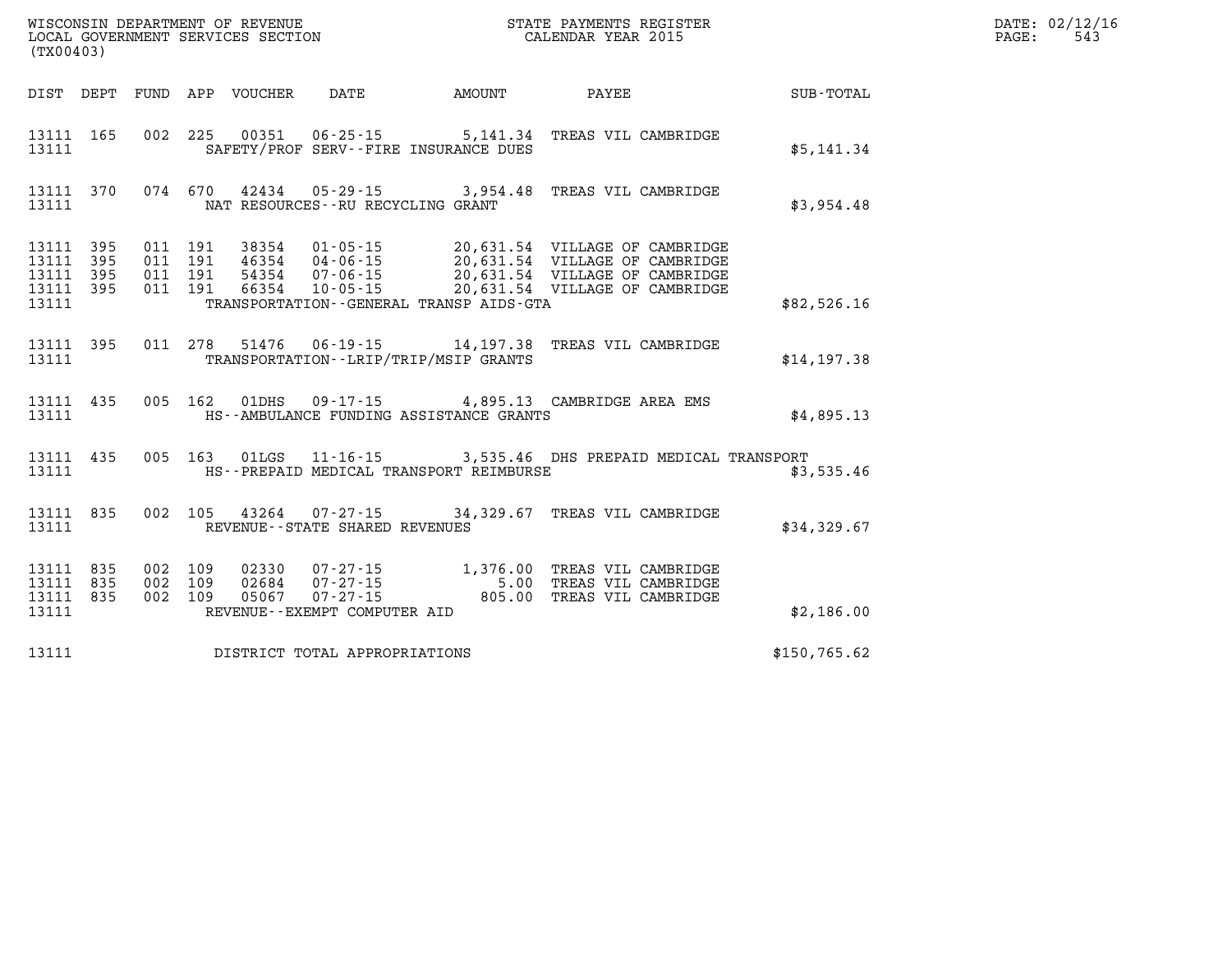WISCONSIN DEPARTMENT OF REVENUE
LOCAL GOVERNMENT SERVICES SECTION
(TX00403)

STATE PAYMENTS REGISTER
CALENDAR YEAR 2015

DATE: 02/12/16

| DIST | DEPT | FUND | APP | VOUCHER | DATE | AMOUNT | PAYEE | SUB-TOTAL |
|---|---|---|---|---|---|---|---|---|
| 13111 | 165 | 002 | 225 | 00351 | 06-25-15 | 5,141.34 | TREAS VIL CAMBRIDGE | |
| 13111 | | | | | SAFETY/PROF SERV--FIRE INSURANCE DUES | | | $5,141.34 |
| 13111 | 370 | 074 | 670 | 42434 | 05-29-15 | 3,954.48 | TREAS VIL CAMBRIDGE | |
| 13111 | | | | | NAT RESOURCES--RU RECYCLING GRANT | | | $3,954.48 |
| 13111 | 395 | 011 | 191 | 38354 | 01-05-15 | 20,631.54 | VILLAGE OF CAMBRIDGE | |
| 13111 | 395 | 011 | 191 | 46354 | 04-06-15 | 20,631.54 | VILLAGE OF CAMBRIDGE | |
| 13111 | 395 | 011 | 191 | 54354 | 07-06-15 | 20,631.54 | VILLAGE OF CAMBRIDGE | |
| 13111 | 395 | 011 | 191 | 66354 | 10-05-15 | 20,631.54 | VILLAGE OF CAMBRIDGE | |
| 13111 | | | | | TRANSPORTATION--GENERAL TRANSP AIDS-GTA | | | $82,526.16 |
| 13111 | 395 | 011 | 278 | 51476 | 06-19-15 | 14,197.38 | TREAS VIL CAMBRIDGE | |
| 13111 | | | | | TRANSPORTATION--LRIP/TRIP/MSIP GRANTS | | | $14,197.38 |
| 13111 | 435 | 005 | 162 | 01DHS | 09-17-15 | 4,895.13 | CAMBRIDGE AREA EMS | |
| 13111 | | | | | HS--AMBULANCE FUNDING ASSISTANCE GRANTS | | | $4,895.13 |
| 13111 | 435 | 005 | 163 | 01LGS | 11-16-15 | 3,535.46 | DHS PREPAID MEDICAL TRANSPORT | |
| 13111 | | | | | HS--PREPAID MEDICAL TRANSPORT REIMBURSE | | | $3,535.46 |
| 13111 | 835 | 002 | 105 | 43264 | 07-27-15 | 34,329.67 | TREAS VIL CAMBRIDGE | |
| 13111 | | | | | REVENUE--STATE SHARED REVENUES | | | $34,329.67 |
| 13111 | 835 | 002 | 109 | 02330 | 07-27-15 | 1,376.00 | TREAS VIL CAMBRIDGE | |
| 13111 | 835 | 002 | 109 | 02684 | 07-27-15 | 5.00 | TREAS VIL CAMBRIDGE | |
| 13111 | 835 | 002 | 109 | 05067 | 07-27-15 | 805.00 | TREAS VIL CAMBRIDGE | |
| 13111 | | | | | REVENUE--EXEMPT COMPUTER AID | | | $2,186.00 |
| 13111 | | | | | DISTRICT TOTAL APPROPRIATIONS | | | $150,765.62 |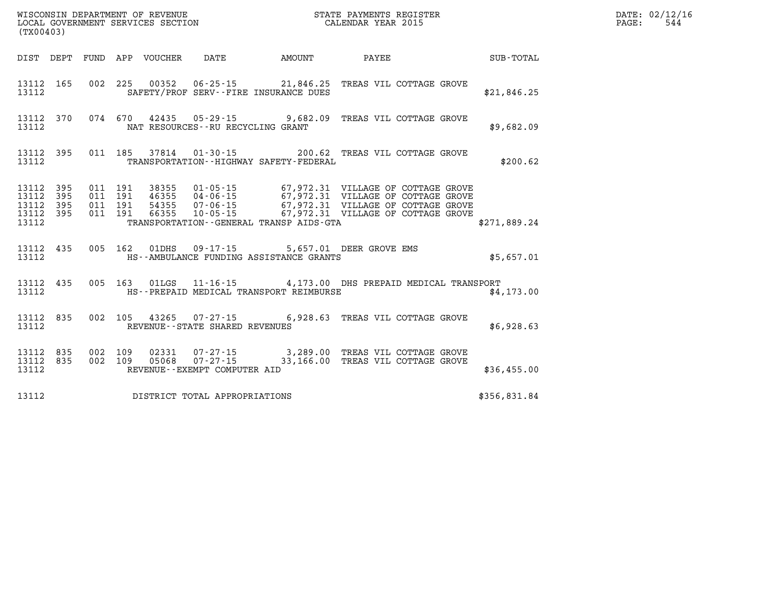WISCONSIN DEPARTMENT OF REVENUE
LOCAL GOVERNMENT SERVICES SECTION
(TX00403)

STATE PAYMENTS REGISTER
CALENDAR YEAR 2015

DATE: 02/12/16
PAGE: 544

| DIST | DEPT | FUND | APP | VOUCHER | DATE | AMOUNT | PAYEE | SUB-TOTAL |
|---|---|---|---|---|---|---|---|---|
| 13112 | 165 | 002 | 225 | 00352 | 06-25-15 | 21,846.25 | TREAS VIL COTTAGE GROVE | |
| 13112 | | | | | SAFETY/PROF SERV--FIRE INSURANCE DUES | | | $21,846.25 |
| 13112 | 370 | 074 | 670 | 42435 | 05-29-15 | 9,682.09 | TREAS VIL COTTAGE GROVE | |
| 13112 | | | | | NAT RESOURCES--RU RECYCLING GRANT | | | $9,682.09 |
| 13112 | 395 | 011 | 185 | 37814 | 01-30-15 | 200.62 | TREAS VIL COTTAGE GROVE | |
| 13112 | | | | | TRANSPORTATION--HIGHWAY SAFETY-FEDERAL | | | $200.62 |
| 13112 | 395 | 011 | 191 | 38355 | 01-05-15 | 67,972.31 | VILLAGE OF COTTAGE GROVE | |
| 13112 | 395 | 011 | 191 | 46355 | 04-06-15 | 67,972.31 | VILLAGE OF COTTAGE GROVE | |
| 13112 | 395 | 011 | 191 | 54355 | 07-06-15 | 67,972.31 | VILLAGE OF COTTAGE GROVE | |
| 13112 | 395 | 011 | 191 | 66355 | 10-05-15 | 67,972.31 | VILLAGE OF COTTAGE GROVE | |
| 13112 | | | | | TRANSPORTATION--GENERAL TRANSP AIDS-GTA | | | $271,889.24 |
| 13112 | 435 | 005 | 162 | 01DHS | 09-17-15 | 5,657.01 | DEER GROVE EMS | |
| 13112 | | | | | HS--AMBULANCE FUNDING ASSISTANCE GRANTS | | | $5,657.01 |
| 13112 | 435 | 005 | 163 | 01LGS | 11-16-15 | 4,173.00 | DHS PREPAID MEDICAL TRANSPORT | |
| 13112 | | | | | HS--PREPAID MEDICAL TRANSPORT REIMBURSE | | | $4,173.00 |
| 13112 | 835 | 002 | 105 | 43265 | 07-27-15 | 6,928.63 | TREAS VIL COTTAGE GROVE | |
| 13112 | | | | | REVENUE--STATE SHARED REVENUES | | | $6,928.63 |
| 13112 | 835 | 002 | 109 | 02331 | 07-27-15 | 3,289.00 | TREAS VIL COTTAGE GROVE | |
| 13112 | 835 | 002 | 109 | 05068 | 07-27-15 | 33,166.00 | TREAS VIL COTTAGE GROVE | |
| 13112 | | | | | REVENUE--EXEMPT COMPUTER AID | | | $36,455.00 |
| 13112 | | | | | DISTRICT TOTAL APPROPRIATIONS | | | $356,831.84 |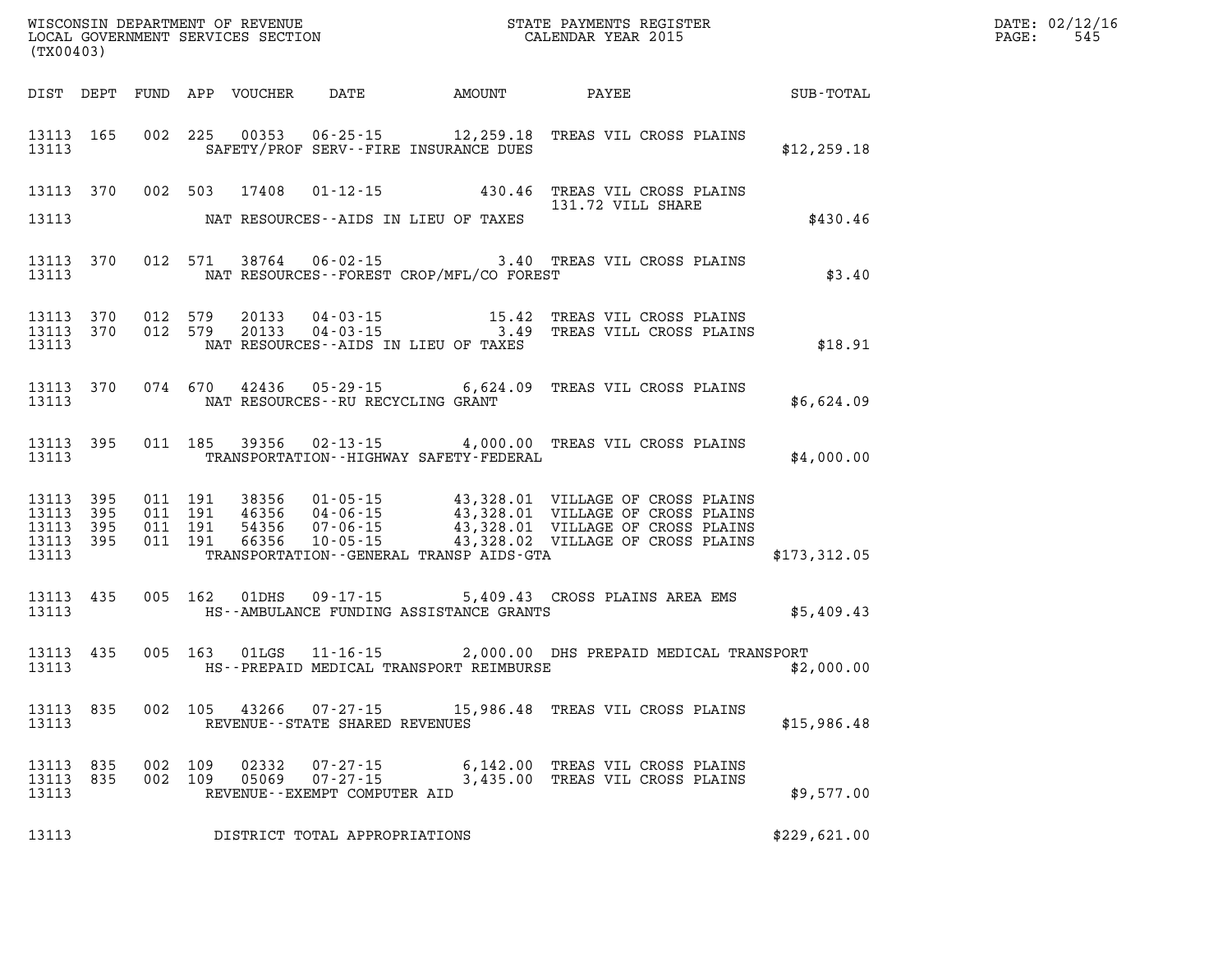WISCONSIN DEPARTMENT OF REVENUE
LOCAL GOVERNMENT SERVICES SECTION
(TX00403)

STATE PAYMENTS REGISTER
CALENDAR YEAR 2015

DATE: 02/12/16
PAGE: 545

| DIST | DEPT | FUND | APP | VOUCHER | DATE | AMOUNT | PAYEE | SUB-TOTAL |
|---|---|---|---|---|---|---|---|---|
| 13113 | 165 | 002 | 225 | 00353 | 06-25-15 | 12,259.18 | TREAS VIL CROSS PLAINS | |
| 13113 | | | | SAFETY/PROF SERV--FIRE INSURANCE DUES | | | | $12,259.18 |
| 13113 | 370 | 002 | 503 | 17408 | 01-12-15 | 430.46 | TREAS VIL CROSS PLAINS 131.72 VILL SHARE | |
| 13113 | | | | NAT RESOURCES--AIDS IN LIEU OF TAXES | | | | $430.46 |
| 13113 | 370 | 012 | 571 | 38764 | 06-02-15 | 3.40 | TREAS VIL CROSS PLAINS | |
| 13113 | | | | NAT RESOURCES--FOREST CROP/MFL/CO FOREST | | | | $3.40 |
| 13113 | 370 | 012 | 579 | 20133 | 04-03-15 | 15.42 | TREAS VIL CROSS PLAINS | |
| 13113 | 370 | 012 | 579 | 20133 | 04-03-15 | 3.49 | TREAS VILL CROSS PLAINS | |
| 13113 | | | | NAT RESOURCES--AIDS IN LIEU OF TAXES | | | | $18.91 |
| 13113 | 370 | 074 | 670 | 42436 | 05-29-15 | 6,624.09 | TREAS VIL CROSS PLAINS | |
| 13113 | | | | NAT RESOURCES--RU RECYCLING GRANT | | | | $6,624.09 |
| 13113 | 395 | 011 | 185 | 39356 | 02-13-15 | 4,000.00 | TREAS VIL CROSS PLAINS | |
| 13113 | | | | TRANSPORTATION--HIGHWAY SAFETY-FEDERAL | | | | $4,000.00 |
| 13113 | 395 | 011 | 191 | 38356 | 01-05-15 | 43,328.01 | VILLAGE OF CROSS PLAINS | |
| 13113 | 395 | 011 | 191 | 46356 | 04-06-15 | 43,328.01 | VILLAGE OF CROSS PLAINS | |
| 13113 | 395 | 011 | 191 | 54356 | 07-06-15 | 43,328.01 | VILLAGE OF CROSS PLAINS | |
| 13113 | 395 | 011 | 191 | 66356 | 10-05-15 | 43,328.02 | VILLAGE OF CROSS PLAINS | |
| 13113 | | | | TRANSPORTATION--GENERAL TRANSP AIDS-GTA | | | | $173,312.05 |
| 13113 | 435 | 005 | 162 | 01DHS | 09-17-15 | 5,409.43 | CROSS PLAINS AREA EMS | |
| 13113 | | | | HS--AMBULANCE FUNDING ASSISTANCE GRANTS | | | | $5,409.43 |
| 13113 | 435 | 005 | 163 | 01LGS | 11-16-15 | 2,000.00 | DHS PREPAID MEDICAL TRANSPORT | |
| 13113 | | | | HS--PREPAID MEDICAL TRANSPORT REIMBURSE | | | | $2,000.00 |
| 13113 | 835 | 002 | 105 | 43266 | 07-27-15 | 15,986.48 | TREAS VIL CROSS PLAINS | |
| 13113 | | | | REVENUE--STATE SHARED REVENUES | | | | $15,986.48 |
| 13113 | 835 | 002 | 109 | 02332 | 07-27-15 | 6,142.00 | TREAS VIL CROSS PLAINS | |
| 13113 | 835 | 002 | 109 | 05069 | 07-27-15 | 3,435.00 | TREAS VIL CROSS PLAINS | |
| 13113 | | | | REVENUE--EXEMPT COMPUTER AID | | | | $9,577.00 |
| 13113 | | | | DISTRICT TOTAL APPROPRIATIONS | | | | $229,621.00 |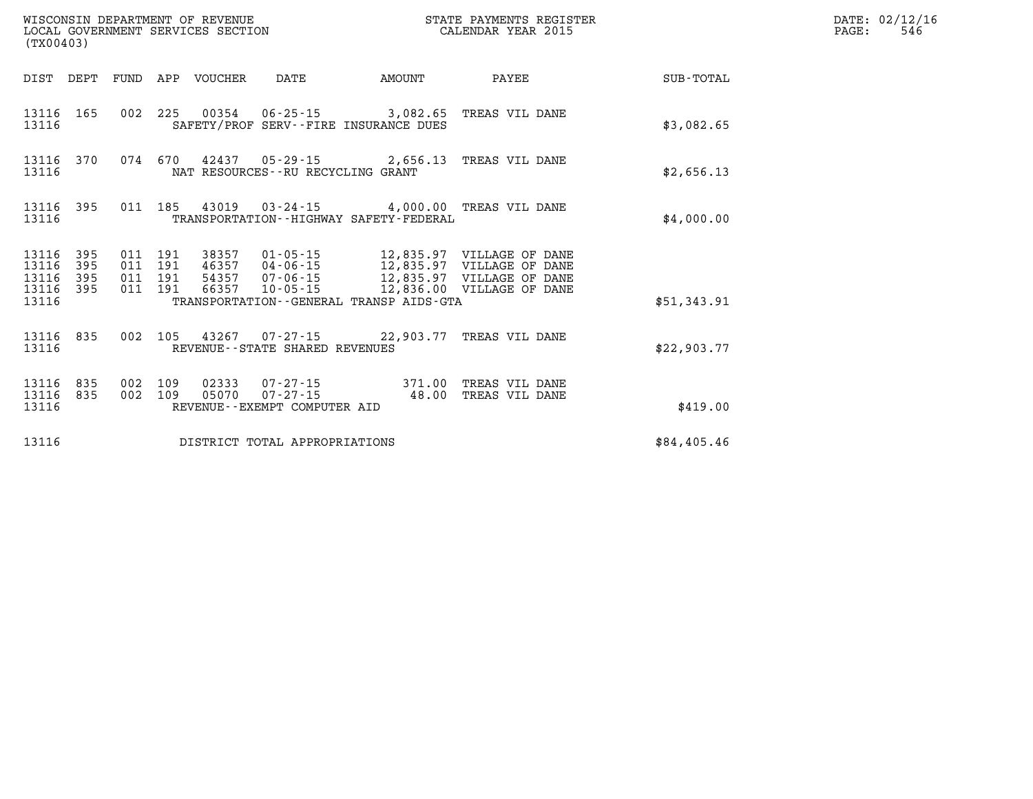WISCONSIN DEPARTMENT OF REVENUE
LOCAL GOVERNMENT SERVICES SECTION
(TX00403)

STATE PAYMENTS REGISTER
CALENDAR YEAR 2015

DATE: 02/12/16
PAGE: 546

| DIST | DEPT | FUND | APP | VOUCHER | DATE | AMOUNT | PAYEE | SUB-TOTAL |
|---|---|---|---|---|---|---|---|---|
| 13116 | 165 | 002 | 225 | 00354 | 06-25-15 | 3,082.65 | TREAS VIL DANE | |
| 13116 | | | | | SAFETY/PROF SERV--FIRE INSURANCE DUES | | | $3,082.65 |
| 13116 | 370 | 074 | 670 | 42437 | 05-29-15 | 2,656.13 | TREAS VIL DANE | |
| 13116 | | | | | NAT RESOURCES--RU RECYCLING GRANT | | | $2,656.13 |
| 13116 | 395 | 011 | 185 | 43019 | 03-24-15 | 4,000.00 | TREAS VIL DANE | |
| 13116 | | | | | TRANSPORTATION--HIGHWAY SAFETY-FEDERAL | | | $4,000.00 |
| 13116 | 395 | 011 | 191 | 38357 | 01-05-15 | 12,835.97 | VILLAGE OF DANE | |
| 13116 | 395 | 011 | 191 | 46357 | 04-06-15 | 12,835.97 | VILLAGE OF DANE | |
| 13116 | 395 | 011 | 191 | 54357 | 07-06-15 | 12,835.97 | VILLAGE OF DANE | |
| 13116 | 395 | 011 | 191 | 66357 | 10-05-15 | 12,836.00 | VILLAGE OF DANE | |
| 13116 | | | | | TRANSPORTATION--GENERAL TRANSP AIDS-GTA | | | $51,343.91 |
| 13116 | 835 | 002 | 105 | 43267 | 07-27-15 | 22,903.77 | TREAS VIL DANE | |
| 13116 | | | | | REVENUE--STATE SHARED REVENUES | | | $22,903.77 |
| 13116 | 835 | 002 | 109 | 02333 | 07-27-15 | 371.00 | TREAS VIL DANE | |
| 13116 | 835 | 002 | 109 | 05070 | 07-27-15 | 48.00 | TREAS VIL DANE | |
| 13116 | | | | | REVENUE--EXEMPT COMPUTER AID | | | $419.00 |
| 13116 | | | | | DISTRICT TOTAL APPROPRIATIONS | | | $84,405.46 |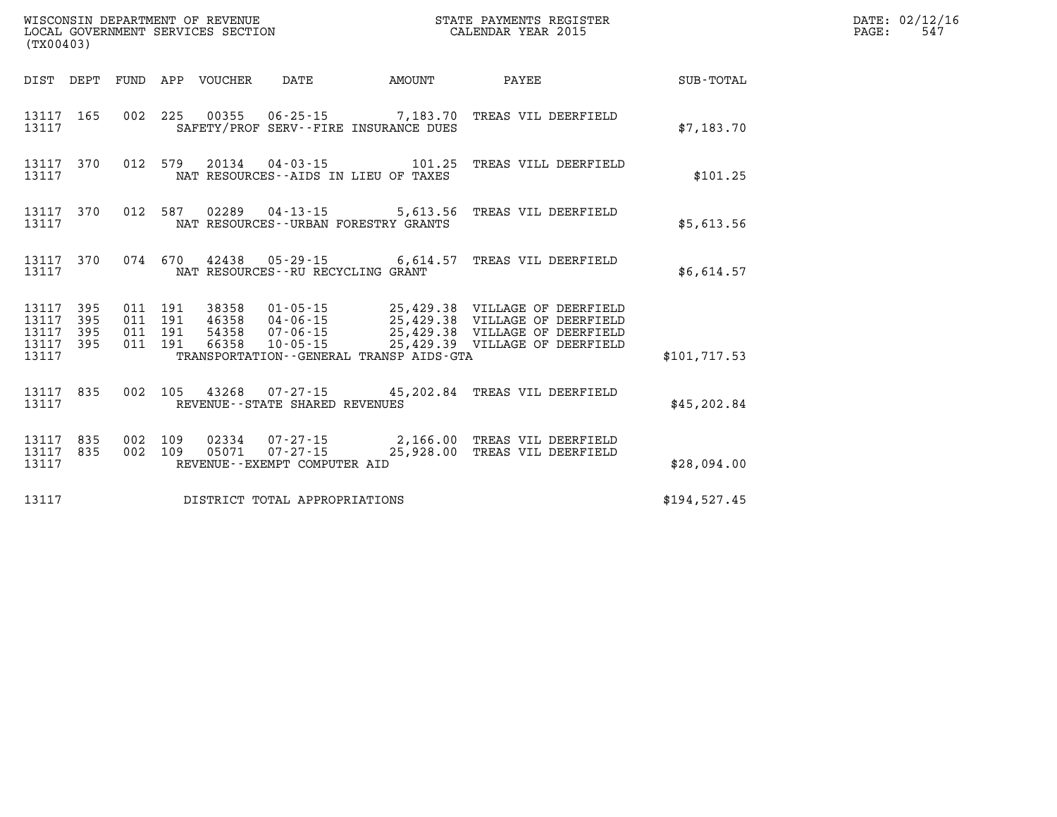WISCONSIN DEPARTMENT OF REVENUE
LOCAL GOVERNMENT SERVICES SECTION
(TX00403)

STATE PAYMENTS REGISTER
CALENDAR YEAR 2015

DATE: 02/12/16
PAGE: 547

| DIST | DEPT | FUND | APP | VOUCHER | DATE | AMOUNT | PAYEE | SUB-TOTAL |
|---|---|---|---|---|---|---|---|---|
| 13117 | 165 | 002 | 225 | 00355 | 06-25-15 | 7,183.70 | TREAS VIL DEERFIELD | |
| 13117 | | | | | SAFETY/PROF SERV--FIRE INSURANCE DUES | | | $7,183.70 |
| 13117 | 370 | 012 | 579 | 20134 | 04-03-15 | 101.25 | TREAS VILL DEERFIELD | |
| 13117 | | | | | NAT RESOURCES--AIDS IN LIEU OF TAXES | | | $101.25 |
| 13117 | 370 | 012 | 587 | 02289 | 04-13-15 | 5,613.56 | TREAS VIL DEERFIELD | |
| 13117 | | | | | NAT RESOURCES--URBAN FORESTRY GRANTS | | | $5,613.56 |
| 13117 | 370 | 074 | 670 | 42438 | 05-29-15 | 6,614.57 | TREAS VIL DEERFIELD | |
| 13117 | | | | | NAT RESOURCES--RU RECYCLING GRANT | | | $6,614.57 |
| 13117 | 395 | 011 | 191 | 38358 | 01-05-15 | 25,429.38 | VILLAGE OF DEERFIELD | |
| 13117 | 395 | 011 | 191 | 46358 | 04-06-15 | 25,429.38 | VILLAGE OF DEERFIELD | |
| 13117 | 395 | 011 | 191 | 54358 | 07-06-15 | 25,429.38 | VILLAGE OF DEERFIELD | |
| 13117 | 395 | 011 | 191 | 66358 | 10-05-15 | 25,429.39 | VILLAGE OF DEERFIELD | |
| 13117 | | | | | TRANSPORTATION--GENERAL TRANSP AIDS-GTA | | | $101,717.53 |
| 13117 | 835 | 002 | 105 | 43268 | 07-27-15 | 45,202.84 | TREAS VIL DEERFIELD | |
| 13117 | | | | | REVENUE--STATE SHARED REVENUES | | | $45,202.84 |
| 13117 | 835 | 002 | 109 | 02334 | 07-27-15 | 2,166.00 | TREAS VIL DEERFIELD | |
| 13117 | 835 | 002 | 109 | 05071 | 07-27-15 | 25,928.00 | TREAS VIL DEERFIELD | |
| 13117 | | | | | REVENUE--EXEMPT COMPUTER AID | | | $28,094.00 |
| 13117 | | | | | DISTRICT TOTAL APPROPRIATIONS | | | $194,527.45 |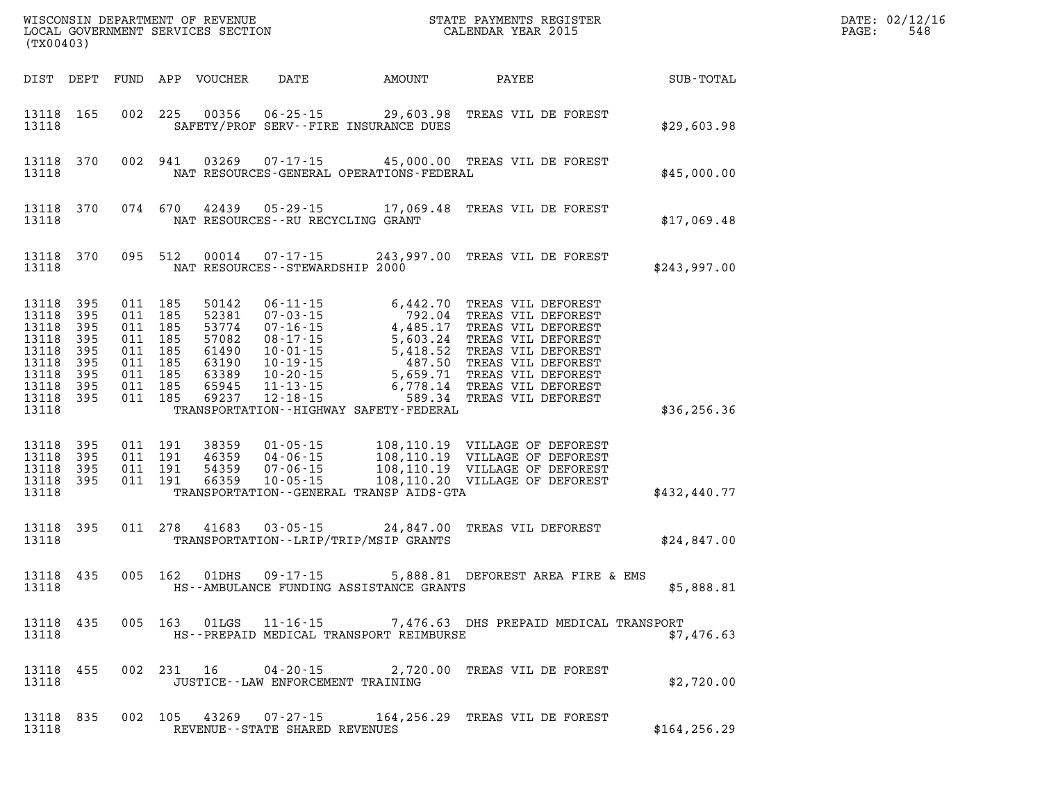WISCONSIN DEPARTMENT OF REVENUE
LOCAL GOVERNMENT SERVICES SECTION
(TX00403)

STATE PAYMENTS REGISTER
CALENDAR YEAR 2015

DATE: 02/12/16
PAGE: 548

| DIST | DEPT | FUND | APP | VOUCHER | DATE | AMOUNT | PAYEE | SUB-TOTAL |
|---|---|---|---|---|---|---|---|---|
| 13118 | 165 | 002 | 225 | 00356 | 06-25-15 | 29,603.98 | TREAS VIL DE FOREST | |
| 13118 | | | | | SAFETY/PROF SERV--FIRE INSURANCE DUES | | | $29,603.98 |
| 13118 | 370 | 002 | 941 | 03269 | 07-17-15 | 45,000.00 | TREAS VIL DE FOREST | |
| 13118 | | | | | NAT RESOURCES-GENERAL OPERATIONS-FEDERAL | | | $45,000.00 |
| 13118 | 370 | 074 | 670 | 42439 | 05-29-15 | 17,069.48 | TREAS VIL DE FOREST | |
| 13118 | | | | | NAT RESOURCES--RU RECYCLING GRANT | | | $17,069.48 |
| 13118 | 370 | 095 | 512 | 00014 | 07-17-15 | 243,997.00 | TREAS VIL DE FOREST | |
| 13118 | | | | | NAT RESOURCES--STEWARDSHIP 2000 | | | $243,997.00 |
| 13118 | 395 | 011 | 185 | 50142 | 06-11-15 | 6,442.70 | TREAS VIL DEFOREST | |
| 13118 | 395 | 011 | 185 | 52381 | 07-03-15 | 792.04 | TREAS VIL DEFOREST | |
| 13118 | 395 | 011 | 185 | 53774 | 07-16-15 | 4,485.17 | TREAS VIL DEFOREST | |
| 13118 | 395 | 011 | 185 | 57082 | 08-17-15 | 5,603.24 | TREAS VIL DEFOREST | |
| 13118 | 395 | 011 | 185 | 61490 | 10-01-15 | 5,418.52 | TREAS VIL DEFOREST | |
| 13118 | 395 | 011 | 185 | 63190 | 10-19-15 | 487.50 | TREAS VIL DEFOREST | |
| 13118 | 395 | 011 | 185 | 63389 | 10-20-15 | 5,659.71 | TREAS VIL DEFOREST | |
| 13118 | 395 | 011 | 185 | 65945 | 11-13-15 | 6,778.14 | TREAS VIL DEFOREST | |
| 13118 | 395 | 011 | 185 | 69237 | 12-18-15 | 589.34 | TREAS VIL DEFOREST | |
| 13118 | | | | | TRANSPORTATION--HIGHWAY SAFETY-FEDERAL | | | $36,256.36 |
| 13118 | 395 | 011 | 191 | 38359 | 01-05-15 | 108,110.19 | VILLAGE OF DEFOREST | |
| 13118 | 395 | 011 | 191 | 46359 | 04-06-15 | 108,110.19 | VILLAGE OF DEFOREST | |
| 13118 | 395 | 011 | 191 | 54359 | 07-06-15 | 108,110.19 | VILLAGE OF DEFOREST | |
| 13118 | 395 | 011 | 191 | 66359 | 10-05-15 | 108,110.20 | VILLAGE OF DEFOREST | |
| 13118 | | | | | TRANSPORTATION--GENERAL TRANSP AIDS-GTA | | | $432,440.77 |
| 13118 | 395 | 011 | 278 | 41683 | 03-05-15 | 24,847.00 | TREAS VIL DEFOREST | |
| 13118 | | | | | TRANSPORTATION--LRIP/TRIP/MSIP GRANTS | | | $24,847.00 |
| 13118 | 435 | 005 | 162 | 01DHS | 09-17-15 | 5,888.81 | DEFOREST AREA FIRE & EMS | |
| 13118 | | | | | HS--AMBULANCE FUNDING ASSISTANCE GRANTS | | | $5,888.81 |
| 13118 | 435 | 005 | 163 | 01LGS | 11-16-15 | 7,476.63 | DHS PREPAID MEDICAL TRANSPORT | |
| 13118 | | | | | HS--PREPAID MEDICAL TRANSPORT REIMBURSE | | | $7,476.63 |
| 13118 | 455 | 002 | 231 | 16 | 04-20-15 | 2,720.00 | TREAS VIL DE FOREST | |
| 13118 | | | | | JUSTICE--LAW ENFORCEMENT TRAINING | | | $2,720.00 |
| 13118 | 835 | 002 | 105 | 43269 | 07-27-15 | 164,256.29 | TREAS VIL DE FOREST | |
| 13118 | | | | | REVENUE--STATE SHARED REVENUES | | | $164,256.29 |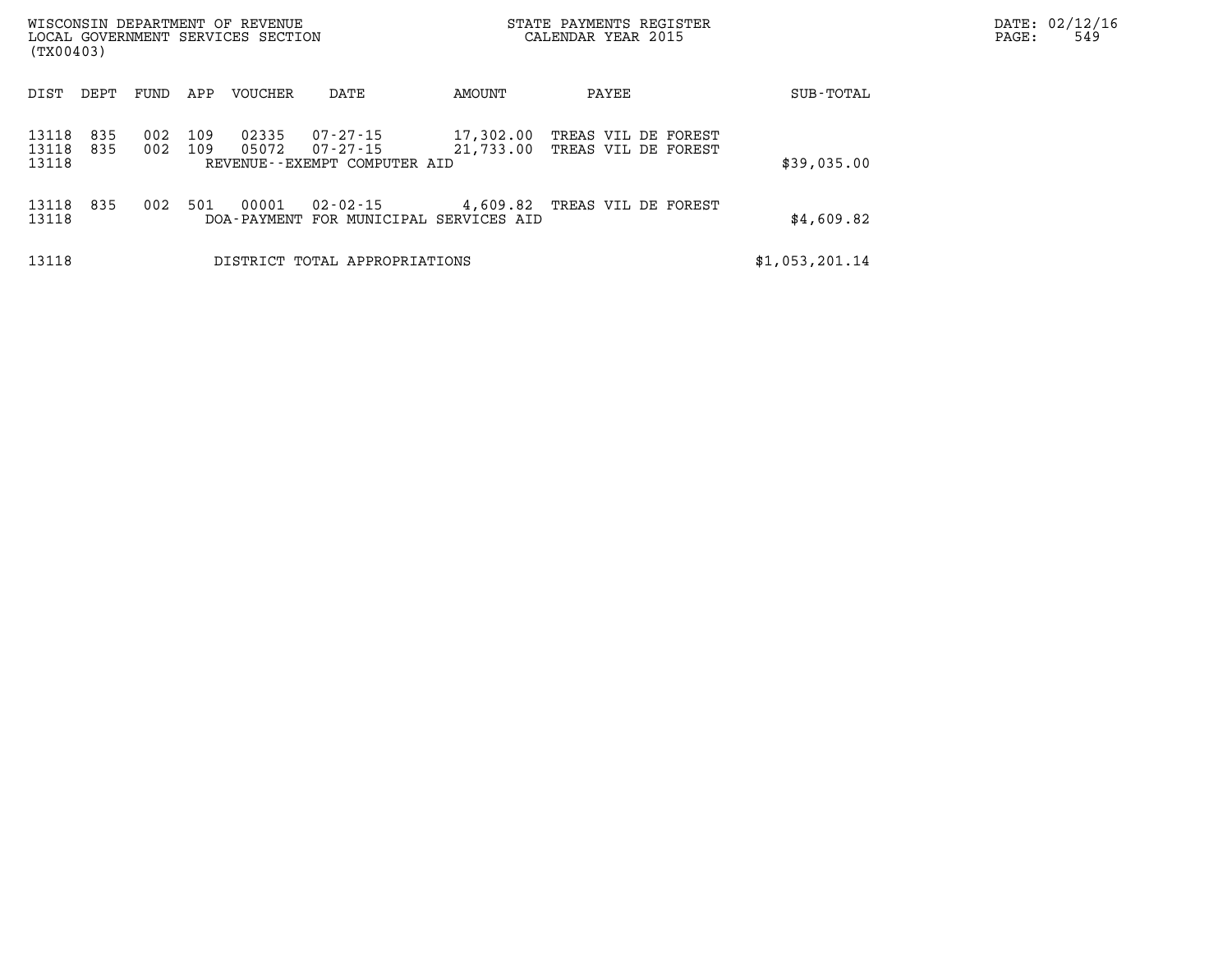WISCONSIN DEPARTMENT OF REVENUE
LOCAL GOVERNMENT SERVICES SECTION
(TX00403)

STATE PAYMENTS REGISTER
CALENDAR YEAR 2015

DATE: 02/12/16

| DIST | DEPT | FUND | APP | VOUCHER | DATE | AMOUNT | PAYEE | SUB-TOTAL |
|---|---|---|---|---|---|---|---|---|
| 13118 | 835 | 002 | 109 | 02335 | 07-27-15 | 17,302.00 | TREAS VIL DE FOREST | |
| 13118 | 835 | 002 | 109 | 05072 | 07-27-15 | 21,733.00 | TREAS VIL DE FOREST | |
| 13118 | | | | | REVENUE--EXEMPT COMPUTER AID | | | $39,035.00 |
| 13118 | 835 | 002 | 501 | 00001 | 02-02-15 | 4,609.82 | TREAS VIL DE FOREST | |
| 13118 | | | | | DOA-PAYMENT FOR MUNICIPAL SERVICES AID | | | $4,609.82 |
| 13118 | | | | | DISTRICT TOTAL APPROPRIATIONS | | | $1,053,201.14 |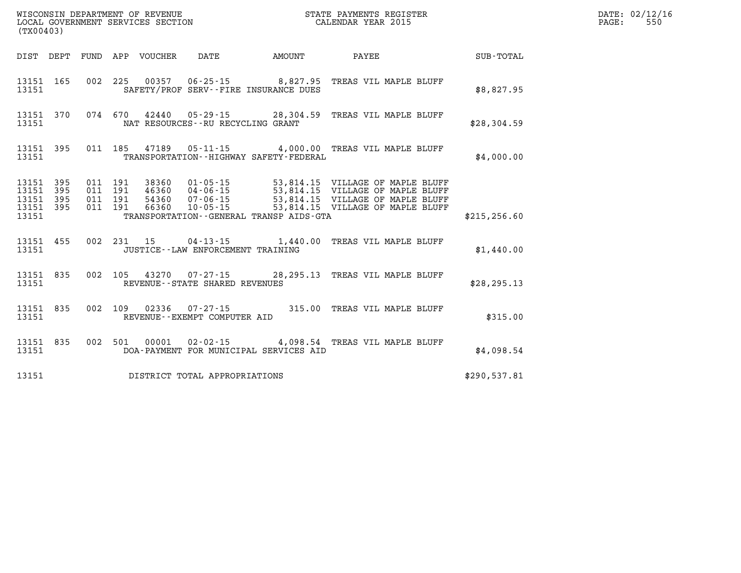WISCONSIN DEPARTMENT OF REVENUE
LOCAL GOVERNMENT SERVICES SECTION
(TX00403)

STATE PAYMENTS REGISTER
CALENDAR YEAR 2015

DATE: 02/12/16
PAGE: 550

| DIST | DEPT | FUND | APP | VOUCHER | DATE | AMOUNT | PAYEE | SUB-TOTAL |
|---|---|---|---|---|---|---|---|---|
| 13151 | 165 | 002 | 225 | 00357 | 06-25-15 | 8,827.95 | TREAS VIL MAPLE BLUFF | |
| 13151 | | | | SAFETY/PROF SERV--FIRE INSURANCE DUES | | | | $8,827.95 |
| 13151 | 370 | 074 | 670 | 42440 | 05-29-15 | 28,304.59 | TREAS VIL MAPLE BLUFF | |
| 13151 | | | | NAT RESOURCES--RU RECYCLING GRANT | | | | $28,304.59 |
| 13151 | 395 | 011 | 185 | 47189 | 05-11-15 | 4,000.00 | TREAS VIL MAPLE BLUFF | |
| 13151 | | | | TRANSPORTATION--HIGHWAY SAFETY-FEDERAL | | | | $4,000.00 |
| 13151 | 395 | 011 | 191 | 38360 | 01-05-15 | 53,814.15 | VILLAGE OF MAPLE BLUFF | |
| 13151 | 395 | 011 | 191 | 46360 | 04-06-15 | 53,814.15 | VILLAGE OF MAPLE BLUFF | |
| 13151 | 395 | 011 | 191 | 54360 | 07-06-15 | 53,814.15 | VILLAGE OF MAPLE BLUFF | |
| 13151 | 395 | 011 | 191 | 66360 | 10-05-15 | 53,814.15 | VILLAGE OF MAPLE BLUFF | |
| 13151 | | | | TRANSPORTATION--GENERAL TRANSP AIDS-GTA | | | | $215,256.60 |
| 13151 | 455 | 002 | 231 | 15 | 04-13-15 | 1,440.00 | TREAS VIL MAPLE BLUFF | |
| 13151 | | | | JUSTICE--LAW ENFORCEMENT TRAINING | | | | $1,440.00 |
| 13151 | 835 | 002 | 105 | 43270 | 07-27-15 | 28,295.13 | TREAS VIL MAPLE BLUFF | |
| 13151 | | | | REVENUE--STATE SHARED REVENUES | | | | $28,295.13 |
| 13151 | 835 | 002 | 109 | 02336 | 07-27-15 | 315.00 | TREAS VIL MAPLE BLUFF | |
| 13151 | | | | REVENUE--EXEMPT COMPUTER AID | | | | $315.00 |
| 13151 | 835 | 002 | 501 | 00001 | 02-02-15 | 4,098.54 | TREAS VIL MAPLE BLUFF | |
| 13151 | | | | DOA-PAYMENT FOR MUNICIPAL SERVICES AID | | | | $4,098.54 |
| 13151 | | | | DISTRICT TOTAL APPROPRIATIONS | | | | $290,537.81 |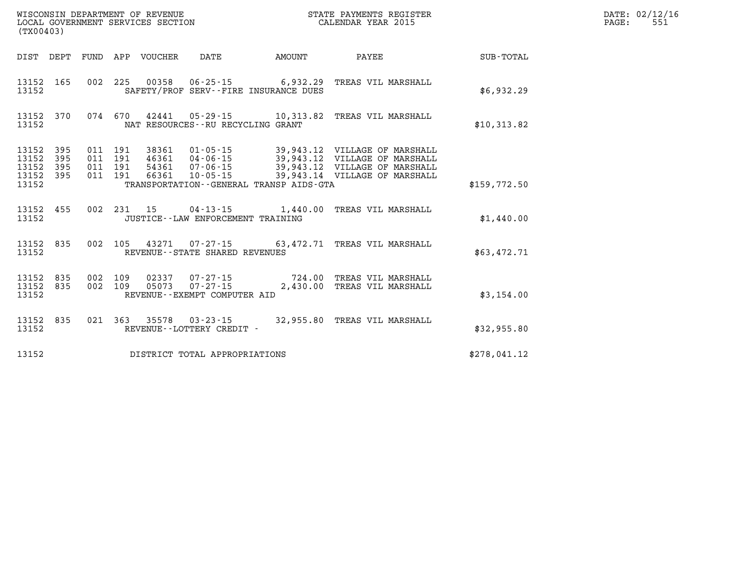WISCONSIN DEPARTMENT OF REVENUE
LOCAL GOVERNMENT SERVICES SECTION
(TX00403)

STATE PAYMENTS REGISTER
CALENDAR YEAR 2015

DATE: 02/12/16
PAGE: 551

| DIST | DEPT | FUND | APP | VOUCHER | DATE | AMOUNT | PAYEE | SUB-TOTAL |
|---|---|---|---|---|---|---|---|---|
| 13152 | 165 | 002 | 225 | 00358 | 06-25-15 | 6,932.29 | TREAS VIL MARSHALL | |
| 13152 | | | | SAFETY/PROF SERV--FIRE INSURANCE DUES | | | | $6,932.29 |
| 13152 | 370 | 074 | 670 | 42441 | 05-29-15 | 10,313.82 | TREAS VIL MARSHALL | |
| 13152 | | | | NAT RESOURCES--RU RECYCLING GRANT | | | | $10,313.82 |
| 13152 | 395 | 011 | 191 | 38361 | 01-05-15 | 39,943.12 | VILLAGE OF MARSHALL | |
| 13152 | 395 | 011 | 191 | 46361 | 04-06-15 | 39,943.12 | VILLAGE OF MARSHALL | |
| 13152 | 395 | 011 | 191 | 54361 | 07-06-15 | 39,943.12 | VILLAGE OF MARSHALL | |
| 13152 | 395 | 011 | 191 | 66361 | 10-05-15 | 39,943.14 | VILLAGE OF MARSHALL | |
| 13152 | | | | TRANSPORTATION--GENERAL TRANSP AIDS-GTA | | | | $159,772.50 |
| 13152 | 455 | 002 | 231 | 15 | 04-13-15 | 1,440.00 | TREAS VIL MARSHALL | |
| 13152 | | | | JUSTICE--LAW ENFORCEMENT TRAINING | | | | $1,440.00 |
| 13152 | 835 | 002 | 105 | 43271 | 07-27-15 | 63,472.71 | TREAS VIL MARSHALL | |
| 13152 | | | | REVENUE--STATE SHARED REVENUES | | | | $63,472.71 |
| 13152 | 835 | 002 | 109 | 02337 | 07-27-15 | 724.00 | TREAS VIL MARSHALL | |
| 13152 | 835 | 002 | 109 | 05073 | 07-27-15 | 2,430.00 | TREAS VIL MARSHALL | |
| 13152 | | | | REVENUE--EXEMPT COMPUTER AID | | | | $3,154.00 |
| 13152 | 835 | 021 | 363 | 35578 | 03-23-15 | 32,955.80 | TREAS VIL MARSHALL | |
| 13152 | | | | REVENUE--LOTTERY CREDIT - | | | | $32,955.80 |
| 13152 | | | | DISTRICT TOTAL APPROPRIATIONS | | | | $278,041.12 |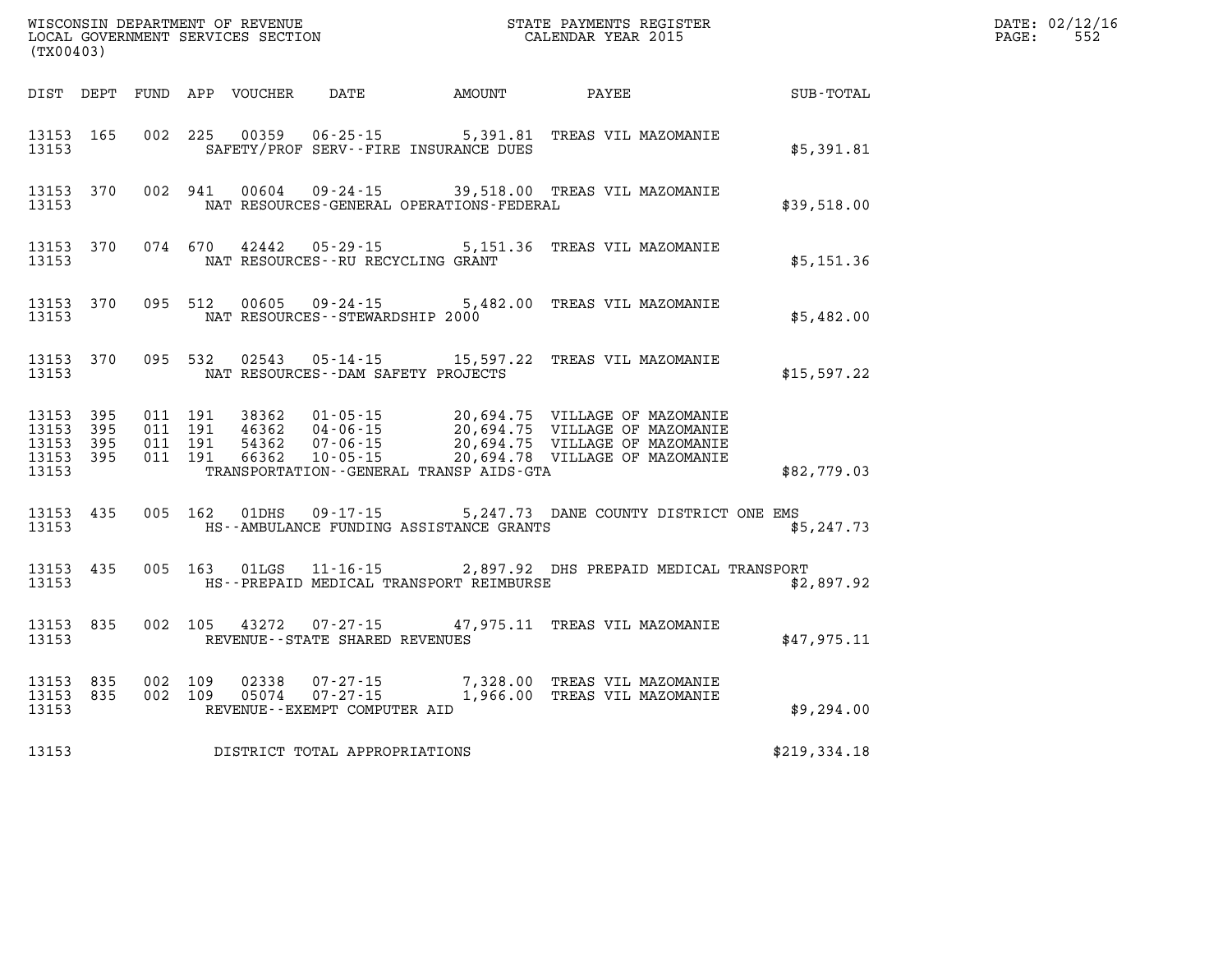WISCONSIN DEPARTMENT OF REVENUE
LOCAL GOVERNMENT SERVICES SECTION
(TX00403)

STATE PAYMENTS REGISTER
CALENDAR YEAR 2015

DATE: 02/12/16
PAGE: 552

| DIST | DEPT | FUND | APP | VOUCHER | DATE | AMOUNT | PAYEE | SUB-TOTAL |
|---|---|---|---|---|---|---|---|---|
| 13153 | 165 | 002 | 225 | 00359 | 06-25-15 | 5,391.81 | TREAS VIL MAZOMANIE | |
| 13153 | | | | | SAFETY/PROF SERV--FIRE INSURANCE DUES | | | $5,391.81 |
| 13153 | 370 | 002 | 941 | 00604 | 09-24-15 | 39,518.00 | TREAS VIL MAZOMANIE | |
| 13153 | | | | | NAT RESOURCES-GENERAL OPERATIONS-FEDERAL | | | $39,518.00 |
| 13153 | 370 | 074 | 670 | 42442 | 05-29-15 | 5,151.36 | TREAS VIL MAZOMANIE | |
| 13153 | | | | | NAT RESOURCES--RU RECYCLING GRANT | | | $5,151.36 |
| 13153 | 370 | 095 | 512 | 00605 | 09-24-15 | 5,482.00 | TREAS VIL MAZOMANIE | |
| 13153 | | | | | NAT RESOURCES--STEWARDSHIP 2000 | | | $5,482.00 |
| 13153 | 370 | 095 | 532 | 02543 | 05-14-15 | 15,597.22 | TREAS VIL MAZOMANIE | |
| 13153 | | | | | NAT RESOURCES--DAM SAFETY PROJECTS | | | $15,597.22 |
| 13153 | 395 | 011 | 191 | 38362 | 01-05-15 | 20,694.75 | VILLAGE OF MAZOMANIE | |
| 13153 | 395 | 011 | 191 | 46362 | 04-06-15 | 20,694.75 | VILLAGE OF MAZOMANIE | |
| 13153 | 395 | 011 | 191 | 54362 | 07-06-15 | 20,694.75 | VILLAGE OF MAZOMANIE | |
| 13153 | 395 | 011 | 191 | 66362 | 10-05-15 | 20,694.78 | VILLAGE OF MAZOMANIE | |
| 13153 | | | | | TRANSPORTATION--GENERAL TRANSP AIDS-GTA | | | $82,779.03 |
| 13153 | 435 | 005 | 162 | 01DHS | 09-17-15 | 5,247.73 | DANE COUNTY DISTRICT ONE EMS | |
| 13153 | | | | | HS--AMBULANCE FUNDING ASSISTANCE GRANTS | | | $5,247.73 |
| 13153 | 435 | 005 | 163 | 01LGS | 11-16-15 | 2,897.92 | DHS PREPAID MEDICAL TRANSPORT | |
| 13153 | | | | | HS--PREPAID MEDICAL TRANSPORT REIMBURSE | | | $2,897.92 |
| 13153 | 835 | 002 | 105 | 43272 | 07-27-15 | 47,975.11 | TREAS VIL MAZOMANIE | |
| 13153 | | | | | REVENUE--STATE SHARED REVENUES | | | $47,975.11 |
| 13153 | 835 | 002 | 109 | 02338 | 07-27-15 | 7,328.00 | TREAS VIL MAZOMANIE | |
| 13153 | 835 | 002 | 109 | 05074 | 07-27-15 | 1,966.00 | TREAS VIL MAZOMANIE | |
| 13153 | | | | | REVENUE--EXEMPT COMPUTER AID | | | $9,294.00 |
| 13153 | | | | | DISTRICT TOTAL APPROPRIATIONS | | | $219,334.18 |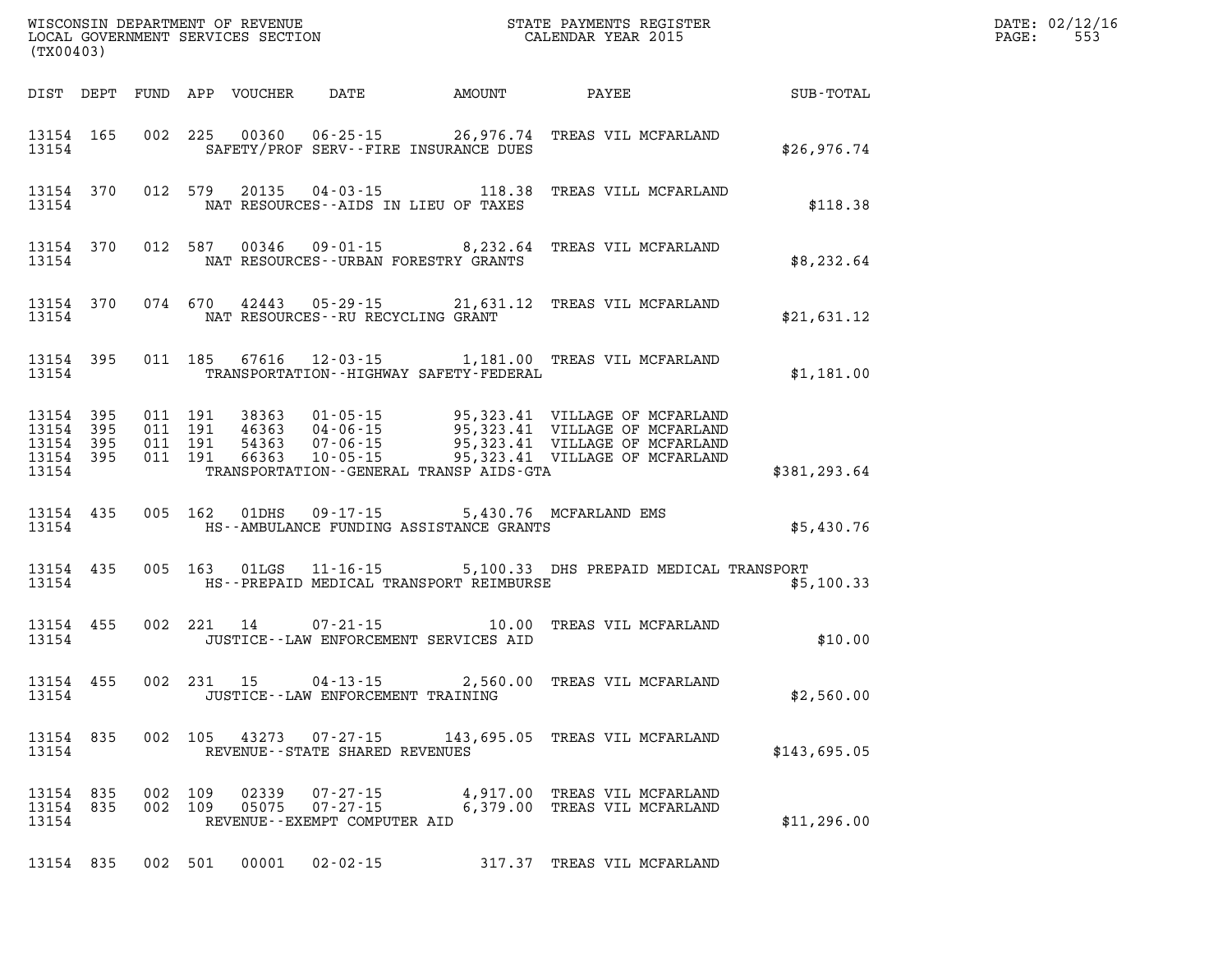WISCONSIN DEPARTMENT OF REVENUE
LOCAL GOVERNMENT SERVICES SECTION
(TX00403)

STATE PAYMENTS REGISTER
CALENDAR YEAR 2015

| DIST | DEPT | FUND | APP | VOUCHER | DATE | AMOUNT | PAYEE | SUB-TOTAL |
|---|---|---|---|---|---|---|---|---|
| 13154 | 165 | 002 | 225 | 00360 | 06-25-15 | 26,976.74 | TREAS VIL MCFARLAND | |
| 13154 | | | | | SAFETY/PROF SERV--FIRE INSURANCE DUES | | | $26,976.74 |
| 13154 | 370 | 012 | 579 | 20135 | 04-03-15 | 118.38 | TREAS VILL MCFARLAND | |
| 13154 | | | | | NAT RESOURCES--AIDS IN LIEU OF TAXES | | | $118.38 |
| 13154 | 370 | 012 | 587 | 00346 | 09-01-15 | 8,232.64 | TREAS VIL MCFARLAND | |
| 13154 | | | | | NAT RESOURCES--URBAN FORESTRY GRANTS | | | $8,232.64 |
| 13154 | 370 | 074 | 670 | 42443 | 05-29-15 | 21,631.12 | TREAS VIL MCFARLAND | |
| 13154 | | | | | NAT RESOURCES--RU RECYCLING GRANT | | | $21,631.12 |
| 13154 | 395 | 011 | 185 | 67616 | 12-03-15 | 1,181.00 | TREAS VIL MCFARLAND | |
| 13154 | | | | | TRANSPORTATION--HIGHWAY SAFETY-FEDERAL | | | $1,181.00 |
| 13154 | 395 | 011 | 191 | 38363 | 01-05-15 | 95,323.41 | VILLAGE OF MCFARLAND | |
| 13154 | 395 | 011 | 191 | 46363 | 04-06-15 | 95,323.41 | VILLAGE OF MCFARLAND | |
| 13154 | 395 | 011 | 191 | 54363 | 07-06-15 | 95,323.41 | VILLAGE OF MCFARLAND | |
| 13154 | 395 | 011 | 191 | 66363 | 10-05-15 | 95,323.41 | VILLAGE OF MCFARLAND | |
| 13154 | | | | | TRANSPORTATION--GENERAL TRANSP AIDS-GTA | | | $381,293.64 |
| 13154 | 435 | 005 | 162 | 01DHS | 09-17-15 | 5,430.76 | MCFARLAND EMS | |
| 13154 | | | | | HS--AMBULANCE FUNDING ASSISTANCE GRANTS | | | $5,430.76 |
| 13154 | 435 | 005 | 163 | 01LGS | 11-16-15 | 5,100.33 | DHS PREPAID MEDICAL TRANSPORT | |
| 13154 | | | | | HS--PREPAID MEDICAL TRANSPORT REIMBURSE | | | $5,100.33 |
| 13154 | 455 | 002 | 221 | 14 | 07-21-15 | 10.00 | TREAS VIL MCFARLAND | |
| 13154 | | | | | JUSTICE--LAW ENFORCEMENT SERVICES AID | | | $10.00 |
| 13154 | 455 | 002 | 231 | 15 | 04-13-15 | 2,560.00 | TREAS VIL MCFARLAND | |
| 13154 | | | | | JUSTICE--LAW ENFORCEMENT TRAINING | | | $2,560.00 |
| 13154 | 835 | 002 | 105 | 43273 | 07-27-15 | 143,695.05 | TREAS VIL MCFARLAND | |
| 13154 | | | | | REVENUE--STATE SHARED REVENUES | | | $143,695.05 |
| 13154 | 835 | 002 | 109 | 02339 | 07-27-15 | 4,917.00 | TREAS VIL MCFARLAND | |
| 13154 | 835 | 002 | 109 | 05075 | 07-27-15 | 6,379.00 | TREAS VIL MCFARLAND | |
| 13154 | | | | | REVENUE--EXEMPT COMPUTER AID | | | $11,296.00 |
| 13154 | 835 | 002 | 501 | 00001 | 02-02-15 | 317.37 | TREAS VIL MCFARLAND | |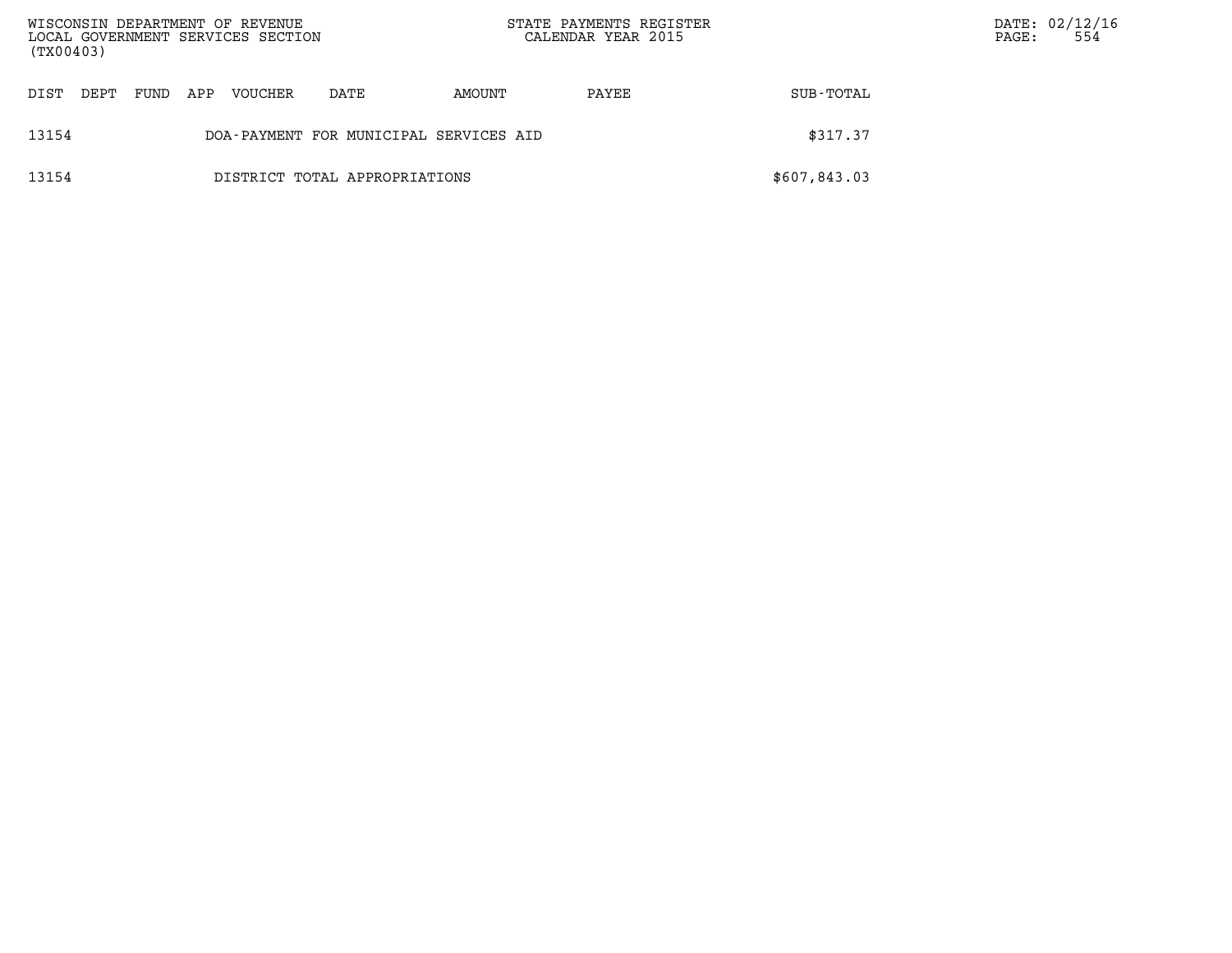| DIST | DEPT | FUND | APP | VOUCHER | DATE | AMOUNT | PAYEE | SUB-TOTAL |
|---|---|---|---|---|---|---|---|---|
| 13154 | | | | DOA-PAYMENT FOR MUNICIPAL SERVICES AID | | | | $317.37 |
| 13154 | | | | DISTRICT TOTAL APPROPRIATIONS | | | | $607,843.03 |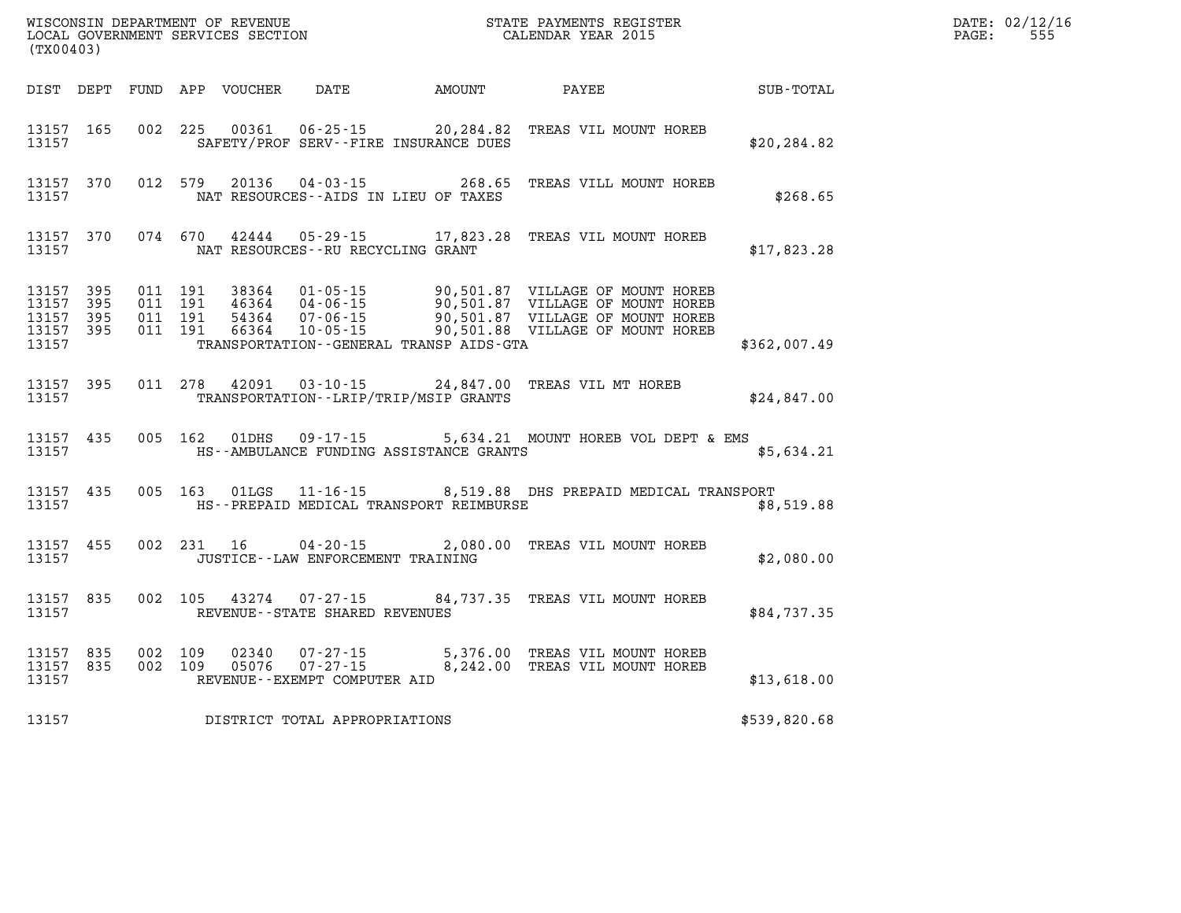WISCONSIN DEPARTMENT OF REVENUE
LOCAL GOVERNMENT SERVICES SECTION
(TX00403)

STATE PAYMENTS REGISTER
CALENDAR YEAR 2015

DATE: 02/12/16
PAGE: 555

| DIST | DEPT | FUND | APP | VOUCHER | DATE | AMOUNT | PAYEE | SUB-TOTAL |
|---|---|---|---|---|---|---|---|---|
| 13157 | 165 | 002 | 225 | 00361 | 06-25-15 | 20,284.82 | TREAS VIL MOUNT HOREB | |
| 13157 | | | | | SAFETY/PROF SERV--FIRE INSURANCE DUES | | | $20,284.82 |
| 13157 | 370 | 012 | 579 | 20136 | 04-03-15 | 268.65 | TREAS VILL MOUNT HOREB | |
| 13157 | | | | | NAT RESOURCES--AIDS IN LIEU OF TAXES | | | $268.65 |
| 13157 | 370 | 074 | 670 | 42444 | 05-29-15 | 17,823.28 | TREAS VIL MOUNT HOREB | |
| 13157 | | | | | NAT RESOURCES--RU RECYCLING GRANT | | | $17,823.28 |
| 13157 | 395 | 011 | 191 | 38364 | 01-05-15 | 90,501.87 | VILLAGE OF MOUNT HOREB | |
| 13157 | 395 | 011 | 191 | 46364 | 04-06-15 | 90,501.87 | VILLAGE OF MOUNT HOREB | |
| 13157 | 395 | 011 | 191 | 54364 | 07-06-15 | 90,501.87 | VILLAGE OF MOUNT HOREB | |
| 13157 | 395 | 011 | 191 | 66364 | 10-05-15 | 90,501.88 | VILLAGE OF MOUNT HOREB | |
| 13157 | | | | | TRANSPORTATION--GENERAL TRANSP AIDS-GTA | | | $362,007.49 |
| 13157 | 395 | 011 | 278 | 42091 | 03-10-15 | 24,847.00 | TREAS VIL MT HOREB | |
| 13157 | | | | | TRANSPORTATION--LRIP/TRIP/MSIP GRANTS | | | $24,847.00 |
| 13157 | 435 | 005 | 162 | 01DHS | 09-17-15 | 5,634.21 | MOUNT HOREB VOL DEPT & EMS | |
| 13157 | | | | | HS--AMBULANCE FUNDING ASSISTANCE GRANTS | | | $5,634.21 |
| 13157 | 435 | 005 | 163 | 01LGS | 11-16-15 | 8,519.88 | DHS PREPAID MEDICAL TRANSPORT | |
| 13157 | | | | | HS--PREPAID MEDICAL TRANSPORT REIMBURSE | | | $8,519.88 |
| 13157 | 455 | 002 | 231 | 16 | 04-20-15 | 2,080.00 | TREAS VIL MOUNT HOREB | |
| 13157 | | | | | JUSTICE--LAW ENFORCEMENT TRAINING | | | $2,080.00 |
| 13157 | 835 | 002 | 105 | 43274 | 07-27-15 | 84,737.35 | TREAS VIL MOUNT HOREB | |
| 13157 | | | | | REVENUE--STATE SHARED REVENUES | | | $84,737.35 |
| 13157 | 835 | 002 | 109 | 02340 | 07-27-15 | 5,376.00 | TREAS VIL MOUNT HOREB | |
| 13157 | 835 | 002 | 109 | 05076 | 07-27-15 | 8,242.00 | TREAS VIL MOUNT HOREB | |
| 13157 | | | | | REVENUE--EXEMPT COMPUTER AID | | | $13,618.00 |
| 13157 | | | | | DISTRICT TOTAL APPROPRIATIONS | | | $539,820.68 |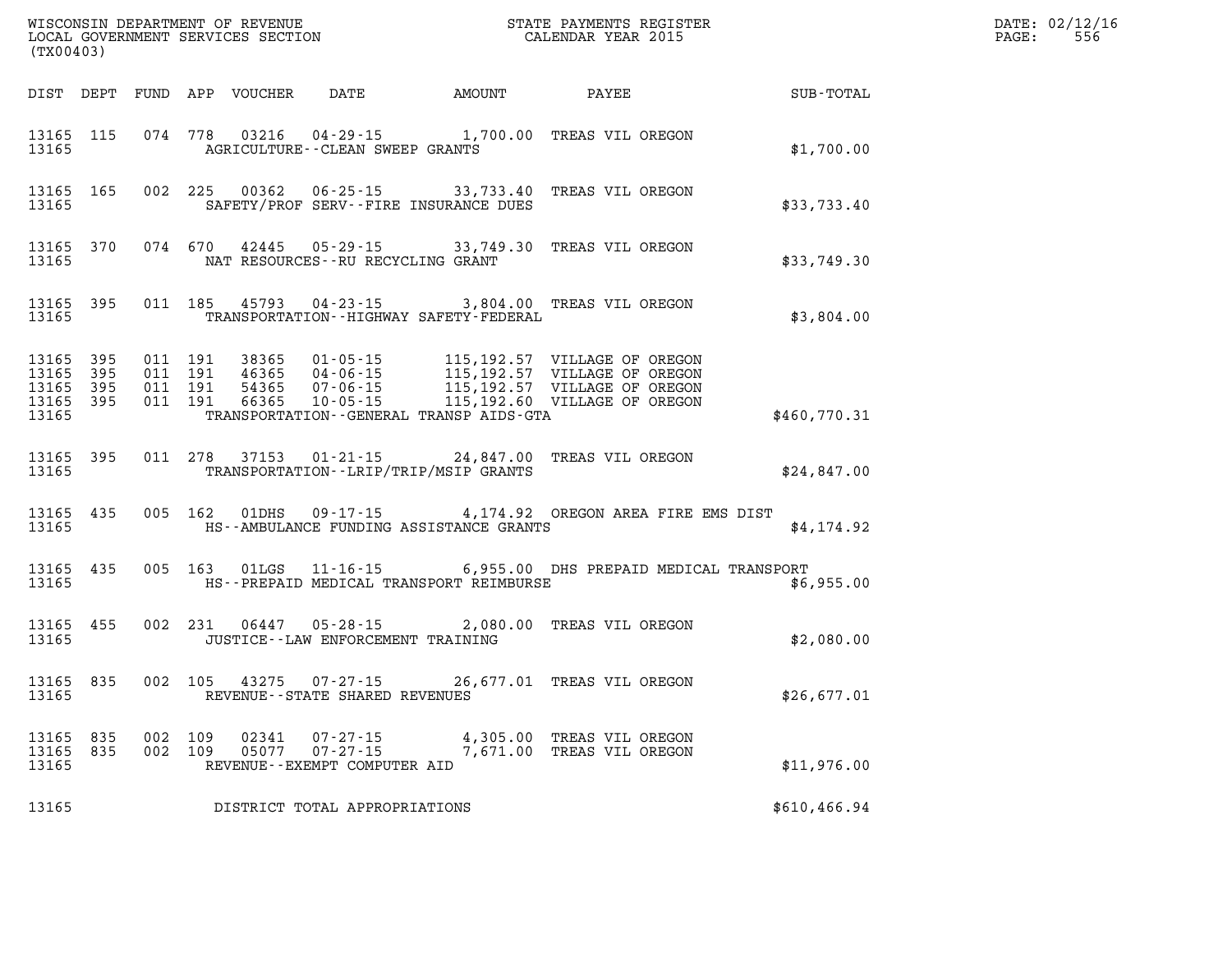WISCONSIN DEPARTMENT OF REVENUE
LOCAL GOVERNMENT SERVICES SECTION
(TX00403)

STATE PAYMENTS REGISTER
CALENDAR YEAR 2015

DATE: 02/12/16
PAGE: 556

| DIST | DEPT | FUND | APP | VOUCHER | DATE | AMOUNT | PAYEE | SUB-TOTAL |
|---|---|---|---|---|---|---|---|---|
| 13165 | 115 | 074 | 778 | 03216 | 04-29-15 | 1,700.00 | TREAS VIL OREGON | |
| 13165 | | | | AGRICULTURE--CLEAN SWEEP GRANTS | | | | $1,700.00 |
| 13165 | 165 | 002 | 225 | 00362 | 06-25-15 | 33,733.40 | TREAS VIL OREGON | |
| 13165 | | | | SAFETY/PROF SERV--FIRE INSURANCE DUES | | | | $33,733.40 |
| 13165 | 370 | 074 | 670 | 42445 | 05-29-15 | 33,749.30 | TREAS VIL OREGON | |
| 13165 | | | | NAT RESOURCES--RU RECYCLING GRANT | | | | $33,749.30 |
| 13165 | 395 | 011 | 185 | 45793 | 04-23-15 | 3,804.00 | TREAS VIL OREGON | |
| 13165 | | | | TRANSPORTATION--HIGHWAY SAFETY-FEDERAL | | | | $3,804.00 |
| 13165 | 395 | 011 | 191 | 38365 | 01-05-15 | 115,192.57 | VILLAGE OF OREGON | |
| 13165 | 395 | 011 | 191 | 46365 | 04-06-15 | 115,192.57 | VILLAGE OF OREGON | |
| 13165 | 395 | 011 | 191 | 54365 | 07-06-15 | 115,192.57 | VILLAGE OF OREGON | |
| 13165 | 395 | 011 | 191 | 66365 | 10-05-15 | 115,192.60 | VILLAGE OF OREGON | |
| 13165 | | | | TRANSPORTATION--GENERAL TRANSP AIDS-GTA | | | | $460,770.31 |
| 13165 | 395 | 011 | 278 | 37153 | 01-21-15 | 24,847.00 | TREAS VIL OREGON | |
| 13165 | | | | TRANSPORTATION--LRIP/TRIP/MSIP GRANTS | | | | $24,847.00 |
| 13165 | 435 | 005 | 162 | 01DHS | 09-17-15 | 4,174.92 | OREGON AREA FIRE EMS DIST | |
| 13165 | | | | HS--AMBULANCE FUNDING ASSISTANCE GRANTS | | | | $4,174.92 |
| 13165 | 435 | 005 | 163 | 01LGS | 11-16-15 | 6,955.00 | DHS PREPAID MEDICAL TRANSPORT | |
| 13165 | | | | HS--PREPAID MEDICAL TRANSPORT REIMBURSE | | | | $6,955.00 |
| 13165 | 455 | 002 | 231 | 06447 | 05-28-15 | 2,080.00 | TREAS VIL OREGON | |
| 13165 | | | | JUSTICE--LAW ENFORCEMENT TRAINING | | | | $2,080.00 |
| 13165 | 835 | 002 | 105 | 43275 | 07-27-15 | 26,677.01 | TREAS VIL OREGON | |
| 13165 | | | | REVENUE--STATE SHARED REVENUES | | | | $26,677.01 |
| 13165 | 835 | 002 | 109 | 02341 | 07-27-15 | 4,305.00 | TREAS VIL OREGON | |
| 13165 | 835 | 002 | 109 | 05077 | 07-27-15 | 7,671.00 | TREAS VIL OREGON | |
| 13165 | | | | REVENUE--EXEMPT COMPUTER AID | | | | $11,976.00 |
| 13165 | | | | DISTRICT TOTAL APPROPRIATIONS | | | | $610,466.94 |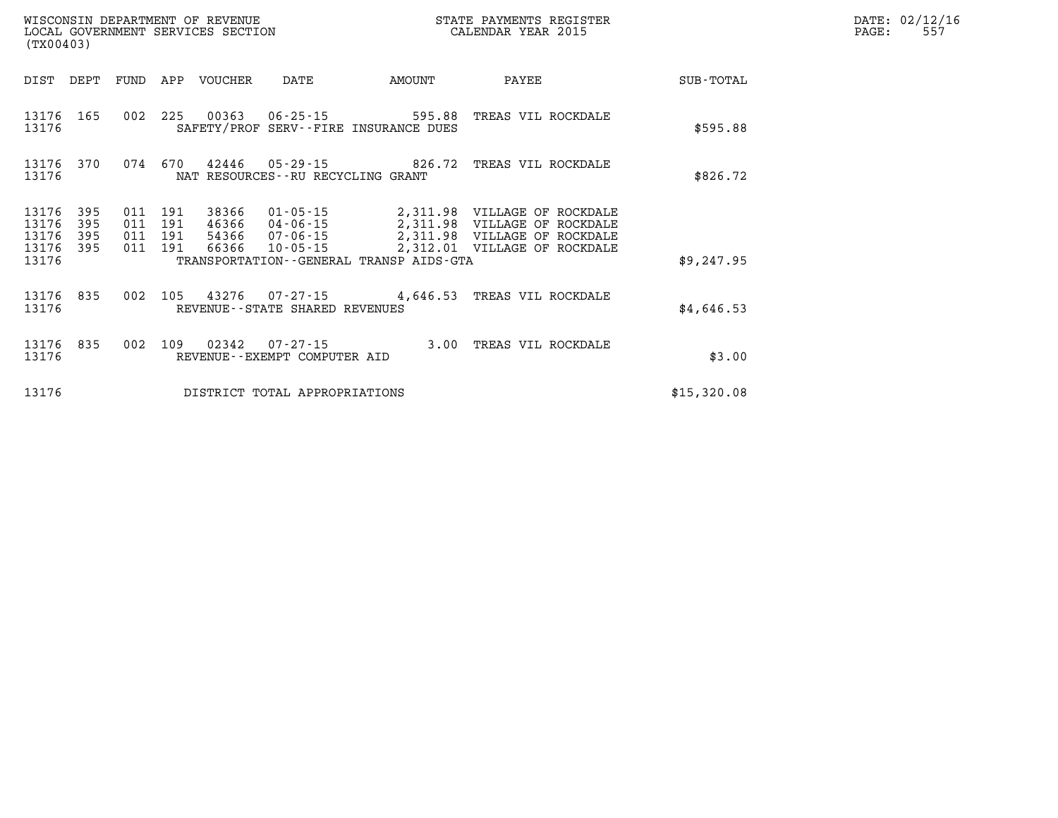WISCONSIN DEPARTMENT OF REVENUE
LOCAL GOVERNMENT SERVICES SECTION
(TX00403)

STATE PAYMENTS REGISTER
CALENDAR YEAR 2015

DATE: 02/12/16
PAGE: 557

| DIST | DEPT | FUND | APP | VOUCHER | DATE | AMOUNT | PAYEE | SUB-TOTAL |
|---|---|---|---|---|---|---|---|---|
| 13176 | 165 | 002 | 225 | 00363 | 06-25-15 | 595.88 | TREAS VIL ROCKDALE | |
| 13176 | | | | SAFETY/PROF SERV--FIRE INSURANCE DUES | | | | $595.88 |
| 13176 | 370 | 074 | 670 | 42446 | 05-29-15 | 826.72 | TREAS VIL ROCKDALE | |
| 13176 | | | | NAT RESOURCES--RU RECYCLING GRANT | | | | $826.72 |
| 13176 | 395 | 011 | 191 | 38366 | 01-05-15 | 2,311.98 | VILLAGE OF ROCKDALE | |
| 13176 | 395 | 011 | 191 | 46366 | 04-06-15 | 2,311.98 | VILLAGE OF ROCKDALE | |
| 13176 | 395 | 011 | 191 | 54366 | 07-06-15 | 2,311.98 | VILLAGE OF ROCKDALE | |
| 13176 | 395 | 011 | 191 | 66366 | 10-05-15 | 2,312.01 | VILLAGE OF ROCKDALE | |
| 13176 | | | | TRANSPORTATION--GENERAL TRANSP AIDS-GTA | | | | $9,247.95 |
| 13176 | 835 | 002 | 105 | 43276 | 07-27-15 | 4,646.53 | TREAS VIL ROCKDALE | |
| 13176 | | | | REVENUE--STATE SHARED REVENUES | | | | $4,646.53 |
| 13176 | 835 | 002 | 109 | 02342 | 07-27-15 | 3.00 | TREAS VIL ROCKDALE | |
| 13176 | | | | REVENUE--EXEMPT COMPUTER AID | | | | $3.00 |
| 13176 | | | | DISTRICT TOTAL APPROPRIATIONS | | | | $15,320.08 |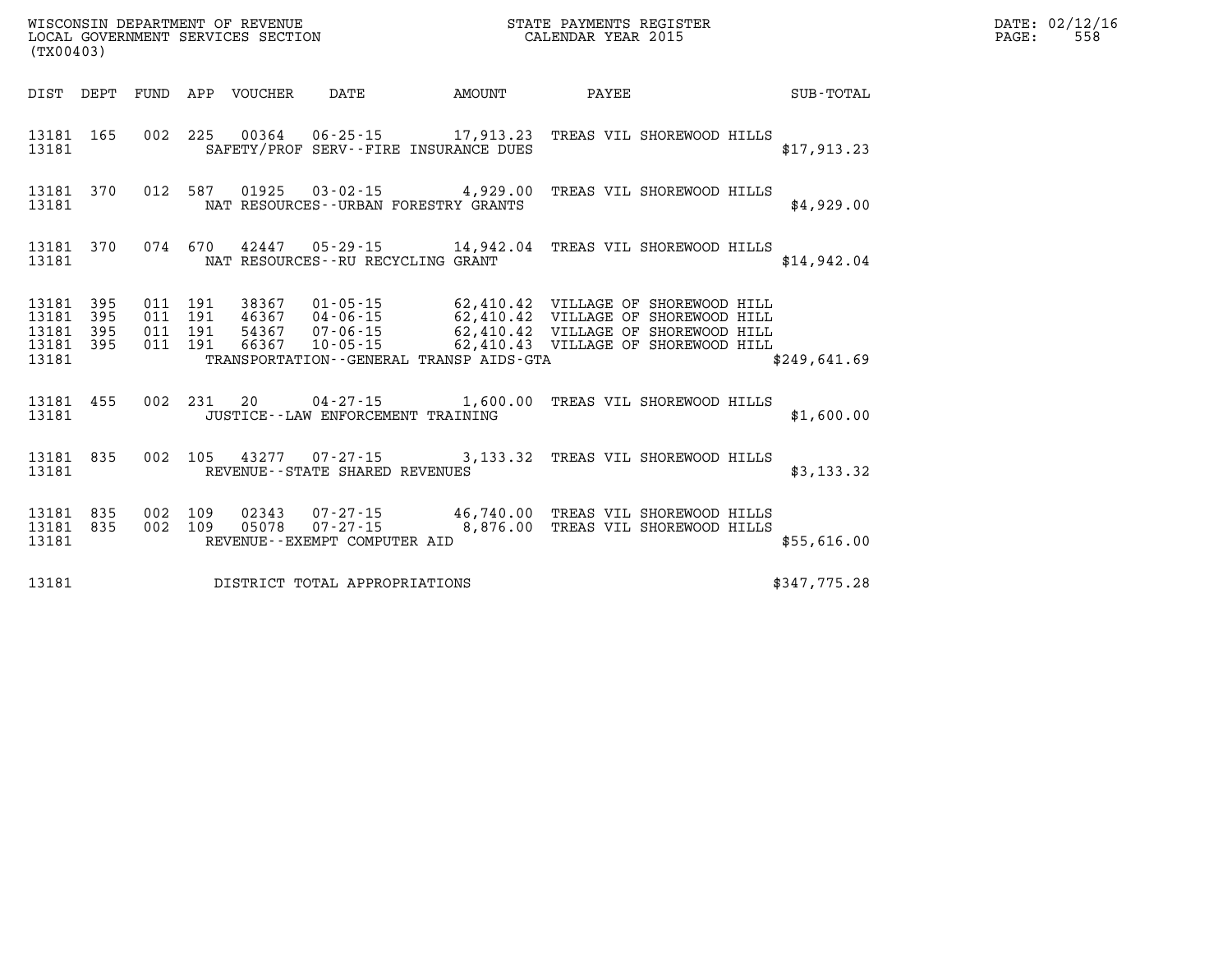WISCONSIN DEPARTMENT OF REVENUE
LOCAL GOVERNMENT SERVICES SECTION
(TX00403)

STATE PAYMENTS REGISTER
CALENDAR YEAR 2015

DATE: 02/12/16
PAGE: 558

| DIST | DEPT | FUND | APP | VOUCHER | DATE | AMOUNT | PAYEE | SUB-TOTAL |
|---|---|---|---|---|---|---|---|---|
| 13181 | 165 | 002 | 225 | 00364 | 06-25-15 | 17,913.23 | TREAS VIL SHOREWOOD HILLS | |
| 13181 | | | | | SAFETY/PROF SERV--FIRE INSURANCE DUES | | | $17,913.23 |
| 13181 | 370 | 012 | 587 | 01925 | 03-02-15 | 4,929.00 | TREAS VIL SHOREWOOD HILLS | |
| 13181 | | | | | NAT RESOURCES--URBAN FORESTRY GRANTS | | | $4,929.00 |
| 13181 | 370 | 074 | 670 | 42447 | 05-29-15 | 14,942.04 | TREAS VIL SHOREWOOD HILLS | |
| 13181 | | | | | NAT RESOURCES--RU RECYCLING GRANT | | | $14,942.04 |
| 13181 | 395 | 011 | 191 | 38367 | 01-05-15 | 62,410.42 | VILLAGE OF SHOREWOOD HILL | |
| 13181 | 395 | 011 | 191 | 46367 | 04-06-15 | 62,410.42 | VILLAGE OF SHOREWOOD HILL | |
| 13181 | 395 | 011 | 191 | 54367 | 07-06-15 | 62,410.42 | VILLAGE OF SHOREWOOD HILL | |
| 13181 | 395 | 011 | 191 | 66367 | 10-05-15 | 62,410.43 | VILLAGE OF SHOREWOOD HILL | |
| 13181 | | | | | TRANSPORTATION--GENERAL TRANSP AIDS-GTA | | | $249,641.69 |
| 13181 | 455 | 002 | 231 | 20 | 04-27-15 | 1,600.00 | TREAS VIL SHOREWOOD HILLS | |
| 13181 | | | | | JUSTICE--LAW ENFORCEMENT TRAINING | | | $1,600.00 |
| 13181 | 835 | 002 | 105 | 43277 | 07-27-15 | 3,133.32 | TREAS VIL SHOREWOOD HILLS | |
| 13181 | | | | | REVENUE--STATE SHARED REVENUES | | | $3,133.32 |
| 13181 | 835 | 002 | 109 | 02343 | 07-27-15 | 46,740.00 | TREAS VIL SHOREWOOD HILLS | |
| 13181 | 835 | 002 | 109 | 05078 | 07-27-15 | 8,876.00 | TREAS VIL SHOREWOOD HILLS | |
| 13181 | | | | | REVENUE--EXEMPT COMPUTER AID | | | $55,616.00 |
| 13181 | | | | | DISTRICT TOTAL APPROPRIATIONS | | | $347,775.28 |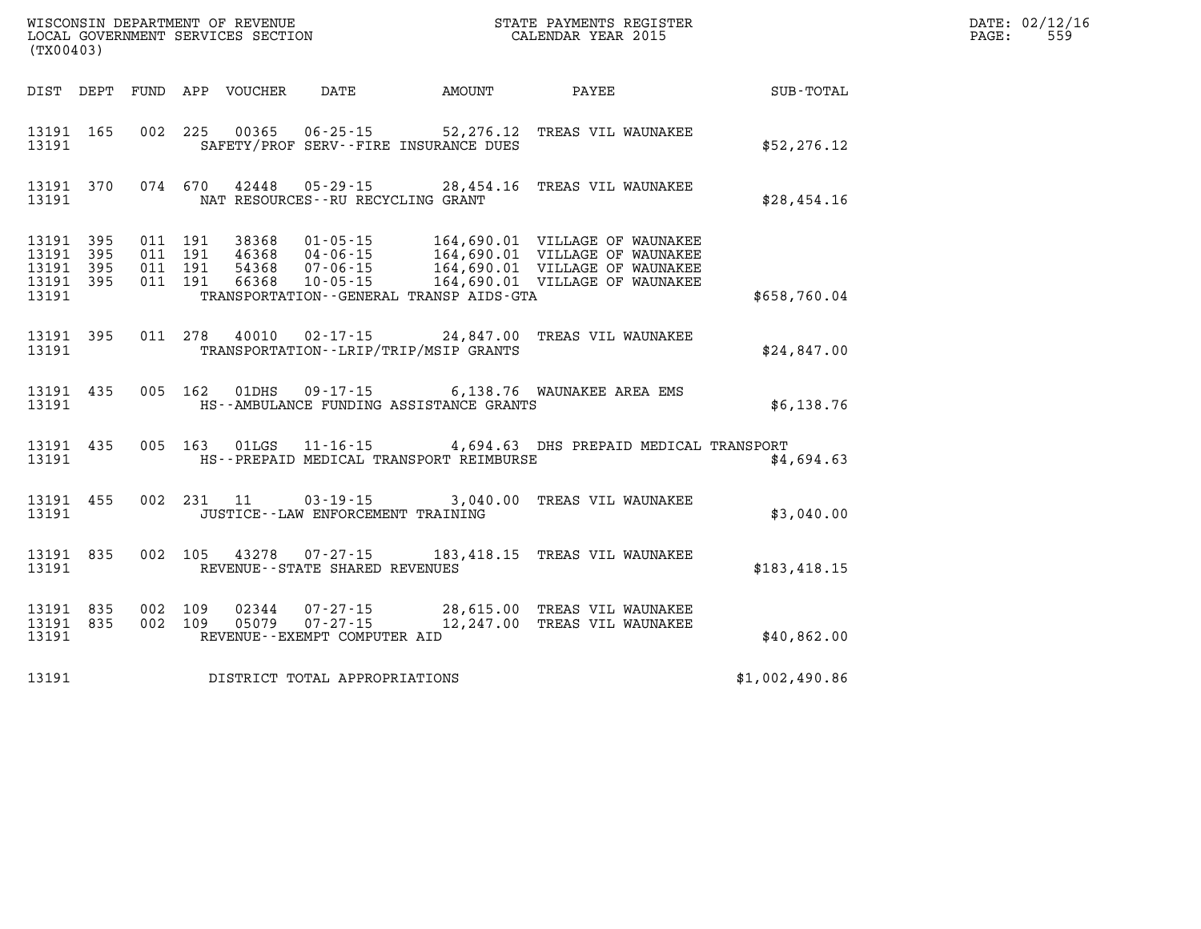WISCONSIN DEPARTMENT OF REVENUE
LOCAL GOVERNMENT SERVICES SECTION
(TX00403)

STATE PAYMENTS REGISTER
CALENDAR YEAR 2015

DATE: 02/12/16
PAGE: 559

| DIST | DEPT | FUND | APP | VOUCHER | DATE | AMOUNT | PAYEE | SUB-TOTAL |
|---|---|---|---|---|---|---|---|---|
| 13191 | 165 | 002 | 225 | 00365 | 06-25-15 | 52,276.12 | TREAS VIL WAUNAKEE | |
| 13191 | | | | | SAFETY/PROF SERV--FIRE INSURANCE DUES | | | $52,276.12 |
| 13191 | 370 | 074 | 670 | 42448 | 05-29-15 | 28,454.16 | TREAS VIL WAUNAKEE | |
| 13191 | | | | | NAT RESOURCES--RU RECYCLING GRANT | | | $28,454.16 |
| 13191 | 395 | 011 | 191 | 38368 | 01-05-15 | 164,690.01 | VILLAGE OF WAUNAKEE | |
| 13191 | 395 | 011 | 191 | 46368 | 04-06-15 | 164,690.01 | VILLAGE OF WAUNAKEE | |
| 13191 | 395 | 011 | 191 | 54368 | 07-06-15 | 164,690.01 | VILLAGE OF WAUNAKEE | |
| 13191 | 395 | 011 | 191 | 66368 | 10-05-15 | 164,690.01 | VILLAGE OF WAUNAKEE | |
| 13191 | | | | | TRANSPORTATION--GENERAL TRANSP AIDS-GTA | | | $658,760.04 |
| 13191 | 395 | 011 | 278 | 40010 | 02-17-15 | 24,847.00 | TREAS VIL WAUNAKEE | |
| 13191 | | | | | TRANSPORTATION--LRIP/TRIP/MSIP GRANTS | | | $24,847.00 |
| 13191 | 435 | 005 | 162 | 01DHS | 09-17-15 | 6,138.76 | WAUNAKEE AREA EMS | |
| 13191 | | | | | HS--AMBULANCE FUNDING ASSISTANCE GRANTS | | | $6,138.76 |
| 13191 | 435 | 005 | 163 | 01LGS | 11-16-15 | 4,694.63 | DHS PREPAID MEDICAL TRANSPORT | |
| 13191 | | | | | HS--PREPAID MEDICAL TRANSPORT REIMBURSE | | | $4,694.63 |
| 13191 | 455 | 002 | 231 | 11 | 03-19-15 | 3,040.00 | TREAS VIL WAUNAKEE | |
| 13191 | | | | | JUSTICE--LAW ENFORCEMENT TRAINING | | | $3,040.00 |
| 13191 | 835 | 002 | 105 | 43278 | 07-27-15 | 183,418.15 | TREAS VIL WAUNAKEE | |
| 13191 | | | | | REVENUE--STATE SHARED REVENUES | | | $183,418.15 |
| 13191 | 835 | 002 | 109 | 02344 | 07-27-15 | 28,615.00 | TREAS VIL WAUNAKEE | |
| 13191 | 835 | 002 | 109 | 05079 | 07-27-15 | 12,247.00 | TREAS VIL WAUNAKEE | |
| 13191 | | | | | REVENUE--EXEMPT COMPUTER AID | | | $40,862.00 |
| 13191 | | | | | DISTRICT TOTAL APPROPRIATIONS | | | $1,002,490.86 |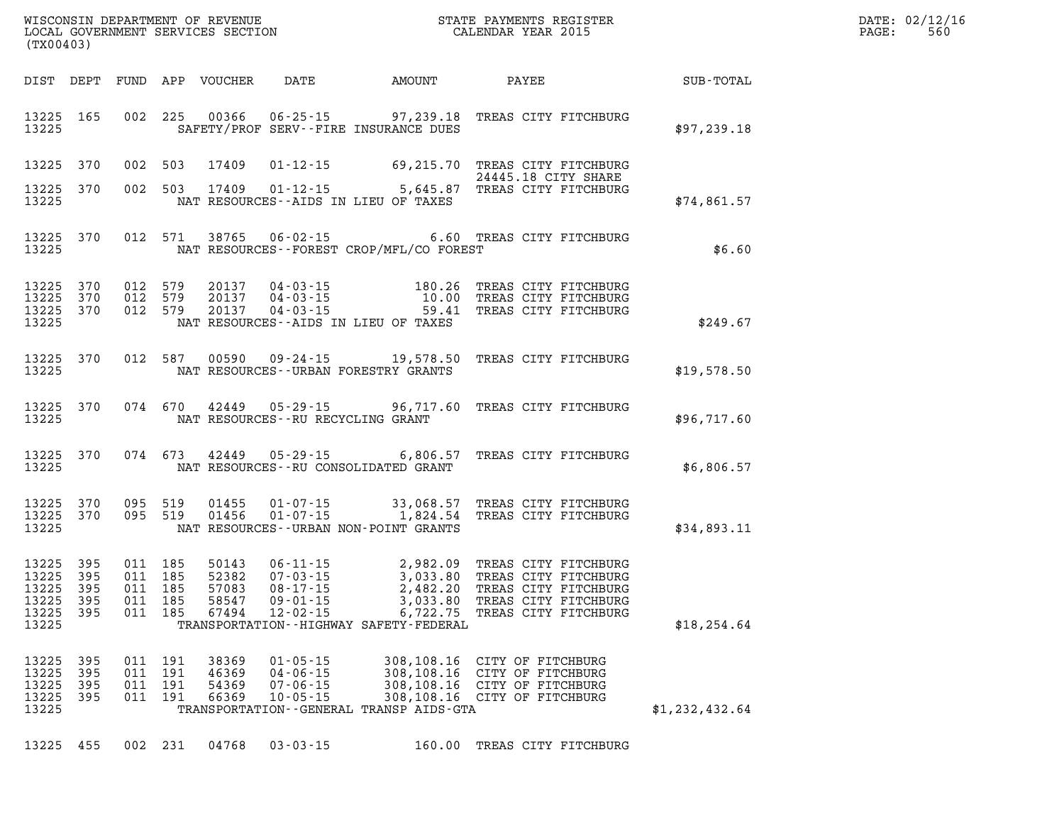WISCONSIN DEPARTMENT OF REVENUE
LOCAL GOVERNMENT SERVICES SECTION
(TX00403)

STATE PAYMENTS REGISTER
CALENDAR YEAR 2015

DATE: 02/12/16
PAGE: 560

| DIST | DEPT | FUND | APP | VOUCHER | DATE | AMOUNT | PAYEE | SUB-TOTAL |
|---|---|---|---|---|---|---|---|---|
| 13225 | 165 | 002 | 225 | 00366 | 06-25-15 | 97,239.18 | TREAS CITY FITCHBURG | |
| 13225 | | | | | SAFETY/PROF SERV--FIRE INSURANCE DUES | | | $97,239.18 |
| 13225 | 370 | 002 | 503 | 17409 | 01-12-15 | 69,215.70 | TREAS CITY FITCHBURG 24445.18 CITY SHARE | |
| 13225 | 370 | 002 | 503 | 17409 | 01-12-15 | 5,645.87 | TREAS CITY FITCHBURG | |
| 13225 | | | | | NAT RESOURCES--AIDS IN LIEU OF TAXES | | | $74,861.57 |
| 13225 | 370 | 012 | 571 | 38765 | 06-02-15 | 6.60 | TREAS CITY FITCHBURG | |
| 13225 | | | | | NAT RESOURCES--FOREST CROP/MFL/CO FOREST | | | $6.60 |
| 13225 | 370 | 012 | 579 | 20137 | 04-03-15 | 180.26 | TREAS CITY FITCHBURG | |
| 13225 | 370 | 012 | 579 | 20137 | 04-03-15 | 10.00 | TREAS CITY FITCHBURG | |
| 13225 | 370 | 012 | 579 | 20137 | 04-03-15 | 59.41 | TREAS CITY FITCHBURG | |
| 13225 | | | | | NAT RESOURCES--AIDS IN LIEU OF TAXES | | | $249.67 |
| 13225 | 370 | 012 | 587 | 00590 | 09-24-15 | 19,578.50 | TREAS CITY FITCHBURG | |
| 13225 | | | | | NAT RESOURCES--URBAN FORESTRY GRANTS | | | $19,578.50 |
| 13225 | 370 | 074 | 670 | 42449 | 05-29-15 | 96,717.60 | TREAS CITY FITCHBURG | |
| 13225 | | | | | NAT RESOURCES--RU RECYCLING GRANT | | | $96,717.60 |
| 13225 | 370 | 074 | 673 | 42449 | 05-29-15 | 6,806.57 | TREAS CITY FITCHBURG | |
| 13225 | | | | | NAT RESOURCES--RU CONSOLIDATED GRANT | | | $6,806.57 |
| 13225 | 370 | 095 | 519 | 01455 | 01-07-15 | 33,068.57 | TREAS CITY FITCHBURG | |
| 13225 | 370 | 095 | 519 | 01456 | 01-07-15 | 1,824.54 | TREAS CITY FITCHBURG | |
| 13225 | | | | | NAT RESOURCES--URBAN NON-POINT GRANTS | | | $34,893.11 |
| 13225 | 395 | 011 | 185 | 50143 | 06-11-15 | 2,982.09 | TREAS CITY FITCHBURG | |
| 13225 | 395 | 011 | 185 | 52382 | 07-03-15 | 3,033.80 | TREAS CITY FITCHBURG | |
| 13225 | 395 | 011 | 185 | 57083 | 08-17-15 | 2,482.20 | TREAS CITY FITCHBURG | |
| 13225 | 395 | 011 | 185 | 58547 | 09-01-15 | 3,033.80 | TREAS CITY FITCHBURG | |
| 13225 | 395 | 011 | 185 | 67494 | 12-02-15 | 6,722.75 | TREAS CITY FITCHBURG | |
| 13225 | | | | | TRANSPORTATION--HIGHWAY SAFETY-FEDERAL | | | $18,254.64 |
| 13225 | 395 | 011 | 191 | 38369 | 01-05-15 | 308,108.16 | CITY OF FITCHBURG | |
| 13225 | 395 | 011 | 191 | 46369 | 04-06-15 | 308,108.16 | CITY OF FITCHBURG | |
| 13225 | 395 | 011 | 191 | 54369 | 07-06-15 | 308,108.16 | CITY OF FITCHBURG | |
| 13225 | 395 | 011 | 191 | 66369 | 10-05-15 | 308,108.16 | CITY OF FITCHBURG | |
| 13225 | | | | | TRANSPORTATION--GENERAL TRANSP AIDS-GTA | | | $1,232,432.64 |
| 13225 | 455 | 002 | 231 | 04768 | 03-03-15 | 160.00 | TREAS CITY FITCHBURG | |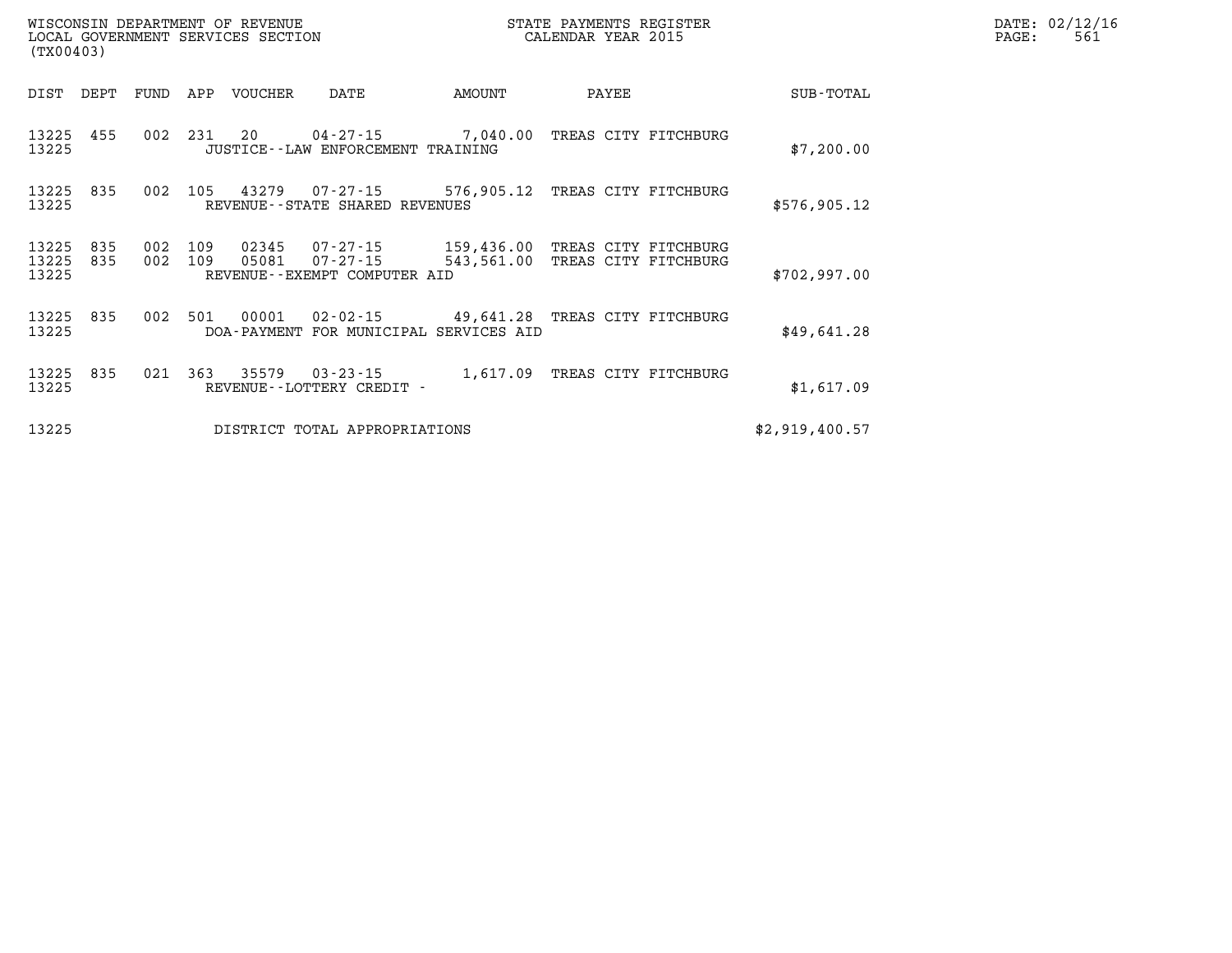WISCONSIN DEPARTMENT OF REVENUE
LOCAL GOVERNMENT SERVICES SECTION
(TX00403)

STATE PAYMENTS REGISTER
CALENDAR YEAR 2015

DATE: 02/12/16
PAGE: 561

| DIST | DEPT | FUND | APP | VOUCHER | DATE | AMOUNT | PAYEE | SUB-TOTAL |
|---|---|---|---|---|---|---|---|---|
| 13225 | 455 | 002 | 231 | 20 | 04-27-15 | 7,040.00 | TREAS CITY FITCHBURG | |
| 13225 | | | | JUSTICE--LAW ENFORCEMENT TRAINING | | | | $7,200.00 |
| 13225 | 835 | 002 | 105 | 43279 | 07-27-15 | 576,905.12 | TREAS CITY FITCHBURG | |
| 13225 | | | | REVENUE--STATE SHARED REVENUES | | | | $576,905.12 |
| 13225 | 835 | 002 | 109 | 02345 | 07-27-15 | 159,436.00 | TREAS CITY FITCHBURG | |
| 13225 | 835 | 002 | 109 | 05081 | 07-27-15 | 543,561.00 | TREAS CITY FITCHBURG | |
| 13225 | | | | REVENUE--EXEMPT COMPUTER AID | | | | $702,997.00 |
| 13225 | 835 | 002 | 501 | 00001 | 02-02-15 | 49,641.28 | TREAS CITY FITCHBURG | |
| 13225 | | | | DOA-PAYMENT FOR MUNICIPAL SERVICES AID | | | | $49,641.28 |
| 13225 | 835 | 021 | 363 | 35579 | 03-23-15 | 1,617.09 | TREAS CITY FITCHBURG | |
| 13225 | | | | REVENUE--LOTTERY CREDIT - | | | | $1,617.09 |
| 13225 | | | | DISTRICT TOTAL APPROPRIATIONS | | | | $2,919,400.57 |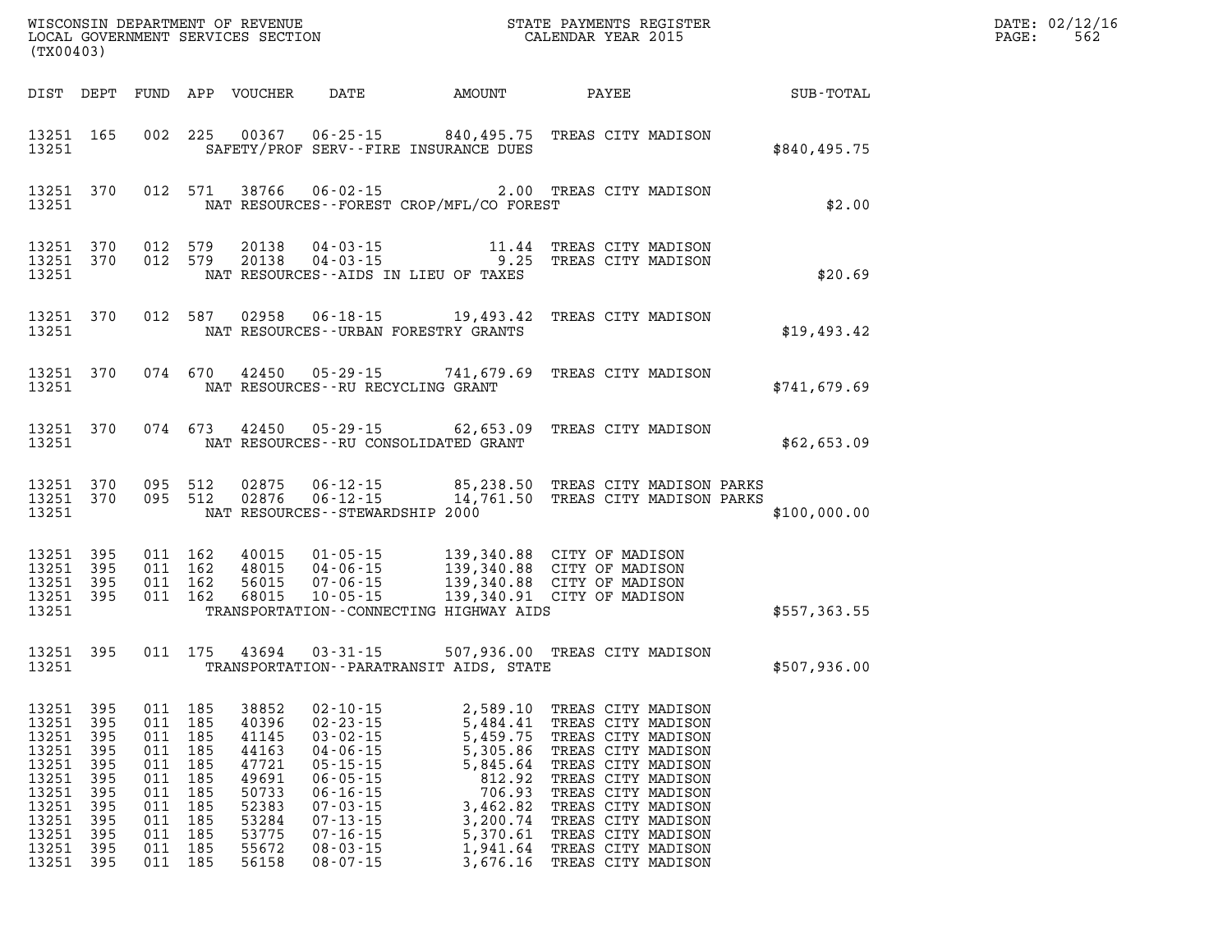WISCONSIN DEPARTMENT OF REVENUE
LOCAL GOVERNMENT SERVICES SECTION
(TX00403)

STATE PAYMENTS REGISTER
CALENDAR YEAR 2015

DATE: 02/12/16
PAGE: 562

| DIST | DEPT | FUND | APP | VOUCHER | DATE | AMOUNT | PAYEE | SUB-TOTAL |
|---|---|---|---|---|---|---|---|---|
| 13251 | 165 | 002 | 225 | 00367 | 06-25-15 | 840,495.75 | TREAS CITY MADISON | |
| 13251 | | | | | SAFETY/PROF SERV--FIRE INSURANCE DUES | | | $840,495.75 |
| 13251 | 370 | 012 | 571 | 38766 | 06-02-15 | 2.00 | TREAS CITY MADISON | |
| 13251 | | | | | NAT RESOURCES--FOREST CROP/MFL/CO FOREST | | | $2.00 |
| 13251 | 370 | 012 | 579 | 20138 | 04-03-15 | 11.44 | TREAS CITY MADISON | |
| 13251 | 370 | 012 | 579 | 20138 | 04-03-15 | 9.25 | TREAS CITY MADISON | |
| 13251 | | | | | NAT RESOURCES--AIDS IN LIEU OF TAXES | | | $20.69 |
| 13251 | 370 | 012 | 587 | 02958 | 06-18-15 | 19,493.42 | TREAS CITY MADISON | |
| 13251 | | | | | NAT RESOURCES--URBAN FORESTRY GRANTS | | | $19,493.42 |
| 13251 | 370 | 074 | 670 | 42450 | 05-29-15 | 741,679.69 | TREAS CITY MADISON | |
| 13251 | | | | | NAT RESOURCES--RU RECYCLING GRANT | | | $741,679.69 |
| 13251 | 370 | 074 | 673 | 42450 | 05-29-15 | 62,653.09 | TREAS CITY MADISON | |
| 13251 | | | | | NAT RESOURCES--RU CONSOLIDATED GRANT | | | $62,653.09 |
| 13251 | 370 | 095 | 512 | 02875 | 06-12-15 | 85,238.50 | TREAS CITY MADISON PARKS | |
| 13251 | 370 | 095 | 512 | 02876 | 06-12-15 | 14,761.50 | TREAS CITY MADISON PARKS | |
| 13251 | | | | | NAT RESOURCES--STEWARDSHIP 2000 | | | $100,000.00 |
| 13251 | 395 | 011 | 162 | 40015 | 01-05-15 | 139,340.88 | CITY OF MADISON | |
| 13251 | 395 | 011 | 162 | 48015 | 04-06-15 | 139,340.88 | CITY OF MADISON | |
| 13251 | 395 | 011 | 162 | 56015 | 07-06-15 | 139,340.88 | CITY OF MADISON | |
| 13251 | 395 | 011 | 162 | 68015 | 10-05-15 | 139,340.91 | CITY OF MADISON | |
| 13251 | | | | | TRANSPORTATION--CONNECTING HIGHWAY AIDS | | | $557,363.55 |
| 13251 | 395 | 011 | 175 | 43694 | 03-31-15 | 507,936.00 | TREAS CITY MADISON | |
| 13251 | | | | | TRANSPORTATION--PARATRANSIT AIDS, STATE | | | $507,936.00 |
| 13251 | 395 | 011 | 185 | 38852 | 02-10-15 | 2,589.10 | TREAS CITY MADISON | |
| 13251 | 395 | 011 | 185 | 40396 | 02-23-15 | 5,484.41 | TREAS CITY MADISON | |
| 13251 | 395 | 011 | 185 | 41145 | 03-02-15 | 5,459.75 | TREAS CITY MADISON | |
| 13251 | 395 | 011 | 185 | 44163 | 04-06-15 | 5,305.86 | TREAS CITY MADISON | |
| 13251 | 395 | 011 | 185 | 47721 | 05-15-15 | 5,845.64 | TREAS CITY MADISON | |
| 13251 | 395 | 011 | 185 | 49691 | 06-05-15 | 812.92 | TREAS CITY MADISON | |
| 13251 | 395 | 011 | 185 | 50733 | 06-16-15 | 706.93 | TREAS CITY MADISON | |
| 13251 | 395 | 011 | 185 | 52383 | 07-03-15 | 3,462.82 | TREAS CITY MADISON | |
| 13251 | 395 | 011 | 185 | 53284 | 07-13-15 | 3,200.74 | TREAS CITY MADISON | |
| 13251 | 395 | 011 | 185 | 53775 | 07-16-15 | 5,370.61 | TREAS CITY MADISON | |
| 13251 | 395 | 011 | 185 | 55672 | 08-03-15 | 1,941.64 | TREAS CITY MADISON | |
| 13251 | 395 | 011 | 185 | 56158 | 08-07-15 | 3,676.16 | TREAS CITY MADISON | |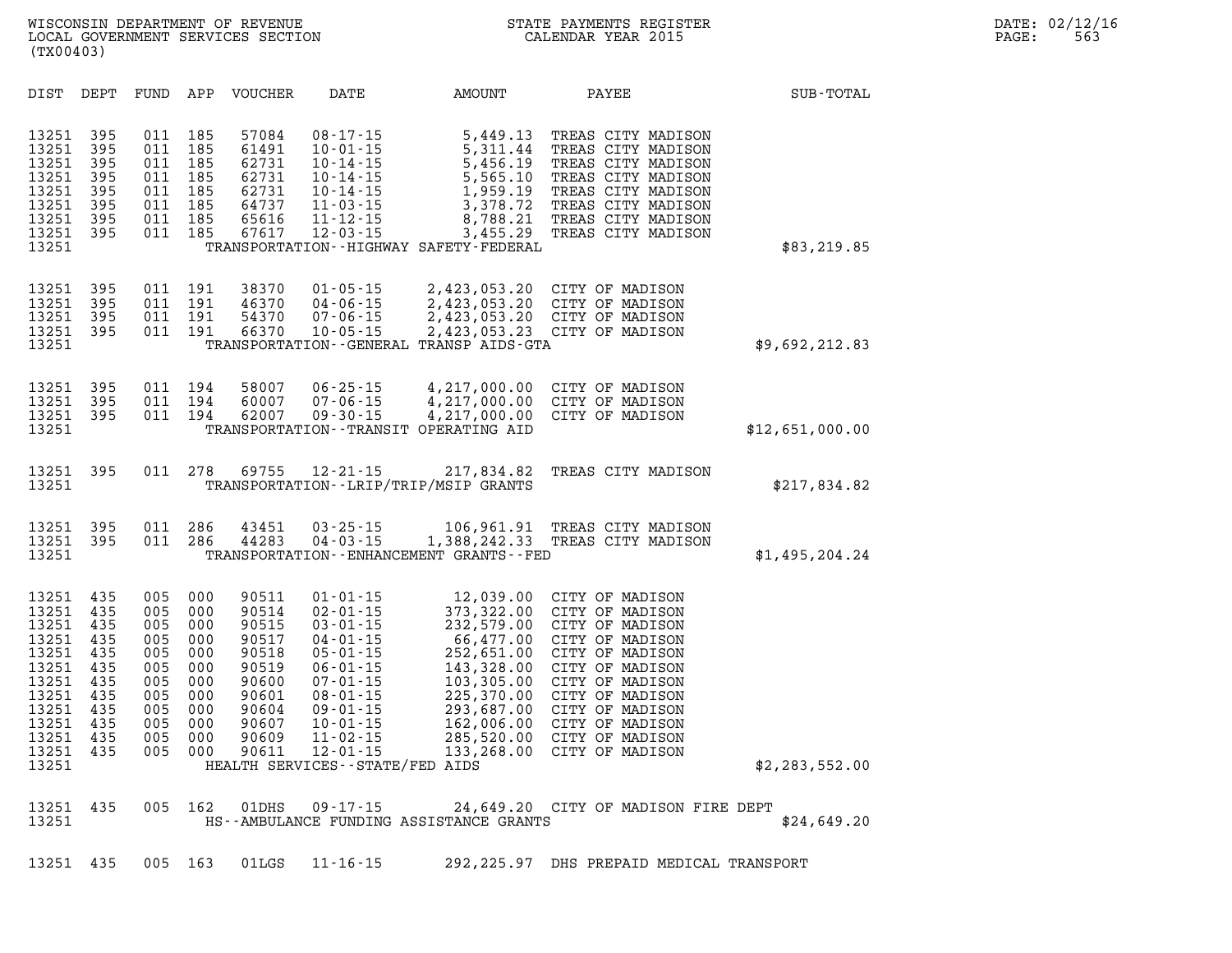WISCONSIN DEPARTMENT OF REVENUE
LOCAL GOVERNMENT SERVICES SECTION
(TX00403)

STATE PAYMENTS REGISTER
CALENDAR YEAR 2015

DATE: 02/12/16
PAGE: 563

| DIST | DEPT | FUND | APP | VOUCHER | DATE | AMOUNT | PAYEE | SUB-TOTAL |
|---|---|---|---|---|---|---|---|---|
| 13251 | 395 | 011 | 185 | 57084 | 08-17-15 | 5,449.13 | TREAS CITY MADISON | |
| 13251 | 395 | 011 | 185 | 61491 | 10-01-15 | 5,311.44 | TREAS CITY MADISON | |
| 13251 | 395 | 011 | 185 | 62731 | 10-14-15 | 5,456.19 | TREAS CITY MADISON | |
| 13251 | 395 | 011 | 185 | 62731 | 10-14-15 | 5,565.10 | TREAS CITY MADISON | |
| 13251 | 395 | 011 | 185 | 62731 | 10-14-15 | 1,959.19 | TREAS CITY MADISON | |
| 13251 | 395 | 011 | 185 | 64737 | 11-03-15 | 3,378.72 | TREAS CITY MADISON | |
| 13251 | 395 | 011 | 185 | 65616 | 11-12-15 | 8,788.21 | TREAS CITY MADISON | |
| 13251 | 395 | 011 | 185 | 67617 | 12-03-15 | 3,455.29 | TREAS CITY MADISON | |
| 13251 | | | | | TRANSPORTATION--HIGHWAY SAFETY-FEDERAL | | | $83,219.85 |
| 13251 | 395 | 011 | 191 | 38370 | 01-05-15 | 2,423,053.20 | CITY OF MADISON | |
| 13251 | 395 | 011 | 191 | 46370 | 04-06-15 | 2,423,053.20 | CITY OF MADISON | |
| 13251 | 395 | 011 | 191 | 54370 | 07-06-15 | 2,423,053.20 | CITY OF MADISON | |
| 13251 | 395 | 011 | 191 | 66370 | 10-05-15 | 2,423,053.23 | CITY OF MADISON | |
| 13251 | | | | | TRANSPORTATION--GENERAL TRANSP AIDS-GTA | | | $9,692,212.83 |
| 13251 | 395 | 011 | 194 | 58007 | 06-25-15 | 4,217,000.00 | CITY OF MADISON | |
| 13251 | 395 | 011 | 194 | 60007 | 07-06-15 | 4,217,000.00 | CITY OF MADISON | |
| 13251 | 395 | 011 | 194 | 62007 | 09-30-15 | 4,217,000.00 | CITY OF MADISON | |
| 13251 | | | | | TRANSPORTATION--TRANSIT OPERATING AID | | | $12,651,000.00 |
| 13251 | 395 | 011 | 278 | 69755 | 12-21-15 | 217,834.82 | TREAS CITY MADISON | |
| 13251 | | | | | TRANSPORTATION--LRIP/TRIP/MSIP GRANTS | | | $217,834.82 |
| 13251 | 395 | 011 | 286 | 43451 | 03-25-15 | 106,961.91 | TREAS CITY MADISON | |
| 13251 | 395 | 011 | 286 | 44283 | 04-03-15 | 1,388,242.33 | TREAS CITY MADISON | |
| 13251 | | | | | TRANSPORTATION--ENHANCEMENT GRANTS--FED | | | $1,495,204.24 |
| 13251 | 435 | 005 | 000 | 90511 | 01-01-15 | 12,039.00 | CITY OF MADISON | |
| 13251 | 435 | 005 | 000 | 90514 | 02-01-15 | 373,322.00 | CITY OF MADISON | |
| 13251 | 435 | 005 | 000 | 90515 | 03-01-15 | 232,579.00 | CITY OF MADISON | |
| 13251 | 435 | 005 | 000 | 90517 | 04-01-15 | 66,477.00 | CITY OF MADISON | |
| 13251 | 435 | 005 | 000 | 90518 | 05-01-15 | 252,651.00 | CITY OF MADISON | |
| 13251 | 435 | 005 | 000 | 90519 | 06-01-15 | 143,328.00 | CITY OF MADISON | |
| 13251 | 435 | 005 | 000 | 90600 | 07-01-15 | 103,305.00 | CITY OF MADISON | |
| 13251 | 435 | 005 | 000 | 90601 | 08-01-15 | 225,370.00 | CITY OF MADISON | |
| 13251 | 435 | 005 | 000 | 90604 | 09-01-15 | 293,687.00 | CITY OF MADISON | |
| 13251 | 435 | 005 | 000 | 90607 | 10-01-15 | 162,006.00 | CITY OF MADISON | |
| 13251 | 435 | 005 | 000 | 90609 | 11-02-15 | 285,520.00 | CITY OF MADISON | |
| 13251 | 435 | 005 | 000 | 90611 | 12-01-15 | 133,268.00 | CITY OF MADISON | |
| 13251 | | | | | HEALTH SERVICES--STATE/FED AIDS | | | $2,283,552.00 |
| 13251 | 435 | 005 | 162 | 01DHS | 09-17-15 | 24,649.20 | CITY OF MADISON FIRE DEPT | |
| 13251 | | | | | HS--AMBULANCE FUNDING ASSISTANCE GRANTS | | | $24,649.20 |
| 13251 | 435 | 005 | 163 | 01LGS | 11-16-15 | 292,225.97 | DHS PREPAID MEDICAL TRANSPORT | |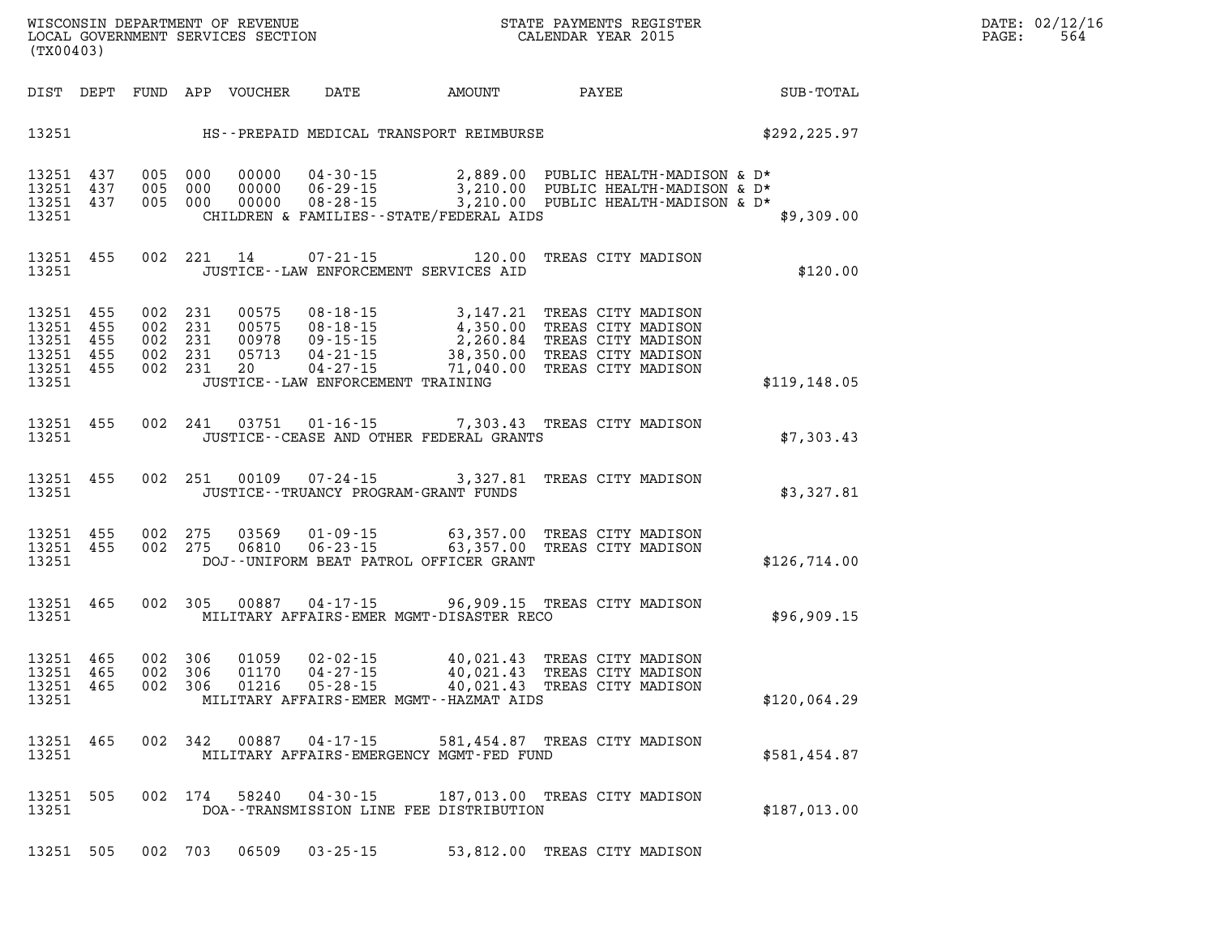| DIST | DEPT | FUND | APP | VOUCHER | DATE | AMOUNT | PAYEE | SUB-TOTAL |
|---|---|---|---|---|---|---|---|---|
| 13251 | | | | | HS--PREPAID MEDICAL TRANSPORT REIMBURSE | | | $292,225.97 |
| 13251 | 437 | 005 | 000 | 00000 | 04-30-15 | 2,889.00 | PUBLIC HEALTH-MADISON & D* | |
| 13251 | 437 | 005 | 000 | 00000 | 06-29-15 | 3,210.00 | PUBLIC HEALTH-MADISON & D* | |
| 13251 | 437 | 005 | 000 | 00000 | 08-28-15 | 3,210.00 | PUBLIC HEALTH-MADISON & D* | |
| 13251 | | | | | CHILDREN & FAMILIES--STATE/FEDERAL AIDS | | | $9,309.00 |
| 13251 | 455 | 002 | 221 | 14 | 07-21-15 | 120.00 | TREAS CITY MADISON | |
| 13251 | | | | | JUSTICE--LAW ENFORCEMENT SERVICES AID | | | $120.00 |
| 13251 | 455 | 002 | 231 | 00575 | 08-18-15 | 3,147.21 | TREAS CITY MADISON | |
| 13251 | 455 | 002 | 231 | 00575 | 08-18-15 | 4,350.00 | TREAS CITY MADISON | |
| 13251 | 455 | 002 | 231 | 00978 | 09-15-15 | 2,260.84 | TREAS CITY MADISON | |
| 13251 | 455 | 002 | 231 | 05713 | 04-21-15 | 38,350.00 | TREAS CITY MADISON | |
| 13251 | 455 | 002 | 231 | 20 | 04-27-15 | 71,040.00 | TREAS CITY MADISON | |
| 13251 | | | | | JUSTICE--LAW ENFORCEMENT TRAINING | | | $119,148.05 |
| 13251 | 455 | 002 | 241 | 03751 | 01-16-15 | 7,303.43 | TREAS CITY MADISON | |
| 13251 | | | | | JUSTICE--CEASE AND OTHER FEDERAL GRANTS | | | $7,303.43 |
| 13251 | 455 | 002 | 251 | 00109 | 07-24-15 | 3,327.81 | TREAS CITY MADISON | |
| 13251 | | | | | JUSTICE--TRUANCY PROGRAM-GRANT FUNDS | | | $3,327.81 |
| 13251 | 455 | 002 | 275 | 03569 | 01-09-15 | 63,357.00 | TREAS CITY MADISON | |
| 13251 | 455 | 002 | 275 | 06810 | 06-23-15 | 63,357.00 | TREAS CITY MADISON | |
| 13251 | | | | | DOJ--UNIFORM BEAT PATROL OFFICER GRANT | | | $126,714.00 |
| 13251 | 465 | 002 | 305 | 00887 | 04-17-15 | 96,909.15 | TREAS CITY MADISON | |
| 13251 | | | | | MILITARY AFFAIRS-EMER MGMT-DISASTER RECO | | | $96,909.15 |
| 13251 | 465 | 002 | 306 | 01059 | 02-02-15 | 40,021.43 | TREAS CITY MADISON | |
| 13251 | 465 | 002 | 306 | 01170 | 04-27-15 | 40,021.43 | TREAS CITY MADISON | |
| 13251 | 465 | 002 | 306 | 01216 | 05-28-15 | 40,021.43 | TREAS CITY MADISON | |
| 13251 | | | | | MILITARY AFFAIRS-EMER MGMT--HAZMAT AIDS | | | $120,064.29 |
| 13251 | 465 | 002 | 342 | 00887 | 04-17-15 | 581,454.87 | TREAS CITY MADISON | |
| 13251 | | | | | MILITARY AFFAIRS-EMERGENCY MGMT-FED FUND | | | $581,454.87 |
| 13251 | 505 | 002 | 174 | 58240 | 04-30-15 | 187,013.00 | TREAS CITY MADISON | |
| 13251 | | | | | DOA--TRANSMISSION LINE FEE DISTRIBUTION | | | $187,013.00 |
| 13251 | 505 | 002 | 703 | 06509 | 03-25-15 | 53,812.00 | TREAS CITY MADISON | |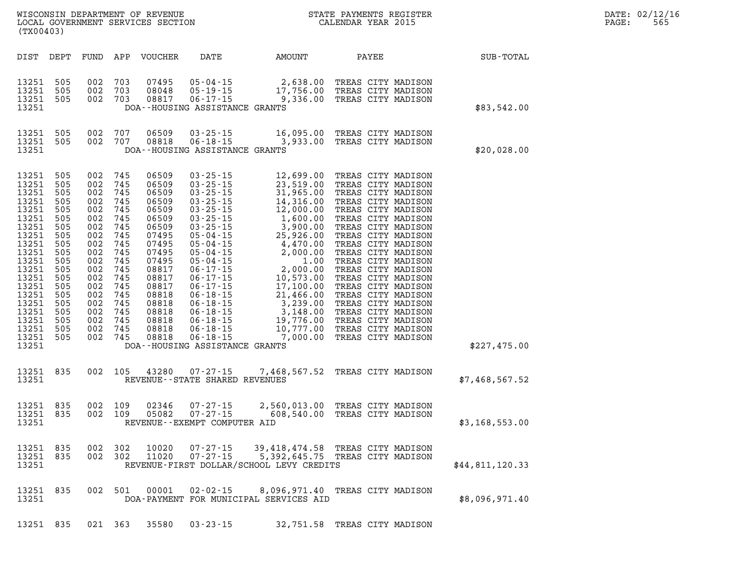WISCONSIN DEPARTMENT OF REVENUE
LOCAL GOVERNMENT SERVICES SECTION
(TX00403)

STATE PAYMENTS REGISTER
CALENDAR YEAR 2015

DATE: 02/12/16
PAGE: 565

| DIST | DEPT | FUND | APP | VOUCHER | DATE | AMOUNT | PAYEE | SUB-TOTAL |
|---|---|---|---|---|---|---|---|---|
| 13251 | 505 | 002 | 703 | 07495 | 05-04-15 | 2,638.00 | TREAS CITY MADISON | |
| 13251 | 505 | 002 | 703 | 08048 | 05-19-15 | 17,756.00 | TREAS CITY MADISON | |
| 13251 | 505 | 002 | 703 | 08817 | 06-17-15 | 9,336.00 | TREAS CITY MADISON | |
| 13251 | | | | | DOA--HOUSING ASSISTANCE GRANTS | | | $83,542.00 |
| 13251 | 505 | 002 | 707 | 06509 | 03-25-15 | 16,095.00 | TREAS CITY MADISON | |
| 13251 | 505 | 002 | 707 | 08818 | 06-18-15 | 3,933.00 | TREAS CITY MADISON | |
| 13251 | | | | | DOA--HOUSING ASSISTANCE GRANTS | | | $20,028.00 |
| 13251 | 505 | 002 | 745 | 06509 | 03-25-15 | 12,699.00 | TREAS CITY MADISON | |
| 13251 | 505 | 002 | 745 | 06509 | 03-25-15 | 23,519.00 | TREAS CITY MADISON | |
| 13251 | 505 | 002 | 745 | 06509 | 03-25-15 | 31,965.00 | TREAS CITY MADISON | |
| 13251 | 505 | 002 | 745 | 06509 | 03-25-15 | 14,316.00 | TREAS CITY MADISON | |
| 13251 | 505 | 002 | 745 | 06509 | 03-25-15 | 12,000.00 | TREAS CITY MADISON | |
| 13251 | 505 | 002 | 745 | 06509 | 03-25-15 | 1,600.00 | TREAS CITY MADISON | |
| 13251 | 505 | 002 | 745 | 06509 | 03-25-15 | 3,900.00 | TREAS CITY MADISON | |
| 13251 | 505 | 002 | 745 | 07495 | 05-04-15 | 25,926.00 | TREAS CITY MADISON | |
| 13251 | 505 | 002 | 745 | 07495 | 05-04-15 | 4,470.00 | TREAS CITY MADISON | |
| 13251 | 505 | 002 | 745 | 07495 | 05-04-15 | 2,000.00 | TREAS CITY MADISON | |
| 13251 | 505 | 002 | 745 | 07495 | 05-04-15 | 1.00 | TREAS CITY MADISON | |
| 13251 | 505 | 002 | 745 | 08817 | 06-17-15 | 2,000.00 | TREAS CITY MADISON | |
| 13251 | 505 | 002 | 745 | 08817 | 06-17-15 | 10,573.00 | TREAS CITY MADISON | |
| 13251 | 505 | 002 | 745 | 08817 | 06-17-15 | 17,100.00 | TREAS CITY MADISON | |
| 13251 | 505 | 002 | 745 | 08818 | 06-18-15 | 21,466.00 | TREAS CITY MADISON | |
| 13251 | 505 | 002 | 745 | 08818 | 06-18-15 | 3,239.00 | TREAS CITY MADISON | |
| 13251 | 505 | 002 | 745 | 08818 | 06-18-15 | 3,148.00 | TREAS CITY MADISON | |
| 13251 | 505 | 002 | 745 | 08818 | 06-18-15 | 19,776.00 | TREAS CITY MADISON | |
| 13251 | 505 | 002 | 745 | 08818 | 06-18-15 | 10,777.00 | TREAS CITY MADISON | |
| 13251 | 505 | 002 | 745 | 08818 | 06-18-15 | 7,000.00 | TREAS CITY MADISON | |
| 13251 | | | | | DOA--HOUSING ASSISTANCE GRANTS | | | $227,475.00 |
| 13251 | 835 | 002 | 105 | 43280 | 07-27-15 | 7,468,567.52 | TREAS CITY MADISON | |
| 13251 | | | | | REVENUE--STATE SHARED REVENUES | | | $7,468,567.52 |
| 13251 | 835 | 002 | 109 | 02346 | 07-27-15 | 2,560,013.00 | TREAS CITY MADISON | |
| 13251 | 835 | 002 | 109 | 05082 | 07-27-15 | 608,540.00 | TREAS CITY MADISON | |
| 13251 | | | | | REVENUE--EXEMPT COMPUTER AID | | | $3,168,553.00 |
| 13251 | 835 | 002 | 302 | 10020 | 07-27-15 | 39,418,474.58 | TREAS CITY MADISON | |
| 13251 | 835 | 002 | 302 | 11020 | 07-27-15 | 5,392,645.75 | TREAS CITY MADISON | |
| 13251 | | | | | REVENUE-FIRST DOLLAR/SCHOOL LEVY CREDITS | | | $44,811,120.33 |
| 13251 | 835 | 002 | 501 | 00001 | 02-02-15 | 8,096,971.40 | TREAS CITY MADISON | |
| 13251 | | | | | DOA-PAYMENT FOR MUNICIPAL SERVICES AID | | | $8,096,971.40 |
| 13251 | 835 | 021 | 363 | 35580 | 03-23-15 | 32,751.58 | TREAS CITY MADISON | |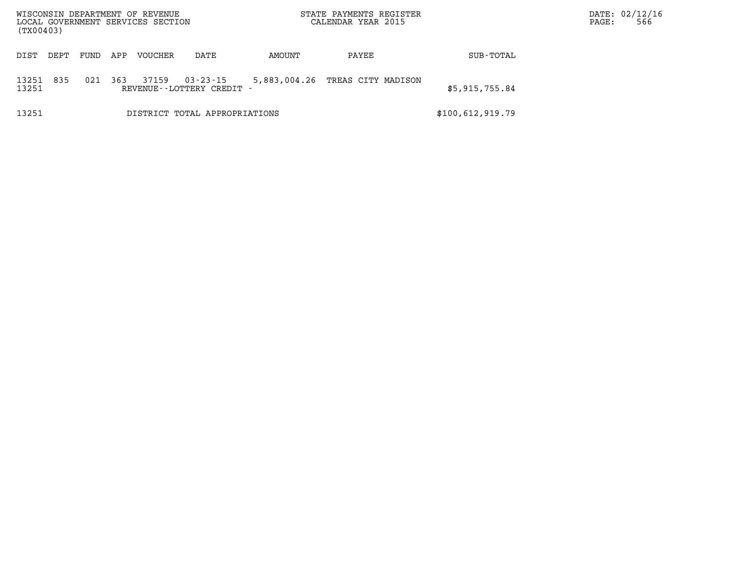| DIST | DEPT | FUND | APP | VOUCHER | DATE | AMOUNT | PAYEE | SUB-TOTAL |
|---|---|---|---|---|---|---|---|---|
| 13251 | 835 | 021 | 363 | 37159 | 03-23-15 | 5,883,004.26 | TREAS CITY MADISON | |
| 13251 | | | | REVENUE--LOTTERY CREDIT - | | | | $5,915,755.84 |
| 13251 | | | | DISTRICT TOTAL APPROPRIATIONS | | | | $100,612,919.79 |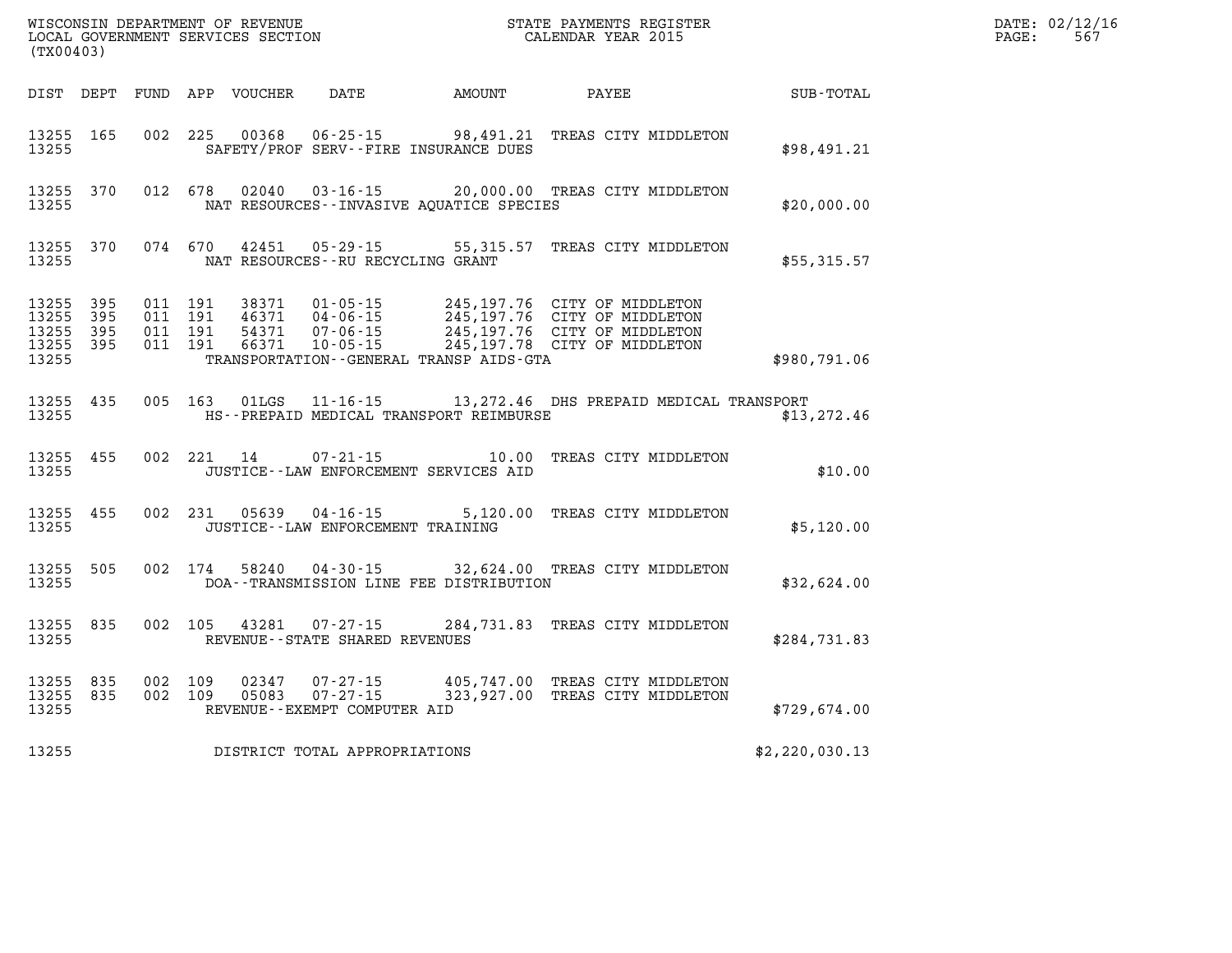WISCONSIN DEPARTMENT OF REVENUE
LOCAL GOVERNMENT SERVICES SECTION
(TX00403)

STATE PAYMENTS REGISTER
CALENDAR YEAR 2015

DATE: 02/12/16
PAGE: 567

| DIST | DEPT | FUND | APP | VOUCHER | DATE | AMOUNT | PAYEE | SUB-TOTAL |
|---|---|---|---|---|---|---|---|---|
| 13255 | 165 | 002 | 225 | 00368 | 06-25-15 | 98,491.21 | TREAS CITY MIDDLETON | |
| 13255 | | | | SAFETY/PROF SERV--FIRE INSURANCE DUES | | | | $98,491.21 |
| 13255 | 370 | 012 | 678 | 02040 | 03-16-15 | 20,000.00 | TREAS CITY MIDDLETON | |
| 13255 | | | | NAT RESOURCES--INVASIVE AQUATICE SPECIES | | | | $20,000.00 |
| 13255 | 370 | 074 | 670 | 42451 | 05-29-15 | 55,315.57 | TREAS CITY MIDDLETON | |
| 13255 | | | | NAT RESOURCES--RU RECYCLING GRANT | | | | $55,315.57 |
| 13255 | 395 | 011 | 191 | 38371 | 01-05-15 | 245,197.76 | CITY OF MIDDLETON | |
| 13255 | 395 | 011 | 191 | 46371 | 04-06-15 | 245,197.76 | CITY OF MIDDLETON | |
| 13255 | 395 | 011 | 191 | 54371 | 07-06-15 | 245,197.76 | CITY OF MIDDLETON | |
| 13255 | 395 | 011 | 191 | 66371 | 10-05-15 | 245,197.78 | CITY OF MIDDLETON | |
| 13255 | | | | TRANSPORTATION--GENERAL TRANSP AIDS-GTA | | | | $980,791.06 |
| 13255 | 435 | 005 | 163 | 01LGS | 11-16-15 | 13,272.46 | DHS PREPAID MEDICAL TRANSPORT | |
| 13255 | | | | HS--PREPAID MEDICAL TRANSPORT REIMBURSE | | | | $13,272.46 |
| 13255 | 455 | 002 | 221 | 14 | 07-21-15 | 10.00 | TREAS CITY MIDDLETON | |
| 13255 | | | | JUSTICE--LAW ENFORCEMENT SERVICES AID | | | | $10.00 |
| 13255 | 455 | 002 | 231 | 05639 | 04-16-15 | 5,120.00 | TREAS CITY MIDDLETON | |
| 13255 | | | | JUSTICE--LAW ENFORCEMENT TRAINING | | | | $5,120.00 |
| 13255 | 505 | 002 | 174 | 58240 | 04-30-15 | 32,624.00 | TREAS CITY MIDDLETON | |
| 13255 | | | | DOA--TRANSMISSION LINE FEE DISTRIBUTION | | | | $32,624.00 |
| 13255 | 835 | 002 | 105 | 43281 | 07-27-15 | 284,731.83 | TREAS CITY MIDDLETON | |
| 13255 | | | | REVENUE--STATE SHARED REVENUES | | | | $284,731.83 |
| 13255 | 835 | 002 | 109 | 02347 | 07-27-15 | 405,747.00 | TREAS CITY MIDDLETON | |
| 13255 | 835 | 002 | 109 | 05083 | 07-27-15 | 323,927.00 | TREAS CITY MIDDLETON | |
| 13255 | | | | REVENUE--EXEMPT COMPUTER AID | | | | $729,674.00 |
| 13255 | | | | DISTRICT TOTAL APPROPRIATIONS | | | | $2,220,030.13 |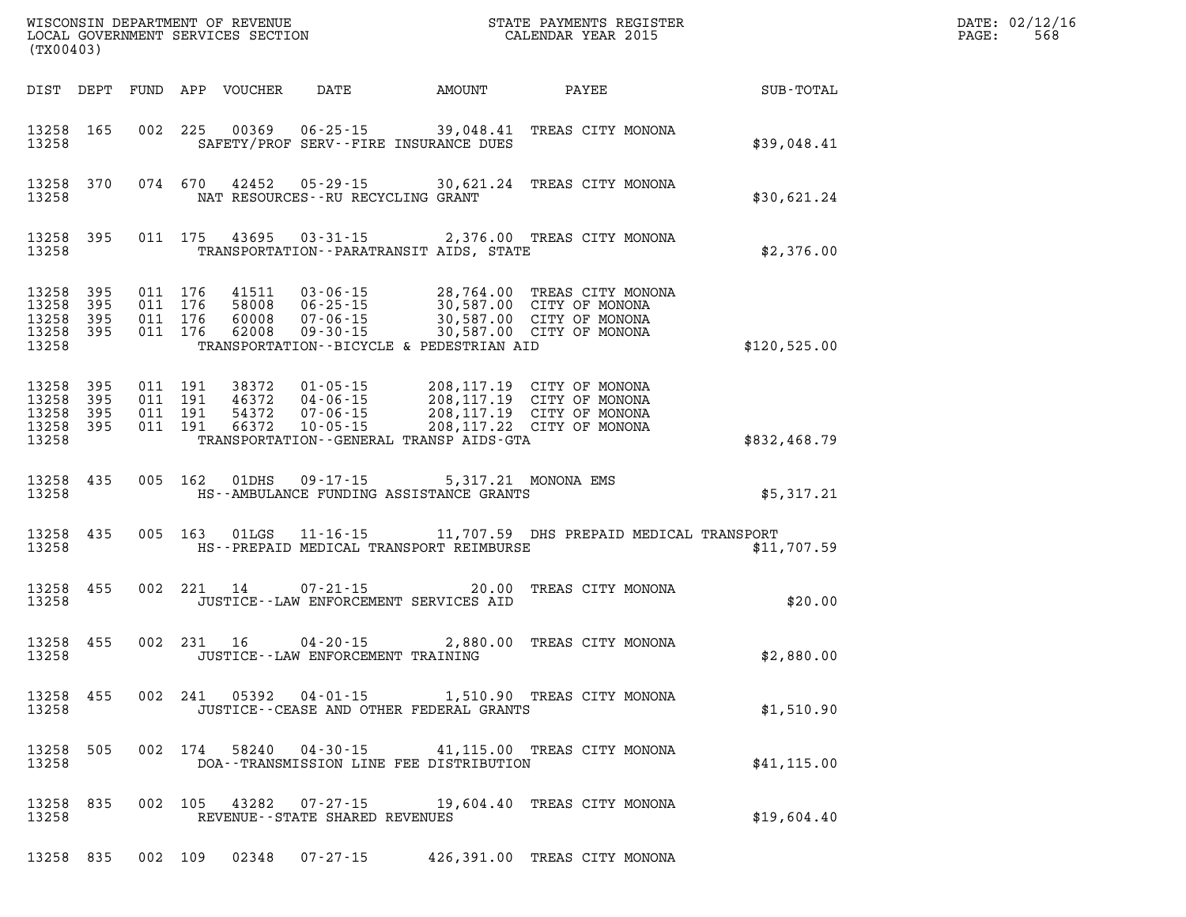WISCONSIN DEPARTMENT OF REVENUE
LOCAL GOVERNMENT SERVICES SECTION
(TX00403)

STATE PAYMENTS REGISTER
CALENDAR YEAR 2015

DATE: 02/12/16
PAGE: 568

| DIST | DEPT | FUND | APP | VOUCHER | DATE | AMOUNT | PAYEE | SUB-TOTAL |
|---|---|---|---|---|---|---|---|---|
| 13258 | 165 | 002 | 225 | 00369 | 06-25-15 | 39,048.41 | TREAS CITY MONONA | |
| 13258 | | | | | SAFETY/PROF SERV--FIRE INSURANCE DUES | | | $39,048.41 |
| 13258 | 370 | 074 | 670 | 42452 | 05-29-15 | 30,621.24 | TREAS CITY MONONA | |
| 13258 | | | | | NAT RESOURCES--RU RECYCLING GRANT | | | $30,621.24 |
| 13258 | 395 | 011 | 175 | 43695 | 03-31-15 | 2,376.00 | TREAS CITY MONONA | |
| 13258 | | | | | TRANSPORTATION--PARATRANSIT AIDS, STATE | | | $2,376.00 |
| 13258 | 395 | 011 | 176 | 41511 | 03-06-15 | 28,764.00 | TREAS CITY MONONA | |
| 13258 | 395 | 011 | 176 | 58008 | 06-25-15 | 30,587.00 | CITY OF MONONA | |
| 13258 | 395 | 011 | 176 | 60008 | 07-06-15 | 30,587.00 | CITY OF MONONA | |
| 13258 | 395 | 011 | 176 | 62008 | 09-30-15 | 30,587.00 | CITY OF MONONA | |
| 13258 | | | | | TRANSPORTATION--BICYCLE & PEDESTRIAN AID | | | $120,525.00 |
| 13258 | 395 | 011 | 191 | 38372 | 01-05-15 | 208,117.19 | CITY OF MONONA | |
| 13258 | 395 | 011 | 191 | 46372 | 04-06-15 | 208,117.19 | CITY OF MONONA | |
| 13258 | 395 | 011 | 191 | 54372 | 07-06-15 | 208,117.19 | CITY OF MONONA | |
| 13258 | 395 | 011 | 191 | 66372 | 10-05-15 | 208,117.22 | CITY OF MONONA | |
| 13258 | | | | | TRANSPORTATION--GENERAL TRANSP AIDS-GTA | | | $832,468.79 |
| 13258 | 435 | 005 | 162 | 01DHS | 09-17-15 | 5,317.21 | MONONA EMS | |
| 13258 | | | | | HS--AMBULANCE FUNDING ASSISTANCE GRANTS | | | $5,317.21 |
| 13258 | 435 | 005 | 163 | 01LGS | 11-16-15 | 11,707.59 | DHS PREPAID MEDICAL TRANSPORT | |
| 13258 | | | | | HS--PREPAID MEDICAL TRANSPORT REIMBURSE | | | $11,707.59 |
| 13258 | 455 | 002 | 221 | 14 | 07-21-15 | 20.00 | TREAS CITY MONONA | |
| 13258 | | | | | JUSTICE--LAW ENFORCEMENT SERVICES AID | | | $20.00 |
| 13258 | 455 | 002 | 231 | 16 | 04-20-15 | 2,880.00 | TREAS CITY MONONA | |
| 13258 | | | | | JUSTICE--LAW ENFORCEMENT TRAINING | | | $2,880.00 |
| 13258 | 455 | 002 | 241 | 05392 | 04-01-15 | 1,510.90 | TREAS CITY MONONA | |
| 13258 | | | | | JUSTICE--CEASE AND OTHER FEDERAL GRANTS | | | $1,510.90 |
| 13258 | 505 | 002 | 174 | 58240 | 04-30-15 | 41,115.00 | TREAS CITY MONONA | |
| 13258 | | | | | DOA--TRANSMISSION LINE FEE DISTRIBUTION | | | $41,115.00 |
| 13258 | 835 | 002 | 105 | 43282 | 07-27-15 | 19,604.40 | TREAS CITY MONONA | |
| 13258 | | | | | REVENUE--STATE SHARED REVENUES | | | $19,604.40 |
| 13258 | 835 | 002 | 109 | 02348 | 07-27-15 | 426,391.00 | TREAS CITY MONONA | |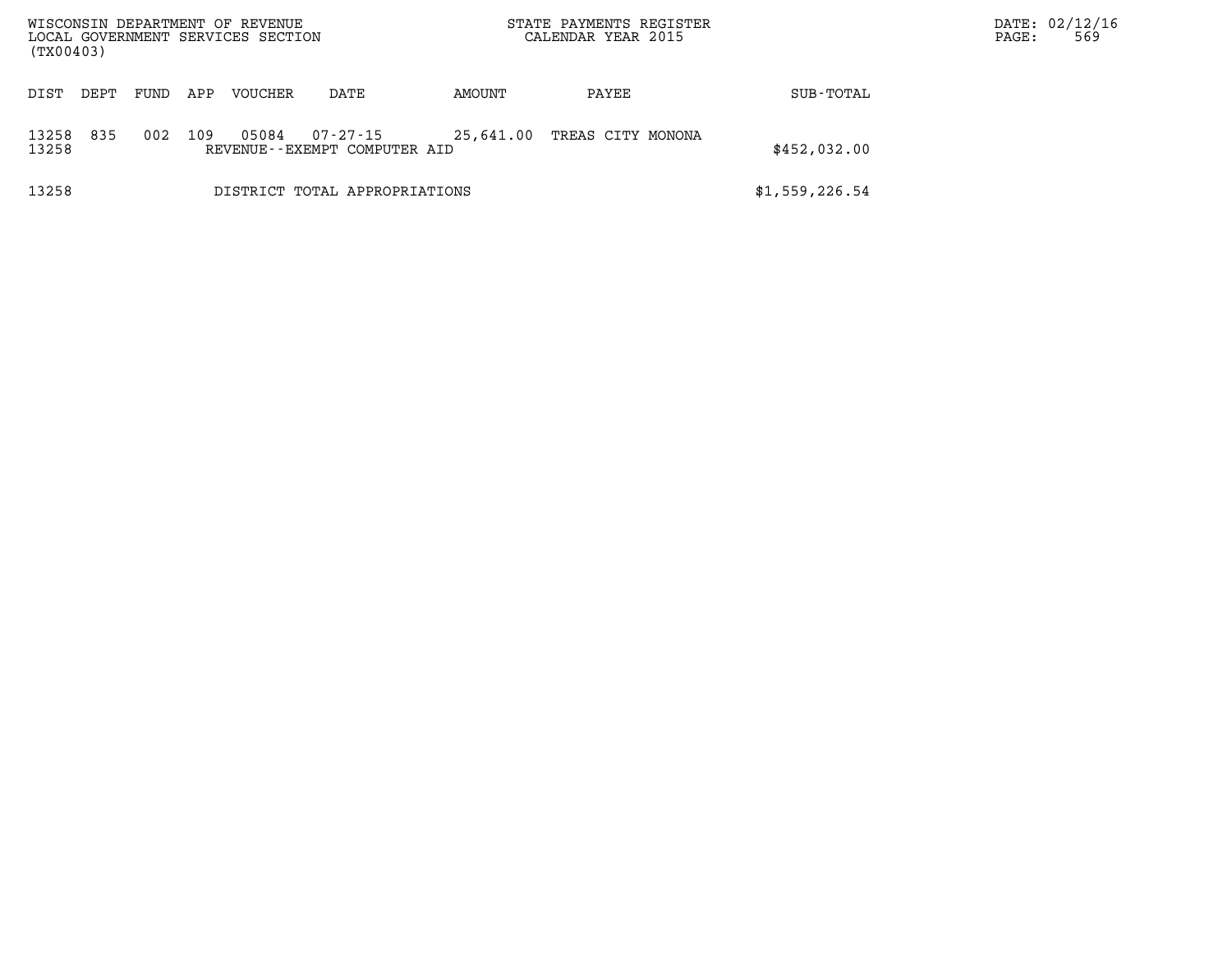WISCONSIN DEPARTMENT OF REVENUE
LOCAL GOVERNMENT SERVICES SECTION
(TX00403)

STATE PAYMENTS REGISTER
CALENDAR YEAR 2015

| DIST | DEPT | FUND | APP | VOUCHER | DATE | AMOUNT | PAYEE | SUB-TOTAL |
|---|---|---|---|---|---|---|---|---|
| 13258 | 835 | 002 | 109 | 05084 | 07-27-15 | 25,641.00 | TREAS CITY MONONA | |
| 13258 | | | | REVENUE--EXEMPT COMPUTER AID | | | | $452,032.00 |
| 13258 | | | | DISTRICT TOTAL APPROPRIATIONS | | | | $1,559,226.54 |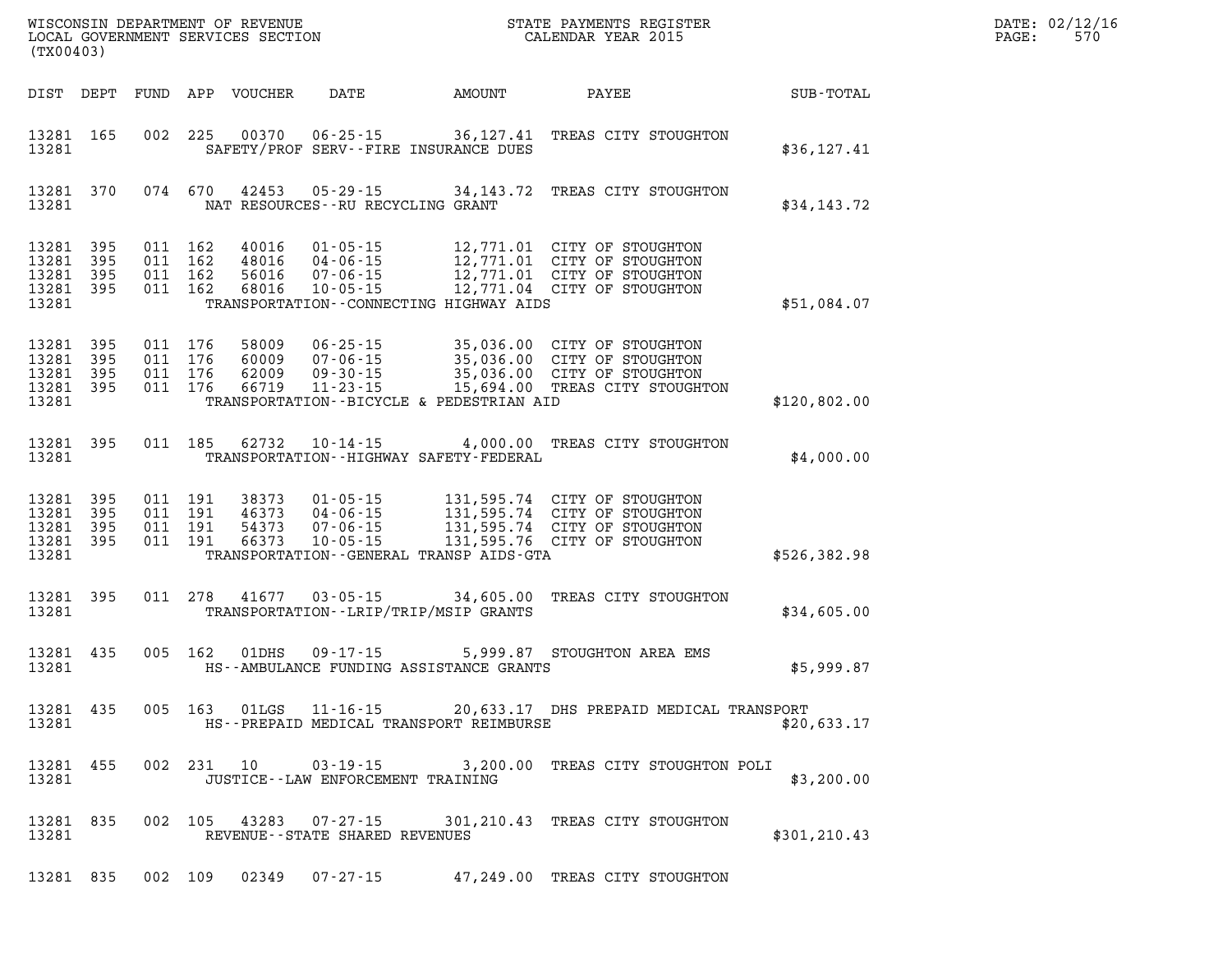WISCONSIN DEPARTMENT OF REVENUE
LOCAL GOVERNMENT SERVICES SECTION
(TX00403)

STATE PAYMENTS REGISTER
CALENDAR YEAR 2015

DATE: 02/12/16

| DIST | DEPT | FUND | APP | VOUCHER | DATE | AMOUNT | PAYEE | SUB-TOTAL |
|---|---|---|---|---|---|---|---|---|
| 13281 | 165 | 002 | 225 | 00370 | 06-25-15 | 36,127.41 | TREAS CITY STOUGHTON | |
| 13281 | | | | | SAFETY/PROF SERV--FIRE INSURANCE DUES | | | $36,127.41 |
| 13281 | 370 | 074 | 670 | 42453 | 05-29-15 | 34,143.72 | TREAS CITY STOUGHTON | |
| 13281 | | | | | NAT RESOURCES--RU RECYCLING GRANT | | | $34,143.72 |
| 13281 | 395 | 011 | 162 | 40016 | 01-05-15 | 12,771.01 | CITY OF STOUGHTON | |
| 13281 | 395 | 011 | 162 | 48016 | 04-06-15 | 12,771.01 | CITY OF STOUGHTON | |
| 13281 | 395 | 011 | 162 | 56016 | 07-06-15 | 12,771.01 | CITY OF STOUGHTON | |
| 13281 | 395 | 011 | 162 | 68016 | 10-05-15 | 12,771.04 | CITY OF STOUGHTON | |
| 13281 | | | | | TRANSPORTATION--CONNECTING HIGHWAY AIDS | | | $51,084.07 |
| 13281 | 395 | 011 | 176 | 58009 | 06-25-15 | 35,036.00 | CITY OF STOUGHTON | |
| 13281 | 395 | 011 | 176 | 60009 | 07-06-15 | 35,036.00 | CITY OF STOUGHTON | |
| 13281 | 395 | 011 | 176 | 62009 | 09-30-15 | 35,036.00 | CITY OF STOUGHTON | |
| 13281 | 395 | 011 | 176 | 66719 | 11-23-15 | 15,694.00 | TREAS CITY STOUGHTON | |
| 13281 | | | | | TRANSPORTATION--BICYCLE & PEDESTRIAN AID | | | $120,802.00 |
| 13281 | 395 | 011 | 185 | 62732 | 10-14-15 | 4,000.00 | TREAS CITY STOUGHTON | |
| 13281 | | | | | TRANSPORTATION--HIGHWAY SAFETY-FEDERAL | | | $4,000.00 |
| 13281 | 395 | 011 | 191 | 38373 | 01-05-15 | 131,595.74 | CITY OF STOUGHTON | |
| 13281 | 395 | 011 | 191 | 46373 | 04-06-15 | 131,595.74 | CITY OF STOUGHTON | |
| 13281 | 395 | 011 | 191 | 54373 | 07-06-15 | 131,595.74 | CITY OF STOUGHTON | |
| 13281 | 395 | 011 | 191 | 66373 | 10-05-15 | 131,595.76 | CITY OF STOUGHTON | |
| 13281 | | | | | TRANSPORTATION--GENERAL TRANSP AIDS-GTA | | | $526,382.98 |
| 13281 | 395 | 011 | 278 | 41677 | 03-05-15 | 34,605.00 | TREAS CITY STOUGHTON | |
| 13281 | | | | | TRANSPORTATION--LRIP/TRIP/MSIP GRANTS | | | $34,605.00 |
| 13281 | 435 | 005 | 162 | 01DHS | 09-17-15 | 5,999.87 | STOUGHTON AREA EMS | |
| 13281 | | | | | HS--AMBULANCE FUNDING ASSISTANCE GRANTS | | | $5,999.87 |
| 13281 | 435 | 005 | 163 | 01LGS | 11-16-15 | 20,633.17 | DHS PREPAID MEDICAL TRANSPORT | |
| 13281 | | | | | HS--PREPAID MEDICAL TRANSPORT REIMBURSE | | | $20,633.17 |
| 13281 | 455 | 002 | 231 | 10 | 03-19-15 | 3,200.00 | TREAS CITY STOUGHTON POLI | |
| 13281 | | | | | JUSTICE--LAW ENFORCEMENT TRAINING | | | $3,200.00 |
| 13281 | 835 | 002 | 105 | 43283 | 07-27-15 | 301,210.43 | TREAS CITY STOUGHTON | |
| 13281 | | | | | REVENUE--STATE SHARED REVENUES | | | $301,210.43 |
| 13281 | 835 | 002 | 109 | 02349 | 07-27-15 | 47,249.00 | TREAS CITY STOUGHTON | |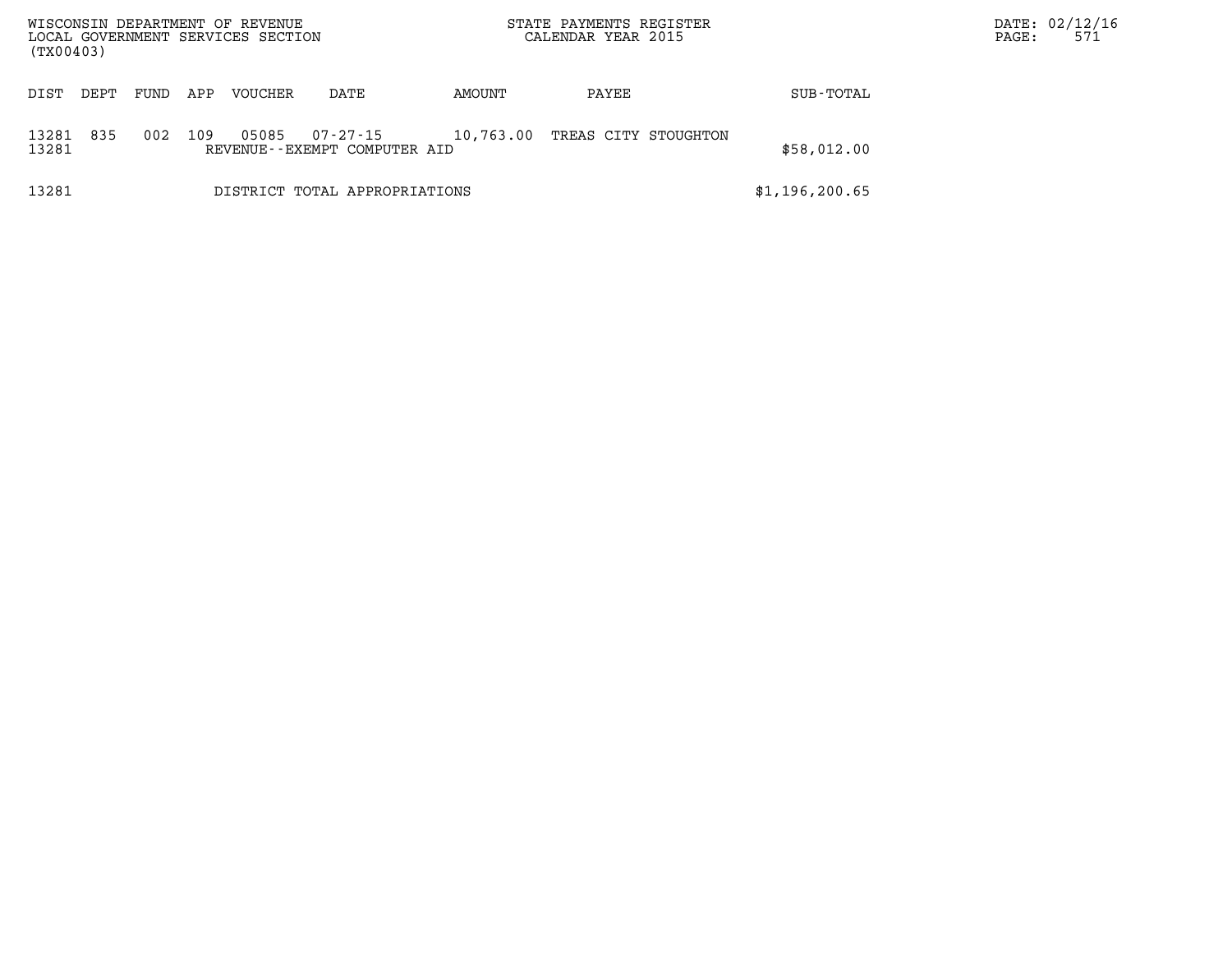| DIST | DEPT | FUND | APP | VOUCHER | DATE | AMOUNT | PAYEE | SUB-TOTAL |
|---|---|---|---|---|---|---|---|---|
| 13281 | 835 | 002 | 109 | 05085 | 07-27-15 | 10,763.00 | TREAS CITY STOUGHTON | |
| 13281 | | | | REVENUE--EXEMPT COMPUTER AID | | | | $58,012.00 |
| 13281 | | | | DISTRICT TOTAL APPROPRIATIONS | | | | $1,196,200.65 |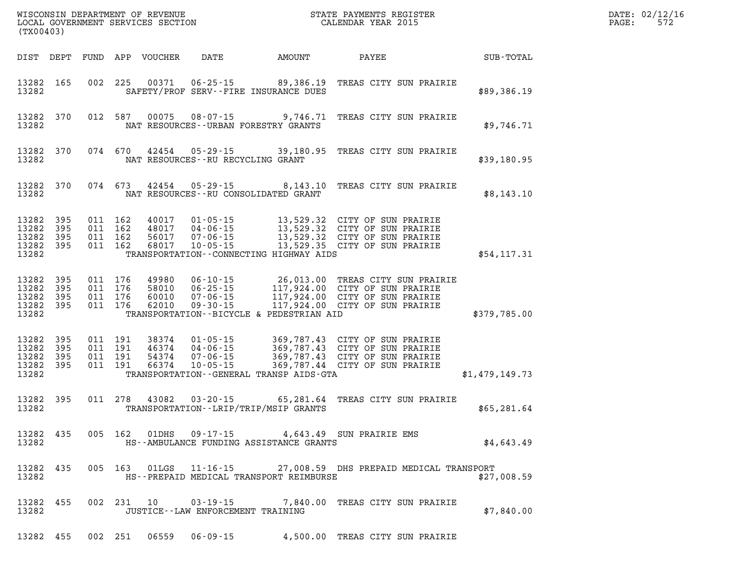WISCONSIN DEPARTMENT OF REVENUE
LOCAL GOVERNMENT SERVICES SECTION
(TX00403)

STATE PAYMENTS REGISTER
CALENDAR YEAR 2015

DATE: 02/12/16

| DIST | DEPT | FUND | APP | VOUCHER | DATE | AMOUNT | PAYEE | SUB-TOTAL |
|---|---|---|---|---|---|---|---|---|
| 13282 | 165 | 002 | 225 | 00371 | 06-25-15 | 89,386.19 | TREAS CITY SUN PRAIRIE | |
| 13282 | | | | | SAFETY/PROF SERV--FIRE INSURANCE DUES | | | $89,386.19 |
| 13282 | 370 | 012 | 587 | 00075 | 08-07-15 | 9,746.71 | TREAS CITY SUN PRAIRIE | |
| 13282 | | | | | NAT RESOURCES--URBAN FORESTRY GRANTS | | | $9,746.71 |
| 13282 | 370 | 074 | 670 | 42454 | 05-29-15 | 39,180.95 | TREAS CITY SUN PRAIRIE | |
| 13282 | | | | | NAT RESOURCES--RU RECYCLING GRANT | | | $39,180.95 |
| 13282 | 370 | 074 | 673 | 42454 | 05-29-15 | 8,143.10 | TREAS CITY SUN PRAIRIE | |
| 13282 | | | | | NAT RESOURCES--RU CONSOLIDATED GRANT | | | $8,143.10 |
| 13282 | 395 | 011 | 162 | 40017 | 01-05-15 | 13,529.32 | CITY OF SUN PRAIRIE | |
| 13282 | 395 | 011 | 162 | 48017 | 04-06-15 | 13,529.32 | CITY OF SUN PRAIRIE | |
| 13282 | 395 | 011 | 162 | 56017 | 07-06-15 | 13,529.32 | CITY OF SUN PRAIRIE | |
| 13282 | 395 | 011 | 162 | 68017 | 10-05-15 | 13,529.35 | CITY OF SUN PRAIRIE | |
| 13282 | | | | | TRANSPORTATION--CONNECTING HIGHWAY AIDS | | | $54,117.31 |
| 13282 | 395 | 011 | 176 | 49980 | 06-10-15 | 26,013.00 | TREAS CITY SUN PRAIRIE | |
| 13282 | 395 | 011 | 176 | 58010 | 06-25-15 | 117,924.00 | CITY OF SUN PRAIRIE | |
| 13282 | 395 | 011 | 176 | 60010 | 07-06-15 | 117,924.00 | CITY OF SUN PRAIRIE | |
| 13282 | 395 | 011 | 176 | 62010 | 09-30-15 | 117,924.00 | CITY OF SUN PRAIRIE | |
| 13282 | | | | | TRANSPORTATION--BICYCLE & PEDESTRIAN AID | | | $379,785.00 |
| 13282 | 395 | 011 | 191 | 38374 | 01-05-15 | 369,787.43 | CITY OF SUN PRAIRIE | |
| 13282 | 395 | 011 | 191 | 46374 | 04-06-15 | 369,787.43 | CITY OF SUN PRAIRIE | |
| 13282 | 395 | 011 | 191 | 54374 | 07-06-15 | 369,787.43 | CITY OF SUN PRAIRIE | |
| 13282 | 395 | 011 | 191 | 66374 | 10-05-15 | 369,787.44 | CITY OF SUN PRAIRIE | |
| 13282 | | | | | TRANSPORTATION--GENERAL TRANSP AIDS-GTA | | | $1,479,149.73 |
| 13282 | 395 | 011 | 278 | 43082 | 03-20-15 | 65,281.64 | TREAS CITY SUN PRAIRIE | |
| 13282 | | | | | TRANSPORTATION--LRIP/TRIP/MSIP GRANTS | | | $65,281.64 |
| 13282 | 435 | 005 | 162 | 01DHS | 09-17-15 | 4,643.49 | SUN PRAIRIE EMS | |
| 13282 | | | | | HS--AMBULANCE FUNDING ASSISTANCE GRANTS | | | $4,643.49 |
| 13282 | 435 | 005 | 163 | 01LGS | 11-16-15 | 27,008.59 | DHS PREPAID MEDICAL TRANSPORT | |
| 13282 | | | | | HS--PREPAID MEDICAL TRANSPORT REIMBURSE | | | $27,008.59 |
| 13282 | 455 | 002 | 231 | 10 | 03-19-15 | 7,840.00 | TREAS CITY SUN PRAIRIE | |
| 13282 | | | | | JUSTICE--LAW ENFORCEMENT TRAINING | | | $7,840.00 |
| 13282 | 455 | 002 | 251 | 06559 | 06-09-15 | 4,500.00 | TREAS CITY SUN PRAIRIE | |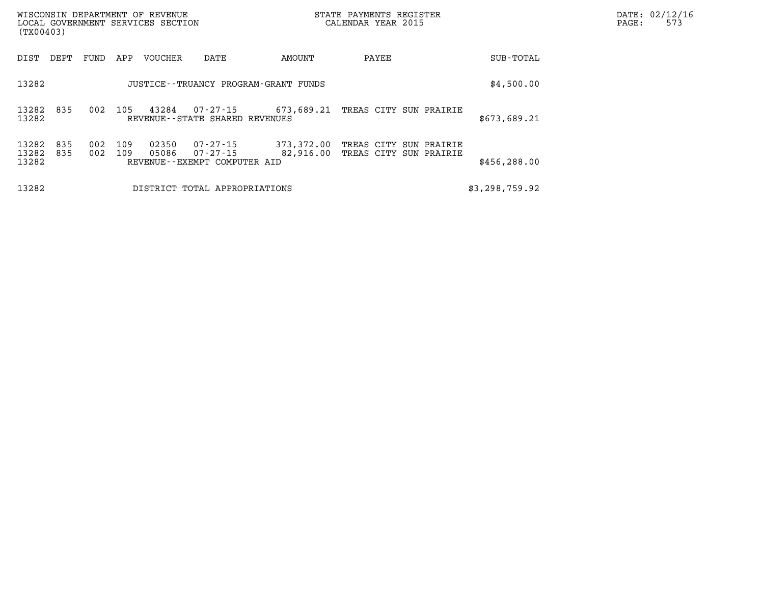| DIST | DEPT | FUND | APP | VOUCHER | DATE | AMOUNT | PAYEE | SUB-TOTAL |
|---|---|---|---|---|---|---|---|---|
| 13282 | | | | JUSTICE--TRUANCY PROGRAM-GRANT FUNDS | | | | $4,500.00 |
| 13282 | 835 | 002 | 105 | 43284 | 07-27-15 | 673,689.21 | TREAS CITY SUN PRAIRIE | |
| 13282 | | | | REVENUE--STATE SHARED REVENUES | | | | $673,689.21 |
| 13282 | 835 | 002 | 109 | 02350 | 07-27-15 | 373,372.00 | TREAS CITY SUN PRAIRIE | |
| 13282 | 835 | 002 | 109 | 05086 | 07-27-15 | 82,916.00 | TREAS CITY SUN PRAIRIE | |
| 13282 | | | | REVENUE--EXEMPT COMPUTER AID | | | | $456,288.00 |
| 13282 | | | | DISTRICT TOTAL APPROPRIATIONS | | | | $3,298,759.92 |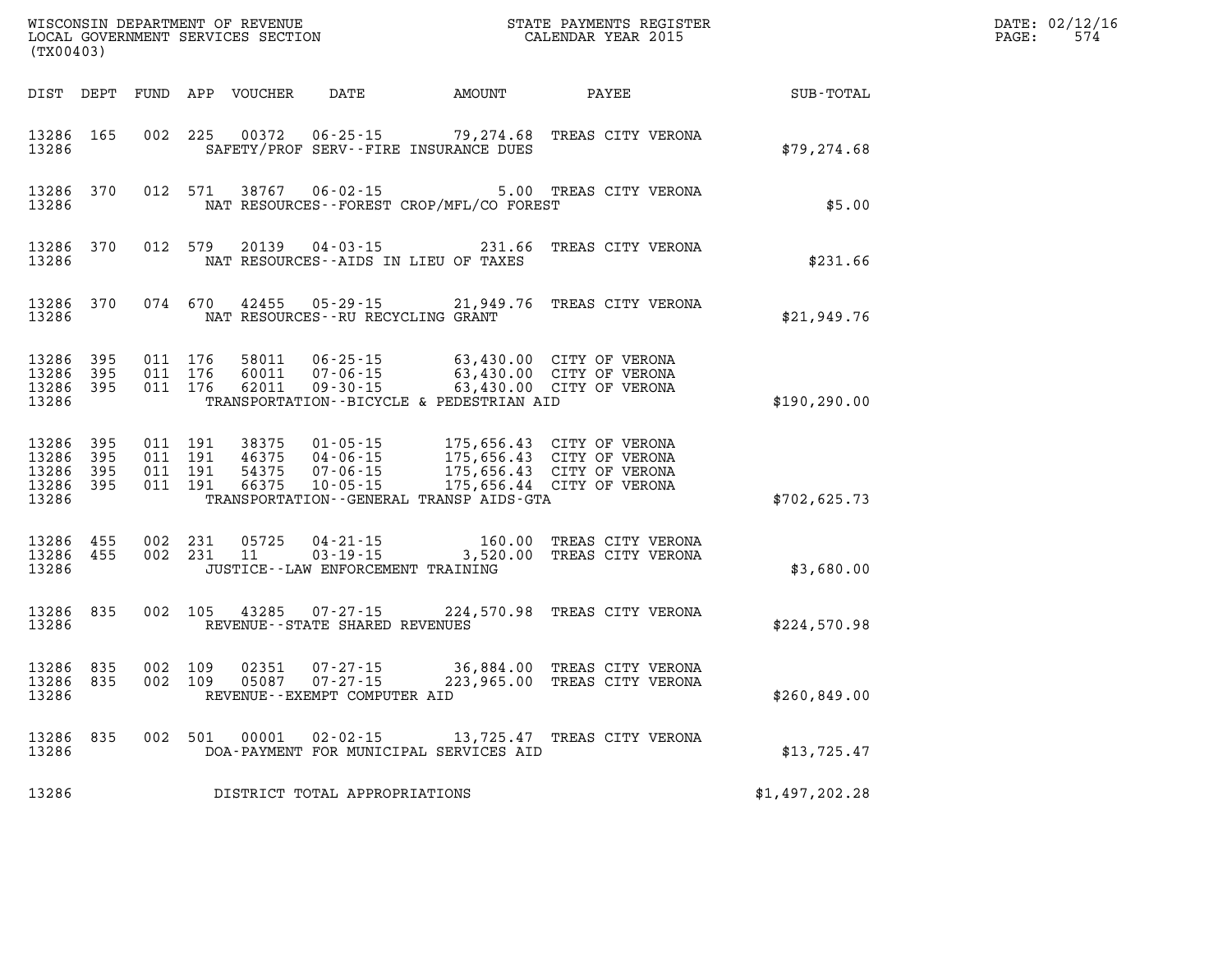WISCONSIN DEPARTMENT OF REVENUE
LOCAL GOVERNMENT SERVICES SECTION
(TX00403)

STATE PAYMENTS REGISTER
CALENDAR YEAR 2015

DATE: 02/12/16
PAGE: 574

| DIST | DEPT | FUND | APP | VOUCHER | DATE | AMOUNT | PAYEE | SUB-TOTAL |
|---|---|---|---|---|---|---|---|---|
| 13286 | 165 | 002 | 225 | 00372 | 06-25-15 | 79,274.68 | TREAS CITY VERONA | |
| 13286 | | | | SAFETY/PROF SERV--FIRE INSURANCE DUES | | | | $79,274.68 |
| 13286 | 370 | 012 | 571 | 38767 | 06-02-15 | 5.00 | TREAS CITY VERONA | |
| 13286 | | | | NAT RESOURCES--FOREST CROP/MFL/CO FOREST | | | | $5.00 |
| 13286 | 370 | 012 | 579 | 20139 | 04-03-15 | 231.66 | TREAS CITY VERONA | |
| 13286 | | | | NAT RESOURCES--AIDS IN LIEU OF TAXES | | | | $231.66 |
| 13286 | 370 | 074 | 670 | 42455 | 05-29-15 | 21,949.76 | TREAS CITY VERONA | |
| 13286 | | | | NAT RESOURCES--RU RECYCLING GRANT | | | | $21,949.76 |
| 13286 | 395 | 011 | 176 | 58011 | 06-25-15 | 63,430.00 | CITY OF VERONA | |
| 13286 | 395 | 011 | 176 | 60011 | 07-06-15 | 63,430.00 | CITY OF VERONA | |
| 13286 | 395 | 011 | 176 | 62011 | 09-30-15 | 63,430.00 | CITY OF VERONA | |
| 13286 | | | | TRANSPORTATION--BICYCLE & PEDESTRIAN AID | | | | $190,290.00 |
| 13286 | 395 | 011 | 191 | 38375 | 01-05-15 | 175,656.43 | CITY OF VERONA | |
| 13286 | 395 | 011 | 191 | 46375 | 04-06-15 | 175,656.43 | CITY OF VERONA | |
| 13286 | 395 | 011 | 191 | 54375 | 07-06-15 | 175,656.43 | CITY OF VERONA | |
| 13286 | 395 | 011 | 191 | 66375 | 10-05-15 | 175,656.44 | CITY OF VERONA | |
| 13286 | | | | TRANSPORTATION--GENERAL TRANSP AIDS-GTA | | | | $702,625.73 |
| 13286 | 455 | 002 | 231 | 05725 | 04-21-15 | 160.00 | TREAS CITY VERONA | |
| 13286 | 455 | 002 | 231 | 11 | 03-19-15 | 3,520.00 | TREAS CITY VERONA | |
| 13286 | | | | JUSTICE--LAW ENFORCEMENT TRAINING | | | | $3,680.00 |
| 13286 | 835 | 002 | 105 | 43285 | 07-27-15 | 224,570.98 | TREAS CITY VERONA | |
| 13286 | | | | REVENUE--STATE SHARED REVENUES | | | | $224,570.98 |
| 13286 | 835 | 002 | 109 | 02351 | 07-27-15 | 36,884.00 | TREAS CITY VERONA | |
| 13286 | 835 | 002 | 109 | 05087 | 07-27-15 | 223,965.00 | TREAS CITY VERONA | |
| 13286 | | | | REVENUE--EXEMPT COMPUTER AID | | | | $260,849.00 |
| 13286 | 835 | 002 | 501 | 00001 | 02-02-15 | 13,725.47 | TREAS CITY VERONA | |
| 13286 | | | | DOA-PAYMENT FOR MUNICIPAL SERVICES AID | | | | $13,725.47 |
| 13286 | | | | DISTRICT TOTAL APPROPRIATIONS | | | | $1,497,202.28 |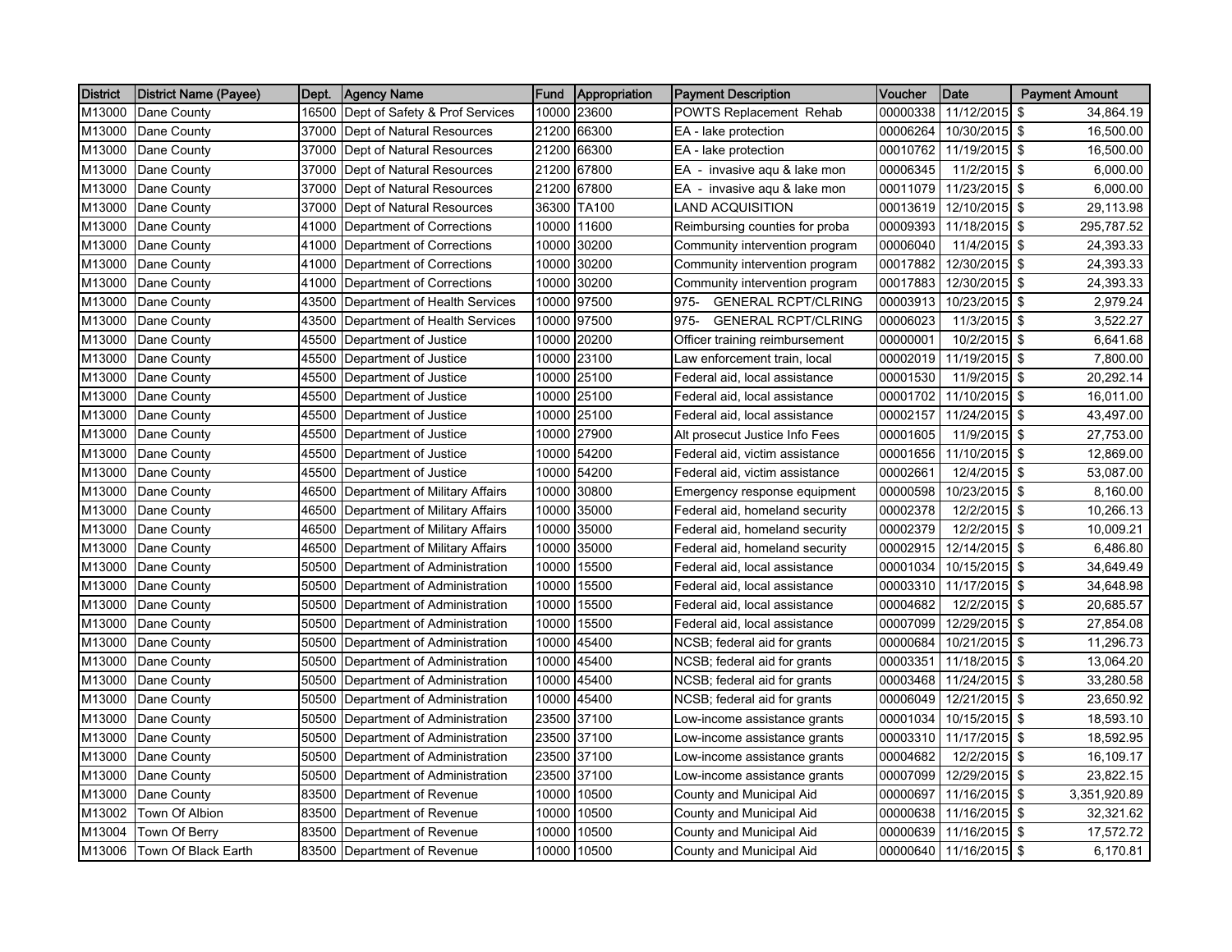| District | District Name (Payee) | Dept. | Agency Name | Fund | Appropriation | Payment Description | Voucher | Date | Payment Amount |
|---|---|---|---|---|---|---|---|---|---|
| M13000 | Dane County | 16500 | Dept of Safety & Prof Services | 10000 | 23600 | POWTS Replacement Rehab | 00000338 | 11/12/2015 | $ 34,864.19 |
| M13000 | Dane County | 37000 | Dept of Natural Resources | 21200 | 66300 | EA - lake protection | 00006264 | 10/30/2015 | $ 16,500.00 |
| M13000 | Dane County | 37000 | Dept of Natural Resources | 21200 | 66300 | EA - lake protection | 00010762 | 11/19/2015 | $ 16,500.00 |
| M13000 | Dane County | 37000 | Dept of Natural Resources | 21200 | 67800 | EA - invasive aqu & lake mon | 00006345 | 11/2/2015 | $ 6,000.00 |
| M13000 | Dane County | 37000 | Dept of Natural Resources | 21200 | 67800 | EA - invasive aqu & lake mon | 00011079 | 11/23/2015 | $ 6,000.00 |
| M13000 | Dane County | 37000 | Dept of Natural Resources | 36300 | TA100 | LAND ACQUISITION | 00013619 | 12/10/2015 | $ 29,113.98 |
| M13000 | Dane County | 41000 | Department of Corrections | 10000 | 11600 | Reimbursing counties for proba | 00009393 | 11/18/2015 | $ 295,787.52 |
| M13000 | Dane County | 41000 | Department of Corrections | 10000 | 30200 | Community intervention program | 00006040 | 11/4/2015 | $ 24,393.33 |
| M13000 | Dane County | 41000 | Department of Corrections | 10000 | 30200 | Community intervention program | 00017882 | 12/30/2015 | $ 24,393.33 |
| M13000 | Dane County | 41000 | Department of Corrections | 10000 | 30200 | Community intervention program | 00017883 | 12/30/2015 | $ 24,393.33 |
| M13000 | Dane County | 43500 | Department of Health Services | 10000 | 97500 | 975- GENERAL RCPT/CLRING | 00003913 | 10/23/2015 | $ 2,979.24 |
| M13000 | Dane County | 43500 | Department of Health Services | 10000 | 97500 | 975- GENERAL RCPT/CLRING | 00006023 | 11/3/2015 | $ 3,522.27 |
| M13000 | Dane County | 45500 | Department of Justice | 10000 | 20200 | Officer training reimbursement | 00000001 | 10/2/2015 | $ 6,641.68 |
| M13000 | Dane County | 45500 | Department of Justice | 10000 | 23100 | Law enforcement train, local | 00002019 | 11/19/2015 | $ 7,800.00 |
| M13000 | Dane County | 45500 | Department of Justice | 10000 | 25100 | Federal aid, local assistance | 00001530 | 11/9/2015 | $ 20,292.14 |
| M13000 | Dane County | 45500 | Department of Justice | 10000 | 25100 | Federal aid, local assistance | 00001702 | 11/10/2015 | $ 16,011.00 |
| M13000 | Dane County | 45500 | Department of Justice | 10000 | 25100 | Federal aid, local assistance | 00002157 | 11/24/2015 | $ 43,497.00 |
| M13000 | Dane County | 45500 | Department of Justice | 10000 | 27900 | Alt prosecut Justice Info Fees | 00001605 | 11/9/2015 | $ 27,753.00 |
| M13000 | Dane County | 45500 | Department of Justice | 10000 | 54200 | Federal aid, victim assistance | 00001656 | 11/10/2015 | $ 12,869.00 |
| M13000 | Dane County | 45500 | Department of Justice | 10000 | 54200 | Federal aid, victim assistance | 00002661 | 12/4/2015 | $ 53,087.00 |
| M13000 | Dane County | 46500 | Department of Military Affairs | 10000 | 30800 | Emergency response equipment | 00000598 | 10/23/2015 | $ 8,160.00 |
| M13000 | Dane County | 46500 | Department of Military Affairs | 10000 | 35000 | Federal aid, homeland security | 00002378 | 12/2/2015 | $ 10,266.13 |
| M13000 | Dane County | 46500 | Department of Military Affairs | 10000 | 35000 | Federal aid, homeland security | 00002379 | 12/2/2015 | $ 10,009.21 |
| M13000 | Dane County | 46500 | Department of Military Affairs | 10000 | 35000 | Federal aid, homeland security | 00002915 | 12/14/2015 | $ 6,486.80 |
| M13000 | Dane County | 50500 | Department of Administration | 10000 | 15500 | Federal aid, local assistance | 00001034 | 10/15/2015 | $ 34,649.49 |
| M13000 | Dane County | 50500 | Department of Administration | 10000 | 15500 | Federal aid, local assistance | 00003310 | 11/17/2015 | $ 34,648.98 |
| M13000 | Dane County | 50500 | Department of Administration | 10000 | 15500 | Federal aid, local assistance | 00004682 | 12/2/2015 | $ 20,685.57 |
| M13000 | Dane County | 50500 | Department of Administration | 10000 | 15500 | Federal aid, local assistance | 00007099 | 12/29/2015 | $ 27,854.08 |
| M13000 | Dane County | 50500 | Department of Administration | 10000 | 45400 | NCSB; federal aid for grants | 00000684 | 10/21/2015 | $ 11,296.73 |
| M13000 | Dane County | 50500 | Department of Administration | 10000 | 45400 | NCSB; federal aid for grants | 00003351 | 11/18/2015 | $ 13,064.20 |
| M13000 | Dane County | 50500 | Department of Administration | 10000 | 45400 | NCSB; federal aid for grants | 00003468 | 11/24/2015 | $ 33,280.58 |
| M13000 | Dane County | 50500 | Department of Administration | 10000 | 45400 | NCSB; federal aid for grants | 00006049 | 12/21/2015 | $ 23,650.92 |
| M13000 | Dane County | 50500 | Department of Administration | 23500 | 37100 | Low-income assistance grants | 00001034 | 10/15/2015 | $ 18,593.10 |
| M13000 | Dane County | 50500 | Department of Administration | 23500 | 37100 | Low-income assistance grants | 00003310 | 11/17/2015 | $ 18,592.95 |
| M13000 | Dane County | 50500 | Department of Administration | 23500 | 37100 | Low-income assistance grants | 00004682 | 12/2/2015 | $ 16,109.17 |
| M13000 | Dane County | 50500 | Department of Administration | 23500 | 37100 | Low-income assistance grants | 00007099 | 12/29/2015 | $ 23,822.15 |
| M13000 | Dane County | 83500 | Department of Revenue | 10000 | 10500 | County and Municipal Aid | 00000697 | 11/16/2015 | $ 3,351,920.89 |
| M13002 | Town Of Albion | 83500 | Department of Revenue | 10000 | 10500 | County and Municipal Aid | 00000638 | 11/16/2015 | $ 32,321.62 |
| M13004 | Town Of Berry | 83500 | Department of Revenue | 10000 | 10500 | County and Municipal Aid | 00000639 | 11/16/2015 | $ 17,572.72 |
| M13006 | Town Of Black Earth | 83500 | Department of Revenue | 10000 | 10500 | County and Municipal Aid | 00000640 | 11/16/2015 | $ 6,170.81 |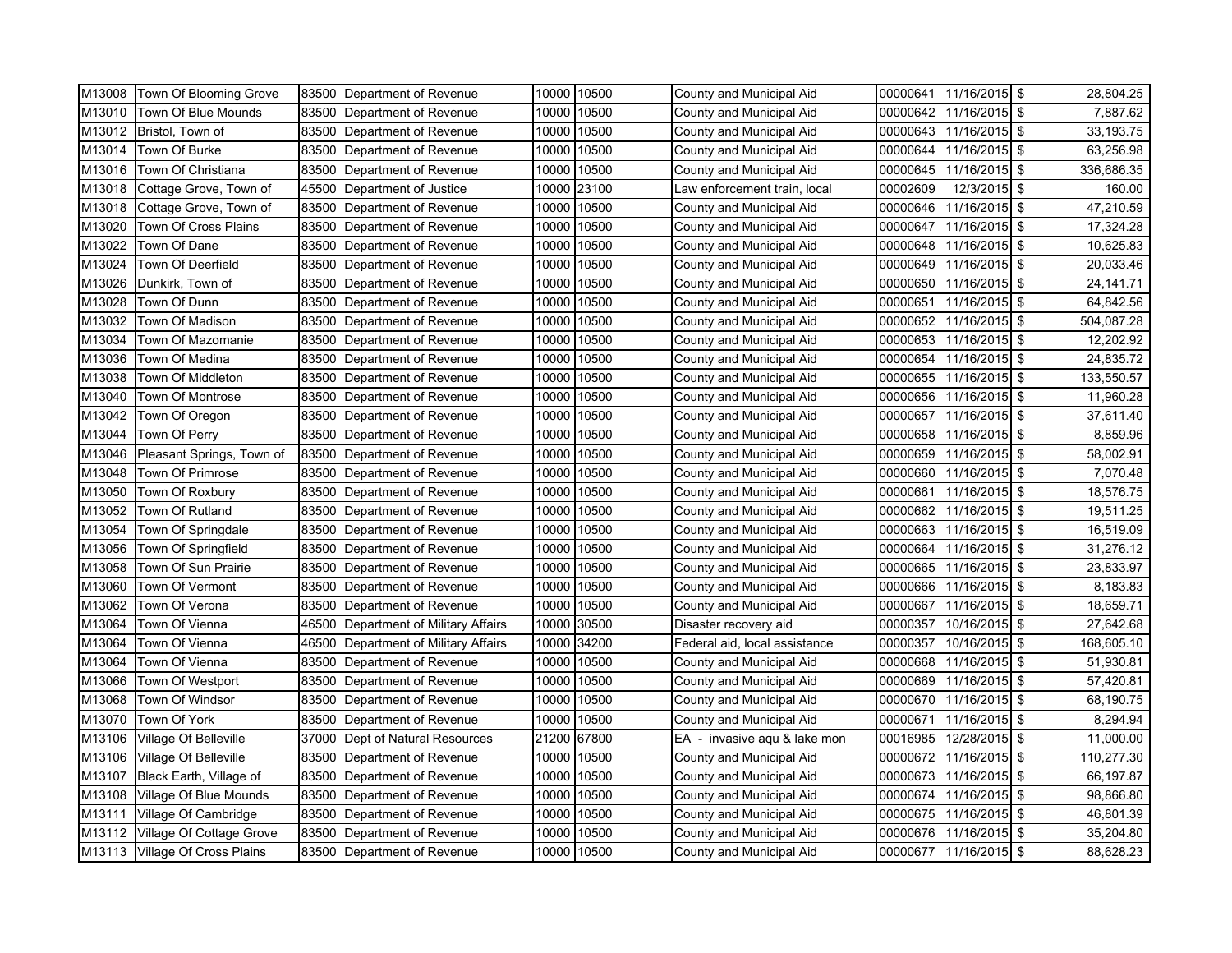| | | | | | | | | | | |
|---|---|---|---|---|---|---|---|---|---|---|
| M13008 | Town Of Blooming Grove | 83500 | Department of Revenue | 10000 | 10500 | County and Municipal Aid | 00000641 | 11/16/2015 | $ | 28,804.25 |
| M13010 | Town Of Blue Mounds | 83500 | Department of Revenue | 10000 | 10500 | County and Municipal Aid | 00000642 | 11/16/2015 | $ | 7,887.62 |
| M13012 | Bristol, Town of | 83500 | Department of Revenue | 10000 | 10500 | County and Municipal Aid | 00000643 | 11/16/2015 | $ | 33,193.75 |
| M13014 | Town Of Burke | 83500 | Department of Revenue | 10000 | 10500 | County and Municipal Aid | 00000644 | 11/16/2015 | $ | 63,256.98 |
| M13016 | Town Of Christiana | 83500 | Department of Revenue | 10000 | 10500 | County and Municipal Aid | 00000645 | 11/16/2015 | $ | 336,686.35 |
| M13018 | Cottage Grove, Town of | 45500 | Department of Justice | 10000 | 23100 | Law enforcement train, local | 00002609 | 12/3/2015 | $ | 160.00 |
| M13018 | Cottage Grove, Town of | 83500 | Department of Revenue | 10000 | 10500 | County and Municipal Aid | 00000646 | 11/16/2015 | $ | 47,210.59 |
| M13020 | Town Of Cross Plains | 83500 | Department of Revenue | 10000 | 10500 | County and Municipal Aid | 00000647 | 11/16/2015 | $ | 17,324.28 |
| M13022 | Town Of Dane | 83500 | Department of Revenue | 10000 | 10500 | County and Municipal Aid | 00000648 | 11/16/2015 | $ | 10,625.83 |
| M13024 | Town Of Deerfield | 83500 | Department of Revenue | 10000 | 10500 | County and Municipal Aid | 00000649 | 11/16/2015 | $ | 20,033.46 |
| M13026 | Dunkirk, Town of | 83500 | Department of Revenue | 10000 | 10500 | County and Municipal Aid | 00000650 | 11/16/2015 | $ | 24,141.71 |
| M13028 | Town Of Dunn | 83500 | Department of Revenue | 10000 | 10500 | County and Municipal Aid | 00000651 | 11/16/2015 | $ | 64,842.56 |
| M13032 | Town Of Madison | 83500 | Department of Revenue | 10000 | 10500 | County and Municipal Aid | 00000652 | 11/16/2015 | $ | 504,087.28 |
| M13034 | Town Of Mazomanie | 83500 | Department of Revenue | 10000 | 10500 | County and Municipal Aid | 00000653 | 11/16/2015 | $ | 12,202.92 |
| M13036 | Town Of Medina | 83500 | Department of Revenue | 10000 | 10500 | County and Municipal Aid | 00000654 | 11/16/2015 | $ | 24,835.72 |
| M13038 | Town Of Middleton | 83500 | Department of Revenue | 10000 | 10500 | County and Municipal Aid | 00000655 | 11/16/2015 | $ | 133,550.57 |
| M13040 | Town Of Montrose | 83500 | Department of Revenue | 10000 | 10500 | County and Municipal Aid | 00000656 | 11/16/2015 | $ | 11,960.28 |
| M13042 | Town Of Oregon | 83500 | Department of Revenue | 10000 | 10500 | County and Municipal Aid | 00000657 | 11/16/2015 | $ | 37,611.40 |
| M13044 | Town Of Perry | 83500 | Department of Revenue | 10000 | 10500 | County and Municipal Aid | 00000658 | 11/16/2015 | $ | 8,859.96 |
| M13046 | Pleasant Springs, Town of | 83500 | Department of Revenue | 10000 | 10500 | County and Municipal Aid | 00000659 | 11/16/2015 | $ | 58,002.91 |
| M13048 | Town Of Primrose | 83500 | Department of Revenue | 10000 | 10500 | County and Municipal Aid | 00000660 | 11/16/2015 | $ | 7,070.48 |
| M13050 | Town Of Roxbury | 83500 | Department of Revenue | 10000 | 10500 | County and Municipal Aid | 00000661 | 11/16/2015 | $ | 18,576.75 |
| M13052 | Town Of Rutland | 83500 | Department of Revenue | 10000 | 10500 | County and Municipal Aid | 00000662 | 11/16/2015 | $ | 19,511.25 |
| M13054 | Town Of Springdale | 83500 | Department of Revenue | 10000 | 10500 | County and Municipal Aid | 00000663 | 11/16/2015 | $ | 16,519.09 |
| M13056 | Town Of Springfield | 83500 | Department of Revenue | 10000 | 10500 | County and Municipal Aid | 00000664 | 11/16/2015 | $ | 31,276.12 |
| M13058 | Town Of Sun Prairie | 83500 | Department of Revenue | 10000 | 10500 | County and Municipal Aid | 00000665 | 11/16/2015 | $ | 23,833.97 |
| M13060 | Town Of Vermont | 83500 | Department of Revenue | 10000 | 10500 | County and Municipal Aid | 00000666 | 11/16/2015 | $ | 8,183.83 |
| M13062 | Town Of Verona | 83500 | Department of Revenue | 10000 | 10500 | County and Municipal Aid | 00000667 | 11/16/2015 | $ | 18,659.71 |
| M13064 | Town Of Vienna | 46500 | Department of Military Affairs | 10000 | 30500 | Disaster recovery aid | 00000357 | 10/16/2015 | $ | 27,642.68 |
| M13064 | Town Of Vienna | 46500 | Department of Military Affairs | 10000 | 34200 | Federal aid, local assistance | 00000357 | 10/16/2015 | $ | 168,605.10 |
| M13064 | Town Of Vienna | 83500 | Department of Revenue | 10000 | 10500 | County and Municipal Aid | 00000668 | 11/16/2015 | $ | 51,930.81 |
| M13066 | Town Of Westport | 83500 | Department of Revenue | 10000 | 10500 | County and Municipal Aid | 00000669 | 11/16/2015 | $ | 57,420.81 |
| M13068 | Town Of Windsor | 83500 | Department of Revenue | 10000 | 10500 | County and Municipal Aid | 00000670 | 11/16/2015 | $ | 68,190.75 |
| M13070 | Town Of York | 83500 | Department of Revenue | 10000 | 10500 | County and Municipal Aid | 00000671 | 11/16/2015 | $ | 8,294.94 |
| M13106 | Village Of Belleville | 37000 | Dept of Natural Resources | 21200 | 67800 | EA - invasive aqu & lake mon | 00016985 | 12/28/2015 | $ | 11,000.00 |
| M13106 | Village Of Belleville | 83500 | Department of Revenue | 10000 | 10500 | County and Municipal Aid | 00000672 | 11/16/2015 | $ | 110,277.30 |
| M13107 | Black Earth, Village of | 83500 | Department of Revenue | 10000 | 10500 | County and Municipal Aid | 00000673 | 11/16/2015 | $ | 66,197.87 |
| M13108 | Village Of Blue Mounds | 83500 | Department of Revenue | 10000 | 10500 | County and Municipal Aid | 00000674 | 11/16/2015 | $ | 98,866.80 |
| M13111 | Village Of Cambridge | 83500 | Department of Revenue | 10000 | 10500 | County and Municipal Aid | 00000675 | 11/16/2015 | $ | 46,801.39 |
| M13112 | Village Of Cottage Grove | 83500 | Department of Revenue | 10000 | 10500 | County and Municipal Aid | 00000676 | 11/16/2015 | $ | 35,204.80 |
| M13113 | Village Of Cross Plains | 83500 | Department of Revenue | 10000 | 10500 | County and Municipal Aid | 00000677 | 11/16/2015 | $ | 88,628.23 |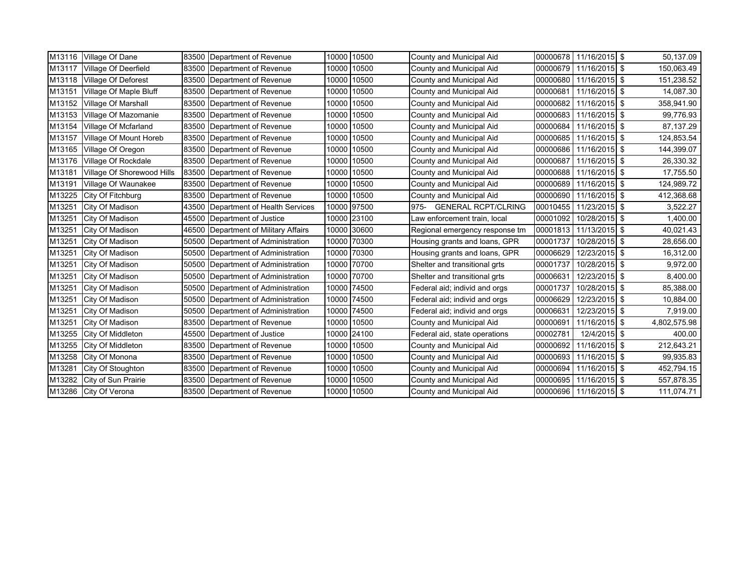| | | | | | | | | | | |
|---|---|---|---|---|---|---|---|---|---|---|
| M13116 | Village Of Dane | 83500 | Department of Revenue | 10000 | 10500 | County and Municipal Aid | 00000678 | 11/16/2015 | $ | 50,137.09 |
| M13117 | Village Of Deerfield | 83500 | Department of Revenue | 10000 | 10500 | County and Municipal Aid | 00000679 | 11/16/2015 | $ | 150,063.49 |
| M13118 | Village Of Deforest | 83500 | Department of Revenue | 10000 | 10500 | County and Municipal Aid | 00000680 | 11/16/2015 | $ | 151,238.52 |
| M13151 | Village Of Maple Bluff | 83500 | Department of Revenue | 10000 | 10500 | County and Municipal Aid | 00000681 | 11/16/2015 | $ | 14,087.30 |
| M13152 | Village Of Marshall | 83500 | Department of Revenue | 10000 | 10500 | County and Municipal Aid | 00000682 | 11/16/2015 | $ | 358,941.90 |
| M13153 | Village Of Mazomanie | 83500 | Department of Revenue | 10000 | 10500 | County and Municipal Aid | 00000683 | 11/16/2015 | $ | 99,776.93 |
| M13154 | Village Of Mcfarland | 83500 | Department of Revenue | 10000 | 10500 | County and Municipal Aid | 00000684 | 11/16/2015 | $ | 87,137.29 |
| M13157 | Village Of Mount Horeb | 83500 | Department of Revenue | 10000 | 10500 | County and Municipal Aid | 00000685 | 11/16/2015 | $ | 124,853.54 |
| M13165 | Village Of Oregon | 83500 | Department of Revenue | 10000 | 10500 | County and Municipal Aid | 00000686 | 11/16/2015 | $ | 144,399.07 |
| M13176 | Village Of Rockdale | 83500 | Department of Revenue | 10000 | 10500 | County and Municipal Aid | 00000687 | 11/16/2015 | $ | 26,330.32 |
| M13181 | Village Of Shorewood Hills | 83500 | Department of Revenue | 10000 | 10500 | County and Municipal Aid | 00000688 | 11/16/2015 | $ | 17,755.50 |
| M13191 | Village Of Waunakee | 83500 | Department of Revenue | 10000 | 10500 | County and Municipal Aid | 00000689 | 11/16/2015 | $ | 124,989.72 |
| M13225 | City Of Fitchburg | 83500 | Department of Revenue | 10000 | 10500 | County and Municipal Aid | 00000690 | 11/16/2015 | $ | 412,368.68 |
| M13251 | City Of Madison | 43500 | Department of Health Services | 10000 | 97500 | 975- GENERAL RCPT/CLRING | 00010455 | 11/23/2015 | $ | 3,522.27 |
| M13251 | City Of Madison | 45500 | Department of Justice | 10000 | 23100 | Law enforcement train, local | 00001092 | 10/28/2015 | $ | 1,400.00 |
| M13251 | City Of Madison | 46500 | Department of Military Affairs | 10000 | 30600 | Regional emergency response tm | 00001813 | 11/13/2015 | $ | 40,021.43 |
| M13251 | City Of Madison | 50500 | Department of Administration | 10000 | 70300 | Housing grants and loans, GPR | 00001737 | 10/28/2015 | $ | 28,656.00 |
| M13251 | City Of Madison | 50500 | Department of Administration | 10000 | 70300 | Housing grants and loans, GPR | 00006629 | 12/23/2015 | $ | 16,312.00 |
| M13251 | City Of Madison | 50500 | Department of Administration | 10000 | 70700 | Shelter and transitional grts | 00001737 | 10/28/2015 | $ | 9,972.00 |
| M13251 | City Of Madison | 50500 | Department of Administration | 10000 | 70700 | Shelter and transitional grts | 00006631 | 12/23/2015 | $ | 8,400.00 |
| M13251 | City Of Madison | 50500 | Department of Administration | 10000 | 74500 | Federal aid; individ and orgs | 00001737 | 10/28/2015 | $ | 85,388.00 |
| M13251 | City Of Madison | 50500 | Department of Administration | 10000 | 74500 | Federal aid; individ and orgs | 00006629 | 12/23/2015 | $ | 10,884.00 |
| M13251 | City Of Madison | 50500 | Department of Administration | 10000 | 74500 | Federal aid; individ and orgs | 00006631 | 12/23/2015 | $ | 7,919.00 |
| M13251 | City Of Madison | 83500 | Department of Revenue | 10000 | 10500 | County and Municipal Aid | 00000691 | 11/16/2015 | $ | 4,802,575.98 |
| M13255 | City Of Middleton | 45500 | Department of Justice | 10000 | 24100 | Federal aid, state operations | 00002781 | 12/4/2015 | $ | 400.00 |
| M13255 | City Of Middleton | 83500 | Department of Revenue | 10000 | 10500 | County and Municipal Aid | 00000692 | 11/16/2015 | $ | 212,643.21 |
| M13258 | City Of Monona | 83500 | Department of Revenue | 10000 | 10500 | County and Municipal Aid | 00000693 | 11/16/2015 | $ | 99,935.83 |
| M13281 | City Of Stoughton | 83500 | Department of Revenue | 10000 | 10500 | County and Municipal Aid | 00000694 | 11/16/2015 | $ | 452,794.15 |
| M13282 | City of Sun Prairie | 83500 | Department of Revenue | 10000 | 10500 | County and Municipal Aid | 00000695 | 11/16/2015 | $ | 557,878.35 |
| M13286 | City Of Verona | 83500 | Department of Revenue | 10000 | 10500 | County and Municipal Aid | 00000696 | 11/16/2015 | $ | 111,074.71 |